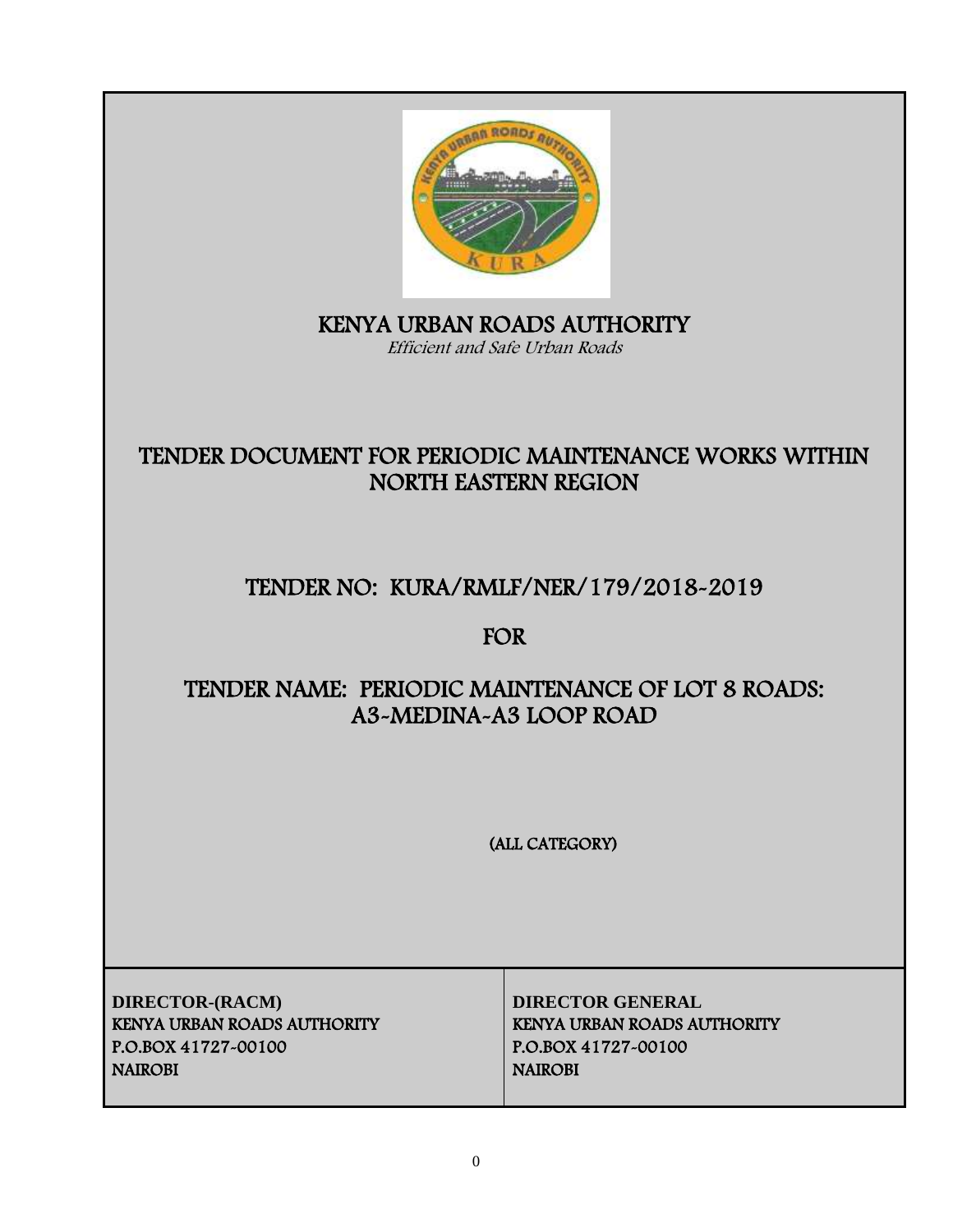# KENYA URBAN ROADS AUTHORITY

*Efficient and Safe Urban Roads*

## TENDER DOCUMENT FOR PERIODIC MAINTENANCE WORKS WITHIN NORTH EASTERN REGION

## TENDER NO: KURA/RMLF/NER/179/2018-2019

## FOR

## TENDER NAME: PERIODIC MAINTENANCE OF LOT 8 ROADS: A3-MEDINA-A3 LOOP ROAD

(ALL CATEGORY)

| **DIRECTOR-(RACM)** | **DIRECTOR GENERAL** |
|---|---|
| **KENYA URBAN ROADS AUTHORITY** | **KENYA URBAN ROADS AUTHORITY** |
| **P.O.BOX 41727-00100** | **P.O.BOX 41727-00100** |
| **NAIROBI** | **NAIROBI** |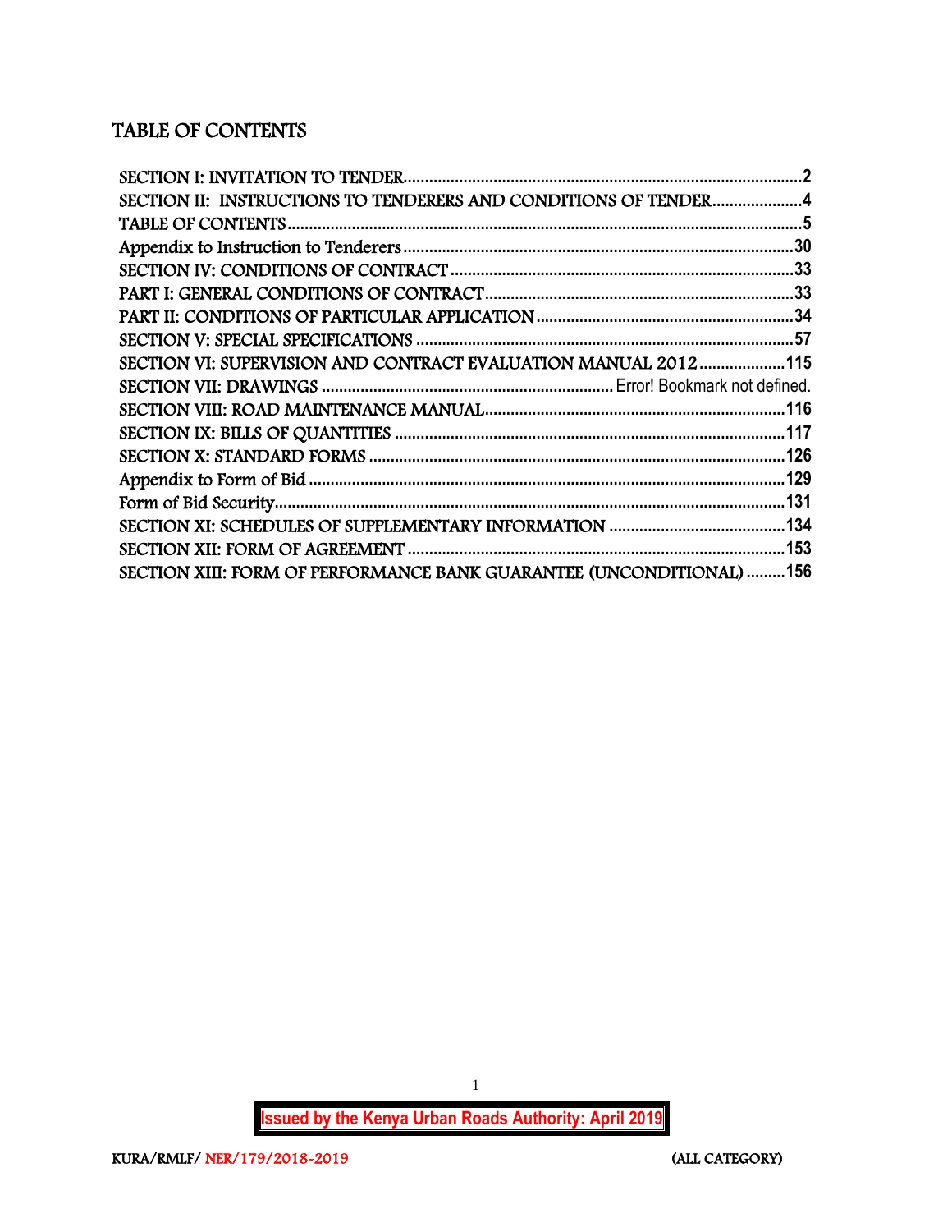# TABLE OF CONTENTS

SECTION I: INVITATION TO TENDER....................................................................................2
SECTION II: INSTRUCTIONS TO TENDERERS AND CONDITIONS OF TENDER.....................4
TABLE OF CONTENTS...................................................................................................5
Appendix to Instruction to Tenderers...........................................................................30
SECTION IV: CONDITIONS OF CONTRACT..................................................................33
PART I: GENERAL CONDITIONS OF CONTRACT............................................................33
PART II: CONDITIONS OF PARTICULAR APPLICATION...................................................34
SECTION V: SPECIAL SPECIFICATIONS.......................................................................57
SECTION VI: SUPERVISION AND CONTRACT EVALUATION MANUAL 2012....................115
SECTION VII: DRAWINGS .................................................................. Error! Bookmark not defined.
SECTION VIII: ROAD MAINTENANCE MANUAL.............................................................116
SECTION IX: BILLS OF QUANTITIES...........................................................................117
SECTION X: STANDARD FORMS.................................................................................126
Appendix to Form of Bid..............................................................................................129
Form of Bid Security....................................................................................................131
SECTION XI: SCHEDULES OF SUPPLEMENTARY INFORMATION .................................134
SECTION XII: FORM OF AGREEMENT.........................................................................153
SECTION XIII: FORM OF PERFORMANCE BANK GUARANTEE (UNCONDITIONAL).........156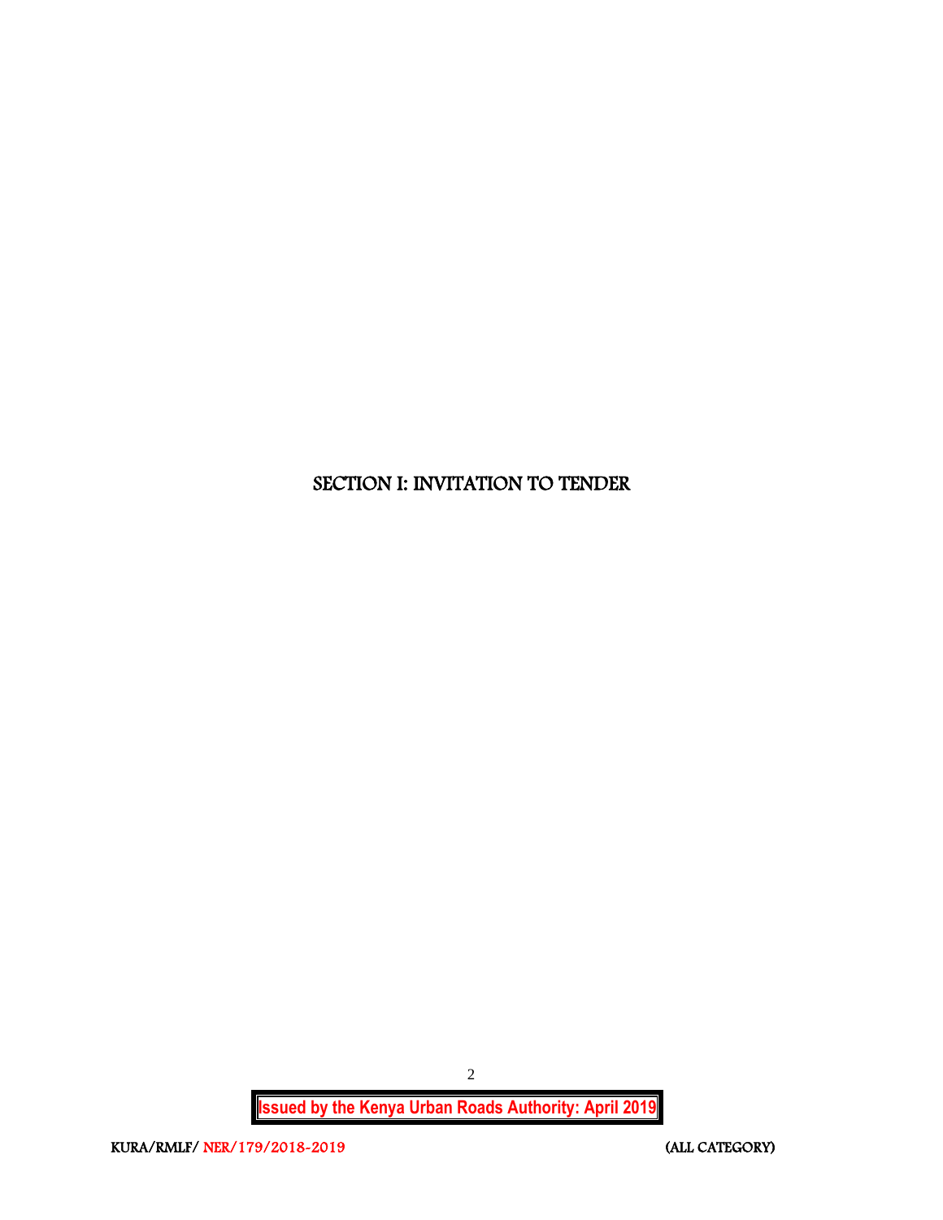# SECTION I: INVITATION TO TENDER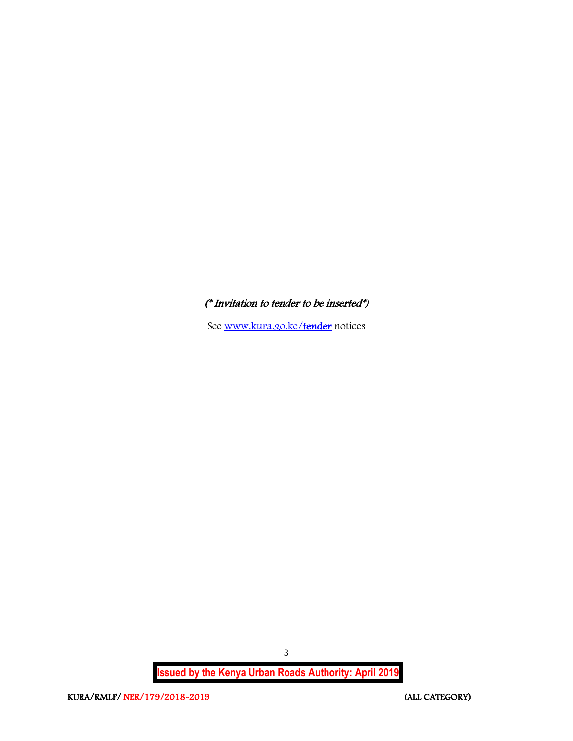*(\* Invitation to tender to be inserted\*)*

See [www.kura.go.ke/**tender**](http://www.kura.go.ke/tender) notices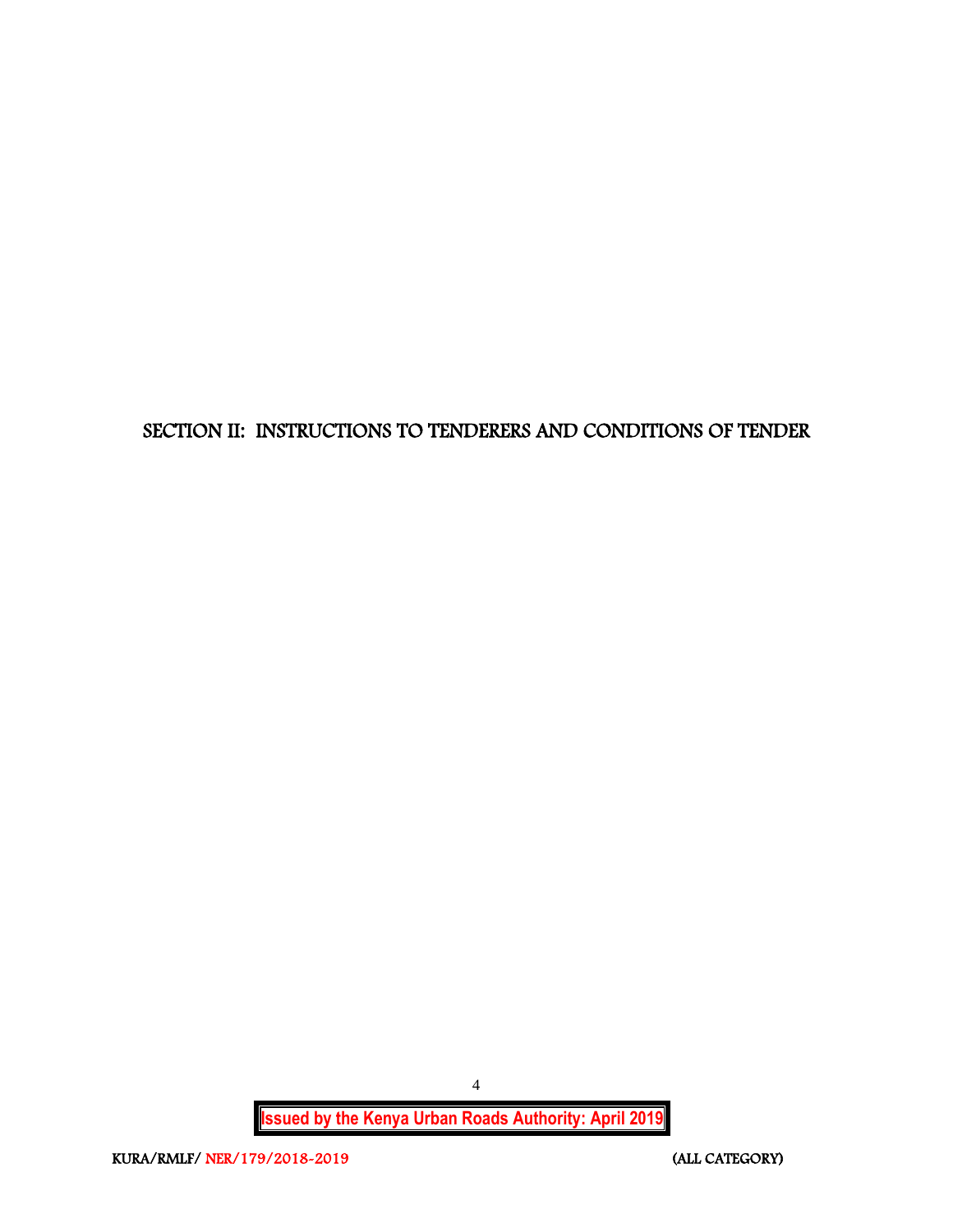# SECTION II: INSTRUCTIONS TO TENDERERS AND CONDITIONS OF TENDER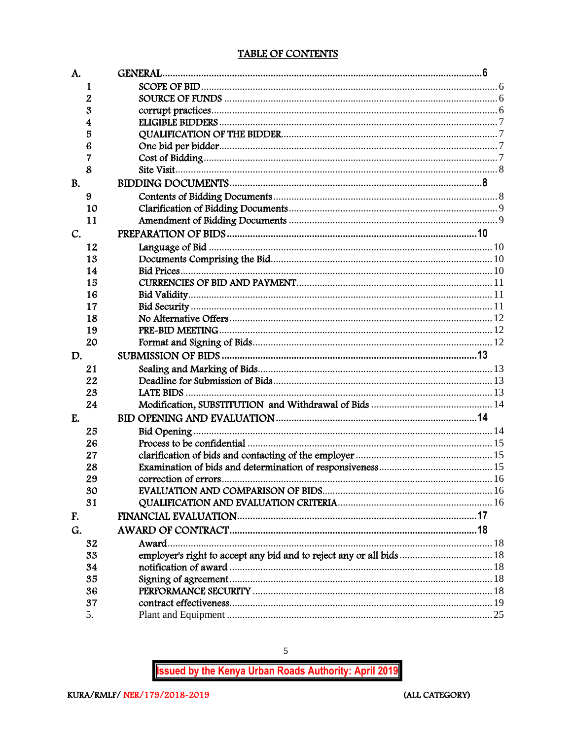## TABLE OF CONTENTS

| | | | |
|---|---|---|---|
| A. | | GENERAL | 6 |
| | 1 | SCOPE OF BID | 6 |
| | 2 | SOURCE OF FUNDS | 6 |
| | 3 | corrupt practices | 6 |
| | 4 | ELIGIBLE BIDDERS | 7 |
| | 5 | QUALIFICATION OF THE BIDDER | 7 |
| | 6 | One bid per bidder | 7 |
| | 7 | Cost of Bidding | 7 |
| | 8 | Site Visit | 8 |
| B. | | BIDDING DOCUMENTS | 8 |
| | 9 | Contents of Bidding Documents | 8 |
| | 10 | Clarification of Bidding Documents | 9 |
| | 11 | Amendment of Bidding Documents | 9 |
| C. | | PREPARATION OF BIDS | 10 |
| | 12 | Language of Bid | 10 |
| | 13 | Documents Comprising the Bid | 10 |
| | 14 | Bid Prices | 10 |
| | 15 | CURRENCIES OF BID AND PAYMENT | 11 |
| | 16 | Bid Validity | 11 |
| | 17 | Bid Security | 11 |
| | 18 | No Alternative Offers | 12 |
| | 19 | PRE-BID MEETING | 12 |
| | 20 | Format and Signing of Bids | 12 |
| D. | | SUBMISSION OF BIDS | 13 |
| | 21 | Sealing and Marking of Bids | 13 |
| | 22 | Deadline for Submission of Bids | 13 |
| | 23 | LATE BIDS | 13 |
| | 24 | Modification, SUBSTITUTION and Withdrawal of Bids | 14 |
| E. | | BID OPENING AND EVALUATION | 14 |
| | 25 | Bid Opening | 14 |
| | 26 | Process to be confidential | 15 |
| | 27 | clarification of bids and contacting of the employer | 15 |
| | 28 | Examination of bids and determination of responsiveness | 15 |
| | 29 | correction of errors | 16 |
| | 30 | EVALUATION AND COMPARISON OF BIDS | 16 |
| | 31 | QUALIFICATION AND EVALUATION CRITERIA | 16 |
| F. | | FINANCIAL EVALUATION | 17 |
| G. | | AWARD OF CONTRACT | 18 |
| | 32 | Award | 18 |
| | 33 | employer's right to accept any bid and to reject any or all bids | 18 |
| | 34 | notification of award | 18 |
| | 35 | Signing of agreement | 18 |
| | 36 | PERFORMANCE SECURITY | 18 |
| | 37 | contract effectiveness | 19 |
| | 5. | Plant and Equipment | 25 |

**Issued by the Kenya Urban Roads Authority: April 2019**

KURA/RMLF/ NER/179/2018-2019 (ALL CATEGORY)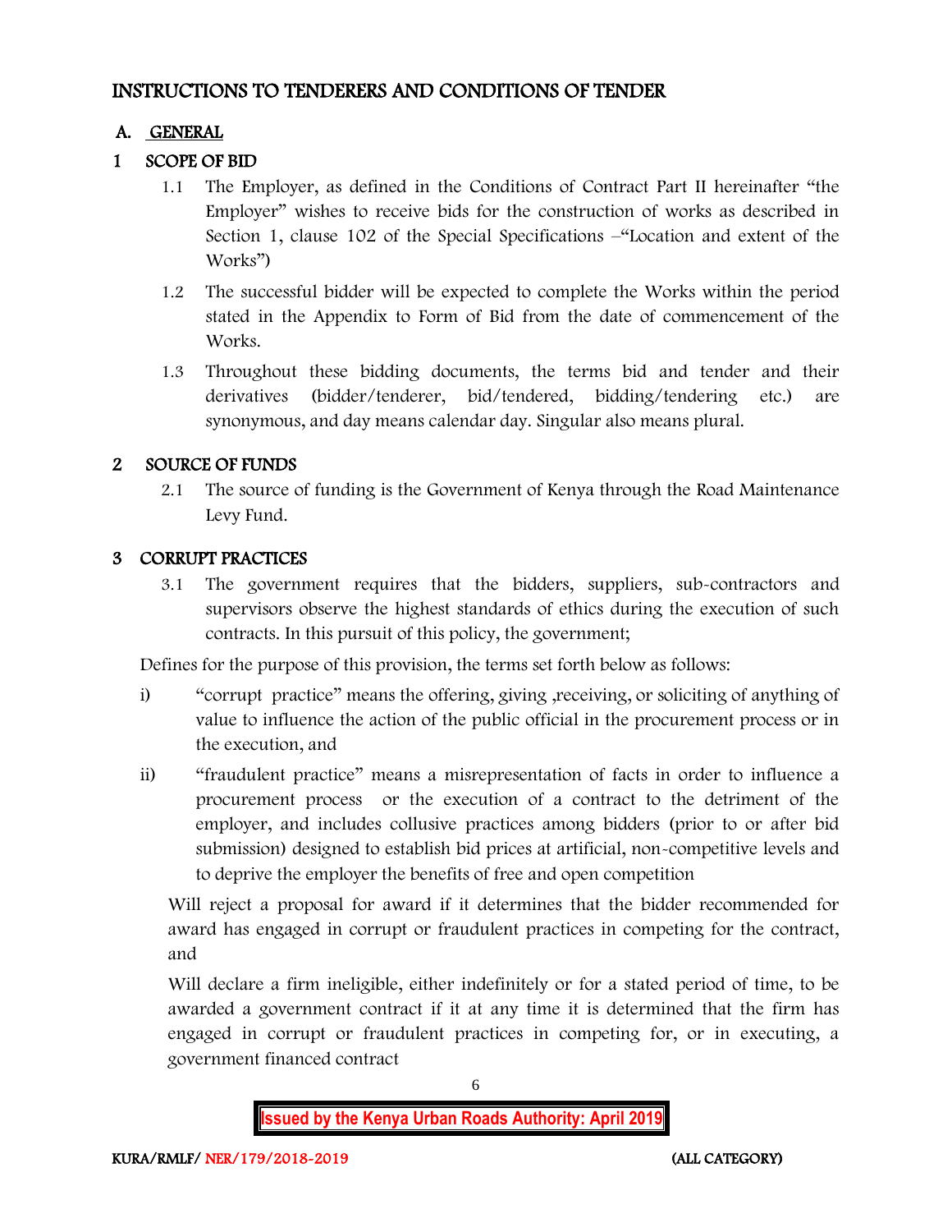# INSTRUCTIONS TO TENDERERS AND CONDITIONS OF TENDER

## A. GENERAL

### 1 SCOPE OF BID

1.1 The Employer, as defined in the Conditions of Contract Part II hereinafter "the Employer" wishes to receive bids for the construction of works as described in Section 1, clause 102 of the Special Specifications –"Location and extent of the Works")

1.2 The successful bidder will be expected to complete the Works within the period stated in the Appendix to Form of Bid from the date of commencement of the Works.

1.3 Throughout these bidding documents, the terms bid and tender and their derivatives (bidder/tenderer, bid/tendered, bidding/tendering etc.) are synonymous, and day means calendar day. Singular also means plural.

### 2 SOURCE OF FUNDS

2.1 The source of funding is the Government of Kenya through the Road Maintenance Levy Fund.

### 3 CORRUPT PRACTICES

3.1 The government requires that the bidders, suppliers, sub-contractors and supervisors observe the highest standards of ethics during the execution of such contracts. In this pursuit of this policy, the government;

Defines for the purpose of this provision, the terms set forth below as follows:

i) "corrupt practice" means the offering, giving ,receiving, or soliciting of anything of value to influence the action of the public official in the procurement process or in the execution, and

ii) "fraudulent practice" means a misrepresentation of facts in order to influence a procurement process or the execution of a contract to the detriment of the employer, and includes collusive practices among bidders (prior to or after bid submission) designed to establish bid prices at artificial, non-competitive levels and to deprive the employer the benefits of free and open competition

Will reject a proposal for award if it determines that the bidder recommended for award has engaged in corrupt or fraudulent practices in competing for the contract, and

Will declare a firm ineligible, either indefinitely or for a stated period of time, to be awarded a government contract if it at any time it is determined that the firm has engaged in corrupt or fraudulent practices in competing for, or in executing, a government financed contract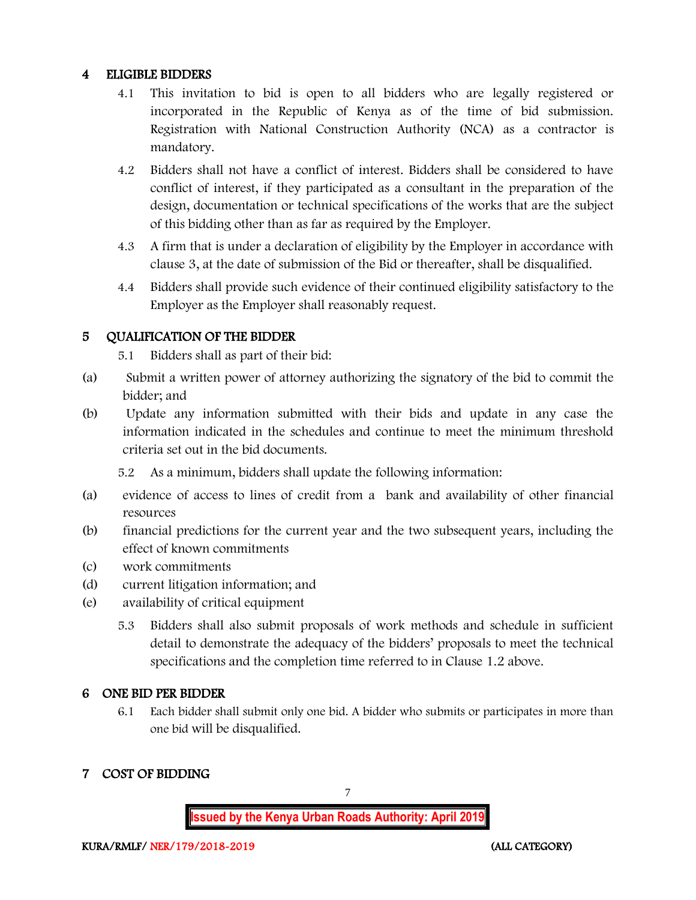## 4 ELIGIBLE BIDDERS

4.1 This invitation to bid is open to all bidders who are legally registered or incorporated in the Republic of Kenya as of the time of bid submission. Registration with National Construction Authority (NCA) as a contractor is mandatory.

4.2 Bidders shall not have a conflict of interest. Bidders shall be considered to have conflict of interest, if they participated as a consultant in the preparation of the design, documentation or technical specifications of the works that are the subject of this bidding other than as far as required by the Employer.

4.3 A firm that is under a declaration of eligibility by the Employer in accordance with clause 3, at the date of submission of the Bid or thereafter, shall be disqualified.

4.4 Bidders shall provide such evidence of their continued eligibility satisfactory to the Employer as the Employer shall reasonably request.

## 5 QUALIFICATION OF THE BIDDER

5.1 Bidders shall as part of their bid:

(a) Submit a written power of attorney authorizing the signatory of the bid to commit the bidder; and

(b) Update any information submitted with their bids and update in any case the information indicated in the schedules and continue to meet the minimum threshold criteria set out in the bid documents.

5.2 As a minimum, bidders shall update the following information:

(a) evidence of access to lines of credit from a bank and availability of other financial resources

(b) financial predictions for the current year and the two subsequent years, including the effect of known commitments

(c) work commitments

(d) current litigation information; and

(e) availability of critical equipment

5.3 Bidders shall also submit proposals of work methods and schedule in sufficient detail to demonstrate the adequacy of the bidders' proposals to meet the technical specifications and the completion time referred to in Clause 1.2 above.

## 6 ONE BID PER BIDDER

6.1 Each bidder shall submit only one bid. A bidder who submits or participates in more than one bid will be disqualified.

## 7 COST OF BIDDING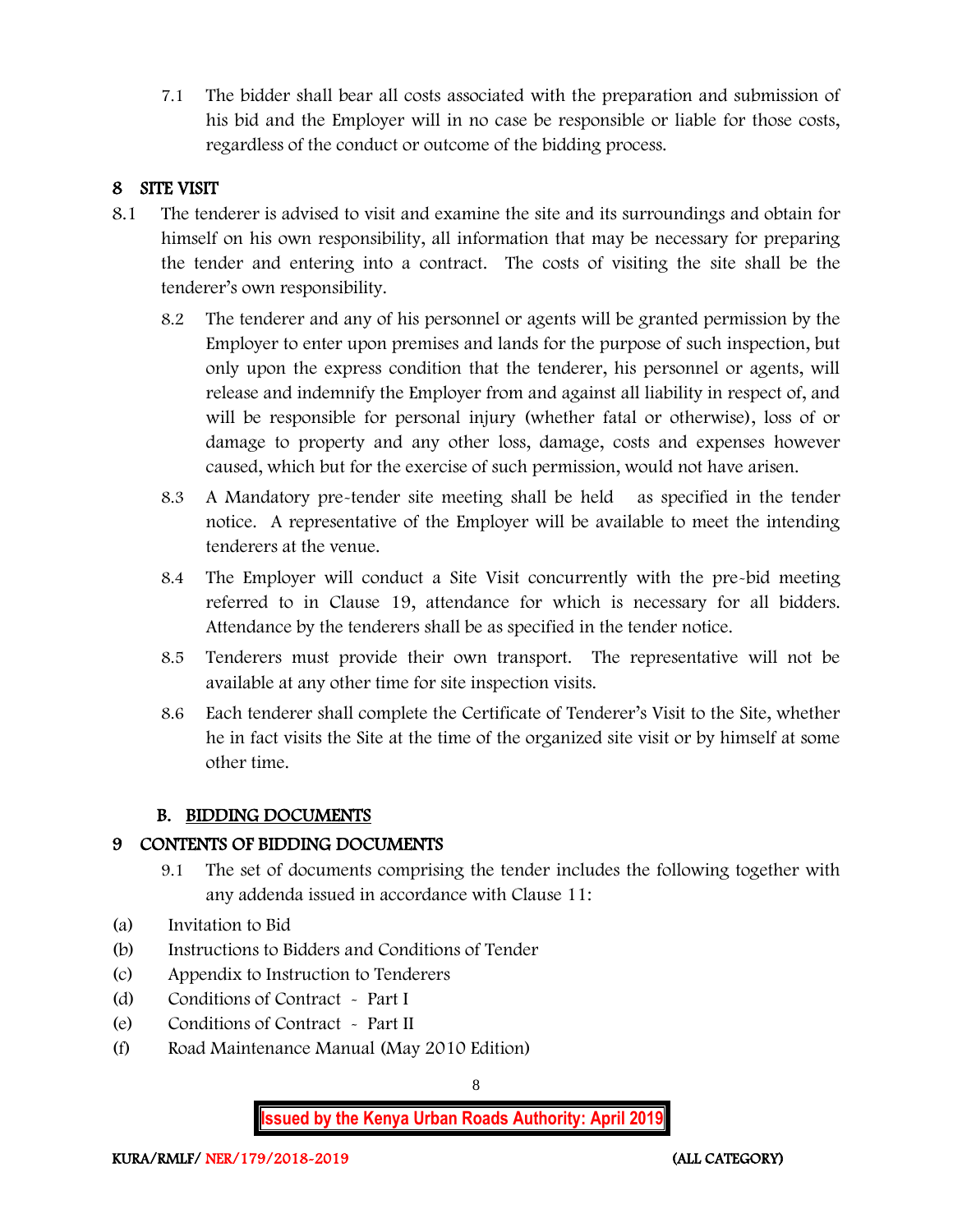7.1 The bidder shall bear all costs associated with the preparation and submission of his bid and the Employer will in no case be responsible or liable for those costs, regardless of the conduct or outcome of the bidding process.

## 8 SITE VISIT

8.1 The tenderer is advised to visit and examine the site and its surroundings and obtain for himself on his own responsibility, all information that may be necessary for preparing the tender and entering into a contract. The costs of visiting the site shall be the tenderer's own responsibility.

8.2 The tenderer and any of his personnel or agents will be granted permission by the Employer to enter upon premises and lands for the purpose of such inspection, but only upon the express condition that the tenderer, his personnel or agents, will release and indemnify the Employer from and against all liability in respect of, and will be responsible for personal injury (whether fatal or otherwise), loss of or damage to property and any other loss, damage, costs and expenses however caused, which but for the exercise of such permission, would not have arisen.

8.3 A Mandatory pre-tender site meeting shall be held as specified in the tender notice. A representative of the Employer will be available to meet the intending tenderers at the venue.

8.4 The Employer will conduct a Site Visit concurrently with the pre-bid meeting referred to in Clause 19, attendance for which is necessary for all bidders. Attendance by the tenderers shall be as specified in the tender notice.

8.5 Tenderers must provide their own transport. The representative will not be available at any other time for site inspection visits.

8.6 Each tenderer shall complete the Certificate of Tenderer's Visit to the Site, whether he in fact visits the Site at the time of the organized site visit or by himself at some other time.

## B. BIDDING DOCUMENTS

## 9 CONTENTS OF BIDDING DOCUMENTS

9.1 The set of documents comprising the tender includes the following together with any addenda issued in accordance with Clause 11:

(a) Invitation to Bid
(b) Instructions to Bidders and Conditions of Tender
(c) Appendix to Instruction to Tenderers
(d) Conditions of Contract - Part I
(e) Conditions of Contract - Part II
(f) Road Maintenance Manual (May 2010 Edition)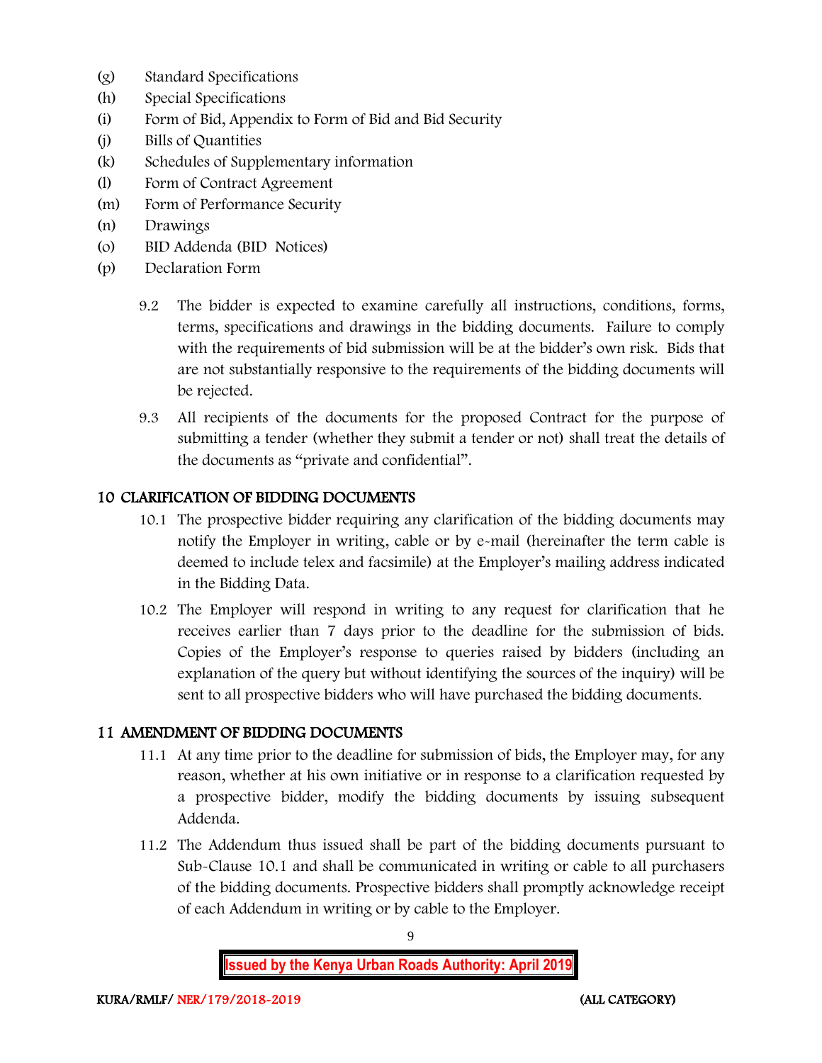(g) Standard Specifications
(h) Special Specifications
(i) Form of Bid, Appendix to Form of Bid and Bid Security
(j) Bills of Quantities
(k) Schedules of Supplementary information
(l) Form of Contract Agreement
(m) Form of Performance Security
(n) Drawings
(o) BID Addenda (BID Notices)
(p) Declaration Form

9.2 The bidder is expected to examine carefully all instructions, conditions, forms, terms, specifications and drawings in the bidding documents. Failure to comply with the requirements of bid submission will be at the bidder's own risk. Bids that are not substantially responsive to the requirements of the bidding documents will be rejected.

9.3 All recipients of the documents for the proposed Contract for the purpose of submitting a tender (whether they submit a tender or not) shall treat the details of the documents as "private and confidential".

## 10 CLARIFICATION OF BIDDING DOCUMENTS

10.1 The prospective bidder requiring any clarification of the bidding documents may notify the Employer in writing, cable or by e-mail (hereinafter the term cable is deemed to include telex and facsimile) at the Employer's mailing address indicated in the Bidding Data.

10.2 The Employer will respond in writing to any request for clarification that he receives earlier than 7 days prior to the deadline for the submission of bids. Copies of the Employer's response to queries raised by bidders (including an explanation of the query but without identifying the sources of the inquiry) will be sent to all prospective bidders who will have purchased the bidding documents.

## 11 AMENDMENT OF BIDDING DOCUMENTS

11.1 At any time prior to the deadline for submission of bids, the Employer may, for any reason, whether at his own initiative or in response to a clarification requested by a prospective bidder, modify the bidding documents by issuing subsequent Addenda.

11.2 The Addendum thus issued shall be part of the bidding documents pursuant to Sub-Clause 10.1 and shall be communicated in writing or cable to all purchasers of the bidding documents. Prospective bidders shall promptly acknowledge receipt of each Addendum in writing or by cable to the Employer.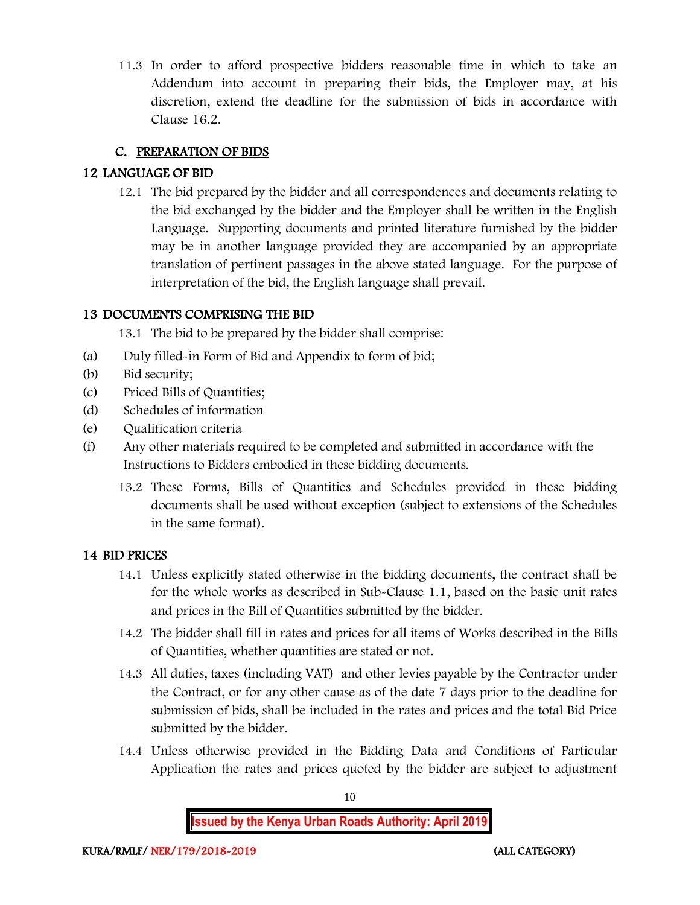11.3 In order to afford prospective bidders reasonable time in which to take an Addendum into account in preparing their bids, the Employer may, at his discretion, extend the deadline for the submission of bids in accordance with Clause 16.2.

## C. PREPARATION OF BIDS

### 12 LANGUAGE OF BID

12.1 The bid prepared by the bidder and all correspondences and documents relating to the bid exchanged by the bidder and the Employer shall be written in the English Language. Supporting documents and printed literature furnished by the bidder may be in another language provided they are accompanied by an appropriate translation of pertinent passages in the above stated language. For the purpose of interpretation of the bid, the English language shall prevail.

### 13 DOCUMENTS COMPRISING THE BID

13.1 The bid to be prepared by the bidder shall comprise:

(a) Duly filled-in Form of Bid and Appendix to form of bid;

(b) Bid security;

(c) Priced Bills of Quantities;

(d) Schedules of information

(e) Qualification criteria

(f) Any other materials required to be completed and submitted in accordance with the Instructions to Bidders embodied in these bidding documents.

13.2 These Forms, Bills of Quantities and Schedules provided in these bidding documents shall be used without exception (subject to extensions of the Schedules in the same format).

### 14 BID PRICES

14.1 Unless explicitly stated otherwise in the bidding documents, the contract shall be for the whole works as described in Sub-Clause 1.1, based on the basic unit rates and prices in the Bill of Quantities submitted by the bidder.

14.2 The bidder shall fill in rates and prices for all items of Works described in the Bills of Quantities, whether quantities are stated or not.

14.3 All duties, taxes (including VAT) and other levies payable by the Contractor under the Contract, or for any other cause as of the date 7 days prior to the deadline for submission of bids, shall be included in the rates and prices and the total Bid Price submitted by the bidder.

14.4 Unless otherwise provided in the Bidding Data and Conditions of Particular Application the rates and prices quoted by the bidder are subject to adjustment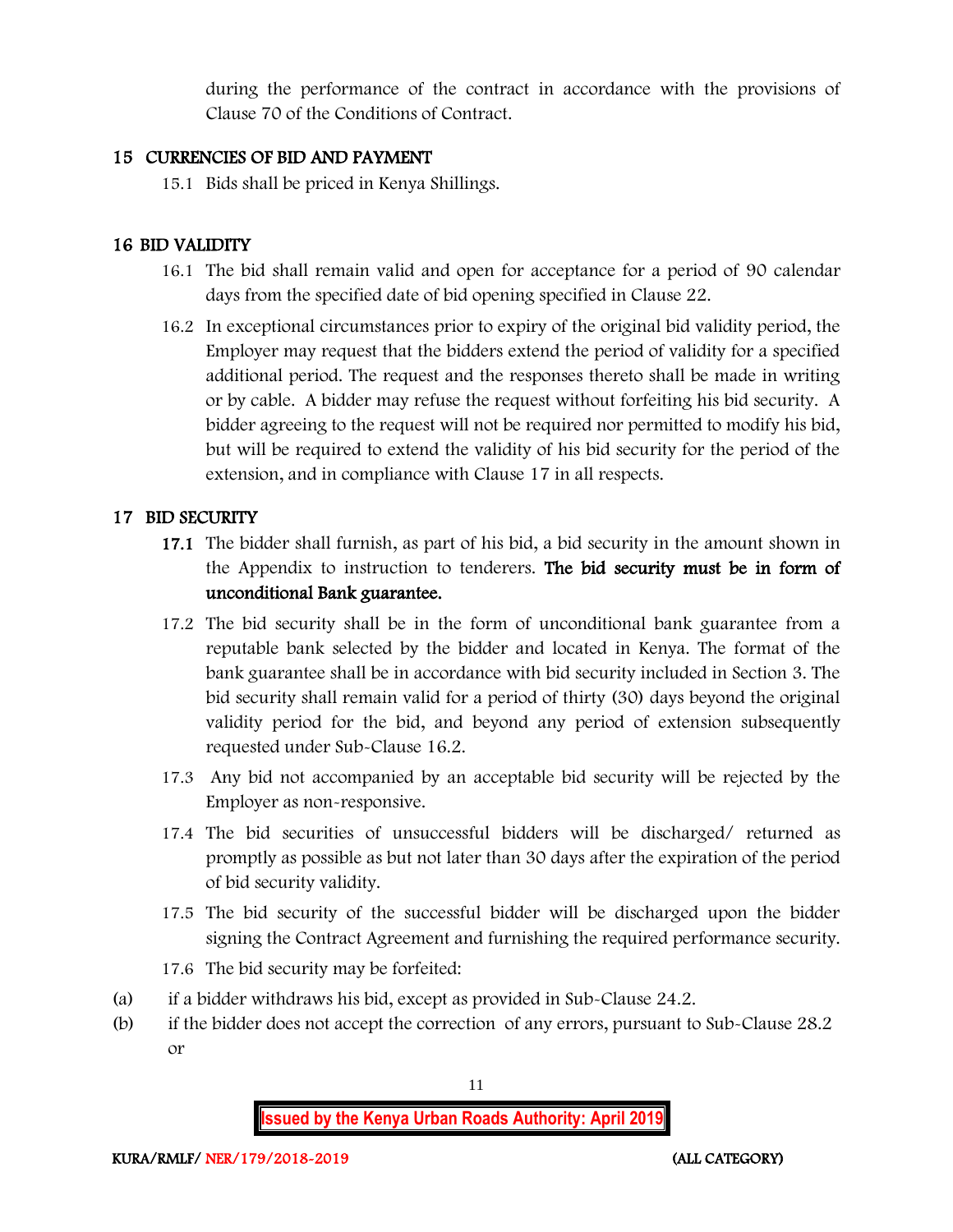during the performance of the contract in accordance with the provisions of Clause 70 of the Conditions of Contract.

## 15 CURRENCIES OF BID AND PAYMENT

15.1 Bids shall be priced in Kenya Shillings.

## 16 BID VALIDITY

16.1 The bid shall remain valid and open for acceptance for a period of 90 calendar days from the specified date of bid opening specified in Clause 22.

16.2 In exceptional circumstances prior to expiry of the original bid validity period, the Employer may request that the bidders extend the period of validity for a specified additional period. The request and the responses thereto shall be made in writing or by cable. A bidder may refuse the request without forfeiting his bid security. A bidder agreeing to the request will not be required nor permitted to modify his bid, but will be required to extend the validity of his bid security for the period of the extension, and in compliance with Clause 17 in all respects.

## 17 BID SECURITY

**17.1** The bidder shall furnish, as part of his bid, a bid security in the amount shown in the Appendix to instruction to tenderers. **The bid security must be in form of unconditional Bank guarantee.**

17.2 The bid security shall be in the form of unconditional bank guarantee from a reputable bank selected by the bidder and located in Kenya. The format of the bank guarantee shall be in accordance with bid security included in Section 3. The bid security shall remain valid for a period of thirty (30) days beyond the original validity period for the bid, and beyond any period of extension subsequently requested under Sub-Clause 16.2.

17.3 Any bid not accompanied by an acceptable bid security will be rejected by the Employer as non-responsive.

17.4 The bid securities of unsuccessful bidders will be discharged/ returned as promptly as possible as but not later than 30 days after the expiration of the period of bid security validity.

17.5 The bid security of the successful bidder will be discharged upon the bidder signing the Contract Agreement and furnishing the required performance security.

17.6 The bid security may be forfeited:

(a) if a bidder withdraws his bid, except as provided in Sub-Clause 24.2.

(b) if the bidder does not accept the correction of any errors, pursuant to Sub-Clause 28.2 or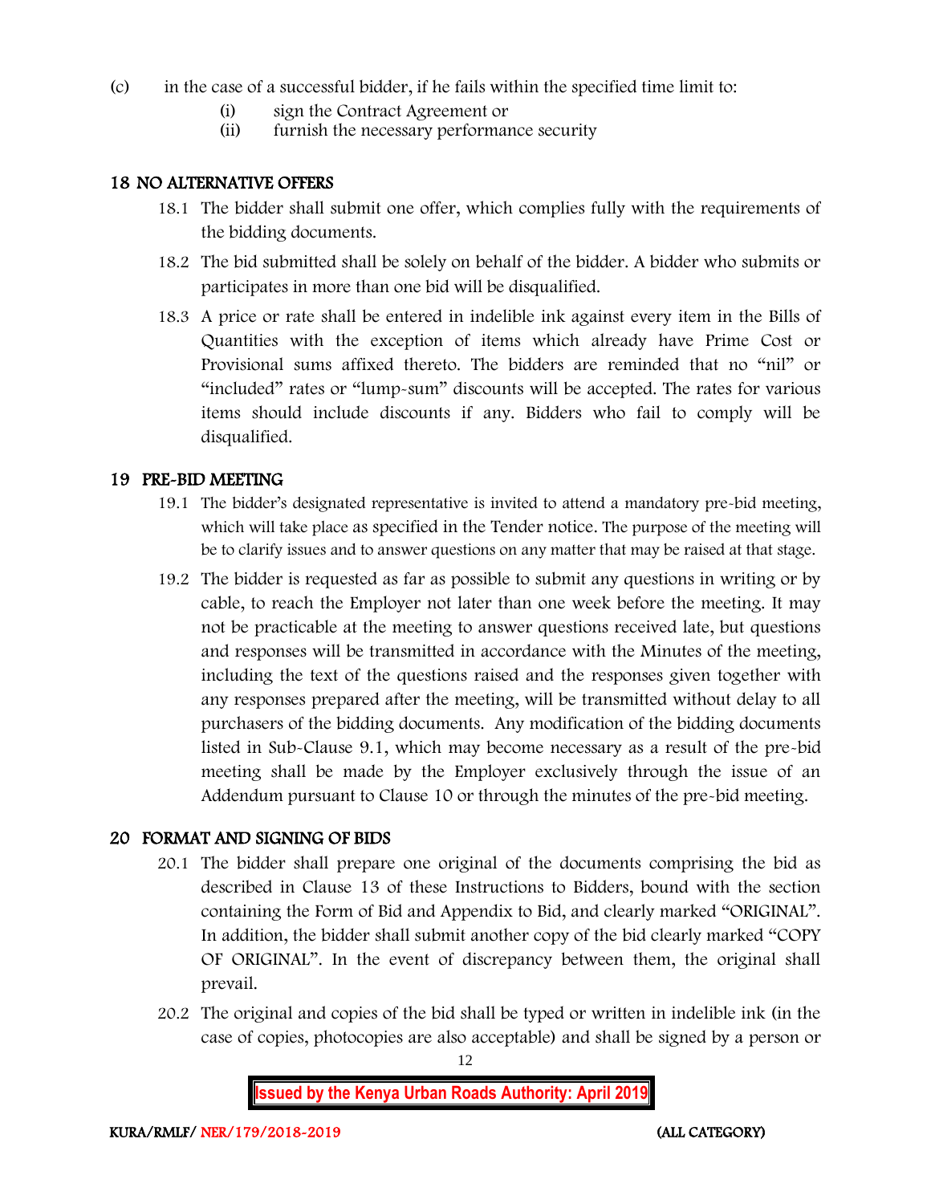(c) in the case of a successful bidder, if he fails within the specified time limit to:

   (i) sign the Contract Agreement or
   (ii) furnish the necessary performance security

## 18 NO ALTERNATIVE OFFERS

18.1 The bidder shall submit one offer, which complies fully with the requirements of the bidding documents.

18.2 The bid submitted shall be solely on behalf of the bidder. A bidder who submits or participates in more than one bid will be disqualified.

18.3 A price or rate shall be entered in indelible ink against every item in the Bills of Quantities with the exception of items which already have Prime Cost or Provisional sums affixed thereto. The bidders are reminded that no "nil" or "included" rates or "lump-sum" discounts will be accepted. The rates for various items should include discounts if any. Bidders who fail to comply will be disqualified.

## 19 PRE-BID MEETING

19.1 The bidder's designated representative is invited to attend a mandatory pre-bid meeting, which will take place as specified in the Tender notice. The purpose of the meeting will be to clarify issues and to answer questions on any matter that may be raised at that stage.

19.2 The bidder is requested as far as possible to submit any questions in writing or by cable, to reach the Employer not later than one week before the meeting. It may not be practicable at the meeting to answer questions received late, but questions and responses will be transmitted in accordance with the Minutes of the meeting, including the text of the questions raised and the responses given together with any responses prepared after the meeting, will be transmitted without delay to all purchasers of the bidding documents. Any modification of the bidding documents listed in Sub-Clause 9.1, which may become necessary as a result of the pre-bid meeting shall be made by the Employer exclusively through the issue of an Addendum pursuant to Clause 10 or through the minutes of the pre-bid meeting.

## 20 FORMAT AND SIGNING OF BIDS

20.1 The bidder shall prepare one original of the documents comprising the bid as described in Clause 13 of these Instructions to Bidders, bound with the section containing the Form of Bid and Appendix to Bid, and clearly marked "ORIGINAL". In addition, the bidder shall submit another copy of the bid clearly marked "COPY OF ORIGINAL". In the event of discrepancy between them, the original shall prevail.

20.2 The original and copies of the bid shall be typed or written in indelible ink (in the case of copies, photocopies are also acceptable) and shall be signed by a person or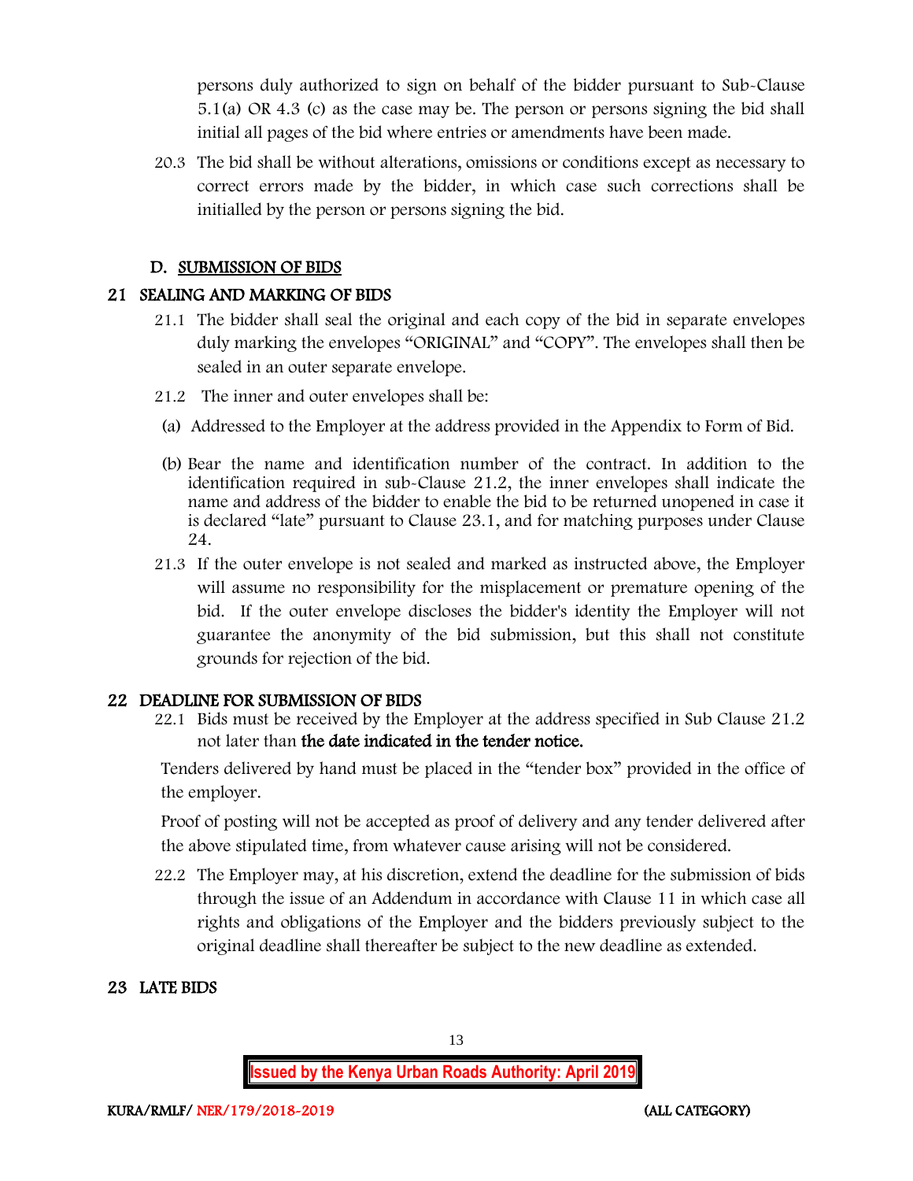persons duly authorized to sign on behalf of the bidder pursuant to Sub-Clause 5.1(a) OR 4.3 (c) as the case may be. The person or persons signing the bid shall initial all pages of the bid where entries or amendments have been made.

20.3 The bid shall be without alterations, omissions or conditions except as necessary to correct errors made by the bidder, in which case such corrections shall be initialled by the person or persons signing the bid.

## D. SUBMISSION OF BIDS

## 21 SEALING AND MARKING OF BIDS

21.1 The bidder shall seal the original and each copy of the bid in separate envelopes duly marking the envelopes "ORIGINAL" and "COPY". The envelopes shall then be sealed in an outer separate envelope.

21.2 The inner and outer envelopes shall be:

(a) Addressed to the Employer at the address provided in the Appendix to Form of Bid.

(b) Bear the name and identification number of the contract. In addition to the identification required in sub-Clause 21.2, the inner envelopes shall indicate the name and address of the bidder to enable the bid to be returned unopened in case it is declared "late" pursuant to Clause 23.1, and for matching purposes under Clause 24.

21.3 If the outer envelope is not sealed and marked as instructed above, the Employer will assume no responsibility for the misplacement or premature opening of the bid. If the outer envelope discloses the bidder's identity the Employer will not guarantee the anonymity of the bid submission, but this shall not constitute grounds for rejection of the bid.

## 22 DEADLINE FOR SUBMISSION OF BIDS

22.1 Bids must be received by the Employer at the address specified in Sub Clause 21.2 not later than **the date indicated in the tender notice.**

Tenders delivered by hand must be placed in the "tender box" provided in the office of the employer.

Proof of posting will not be accepted as proof of delivery and any tender delivered after the above stipulated time, from whatever cause arising will not be considered.

22.2 The Employer may, at his discretion, extend the deadline for the submission of bids through the issue of an Addendum in accordance with Clause 11 in which case all rights and obligations of the Employer and the bidders previously subject to the original deadline shall thereafter be subject to the new deadline as extended.

## 23 LATE BIDS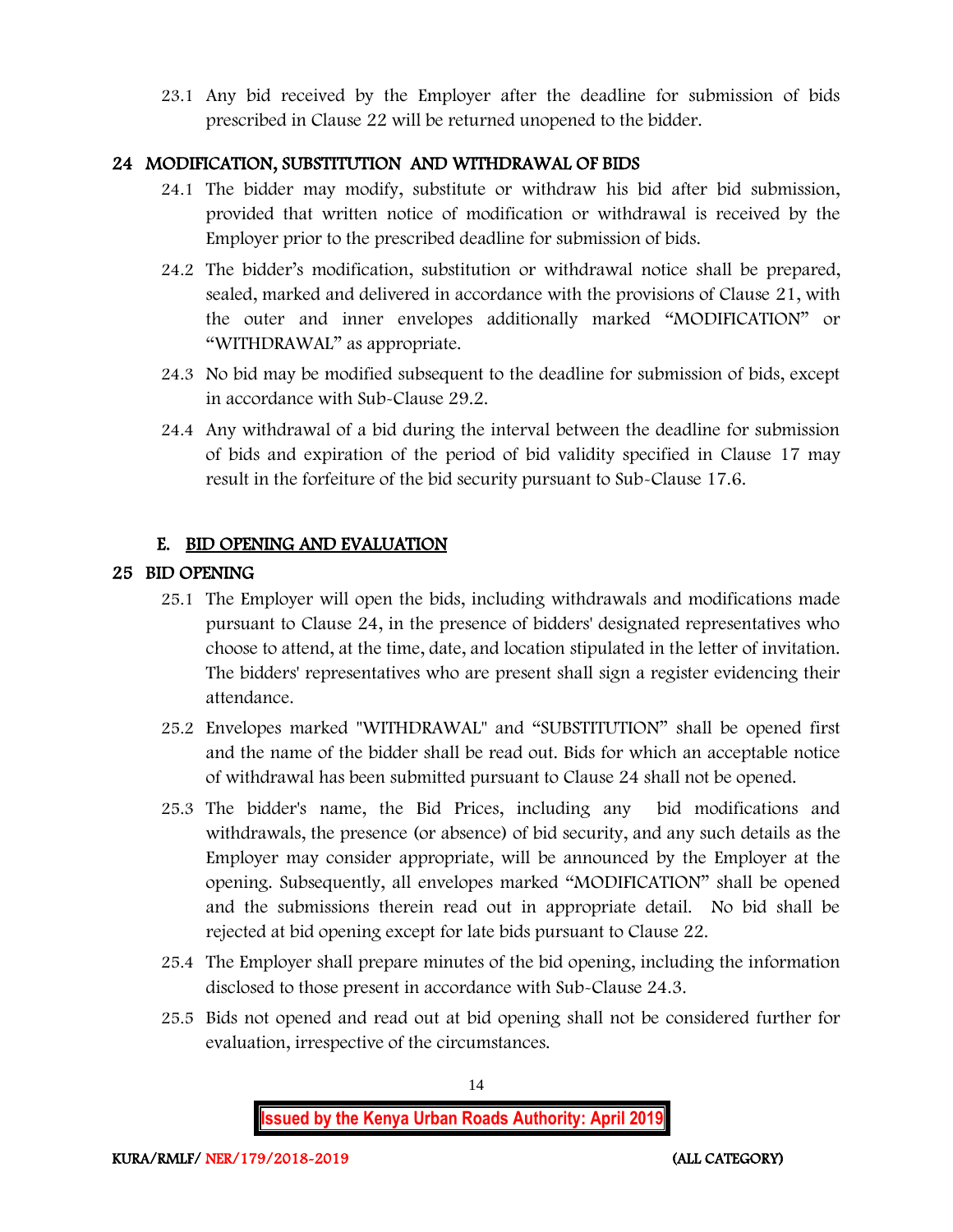23.1 Any bid received by the Employer after the deadline for submission of bids prescribed in Clause 22 will be returned unopened to the bidder.

## 24 MODIFICATION, SUBSTITUTION AND WITHDRAWAL OF BIDS

24.1 The bidder may modify, substitute or withdraw his bid after bid submission, provided that written notice of modification or withdrawal is received by the Employer prior to the prescribed deadline for submission of bids.

24.2 The bidder's modification, substitution or withdrawal notice shall be prepared, sealed, marked and delivered in accordance with the provisions of Clause 21, with the outer and inner envelopes additionally marked "MODIFICATION" or "WITHDRAWAL" as appropriate.

24.3 No bid may be modified subsequent to the deadline for submission of bids, except in accordance with Sub-Clause 29.2.

24.4 Any withdrawal of a bid during the interval between the deadline for submission of bids and expiration of the period of bid validity specified in Clause 17 may result in the forfeiture of the bid security pursuant to Sub-Clause 17.6.

## E. BID OPENING AND EVALUATION

## 25 BID OPENING

25.1 The Employer will open the bids, including withdrawals and modifications made pursuant to Clause 24, in the presence of bidders' designated representatives who choose to attend, at the time, date, and location stipulated in the letter of invitation. The bidders' representatives who are present shall sign a register evidencing their attendance.

25.2 Envelopes marked "WITHDRAWAL" and "SUBSTITUTION" shall be opened first and the name of the bidder shall be read out. Bids for which an acceptable notice of withdrawal has been submitted pursuant to Clause 24 shall not be opened.

25.3 The bidder's name, the Bid Prices, including any bid modifications and withdrawals, the presence (or absence) of bid security, and any such details as the Employer may consider appropriate, will be announced by the Employer at the opening. Subsequently, all envelopes marked "MODIFICATION" shall be opened and the submissions therein read out in appropriate detail. No bid shall be rejected at bid opening except for late bids pursuant to Clause 22.

25.4 The Employer shall prepare minutes of the bid opening, including the information disclosed to those present in accordance with Sub-Clause 24.3.

25.5 Bids not opened and read out at bid opening shall not be considered further for evaluation, irrespective of the circumstances.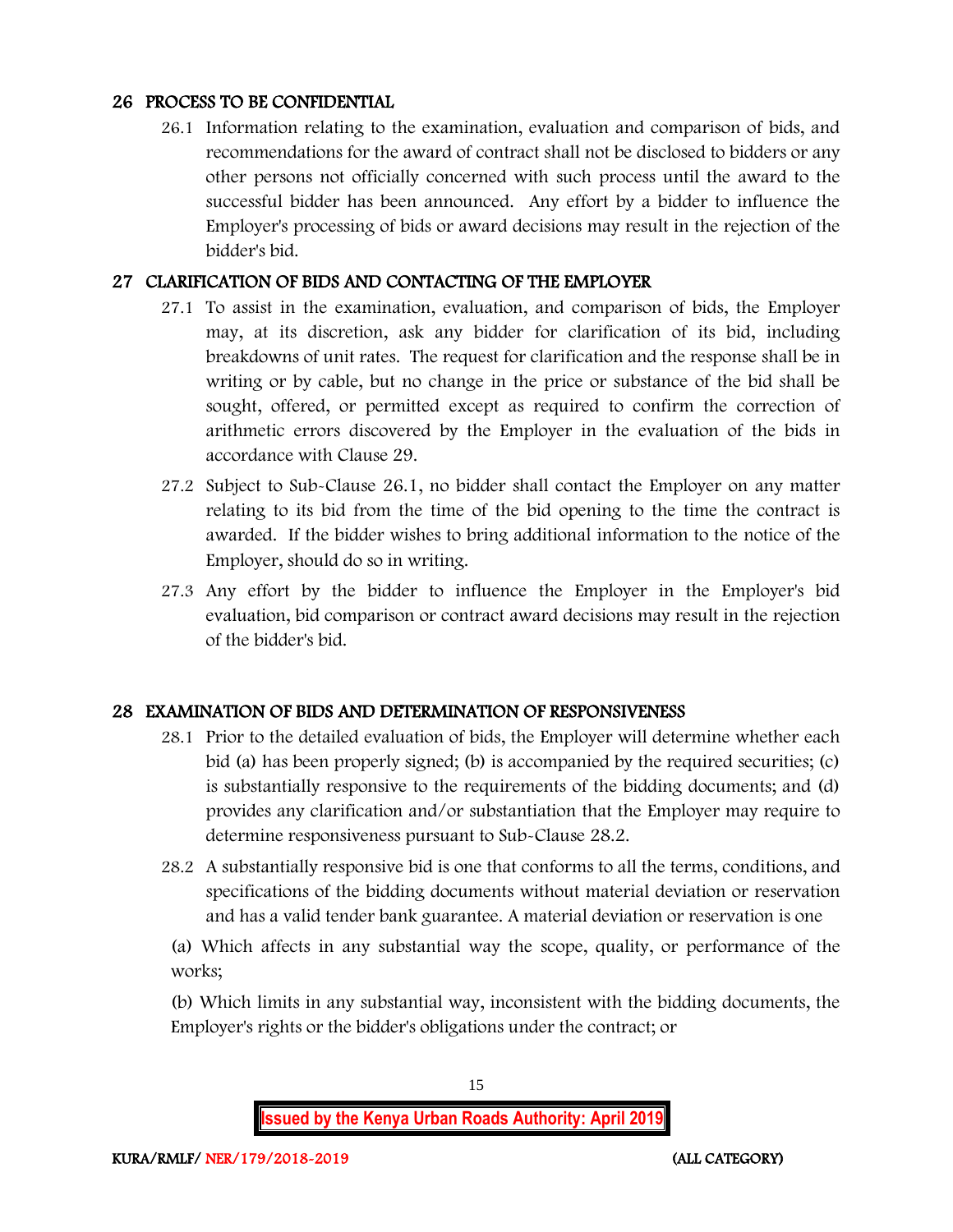## 26 PROCESS TO BE CONFIDENTIAL

26.1 Information relating to the examination, evaluation and comparison of bids, and recommendations for the award of contract shall not be disclosed to bidders or any other persons not officially concerned with such process until the award to the successful bidder has been announced. Any effort by a bidder to influence the Employer's processing of bids or award decisions may result in the rejection of the bidder's bid.

## 27 CLARIFICATION OF BIDS AND CONTACTING OF THE EMPLOYER

27.1 To assist in the examination, evaluation, and comparison of bids, the Employer may, at its discretion, ask any bidder for clarification of its bid, including breakdowns of unit rates. The request for clarification and the response shall be in writing or by cable, but no change in the price or substance of the bid shall be sought, offered, or permitted except as required to confirm the correction of arithmetic errors discovered by the Employer in the evaluation of the bids in accordance with Clause 29.

27.2 Subject to Sub-Clause 26.1, no bidder shall contact the Employer on any matter relating to its bid from the time of the bid opening to the time the contract is awarded. If the bidder wishes to bring additional information to the notice of the Employer, should do so in writing.

27.3 Any effort by the bidder to influence the Employer in the Employer's bid evaluation, bid comparison or contract award decisions may result in the rejection of the bidder's bid.

## 28 EXAMINATION OF BIDS AND DETERMINATION OF RESPONSIVENESS

28.1 Prior to the detailed evaluation of bids, the Employer will determine whether each bid (a) has been properly signed; (b) is accompanied by the required securities; (c) is substantially responsive to the requirements of the bidding documents; and (d) provides any clarification and/or substantiation that the Employer may require to determine responsiveness pursuant to Sub-Clause 28.2.

28.2 A substantially responsive bid is one that conforms to all the terms, conditions, and specifications of the bidding documents without material deviation or reservation and has a valid tender bank guarantee. A material deviation or reservation is one

(a) Which affects in any substantial way the scope, quality, or performance of the works;

(b) Which limits in any substantial way, inconsistent with the bidding documents, the Employer's rights or the bidder's obligations under the contract; or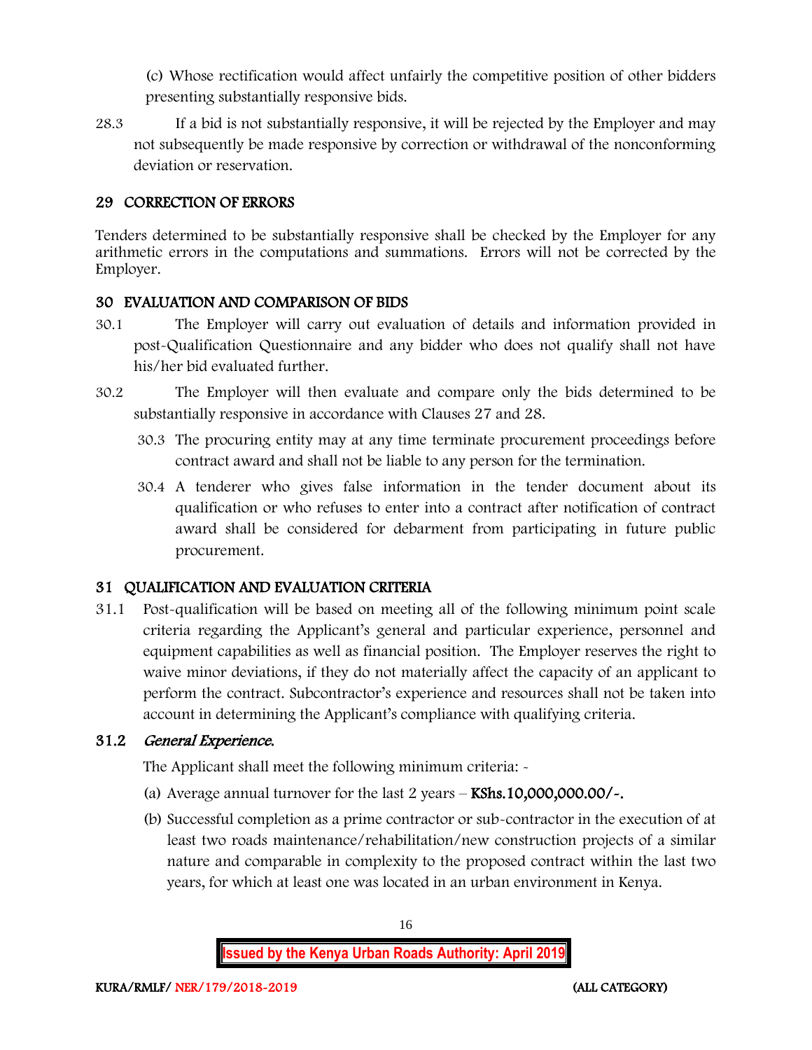(c) Whose rectification would affect unfairly the competitive position of other bidders presenting substantially responsive bids.

28.3 If a bid is not substantially responsive, it will be rejected by the Employer and may not subsequently be made responsive by correction or withdrawal of the nonconforming deviation or reservation.

## 29 CORRECTION OF ERRORS

Tenders determined to be substantially responsive shall be checked by the Employer for any arithmetic errors in the computations and summations. Errors will not be corrected by the Employer.

## 30 EVALUATION AND COMPARISON OF BIDS

30.1 The Employer will carry out evaluation of details and information provided in post-Qualification Questionnaire and any bidder who does not qualify shall not have his/her bid evaluated further.

30.2 The Employer will then evaluate and compare only the bids determined to be substantially responsive in accordance with Clauses 27 and 28.

30.3 The procuring entity may at any time terminate procurement proceedings before contract award and shall not be liable to any person for the termination.

30.4 A tenderer who gives false information in the tender document about its qualification or who refuses to enter into a contract after notification of contract award shall be considered for debarment from participating in future public procurement.

## 31 QUALIFICATION AND EVALUATION CRITERIA

31.1 Post-qualification will be based on meeting all of the following minimum point scale criteria regarding the Applicant's general and particular experience, personnel and equipment capabilities as well as financial position. The Employer reserves the right to waive minor deviations, if they do not materially affect the capacity of an applicant to perform the contract. Subcontractor's experience and resources shall not be taken into account in determining the Applicant's compliance with qualifying criteria.

### 31.2 *General Experience.*

The Applicant shall meet the following minimum criteria: -

(a) Average annual turnover for the last 2 years – **KShs.10,000,000.00/-.**

(b) Successful completion as a prime contractor or sub-contractor in the execution of at least two roads maintenance/rehabilitation/new construction projects of a similar nature and comparable in complexity to the proposed contract within the last two years, for which at least one was located in an urban environment in Kenya.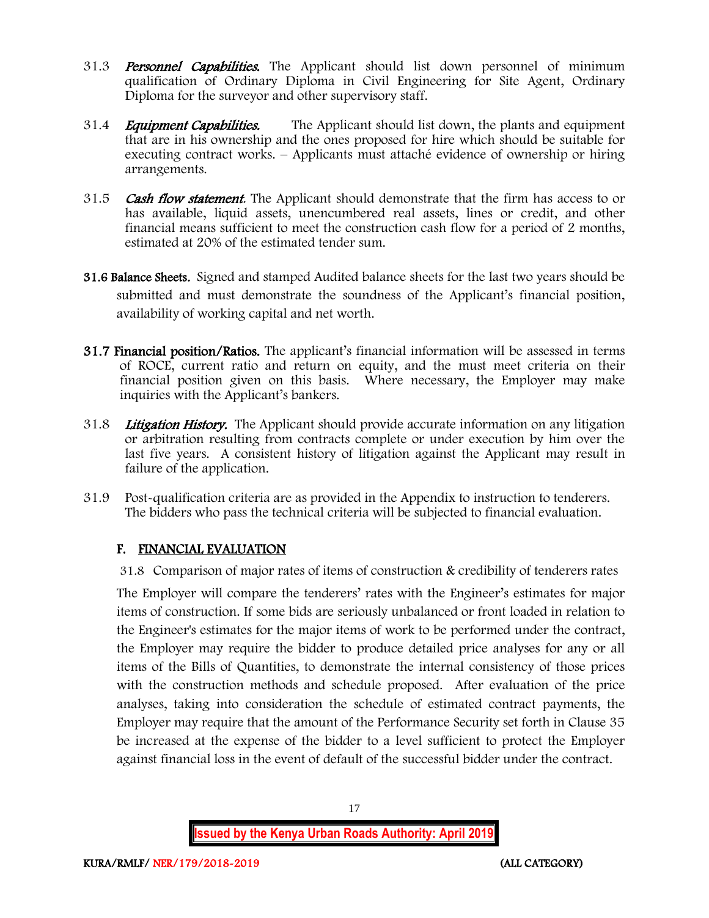31.3 ***Personnel Capabilities.*** The Applicant should list down personnel of minimum qualification of Ordinary Diploma in Civil Engineering for Site Agent, Ordinary Diploma for the surveyor and other supervisory staff.

31.4 ***Equipment Capabilities.*** The Applicant should list down, the plants and equipment that are in his ownership and the ones proposed for hire which should be suitable for executing contract works. – Applicants must attaché evidence of ownership or hiring arrangements.

31.5 ***Cash flow statement***. The Applicant should demonstrate that the firm has access to or has available, liquid assets, unencumbered real assets, lines or credit, and other financial means sufficient to meet the construction cash flow for a period of 2 months, estimated at 20% of the estimated tender sum.

**31.6 Balance Sheets.** Signed and stamped Audited balance sheets for the last two years should be submitted and must demonstrate the soundness of the Applicant's financial position, availability of working capital and net worth.

**31.7 Financial position/Ratios.** The applicant's financial information will be assessed in terms of ROCE, current ratio and return on equity, and the must meet criteria on their financial position given on this basis. Where necessary, the Employer may make inquiries with the Applicant's bankers.

31.8 ***Litigation History.*** The Applicant should provide accurate information on any litigation or arbitration resulting from contracts complete or under execution by him over the last five years. A consistent history of litigation against the Applicant may result in failure of the application.

31.9 Post-qualification criteria are as provided in the Appendix to instruction to tenderers. The bidders who pass the technical criteria will be subjected to financial evaluation.

## F. FINANCIAL EVALUATION

31.8 Comparison of major rates of items of construction & credibility of tenderers rates

The Employer will compare the tenderers' rates with the Engineer's estimates for major items of construction. If some bids are seriously unbalanced or front loaded in relation to the Engineer's estimates for the major items of work to be performed under the contract, the Employer may require the bidder to produce detailed price analyses for any or all items of the Bills of Quantities, to demonstrate the internal consistency of those prices with the construction methods and schedule proposed. After evaluation of the price analyses, taking into consideration the schedule of estimated contract payments, the Employer may require that the amount of the Performance Security set forth in Clause 35 be increased at the expense of the bidder to a level sufficient to protect the Employer against financial loss in the event of default of the successful bidder under the contract.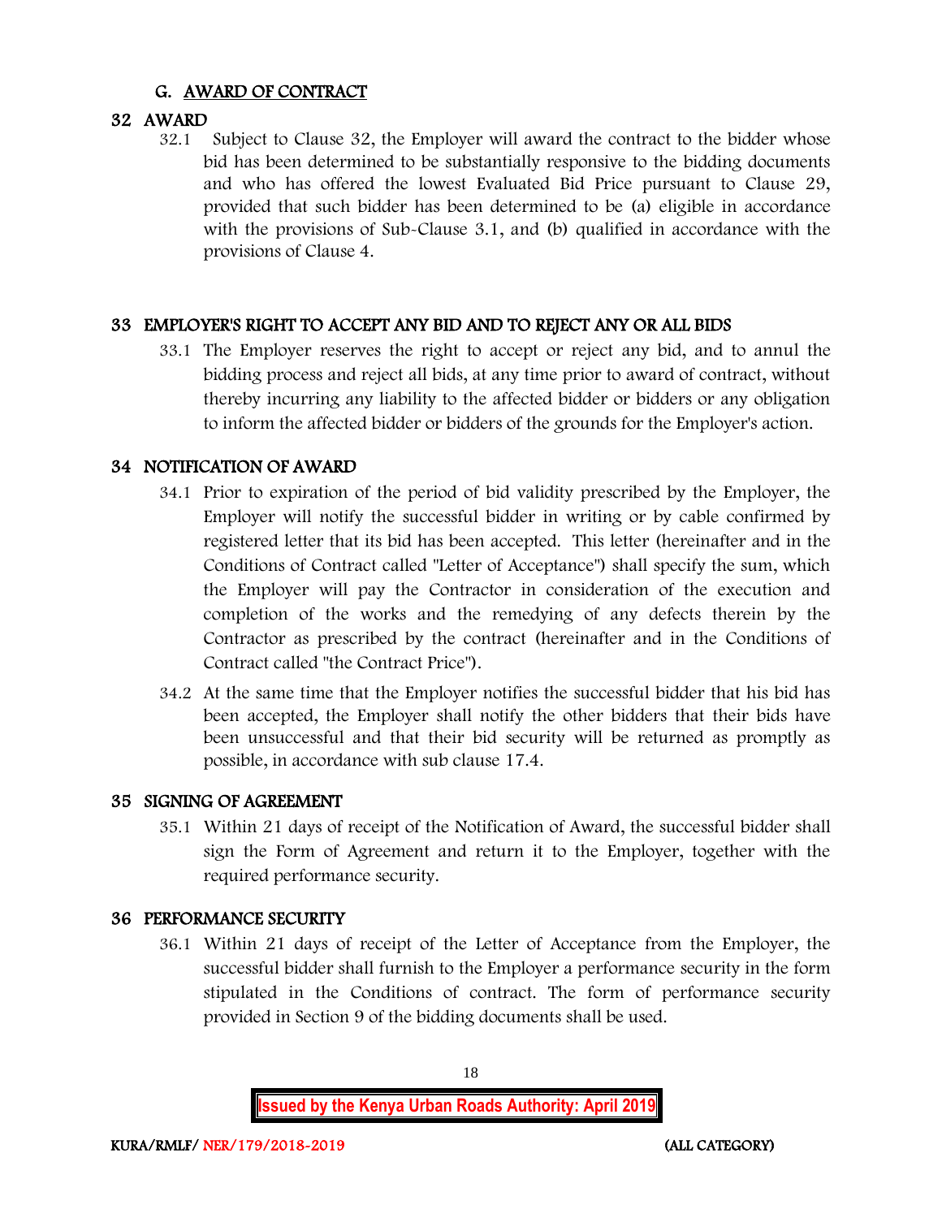## G. AWARD OF CONTRACT

### 32 AWARD

32.1 Subject to Clause 32, the Employer will award the contract to the bidder whose bid has been determined to be substantially responsive to the bidding documents and who has offered the lowest Evaluated Bid Price pursuant to Clause 29, provided that such bidder has been determined to be (a) eligible in accordance with the provisions of Sub-Clause 3.1, and (b) qualified in accordance with the provisions of Clause 4.

### 33 EMPLOYER'S RIGHT TO ACCEPT ANY BID AND TO REJECT ANY OR ALL BIDS

33.1 The Employer reserves the right to accept or reject any bid, and to annul the bidding process and reject all bids, at any time prior to award of contract, without thereby incurring any liability to the affected bidder or bidders or any obligation to inform the affected bidder or bidders of the grounds for the Employer's action.

### 34 NOTIFICATION OF AWARD

34.1 Prior to expiration of the period of bid validity prescribed by the Employer, the Employer will notify the successful bidder in writing or by cable confirmed by registered letter that its bid has been accepted. This letter (hereinafter and in the Conditions of Contract called "Letter of Acceptance") shall specify the sum, which the Employer will pay the Contractor in consideration of the execution and completion of the works and the remedying of any defects therein by the Contractor as prescribed by the contract (hereinafter and in the Conditions of Contract called "the Contract Price").

34.2 At the same time that the Employer notifies the successful bidder that his bid has been accepted, the Employer shall notify the other bidders that their bids have been unsuccessful and that their bid security will be returned as promptly as possible, in accordance with sub clause 17.4.

### 35 SIGNING OF AGREEMENT

35.1 Within 21 days of receipt of the Notification of Award, the successful bidder shall sign the Form of Agreement and return it to the Employer, together with the required performance security.

### 36 PERFORMANCE SECURITY

36.1 Within 21 days of receipt of the Letter of Acceptance from the Employer, the successful bidder shall furnish to the Employer a performance security in the form stipulated in the Conditions of contract. The form of performance security provided in Section 9 of the bidding documents shall be used.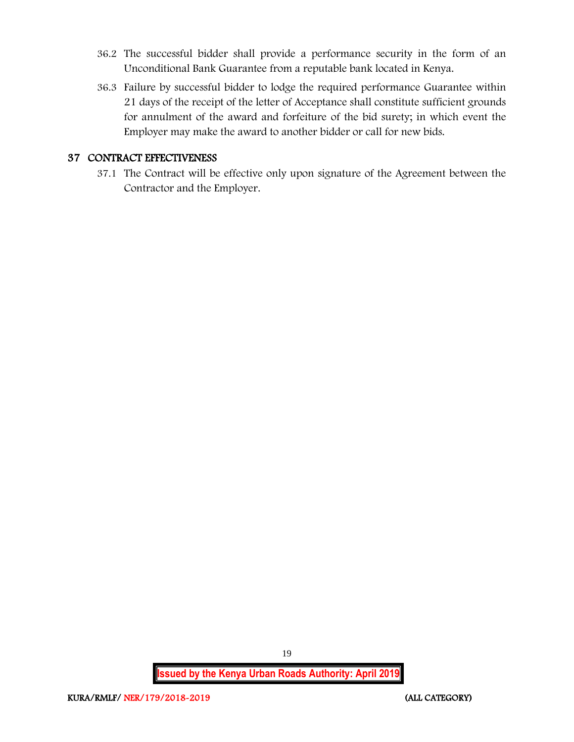36.2 The successful bidder shall provide a performance security in the form of an Unconditional Bank Guarantee from a reputable bank located in Kenya.

36.3 Failure by successful bidder to lodge the required performance Guarantee within 21 days of the receipt of the letter of Acceptance shall constitute sufficient grounds for annulment of the award and forfeiture of the bid surety; in which event the Employer may make the award to another bidder or call for new bids.

## 37 CONTRACT EFFECTIVENESS

37.1 The Contract will be effective only upon signature of the Agreement between the Contractor and the Employer.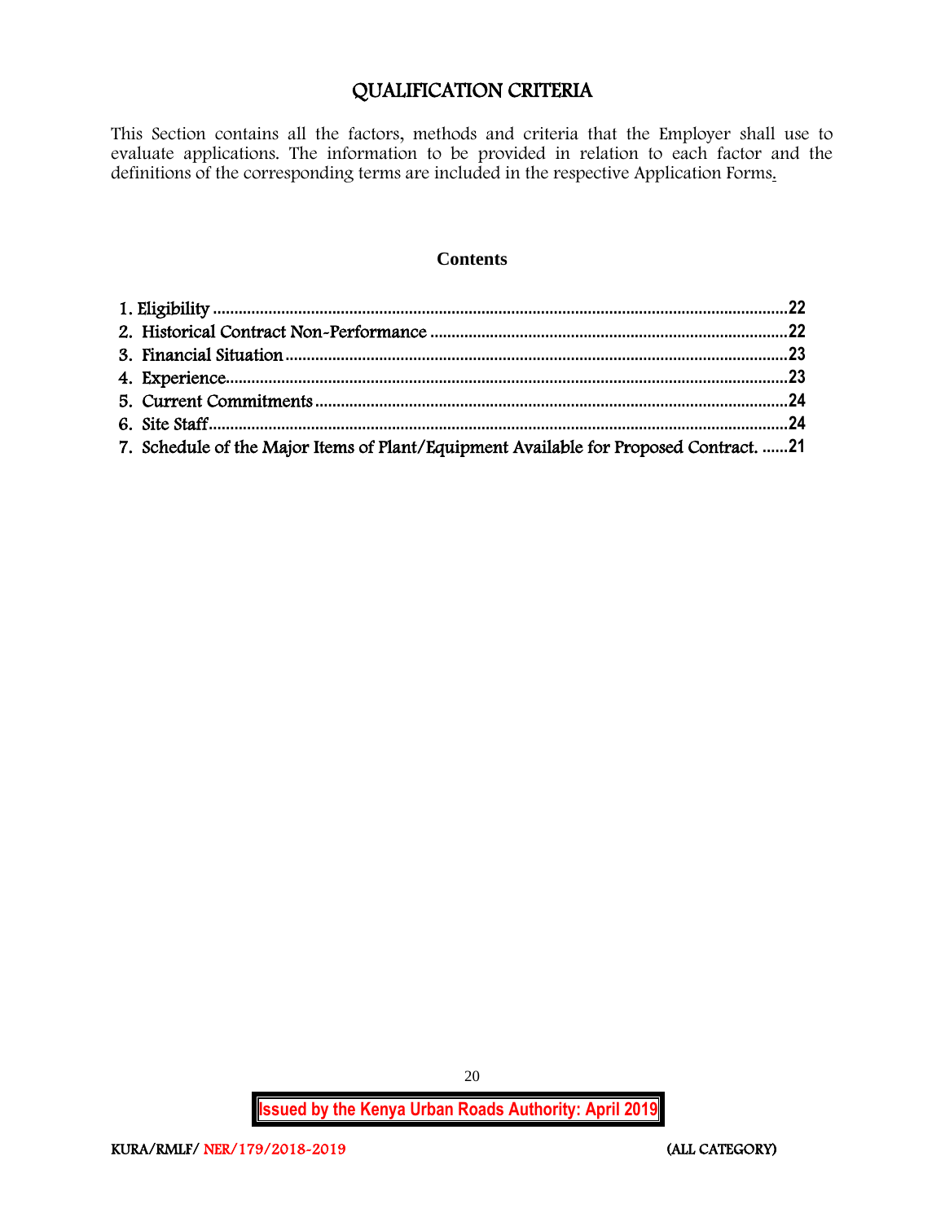# QUALIFICATION CRITERIA

This Section contains all the factors, methods and criteria that the Employer shall use to evaluate applications. The information to be provided in relation to each factor and the definitions of the corresponding terms are included in the respective Application Forms.

## Contents

1. Eligibility ..................................................................................................................22
2. Historical Contract Non-Performance ...................................................................22
3. Financial Situation ....................................................................................................23
4. Experience..................................................................................................................23
5. Current Commitments .............................................................................................24
6. Site Staff.......................................................................................................................24
7. Schedule of the Major Items of Plant/Equipment Available for Proposed Contract. ......21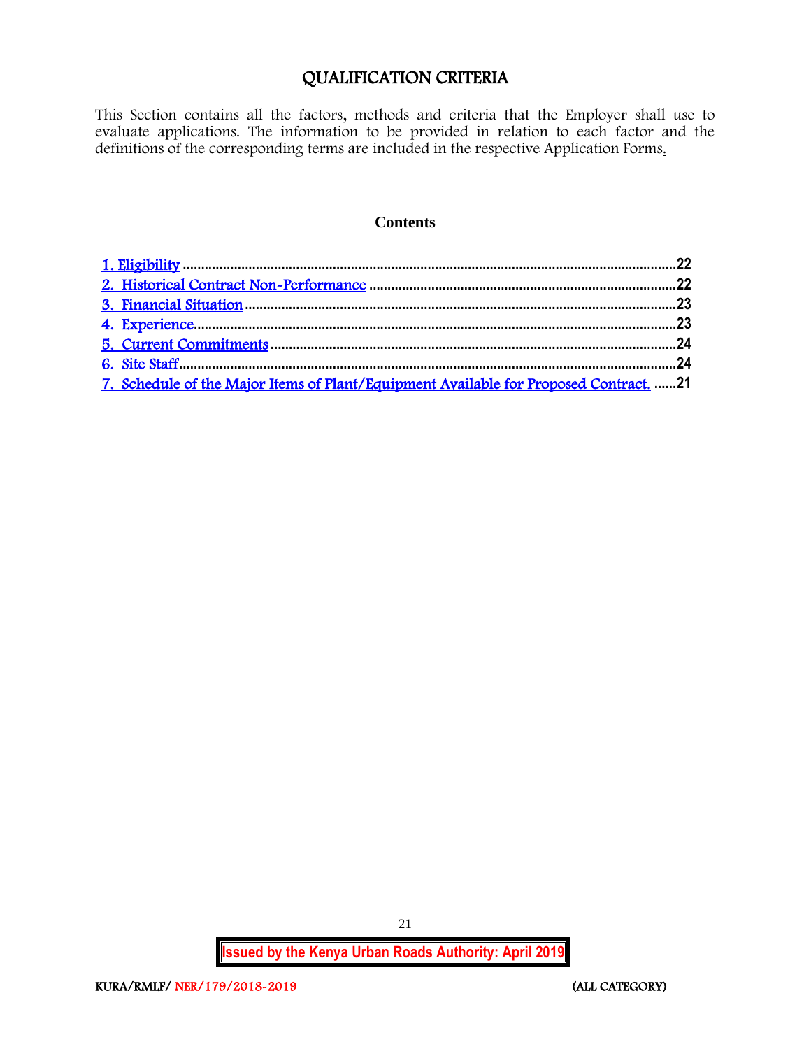# QUALIFICATION CRITERIA

This Section contains all the factors, methods and criteria that the Employer shall use to evaluate applications. The information to be provided in relation to each factor and the definitions of the corresponding terms are included in the respective Application Forms.

## Contents

1. Eligibility ....................................................................................................................22
2. Historical Contract Non-Performance ..................................................................22
3. Financial Situation ...................................................................................................23
4. Experience.................................................................................................................23
5. Current Commitments .............................................................................................24
6. Site Staff......................................................................................................................24
7. Schedule of the Major Items of Plant/Equipment Available for Proposed Contract. ......21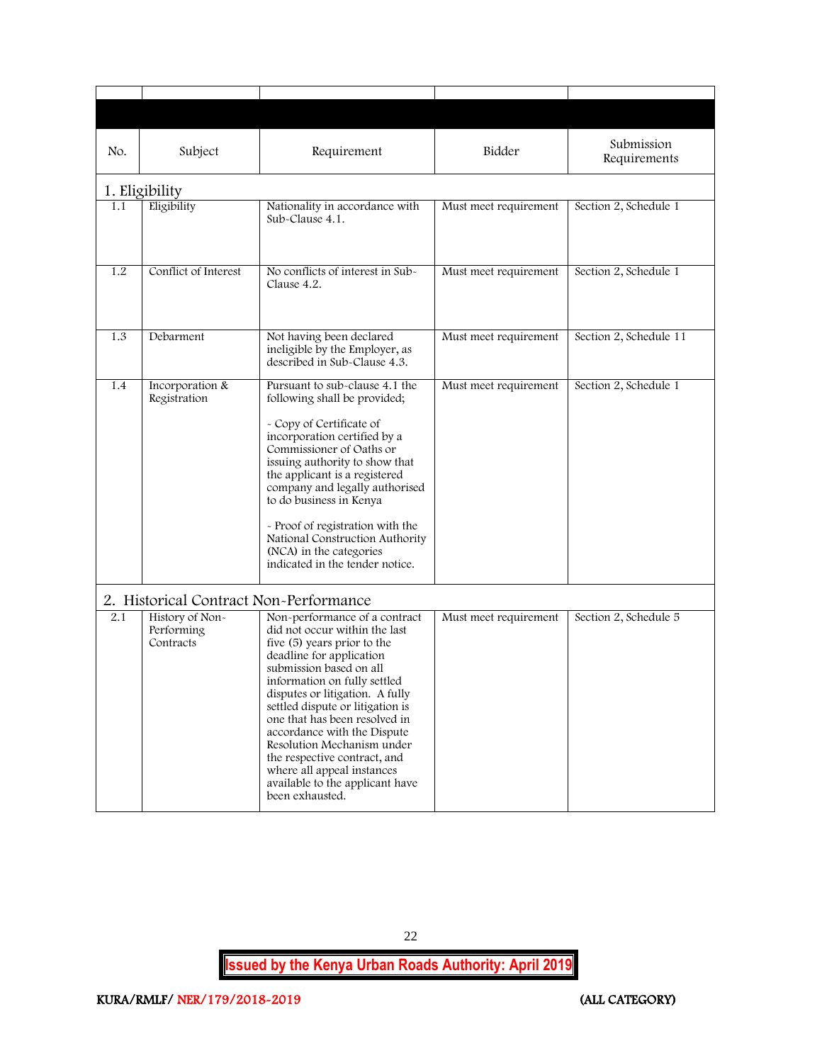| No. | Subject | Requirement | Bidder | Submission Requirements |
|---|---|---|---|---|
| **1. Eligibility** | | | | |
| 1.1 | Eligibility | Nationality in accordance with Sub-Clause 4.1. | Must meet requirement | Section 2, Schedule 1 |
| 1.2 | Conflict of Interest | No conflicts of interest in Sub-Clause 4.2. | Must meet requirement | Section 2, Schedule 1 |
| 1.3 | Debarment | Not having been declared ineligible by the Employer, as described in Sub-Clause 4.3. | Must meet requirement | Section 2, Schedule 11 |
| 1.4 | Incorporation & Registration | Pursuant to sub-clause 4.1 the following shall be provided;<br><br>- Copy of Certificate of incorporation certified by a Commissioner of Oaths or issuing authority to show that the applicant is a registered company and legally authorised to do business in Kenya<br><br>- Proof of registration with the National Construction Authority (NCA) in the categories indicated in the tender notice. | Must meet requirement | Section 2, Schedule 1 |
| **2. Historical Contract Non-Performance** | | | | |
| 2.1 | History of Non-Performing Contracts | Non-performance of a contract did not occur within the last five (5) years prior to the deadline for application submission based on all information on fully settled disputes or litigation. A fully settled dispute or litigation is one that has been resolved in accordance with the Dispute Resolution Mechanism under the respective contract, and where all appeal instances available to the applicant have been exhausted. | Must meet requirement | Section 2, Schedule 5 |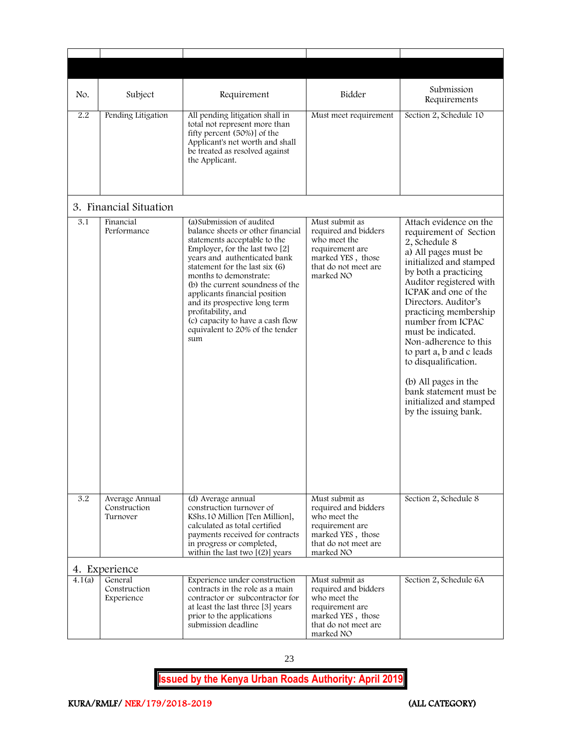| No. | Subject | Requirement | Bidder | Submission Requirements |
|---|---|---|---|---|
| 2.2 | Pending Litigation | All pending litigation shall in total not represent more than fifty percent (50%)] of the Applicant's net worth and shall be treated as resolved against the Applicant. | Must meet requirement | Section 2, Schedule 10 |
| **3. Financial Situation** | | | | |
| 3.1 | Financial Performance | (a)Submission of audited balance sheets or other financial statements acceptable to the Employer, for the last two [2] years and authenticated bank statement for the last six (6) months to demonstrate: (b) the current soundness of the applicants financial position and its prospective long term profitability, and (c) capacity to have a cash flow equivalent to 20% of the tender sum | Must submit as required and bidders who meet the requirement are marked YES , those that do not meet are marked NO | Attach evidence on the requirement of Section 2, Schedule 8 a) All pages must be initialized and stamped by both a practicing Auditor registered with ICPAK and one of the Directors. Auditor's practicing membership number from ICPAC must be indicated. Non-adherence to this to part a, b and c leads to disqualification. (b) All pages in the bank statement must be initialized and stamped by the issuing bank. |
| 3.2 | Average Annual Construction Turnover | (d) Average annual construction turnover of KShs.10 Million [Ten Million], calculated as total certified payments received for contracts in progress or completed, within the last two [(2)] years | Must submit as required and bidders who meet the requirement are marked YES , those that do not meet are marked NO | Section 2, Schedule 8 |
| **4. Experience** | | | | |
| 4.1(a) | General Construction Experience | Experience under construction contracts in the role as a main contractor or subcontractor for at least the last three [3] years prior to the applications submission deadline | Must submit as required and bidders who meet the requirement are marked YES , those that do not meet are marked NO | Section 2, Schedule 6A |

**Issued by the Kenya Urban Roads Authority: April 2019**

KURA/RMLF/ NER/179/2018-2019 (ALL CATEGORY)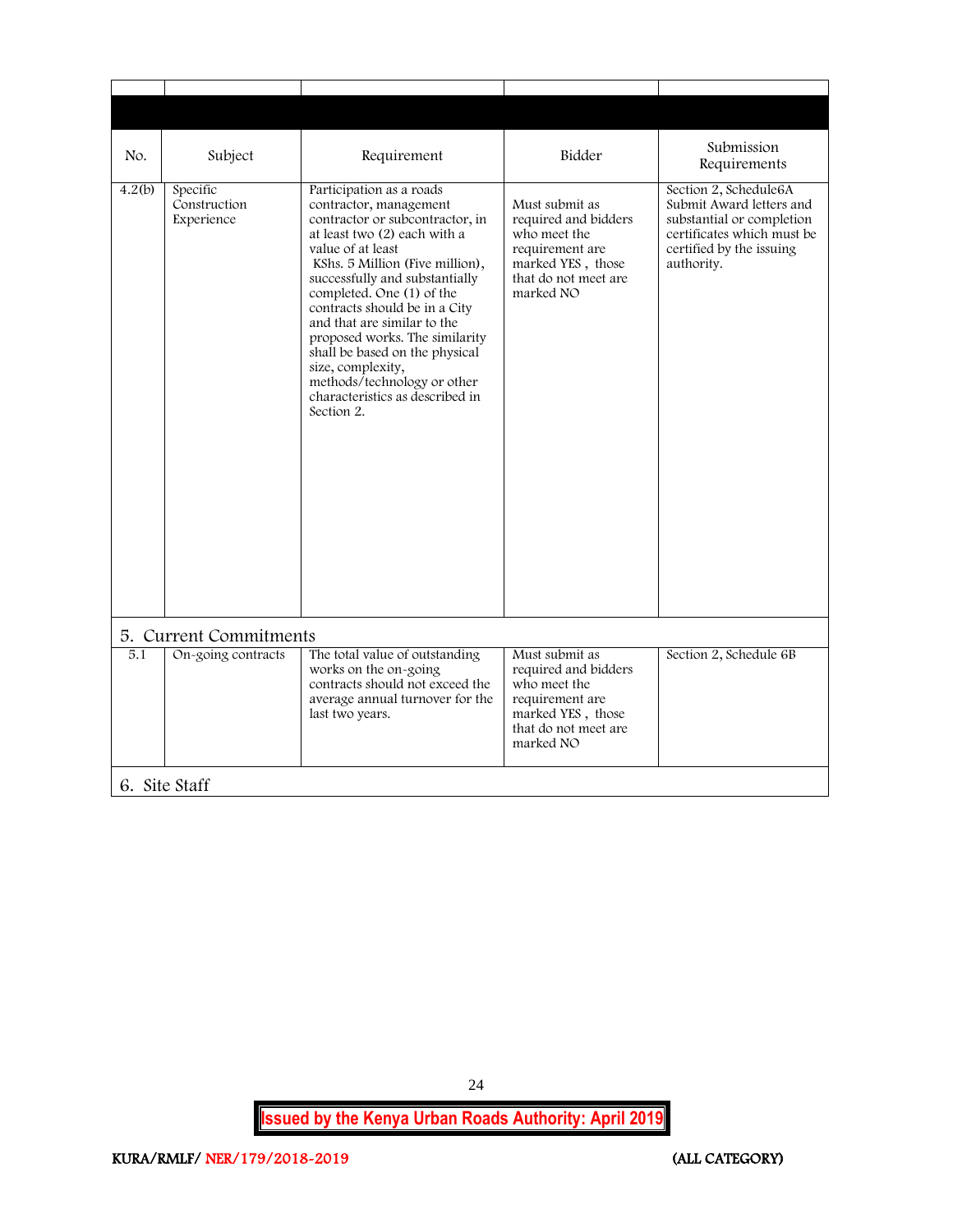| No. | Subject | Requirement | Bidder | Submission Requirements |
|---|---|---|---|---|
| 4.2(b) | Specific Construction Experience | Participation as a roads contractor, management contractor or subcontractor, in at least two (2) each with a value of at least KShs. 5 Million (Five million), successfully and substantially completed. One (1) of the contracts should be in a City and that are similar to the proposed works. The similarity shall be based on the physical size, complexity, methods/technology or other characteristics as described in Section 2. | Must submit as required and bidders who meet the requirement are marked YES , those that do not meet are marked NO | Section 2, Schedule6A Submit Award letters and substantial or completion certificates which must be certified by the issuing authority. |
| **5. Current Commitments** | | | | |
| 5.1 | On-going contracts | The total value of outstanding works on the on-going contracts should not exceed the average annual turnover for the last two years. | Must submit as required and bidders who meet the requirement are marked YES , those that do not meet are marked NO | Section 2, Schedule 6B |
| **6. Site Staff** | | | | |

**Issued by the Kenya Urban Roads Authority: April 2019**

KURA/RMLF/ NER/179/2018-2019 (ALL CATEGORY)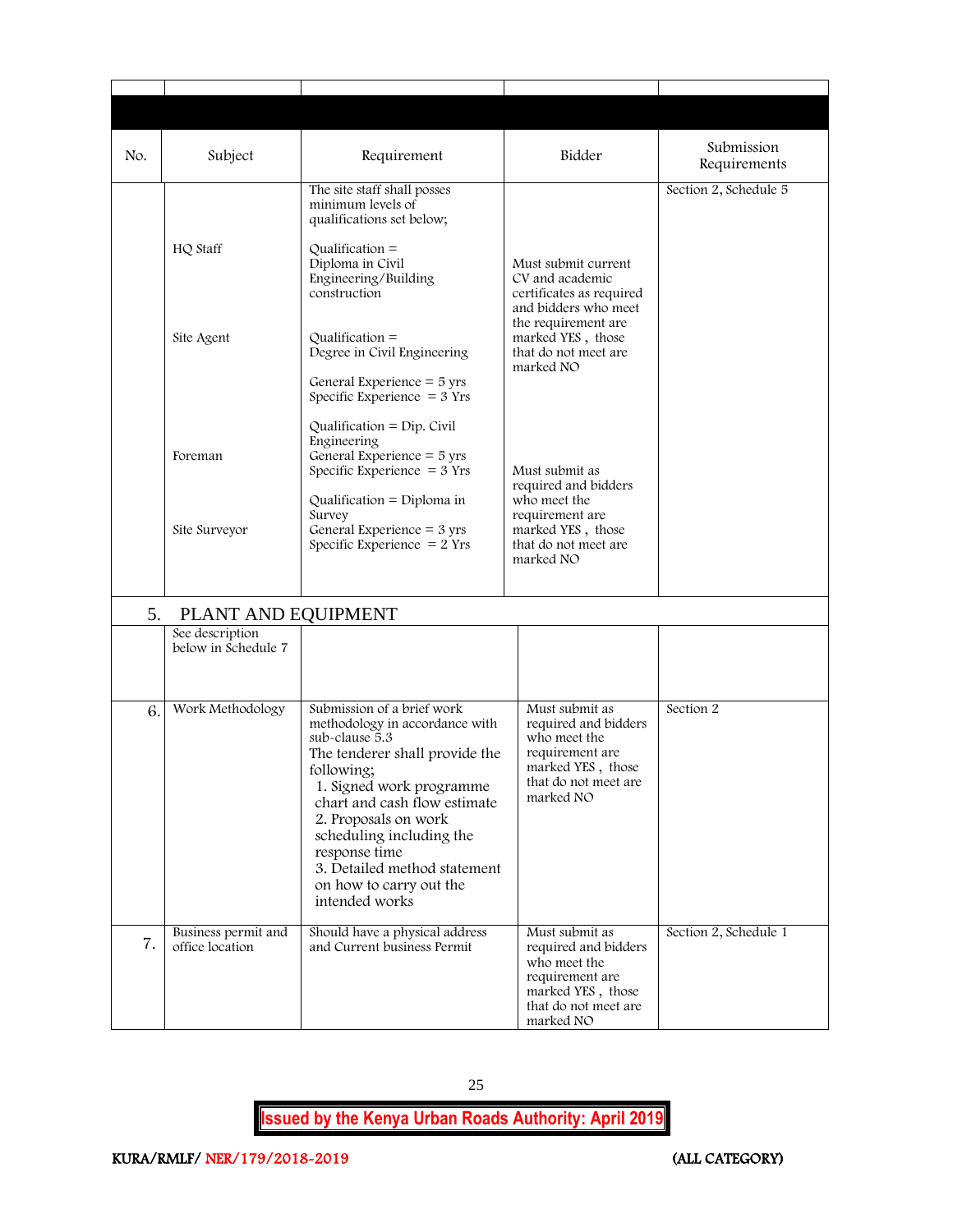| No. | Subject | Requirement | Bidder | Submission Requirements |
|---|---|---|---|---|
| | | The site staff shall posses minimum levels of qualifications set below; | | Section 2, Schedule 5 |
| | HQ Staff | Qualification = Diploma in Civil Engineering/Building construction | Must submit current CV and academic certificates as required and bidders who meet the requirement are marked YES , those that do not meet are marked NO | |
| | Site Agent | Qualification = Degree in Civil Engineering<br>General Experience = 5 yrs<br>Specific Experience = 3 Yrs | | |
| | Foreman | Qualification = Dip. Civil Engineering<br>General Experience = 5 yrs<br>Specific Experience = 3 Yrs | | |
| | Site Surveyor | Qualification = Diploma in Survey<br>General Experience = 3 yrs<br>Specific Experience = 2 Yrs | Must submit as required and bidders who meet the requirement are marked YES , those that do not meet are marked NO | |
| 5. | PLANT AND EQUIPMENT | | | |
| | See description below in Schedule 7 | | | |
| 6. | Work Methodology | Submission of a brief work methodology in accordance with sub-clause 5.3<br>The tenderer shall provide the following;<br>1. Signed work programme chart and cash flow estimate<br>2. Proposals on work scheduling including the response time<br>3. Detailed method statement on how to carry out the intended works | Must submit as required and bidders who meet the requirement are marked YES , those that do not meet are marked NO | Section 2 |
| 7. | Business permit and office location | Should have a physical address and Current business Permit | Must submit as required and bidders who meet the requirement are marked YES , those that do not meet are marked NO | Section 2, Schedule 1 |

**Issued by the Kenya Urban Roads Authority: April 2019**

KURA/RMLF/ NER/179/2018-2019 (ALL CATEGORY)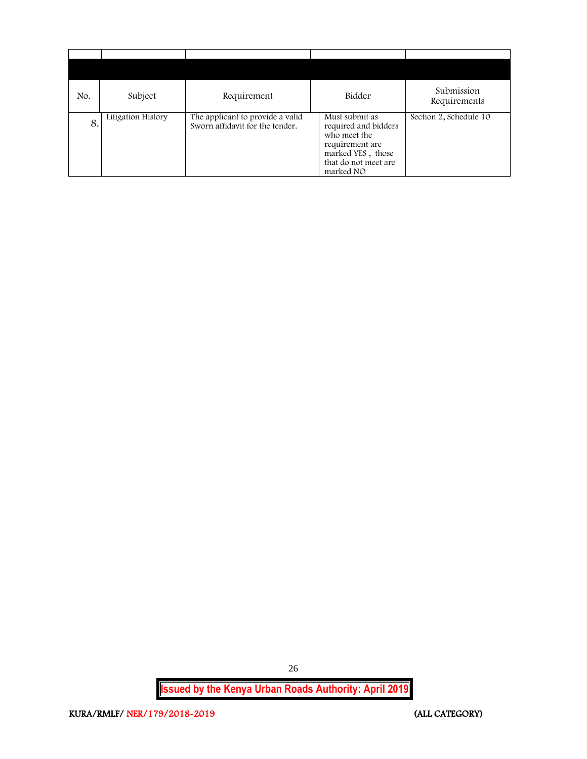| No. | Subject | Requirement | Bidder | Submission Requirements |
|---|---|---|---|---|
| 8. | Litigation History | The applicant to provide a valid Sworn affidavit for the tender. | Must submit as required and bidders who meet the requirement are marked YES , those that do not meet are marked NO | Section 2, Schedule 10 |

**Issued by the Kenya Urban Roads Authority: April 2019**

KURA/RMLF/ NER/179/2018-2019 (ALL CATEGORY)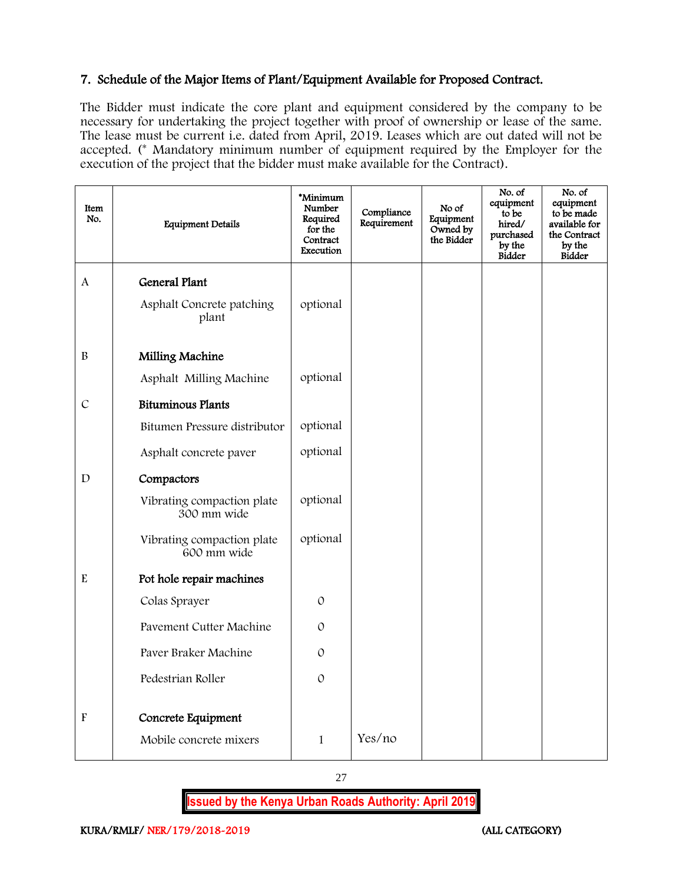## 7. Schedule of the Major Items of Plant/Equipment Available for Proposed Contract.

The Bidder must indicate the core plant and equipment considered by the company to be necessary for undertaking the project together with proof of ownership or lease of the same. The lease must be current i.e. dated from April, 2019. Leases which are out dated will not be accepted. (* Mandatory minimum number of equipment required by the Employer for the execution of the project that the bidder must make available for the Contract).

| Item No. | Equipment Details | *Minimum Number Required for the Contract Execution | Compliance Requirement | No of Equipment Owned by the Bidder | No. of equipment to be hired/ purchased by the Bidder | No. of equipment to be made available for the Contract by the Bidder |
|---|---|---|---|---|---|---|
| A | **General Plant** | | | | | |
| | Asphalt Concrete patching plant | optional | | | | |
| B | **Milling Machine** | | | | | |
| | Asphalt Milling Machine | optional | | | | |
| C | **Bituminous Plants** | | | | | |
| | Bitumen Pressure distributor | optional | | | | |
| | Asphalt concrete paver | optional | | | | |
| D | **Compactors** | | | | | |
| | Vibrating compaction plate 300 mm wide | optional | | | | |
| | Vibrating compaction plate 600 mm wide | optional | | | | |
| E | **Pot hole repair machines** | | | | | |
| | Colas Sprayer | 0 | | | | |
| | Pavement Cutter Machine | 0 | | | | |
| | Paver Braker Machine | 0 | | | | |
| | Pedestrian Roller | 0 | | | | |
| F | **Concrete Equipment** | | | | | |
| | Mobile concrete mixers | 1 | Yes/no | | | |

**Issued by the Kenya Urban Roads Authority: April 2019**

KURA/RMLF/ NER/179/2018-2019 (ALL CATEGORY)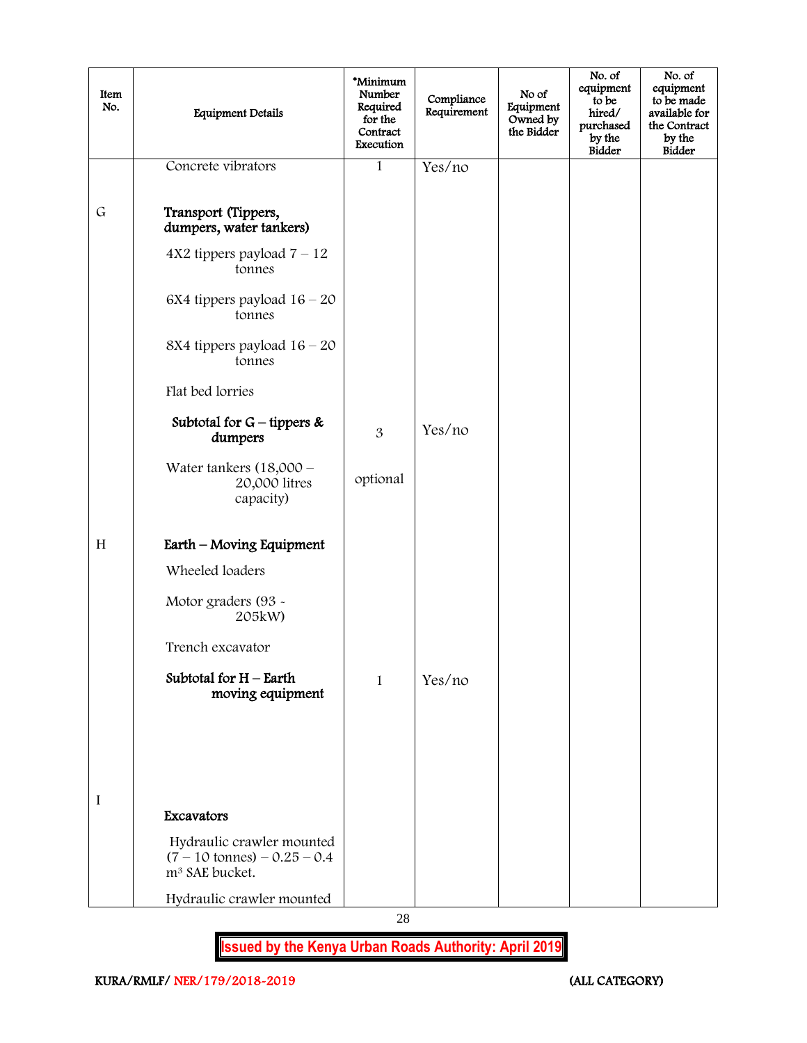| Item No. | Equipment Details | *Minimum Number Required for the Contract Execution | Compliance Requirement | No of Equipment Owned by the Bidder | No. of equipment to be hired/ purchased by the Bidder | No. of equipment to be made available for the Contract by the Bidder |
|---|---|---|---|---|---|---|
| | Concrete vibrators | 1 | Yes/no | | | |
| G | **Transport (Tippers, dumpers, water tankers)** | | | | | |
| | 4X2 tippers payload 7 – 12 tonnes | | | | | |
| | 6X4 tippers payload 16 – 20 tonnes | | | | | |
| | 8X4 tippers payload 16 – 20 tonnes | | | | | |
| | Flat bed lorries | | | | | |
| | **Subtotal for G – tippers & dumpers** | 3 | Yes/no | | | |
| | Water tankers (18,000 – 20,000 litres capacity) | optional | | | | |
| H | **Earth – Moving Equipment** | | | | | |
| | Wheeled loaders | | | | | |
| | Motor graders (93 - 205kW) | | | | | |
| | Trench excavator | | | | | |
| | **Subtotal for H – Earth moving equipment** | 1 | Yes/no | | | |
| I | **Excavators** | | | | | |
| | Hydraulic crawler mounted (7 – 10 tonnes) – 0.25 – 0.4 $m^3$ SAE bucket. | | | | | |
| | Hydraulic crawler mounted | | | | | |

**Issued by the Kenya Urban Roads Authority: April 2019**

KURA/RMLF/ NER/179/2018-2019 (ALL CATEGORY)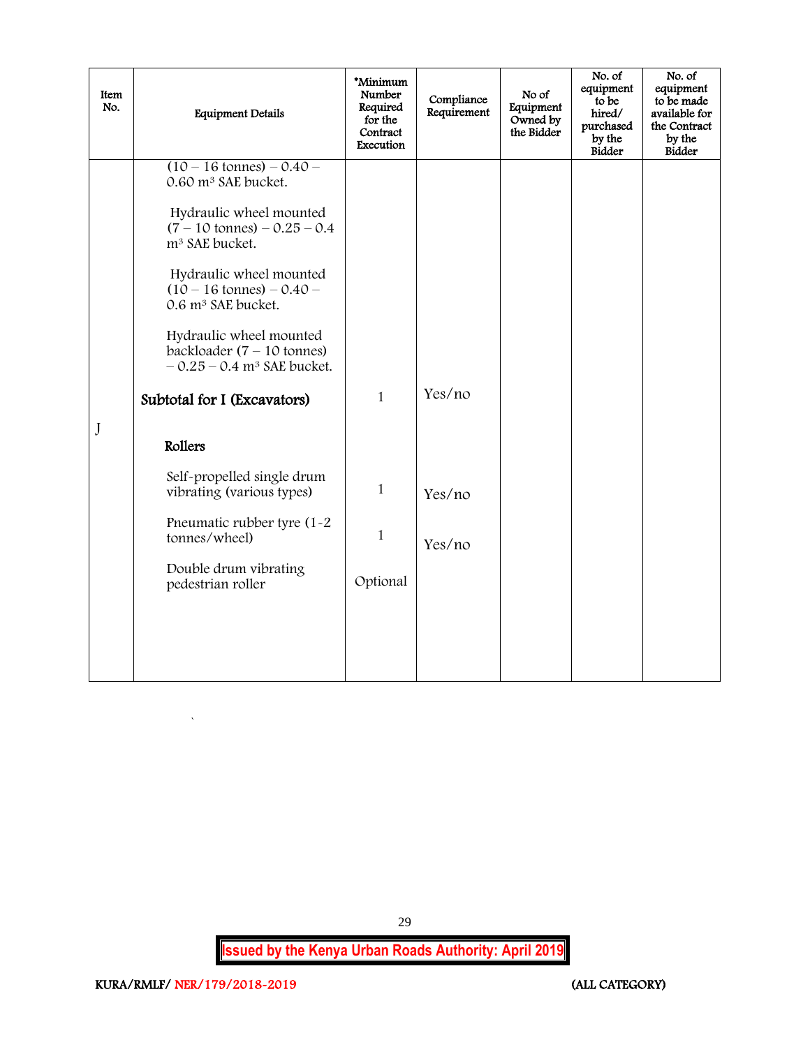| Item No. | Equipment Details | *Minimum Number Required for the Contract Execution | Compliance Requirement | No of Equipment Owned by the Bidder | No. of equipment to be hired/ purchased by the Bidder | No. of equipment to be made available for the Contract by the Bidder |
|---|---|---|---|---|---|---|
| | (10 – 16 tonnes) – 0.40 – 0.60 m³ SAE bucket. | | | | | |
| | Hydraulic wheel mounted (7 – 10 tonnes) – 0.25 – 0.4 m³ SAE bucket. | | | | | |
| | Hydraulic wheel mounted (10 – 16 tonnes) – 0.40 – 0.6 m³ SAE bucket. | | | | | |
| | Hydraulic wheel mounted backloader (7 – 10 tonnes) – 0.25 – 0.4 m³ SAE bucket. | | | | | |
| | **Subtotal for I (Excavators)** | 1 | Yes/no | | | |
| J | **Rollers** | | | | | |
| | Self-propelled single drum vibrating (various types) | 1 | Yes/no | | | |
| | Pneumatic rubber tyre (1-2 tonnes/wheel) | 1 | Yes/no | | | |
| | Double drum vibrating pedestrian roller | Optional | | | | |

**Issued by the Kenya Urban Roads Authority: April 2019**

KURA/RMLF/ NER/179/2018-2019 (ALL CATEGORY)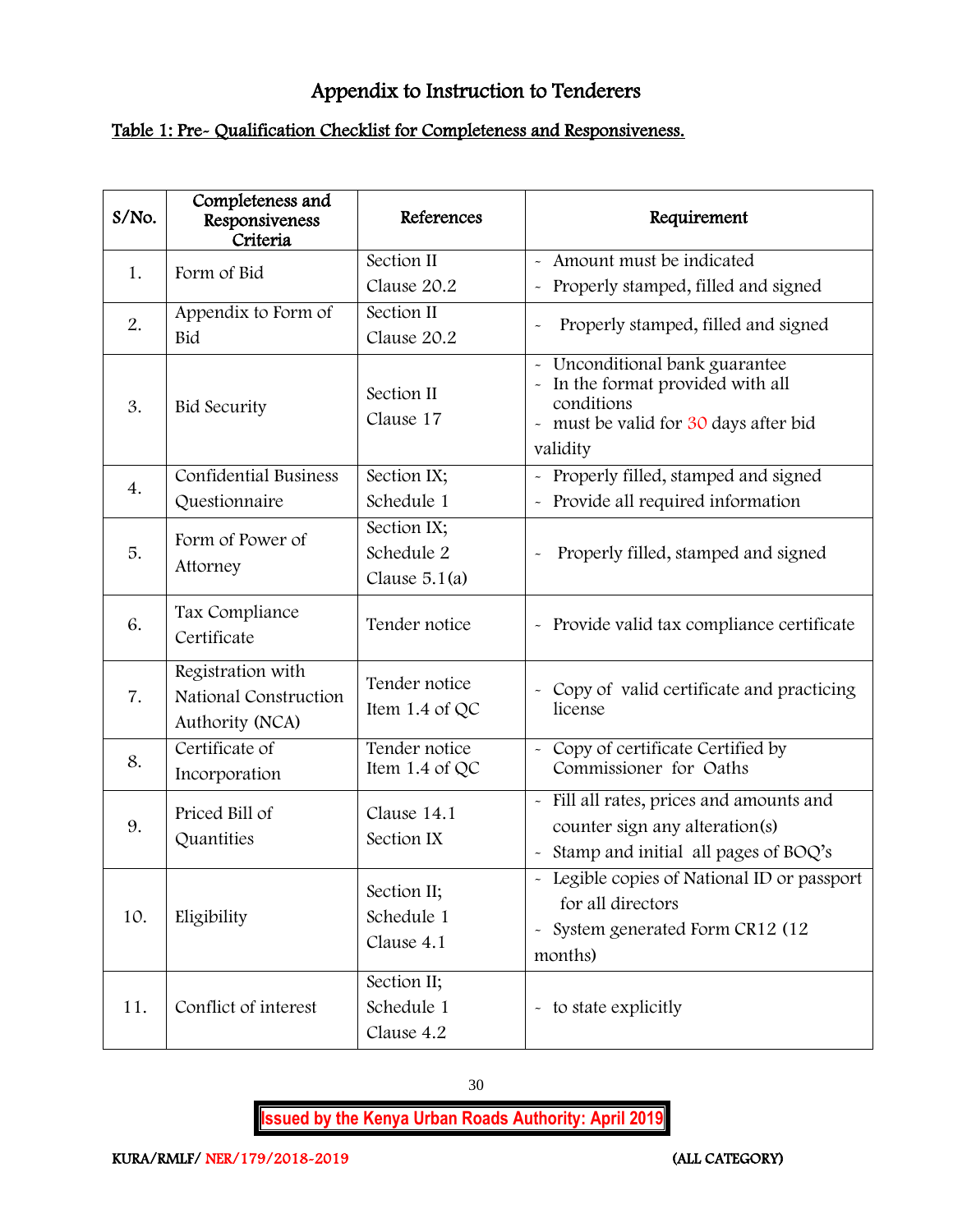# Appendix to Instruction to Tenderers

## Table 1: Pre- Qualification Checklist for Completeness and Responsiveness.

| S/No. | Completeness and Responsiveness Criteria | References | Requirement |
|---|---|---|---|
| 1. | Form of Bid | Section II Clause 20.2 | - Amount must be indicated<br>- Properly stamped, filled and signed |
| 2. | Appendix to Form of Bid | Section II Clause 20.2 | - Properly stamped, filled and signed |
| 3. | Bid Security | Section II Clause 17 | - Unconditional bank guarantee<br>- In the format provided with all conditions<br>- must be valid for 30 days after bid validity |
| 4. | Confidential Business Questionnaire | Section IX; Schedule 1 | - Properly filled, stamped and signed<br>- Provide all required information |
| 5. | Form of Power of Attorney | Section IX; Schedule 2 Clause 5.1(a) | - Properly filled, stamped and signed |
| 6. | Tax Compliance Certificate | Tender notice | - Provide valid tax compliance certificate |
| 7. | Registration with National Construction Authority (NCA) | Tender notice Item 1.4 of QC | - Copy of valid certificate and practicing license |
| 8. | Certificate of Incorporation | Tender notice Item 1.4 of QC | - Copy of certificate Certified by Commissioner for Oaths |
| 9. | Priced Bill of Quantities | Clause 14.1 Section IX | - Fill all rates, prices and amounts and counter sign any alteration(s)<br>- Stamp and initial all pages of BOQ's |
| 10. | Eligibility | Section II; Schedule 1 Clause 4.1 | - Legible copies of National ID or passport for all directors<br>- System generated Form CR12 (12 months) |
| 11. | Conflict of interest | Section II; Schedule 1 Clause 4.2 | - to state explicitly |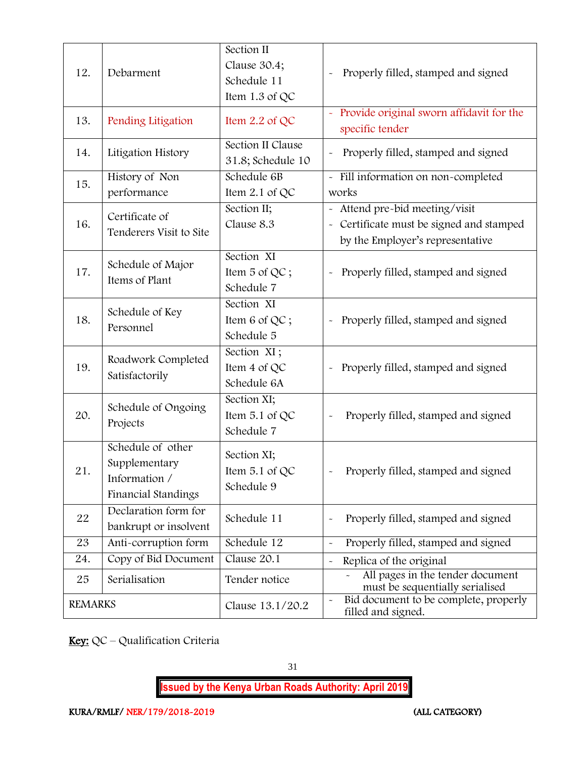| 12. | Debarment | Section II Clause 30.4; Schedule 11 Item 1.3 of QC | - Properly filled, stamped and signed |
|---|---|---|---|
| 13. | Pending Litigation | Item 2.2 of QC | - Provide original sworn affidavit for the specific tender |
| 14. | Litigation History | Section II Clause 31.8; Schedule 10 | - Properly filled, stamped and signed |
| 15. | History of Non performance | Schedule 6B Item 2.1 of QC | - Fill information on non-completed works |
| 16. | Certificate of Tenderers Visit to Site | Section II; Clause 8.3 | - Attend pre-bid meeting/visit<br>- Certificate must be signed and stamped by the Employer's representative |
| 17. | Schedule of Major Items of Plant | Section XI Item 5 of QC ; Schedule 7 | - Properly filled, stamped and signed |
| 18. | Schedule of Key Personnel | Section XI Item 6 of QC ; Schedule 5 | - Properly filled, stamped and signed |
| 19. | Roadwork Completed Satisfactorily | Section XI ; Item 4 of QC Schedule 6A | - Properly filled, stamped and signed |
| 20. | Schedule of Ongoing Projects | Section XI; Item 5.1 of QC Schedule 7 | - Properly filled, stamped and signed |
| 21. | Schedule of other Supplementary Information / Financial Standings | Section XI; Item 5.1 of QC Schedule 9 | - Properly filled, stamped and signed |
| 22 | Declaration form for bankrupt or insolvent | Schedule 11 | - Properly filled, stamped and signed |
| 23 | Anti-corruption form | Schedule 12 | - Properly filled, stamped and signed |
| 24. | Copy of Bid Document | Clause 20.1 | - Replica of the original |
| 25 | Serialisation | Tender notice | - All pages in the tender document must be sequentially serialised |
| REMARKS | | Clause 13.1/20.2 | - Bid document to be complete, properly filled and signed. |

**Key:** QC – Qualification Criteria

**Issued by the Kenya Urban Roads Authority: April 2019**

KURA/RMLF/ NER/179/2018-2019 (ALL CATEGORY)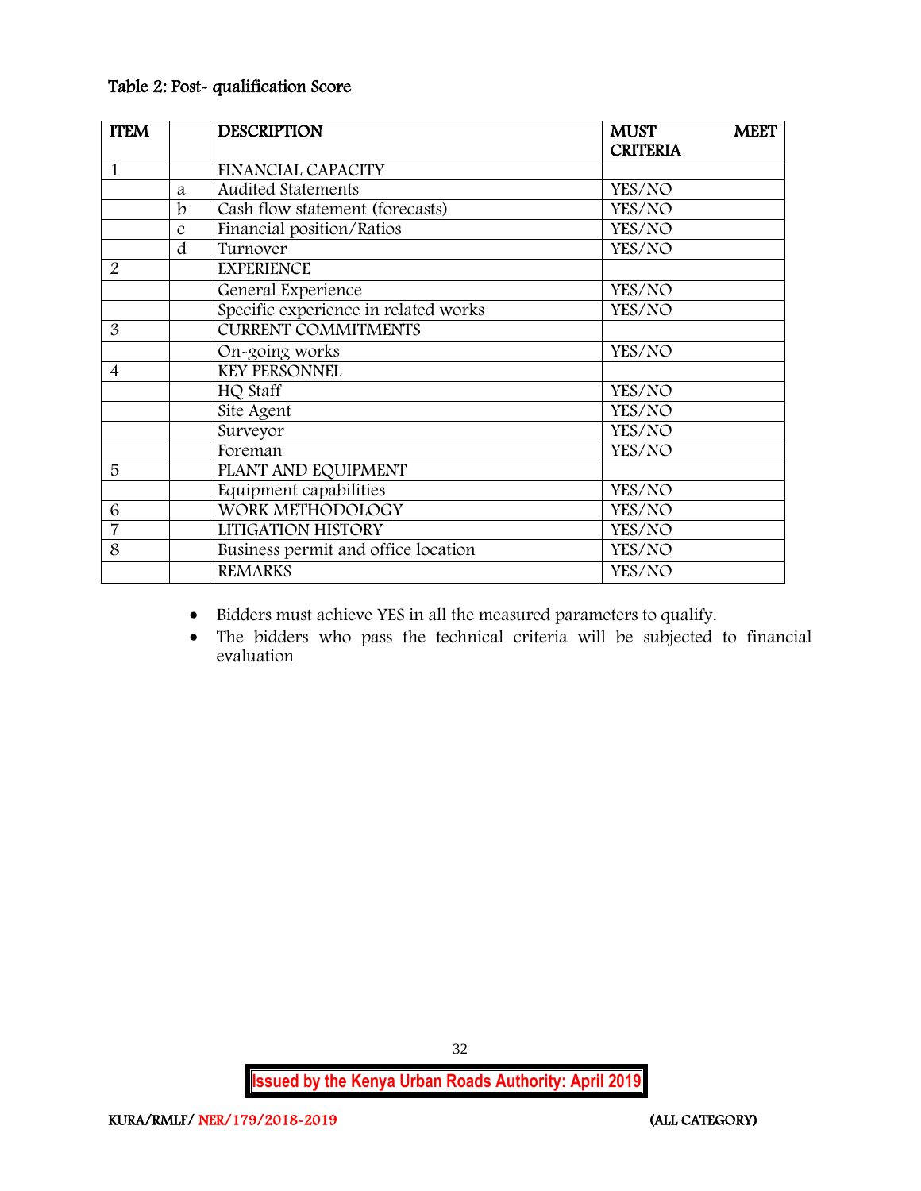Table 2: Post- qualification Score

| ITEM | | DESCRIPTION | MUST MEET CRITERIA |
|---|---|---|---|
| 1 | | FINANCIAL CAPACITY | |
| | a | Audited Statements | YES/NO |
| | b | Cash flow statement (forecasts) | YES/NO |
| | c | Financial position/Ratios | YES/NO |
| | d | Turnover | YES/NO |
| 2 | | EXPERIENCE | |
| | | General Experience | YES/NO |
| | | Specific experience in related works | YES/NO |
| 3 | | CURRENT COMMITMENTS | |
| | | On-going works | YES/NO |
| 4 | | KEY PERSONNEL | |
| | | HQ Staff | YES/NO |
| | | Site Agent | YES/NO |
| | | Surveyor | YES/NO |
| | | Foreman | YES/NO |
| 5 | | PLANT AND EQUIPMENT | |
| | | Equipment capabilities | YES/NO |
| 6 | | WORK METHODOLOGY | YES/NO |
| 7 | | LITIGATION HISTORY | YES/NO |
| 8 | | Business permit and office location | YES/NO |
| | | REMARKS | YES/NO |

- Bidders must achieve YES in all the measured parameters to qualify.
- The bidders who pass the technical criteria will be subjected to financial evaluation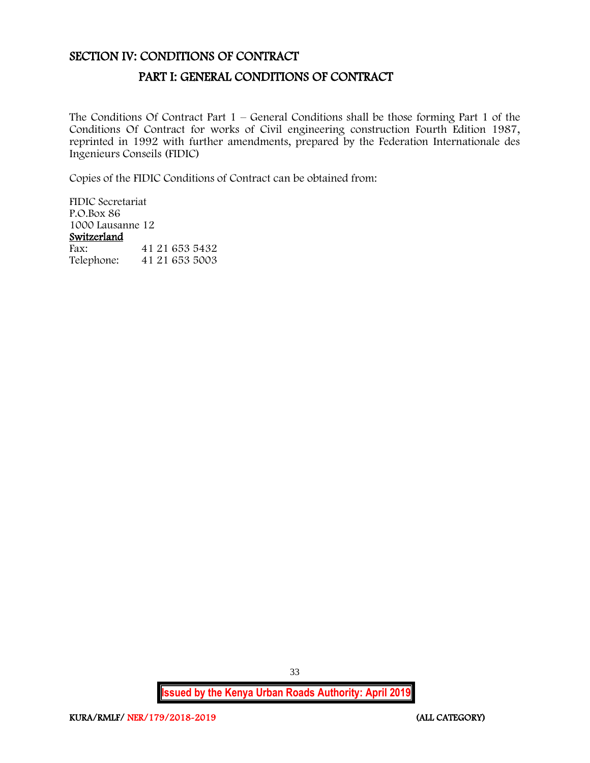# SECTION IV: CONDITIONS OF CONTRACT

## PART I: GENERAL CONDITIONS OF CONTRACT

The Conditions Of Contract Part 1 – General Conditions shall be those forming Part 1 of the Conditions Of Contract for works of Civil engineering construction Fourth Edition 1987, reprinted in 1992 with further amendments, prepared by the Federation Internationale des Ingenieurs Conseils (FIDIC)

Copies of the FIDIC Conditions of Contract can be obtained from:

FIDIC Secretariat
P.O.Box 86
1000 Lausanne 12
<u>Switzerland</u>

| | |
|---|---|
| Fax: | 41 21 653 5432 |
| Telephone: | 41 21 653 5003 |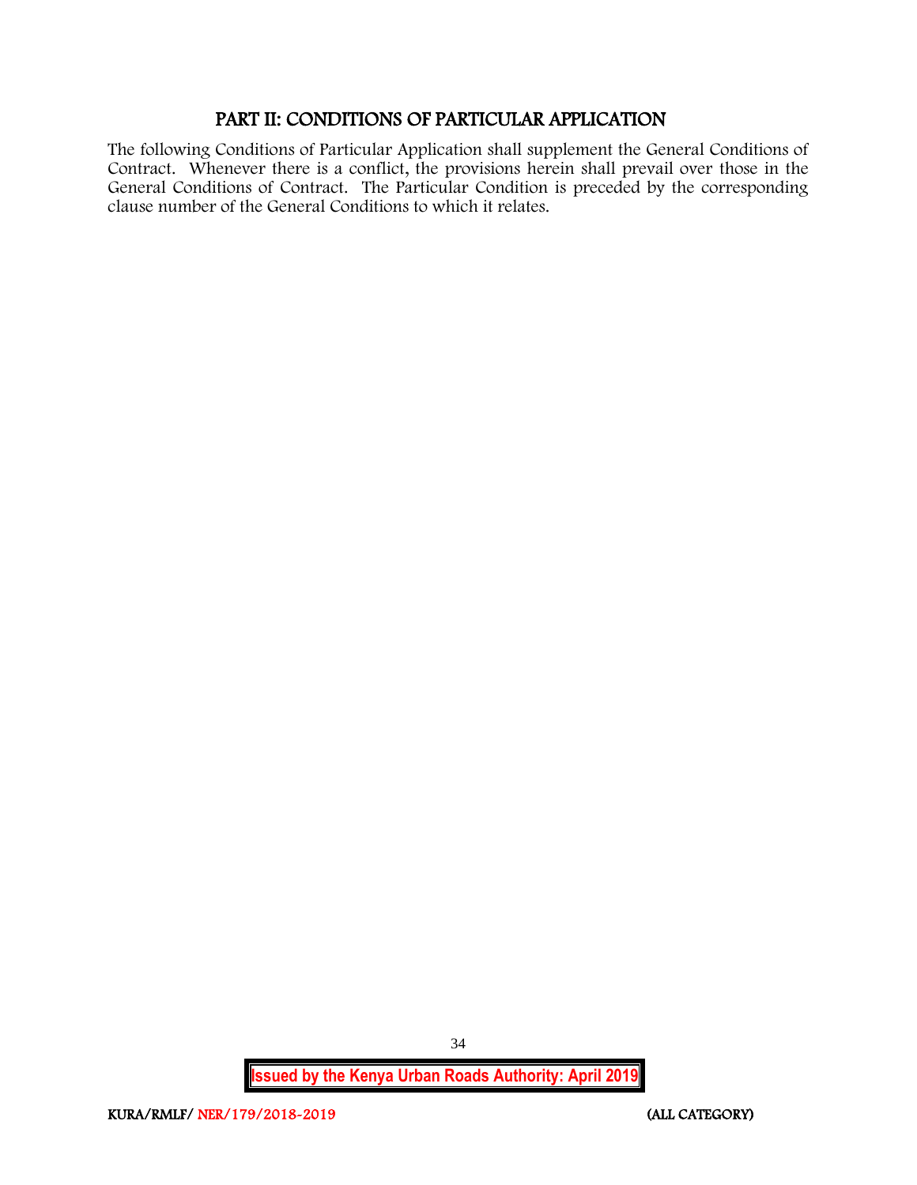# PART II: CONDITIONS OF PARTICULAR APPLICATION

The following Conditions of Particular Application shall supplement the General Conditions of Contract. Whenever there is a conflict, the provisions herein shall prevail over those in the General Conditions of Contract. The Particular Condition is preceded by the corresponding clause number of the General Conditions to which it relates.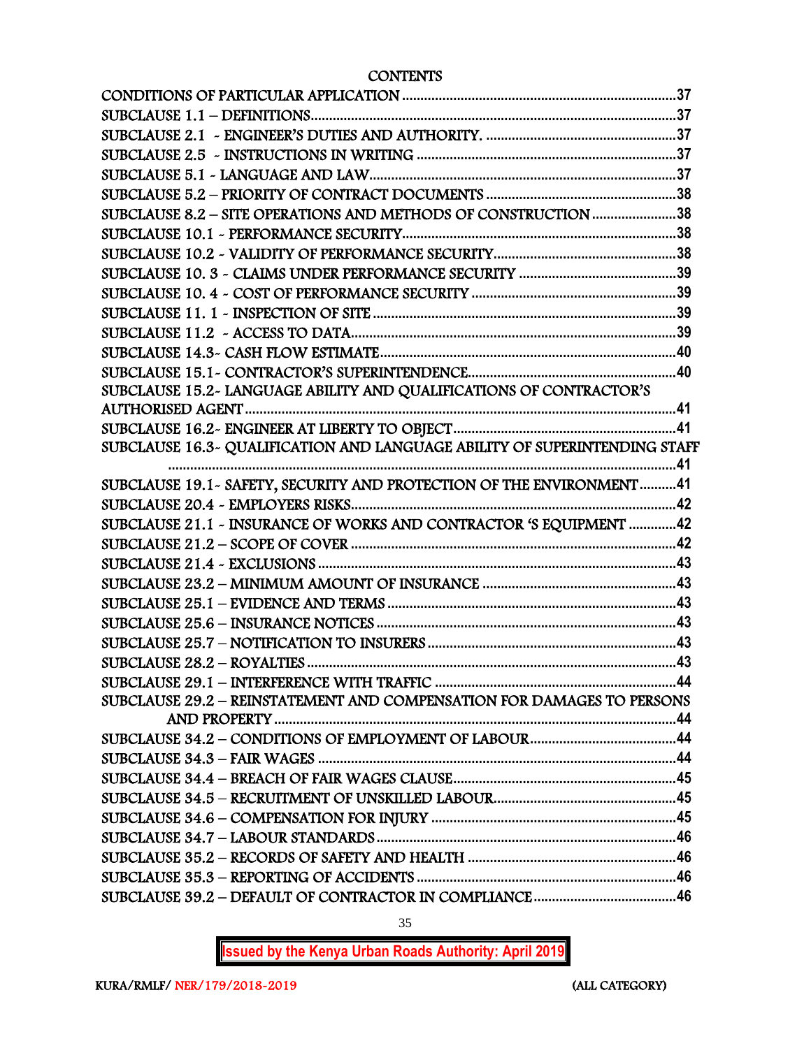# CONTENTS

CONDITIONS OF PARTICULAR APPLICATION ........................................................................37
SUBCLAUSE 1.1 – DEFINITIONS..........................................................................................37
SUBCLAUSE 2.1 - ENGINEER'S DUTIES AND AUTHORITY. ...................................................37
SUBCLAUSE 2.5 - INSTRUCTIONS IN WRITING ......................................................................37
SUBCLAUSE 5.1 - LANGUAGE AND LAW...................................................................................37
SUBCLAUSE 5.2 – PRIORITY OF CONTRACT DOCUMENTS ....................................................38
SUBCLAUSE 8.2 – SITE OPERATIONS AND METHODS OF CONSTRUCTION ........................38
SUBCLAUSE 10.1 - PERFORMANCE SECURITY.........................................................................38
SUBCLAUSE 10.2 - VALIDITY OF PERFORMANCE SECURITY.................................................38
SUBCLAUSE 10. 3 - CLAIMS UNDER PERFORMANCE SECURITY ..........................................39
SUBCLAUSE 10. 4 - COST OF PERFORMANCE SECURITY .......................................................39
SUBCLAUSE 11. 1 - INSPECTION OF SITE ..................................................................................39
SUBCLAUSE 11.2 - ACCESS TO DATA..........................................................................................39
SUBCLAUSE 14.3- CASH FLOW ESTIMATE..................................................................................40
SUBCLAUSE 15.1- CONTRACTOR'S SUPERINTENDENCE.........................................................40
SUBCLAUSE 15.2- LANGUAGE ABILITY AND QUALIFICATIONS OF CONTRACTOR'S AUTHORISED AGENT ..........................................................................................................41
SUBCLAUSE 16.2- ENGINEER AT LIBERTY TO OBJECT.............................................................41
SUBCLAUSE 16.3- QUALIFICATION AND LANGUAGE ABILITY OF SUPERINTENDING STAFF ..........................................................................................................................................41
SUBCLAUSE 19.1- SAFETY, SECURITY AND PROTECTION OF THE ENVIRONMENT ..........41
SUBCLAUSE 20.4 - EMPLOYERS RISKS.........................................................................................42
SUBCLAUSE 21.1 - INSURANCE OF WORKS AND CONTRACTOR 'S EQUIPMENT .............42
SUBCLAUSE 21.2 – SCOPE OF COVER ...........................................................................................42
SUBCLAUSE 21.4 - EXCLUSIONS ....................................................................................................43
SUBCLAUSE 23.2 – MINIMUM AMOUNT OF INSURANCE .......................................................43
SUBCLAUSE 25.1 – EVIDENCE AND TERMS ................................................................................43
SUBCLAUSE 25.6 – INSURANCE NOTICES ...................................................................................43
SUBCLAUSE 25.7 – NOTIFICATION TO INSURERS .....................................................................43
SUBCLAUSE 28.2 – ROYALTIES .......................................................................................................43
SUBCLAUSE 29.1 – INTERFERENCE WITH TRAFFIC ..................................................................44
SUBCLAUSE 29.2 – REINSTATEMENT AND COMPENSATION FOR DAMAGES TO PERSONS AND PROPERTY ..................................................................................................................44
SUBCLAUSE 34.2 – CONDITIONS OF EMPLOYMENT OF LABOUR.........................................44
SUBCLAUSE 34.3 – FAIR WAGES ....................................................................................................44
SUBCLAUSE 34.4 – BREACH OF FAIR WAGES CLAUSE.............................................................45
SUBCLAUSE 34.5 – RECRUITMENT OF UNSKILLED LABOUR..................................................45
SUBCLAUSE 34.6 – COMPENSATION FOR INJURY ....................................................................45
SUBCLAUSE 34.7 – LABOUR STANDARDS....................................................................................46
SUBCLAUSE 35.2 – RECORDS OF SAFETY AND HEALTH .........................................................46
SUBCLAUSE 35.3 – REPORTING OF ACCIDENTS ........................................................................46
SUBCLAUSE 39.2 – DEFAULT OF CONTRACTOR IN COMPLIANCE........................................46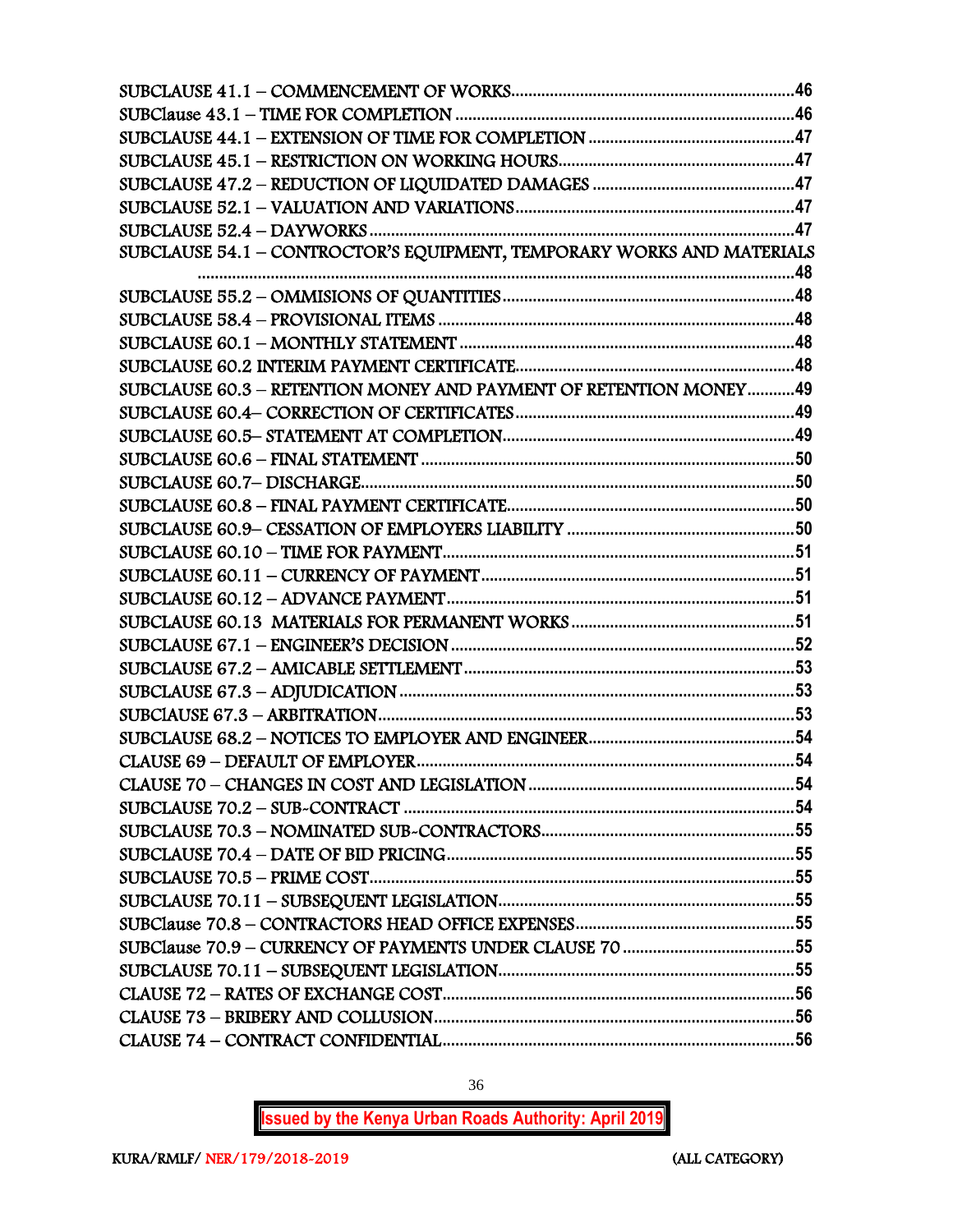SUBCLAUSE 41.1 – COMMENCEMENT OF WORKS ........................................................................ 46
SUBClause 43.1 – TIME FOR COMPLETION ................................................................................ 46
SUBCLAUSE 44.1 – EXTENSION OF TIME FOR COMPLETION ................................................ 47
SUBCLAUSE 45.1 – RESTRICTION ON WORKING HOURS ....................................................... 47
SUBCLAUSE 47.2 – REDUCTION OF LIQUIDATED DAMAGES ................................................ 47
SUBCLAUSE 52.1 – VALUATION AND VARIATIONS ................................................................ 47
SUBCLAUSE 52.4 – DAYWORKS ................................................................................................. 47
SUBCLAUSE 54.1 – CONTROCTOR'S EQUIPMENT, TEMPORARY WORKS AND MATERIALS ........................................................................................................................................ 48
SUBCLAUSE 55.2 – OMMISIONS OF QUANTITIES .................................................................... 48
SUBCLAUSE 58.4 – PROVISIONAL ITEMS ................................................................................. 48
SUBCLAUSE 60.1 – MONTHLY STATEMENT ............................................................................. 48
SUBCLAUSE 60.2 INTERIM PAYMENT CERTIFICATE ................................................................ 48
SUBCLAUSE 60.3 – RETENTION MONEY AND PAYMENT OF RETENTION MONEY ........... 49
SUBCLAUSE 60.4– CORRECTION OF CERTIFICATES ................................................................ 49
SUBCLAUSE 60.5– STATEMENT AT COMPLETION ................................................................... 49
SUBCLAUSE 60.6 – FINAL STATEMENT ...................................................................................... 50
SUBCLAUSE 60.7– DISCHARGE .................................................................................................... 50
SUBCLAUSE 60.8 – FINAL PAYMENT CERTIFICATE .................................................................. 50
SUBCLAUSE 60.9– CESSATION OF EMPLOYERS LIABILITY .................................................... 50
SUBCLAUSE 60.10 – TIME FOR PAYMENT ................................................................................. 51
SUBCLAUSE 60.11 – CURRENCY OF PAYMENT ........................................................................ 51
SUBCLAUSE 60.12 – ADVANCE PAYMENT ................................................................................ 51
SUBCLAUSE 60.13 MATERIALS FOR PERMANENT WORKS ................................................... 51
SUBCLAUSE 67.1 – ENGINEER'S DECISION ............................................................................... 52
SUBCLAUSE 67.2 – AMICABLE SETTLEMENT ............................................................................ 53
SUBCLAUSE 67.3 – ADJUDICATION ............................................................................................ 53
SUBClAUSE 67.3 – ARBITRATION ................................................................................................ 53
SUBCLAUSE 68.2 – NOTICES TO EMPLOYER AND ENGINEER ................................................ 54
CLAUSE 69 – DEFAULT OF EMPLOYER ........................................................................................ 54
CLAUSE 70 – CHANGES IN COST AND LEGISLATION ............................................................. 54
SUBCLAUSE 70.2 – SUB-CONTRACT ........................................................................................... 54
SUBCLAUSE 70.3 – NOMINATED SUB-CONTRACTORS ........................................................... 55
SUBCLAUSE 70.4 – DATE OF BID PRICING ................................................................................ 55
SUBCLAUSE 70.5 – PRIME COST .................................................................................................. 55
SUBCLAUSE 70.11 – SUBSEQUENT LEGISLATION .................................................................... 55
SUBClause 70.8 – CONTRACTORS HEAD OFFICE EXPENSES ................................................... 55
SUBClause 70.9 – CURRENCY OF PAYMENTS UNDER CLAUSE 70 ......................................... 55
SUBCLAUSE 70.11 – SUBSEQUENT LEGISLATION .................................................................... 55
CLAUSE 72 – RATES OF EXCHANGE COST .................................................................................. 56
CLAUSE 73 – BRIBERY AND COLLUSION .................................................................................... 56
CLAUSE 74 – CONTRACT CONFIDENTIAL .................................................................................. 56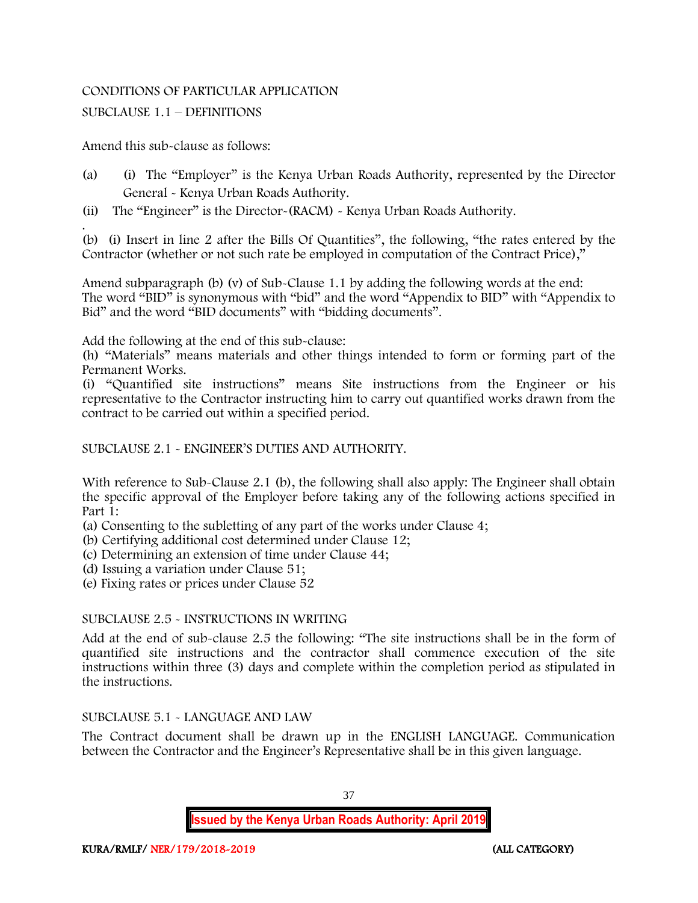CONDITIONS OF PARTICULAR APPLICATION

SUBCLAUSE 1.1 – DEFINITIONS

Amend this sub-clause as follows:

(a) (i) The "Employer" is the Kenya Urban Roads Authority, represented by the Director General - Kenya Urban Roads Authority.

(ii) The "Engineer" is the Director-(RACM) - Kenya Urban Roads Authority.

(b) (i) Insert in line 2 after the Bills Of Quantities", the following, "the rates entered by the Contractor (whether or not such rate be employed in computation of the Contract Price),"

Amend subparagraph (b) (v) of Sub-Clause 1.1 by adding the following words at the end: The word "BID" is synonymous with "bid" and the word "Appendix to BID" with "Appendix to Bid" and the word "BID documents" with "bidding documents".

Add the following at the end of this sub-clause:
(h) "Materials" means materials and other things intended to form or forming part of the Permanent Works.
(i) "Quantified site instructions" means Site instructions from the Engineer or his representative to the Contractor instructing him to carry out quantified works drawn from the contract to be carried out within a specified period.

SUBCLAUSE 2.1 - ENGINEER'S DUTIES AND AUTHORITY.

With reference to Sub-Clause 2.1 (b), the following shall also apply: The Engineer shall obtain the specific approval of the Employer before taking any of the following actions specified in Part 1:
(a) Consenting to the subletting of any part of the works under Clause 4;
(b) Certifying additional cost determined under Clause 12;
(c) Determining an extension of time under Clause 44;
(d) Issuing a variation under Clause 51;
(e) Fixing rates or prices under Clause 52

SUBCLAUSE 2.5 - INSTRUCTIONS IN WRITING

Add at the end of sub-clause 2.5 the following: "The site instructions shall be in the form of quantified site instructions and the contractor shall commence execution of the site instructions within three (3) days and complete within the completion period as stipulated in the instructions.

SUBCLAUSE 5.1 - LANGUAGE AND LAW

The Contract document shall be drawn up in the ENGLISH LANGUAGE. Communication between the Contractor and the Engineer's Representative shall be in this given language.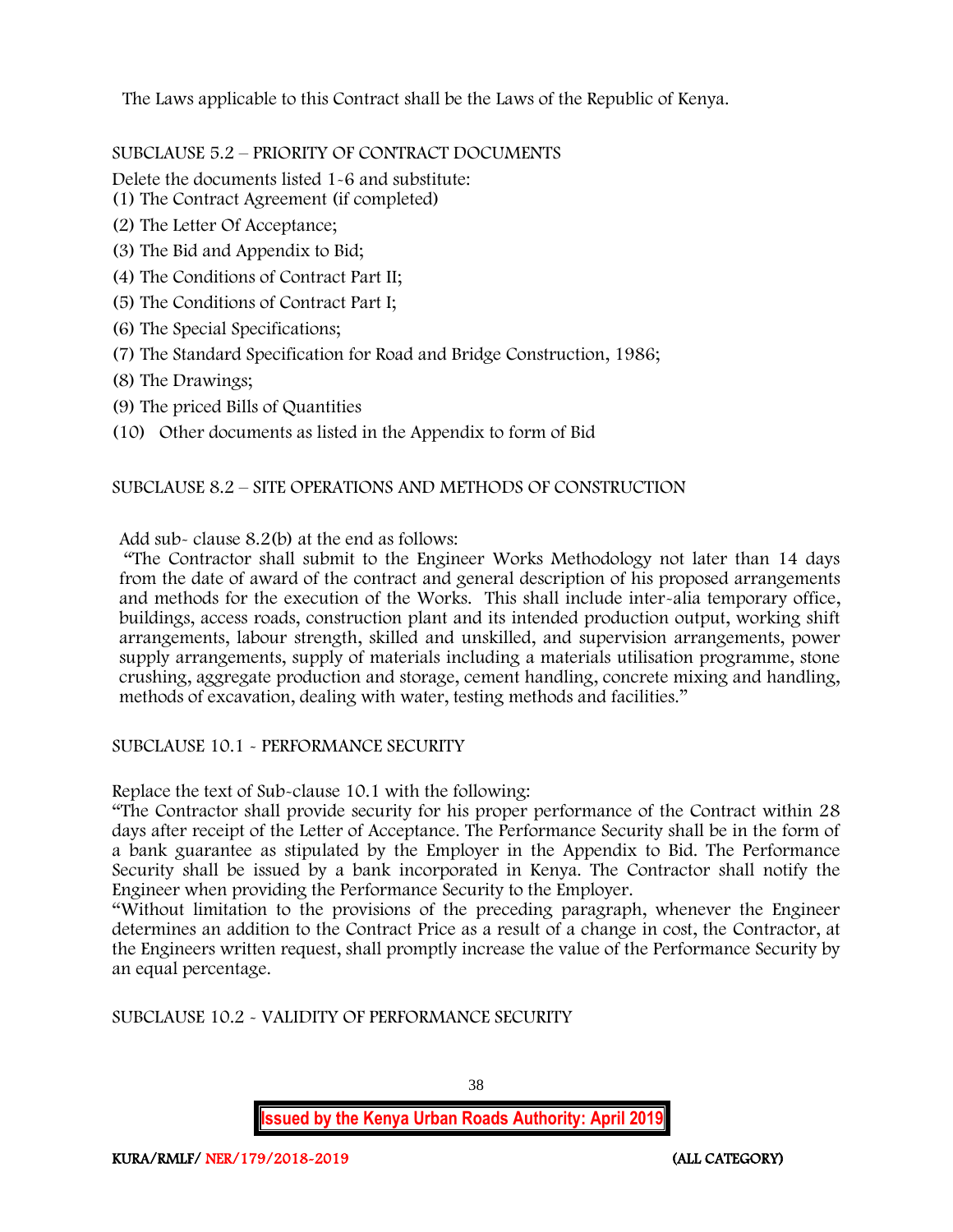The Laws applicable to this Contract shall be the Laws of the Republic of Kenya.

SUBCLAUSE 5.2 – PRIORITY OF CONTRACT DOCUMENTS

Delete the documents listed 1-6 and substitute:

(1) The Contract Agreement (if completed)

(2) The Letter Of Acceptance;

(3) The Bid and Appendix to Bid;

(4) The Conditions of Contract Part II;

(5) The Conditions of Contract Part I;

(6) The Special Specifications;

(7) The Standard Specification for Road and Bridge Construction, 1986;

(8) The Drawings;

(9) The priced Bills of Quantities

(10) Other documents as listed in the Appendix to form of Bid

SUBCLAUSE 8.2 – SITE OPERATIONS AND METHODS OF CONSTRUCTION

Add sub- clause 8.2(b) at the end as follows:

"The Contractor shall submit to the Engineer Works Methodology not later than 14 days from the date of award of the contract and general description of his proposed arrangements and methods for the execution of the Works. This shall include inter-alia temporary office, buildings, access roads, construction plant and its intended production output, working shift arrangements, labour strength, skilled and unskilled, and supervision arrangements, power supply arrangements, supply of materials including a materials utilisation programme, stone crushing, aggregate production and storage, cement handling, concrete mixing and handling, methods of excavation, dealing with water, testing methods and facilities."

SUBCLAUSE 10.1 - PERFORMANCE SECURITY

Replace the text of Sub-clause 10.1 with the following:

"The Contractor shall provide security for his proper performance of the Contract within 28 days after receipt of the Letter of Acceptance. The Performance Security shall be in the form of a bank guarantee as stipulated by the Employer in the Appendix to Bid. The Performance Security shall be issued by a bank incorporated in Kenya. The Contractor shall notify the Engineer when providing the Performance Security to the Employer.

"Without limitation to the provisions of the preceding paragraph, whenever the Engineer determines an addition to the Contract Price as a result of a change in cost, the Contractor, at the Engineers written request, shall promptly increase the value of the Performance Security by an equal percentage.

SUBCLAUSE 10.2 - VALIDITY OF PERFORMANCE SECURITY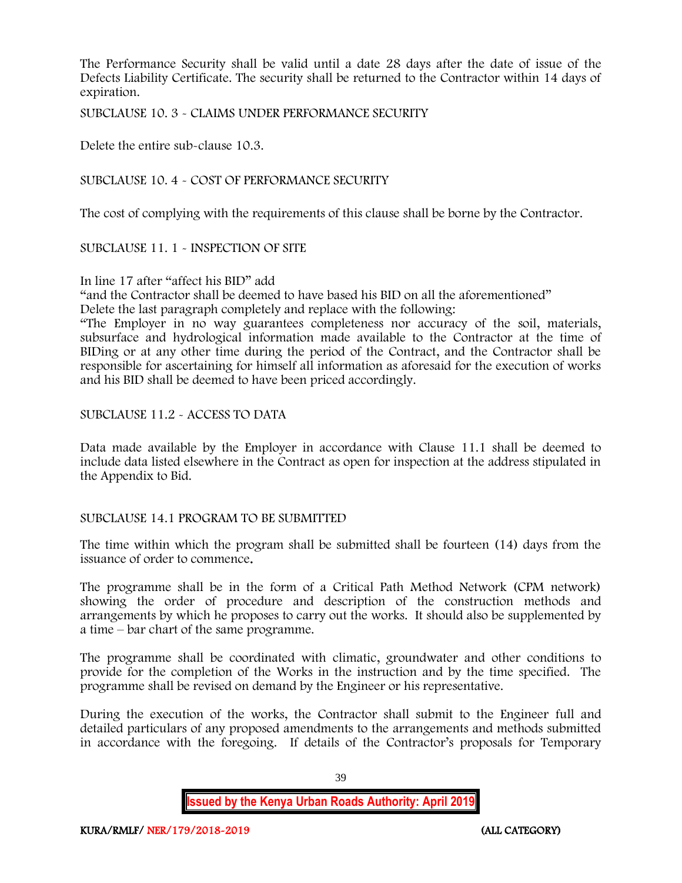The Performance Security shall be valid until a date 28 days after the date of issue of the Defects Liability Certificate. The security shall be returned to the Contractor within 14 days of expiration.

SUBCLAUSE 10. 3 - CLAIMS UNDER PERFORMANCE SECURITY

Delete the entire sub-clause 10.3.

SUBCLAUSE 10. 4 - COST OF PERFORMANCE SECURITY

The cost of complying with the requirements of this clause shall be borne by the Contractor.

SUBCLAUSE 11. 1 - INSPECTION OF SITE

In line 17 after "affect his BID" add

"and the Contractor shall be deemed to have based his BID on all the aforementioned"

Delete the last paragraph completely and replace with the following:

"The Employer in no way guarantees completeness nor accuracy of the soil, materials, subsurface and hydrological information made available to the Contractor at the time of BIDing or at any other time during the period of the Contract, and the Contractor shall be responsible for ascertaining for himself all information as aforesaid for the execution of works and his BID shall be deemed to have been priced accordingly.

SUBCLAUSE 11.2 - ACCESS TO DATA

Data made available by the Employer in accordance with Clause 11.1 shall be deemed to include data listed elsewhere in the Contract as open for inspection at the address stipulated in the Appendix to Bid.

SUBCLAUSE 14.1 PROGRAM TO BE SUBMITTED

The time within which the program shall be submitted shall be fourteen (14) days from the issuance of order to commence.

The programme shall be in the form of a Critical Path Method Network (CPM network) showing the order of procedure and description of the construction methods and arrangements by which he proposes to carry out the works. It should also be supplemented by a time – bar chart of the same programme.

The programme shall be coordinated with climatic, groundwater and other conditions to provide for the completion of the Works in the instruction and by the time specified. The programme shall be revised on demand by the Engineer or his representative.

During the execution of the works, the Contractor shall submit to the Engineer full and detailed particulars of any proposed amendments to the arrangements and methods submitted in accordance with the foregoing. If details of the Contractor's proposals for Temporary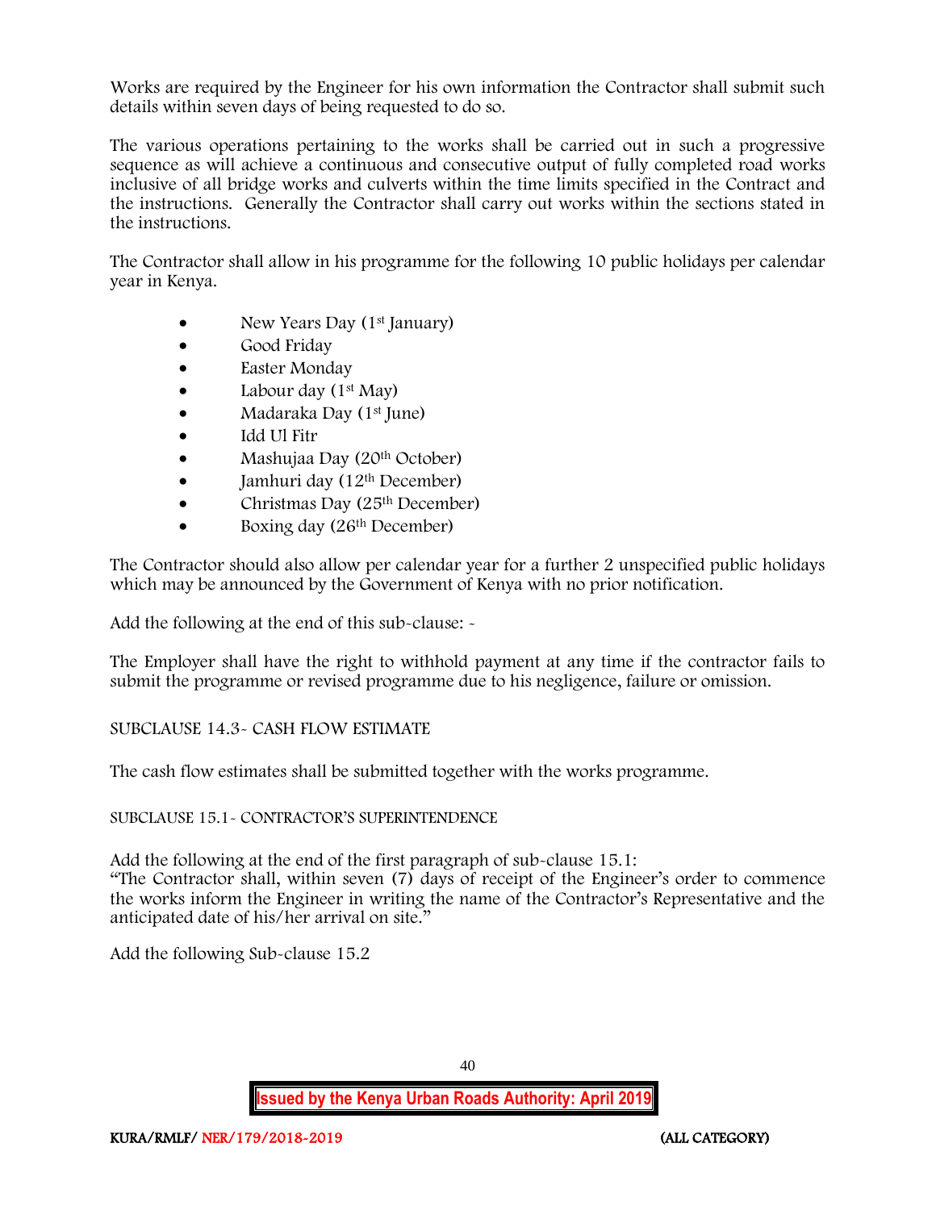Works are required by the Engineer for his own information the Contractor shall submit such details within seven days of being requested to do so.

The various operations pertaining to the works shall be carried out in such a progressive sequence as will achieve a continuous and consecutive output of fully completed road works inclusive of all bridge works and culverts within the time limits specified in the Contract and the instructions. Generally the Contractor shall carry out works within the sections stated in the instructions.

The Contractor shall allow in his programme for the following 10 public holidays per calendar year in Kenya.

- New Years Day (1st January)
- Good Friday
- Easter Monday
- Labour day (1st May)
- Madaraka Day (1st June)
- Idd Ul Fitr
- Mashujaa Day (20th October)
- Jamhuri day (12th December)
- Christmas Day (25th December)
- Boxing day (26th December)

The Contractor should also allow per calendar year for a further 2 unspecified public holidays which may be announced by the Government of Kenya with no prior notification.

Add the following at the end of this sub-clause: -

The Employer shall have the right to withhold payment at any time if the contractor fails to submit the programme or revised programme due to his negligence, failure or omission.

SUBCLAUSE 14.3- CASH FLOW ESTIMATE

The cash flow estimates shall be submitted together with the works programme.

SUBCLAUSE 15.1- CONTRACTOR'S SUPERINTENDENCE

Add the following at the end of the first paragraph of sub-clause 15.1:
"The Contractor shall, within seven (7) days of receipt of the Engineer's order to commence the works inform the Engineer in writing the name of the Contractor's Representative and the anticipated date of his/her arrival on site."

Add the following Sub-clause 15.2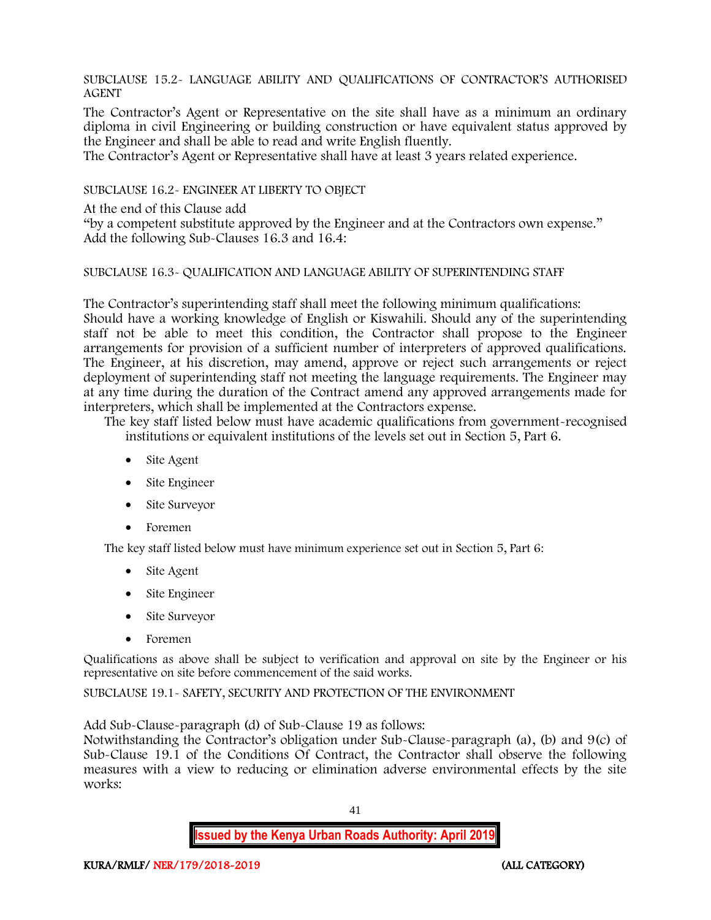SUBCLAUSE 15.2- LANGUAGE ABILITY AND QUALIFICATIONS OF CONTRACTOR'S AUTHORISED AGENT

The Contractor's Agent or Representative on the site shall have as a minimum an ordinary diploma in civil Engineering or building construction or have equivalent status approved by the Engineer and shall be able to read and write English fluently.
The Contractor's Agent or Representative shall have at least 3 years related experience.

SUBCLAUSE 16.2- ENGINEER AT LIBERTY TO OBJECT

At the end of this Clause add
"by a competent substitute approved by the Engineer and at the Contractors own expense."
Add the following Sub-Clauses 16.3 and 16.4:

SUBCLAUSE 16.3- QUALIFICATION AND LANGUAGE ABILITY OF SUPERINTENDING STAFF

The Contractor's superintending staff shall meet the following minimum qualifications:
Should have a working knowledge of English or Kiswahili. Should any of the superintending staff not be able to meet this condition, the Contractor shall propose to the Engineer arrangements for provision of a sufficient number of interpreters of approved qualifications. The Engineer, at his discretion, may amend, approve or reject such arrangements or reject deployment of superintending staff not meeting the language requirements. The Engineer may at any time during the duration of the Contract amend any approved arrangements made for interpreters, which shall be implemented at the Contractors expense.

The key staff listed below must have academic qualifications from government-recognised institutions or equivalent institutions of the levels set out in Section 5, Part 6.

- Site Agent
- Site Engineer
- Site Surveyor
- Foremen

The key staff listed below must have minimum experience set out in Section 5, Part 6:

- Site Agent
- Site Engineer
- Site Surveyor
- Foremen

Qualifications as above shall be subject to verification and approval on site by the Engineer or his representative on site before commencement of the said works.

SUBCLAUSE 19.1- SAFETY, SECURITY AND PROTECTION OF THE ENVIRONMENT

Add Sub-Clause-paragraph (d) of Sub-Clause 19 as follows:
Notwithstanding the Contractor's obligation under Sub-Clause-paragraph (a), (b) and 9(c) of Sub-Clause 19.1 of the Conditions Of Contract, the Contractor shall observe the following measures with a view to reducing or elimination adverse environmental effects by the site works: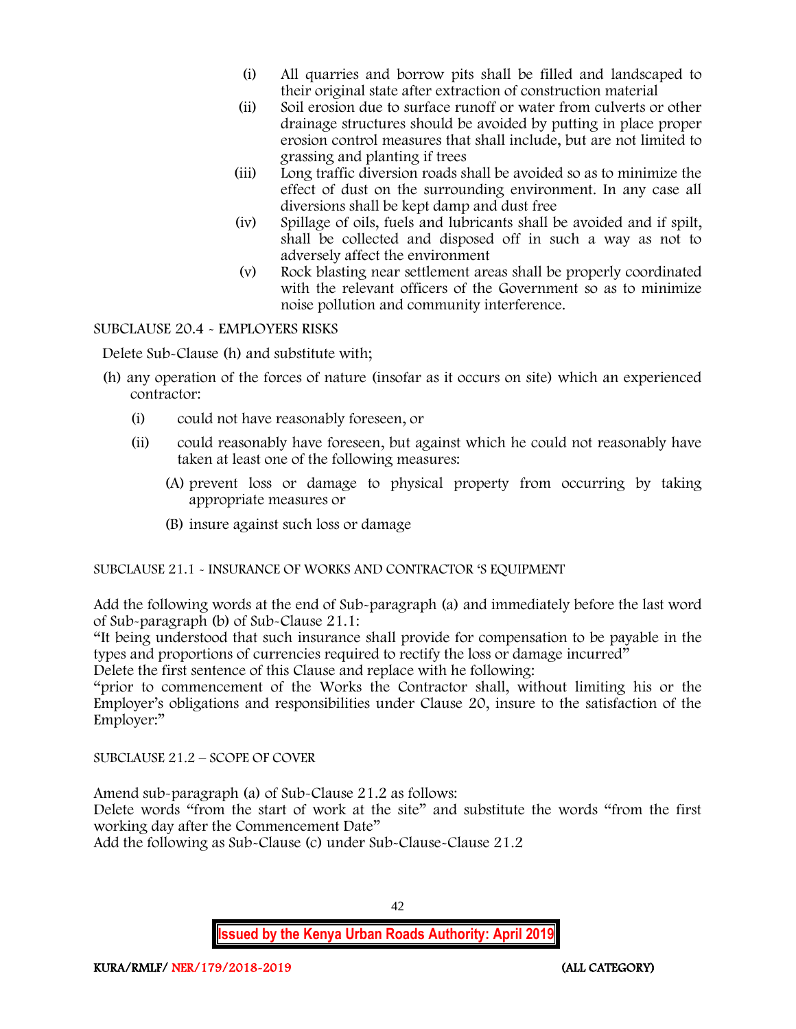(i) All quarries and borrow pits shall be filled and landscaped to their original state after extraction of construction material
(ii) Soil erosion due to surface runoff or water from culverts or other drainage structures should be avoided by putting in place proper erosion control measures that shall include, but are not limited to grassing and planting if trees
(iii) Long traffic diversion roads shall be avoided so as to minimize the effect of dust on the surrounding environment. In any case all diversions shall be kept damp and dust free
(iv) Spillage of oils, fuels and lubricants shall be avoided and if spilt, shall be collected and disposed off in such a way as not to adversely affect the environment
(v) Rock blasting near settlement areas shall be properly coordinated with the relevant officers of the Government so as to minimize noise pollution and community interference.

SUBCLAUSE 20.4 - EMPLOYERS RISKS

Delete Sub-Clause (h) and substitute with;

(h) any operation of the forces of nature (insofar as it occurs on site) which an experienced contractor:

- (i) could not have reasonably foreseen, or
- (ii) could reasonably have foreseen, but against which he could not reasonably have taken at least one of the following measures:
  - (A) prevent loss or damage to physical property from occurring by taking appropriate measures or
  - (B) insure against such loss or damage

SUBCLAUSE 21.1 - INSURANCE OF WORKS AND CONTRACTOR 'S EQUIPMENT

Add the following words at the end of Sub-paragraph (a) and immediately before the last word of Sub-paragraph (b) of Sub-Clause 21.1:

"It being understood that such insurance shall provide for compensation to be payable in the types and proportions of currencies required to rectify the loss or damage incurred"

Delete the first sentence of this Clause and replace with he following:

"prior to commencement of the Works the Contractor shall, without limiting his or the Employer's obligations and responsibilities under Clause 20, insure to the satisfaction of the Employer:"

SUBCLAUSE 21.2 – SCOPE OF COVER

Amend sub-paragraph (a) of Sub-Clause 21.2 as follows:

Delete words "from the start of work at the site" and substitute the words "from the first working day after the Commencement Date"

Add the following as Sub-Clause (c) under Sub-Clause-Clause 21.2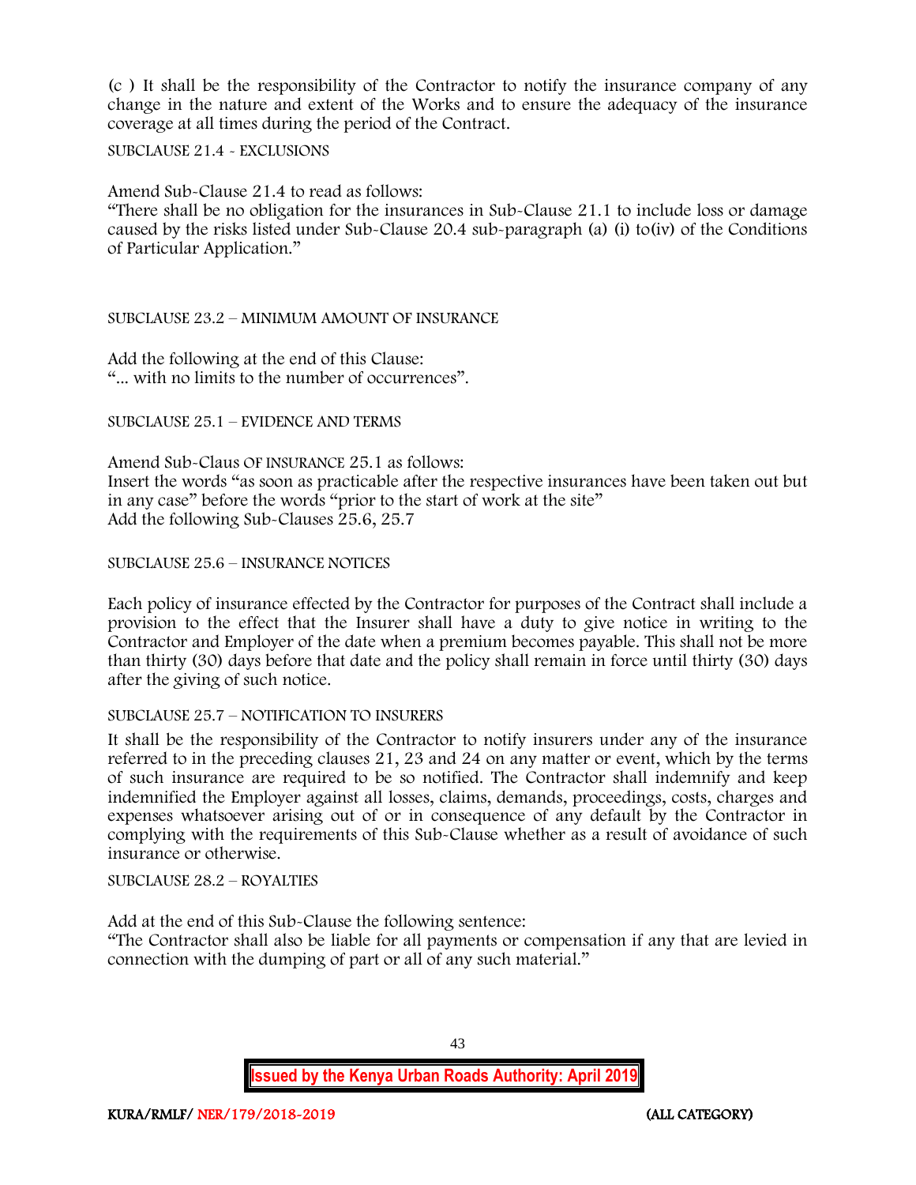(c ) It shall be the responsibility of the Contractor to notify the insurance company of any change in the nature and extent of the Works and to ensure the adequacy of the insurance coverage at all times during the period of the Contract.

SUBCLAUSE 21.4 - EXCLUSIONS

Amend Sub-Clause 21.4 to read as follows:
"There shall be no obligation for the insurances in Sub-Clause 21.1 to include loss or damage caused by the risks listed under Sub-Clause 20.4 sub-paragraph (a) (i) to(iv) of the Conditions of Particular Application."

SUBCLAUSE 23.2 – MINIMUM AMOUNT OF INSURANCE

Add the following at the end of this Clause:
"... with no limits to the number of occurrences".

SUBCLAUSE 25.1 – EVIDENCE AND TERMS

Amend Sub-Claus OF INSURANCE 25.1 as follows:
Insert the words "as soon as practicable after the respective insurances have been taken out but in any case" before the words "prior to the start of work at the site"
Add the following Sub-Clauses 25.6, 25.7

SUBCLAUSE 25.6 – INSURANCE NOTICES

Each policy of insurance effected by the Contractor for purposes of the Contract shall include a provision to the effect that the Insurer shall have a duty to give notice in writing to the Contractor and Employer of the date when a premium becomes payable. This shall not be more than thirty (30) days before that date and the policy shall remain in force until thirty (30) days after the giving of such notice.

SUBCLAUSE 25.7 – NOTIFICATION TO INSURERS

It shall be the responsibility of the Contractor to notify insurers under any of the insurance referred to in the preceding clauses 21, 23 and 24 on any matter or event, which by the terms of such insurance are required to be so notified. The Contractor shall indemnify and keep indemnified the Employer against all losses, claims, demands, proceedings, costs, charges and expenses whatsoever arising out of or in consequence of any default by the Contractor in complying with the requirements of this Sub-Clause whether as a result of avoidance of such insurance or otherwise.

SUBCLAUSE 28.2 – ROYALTIES

Add at the end of this Sub-Clause the following sentence:
"The Contractor shall also be liable for all payments or compensation if any that are levied in connection with the dumping of part or all of any such material."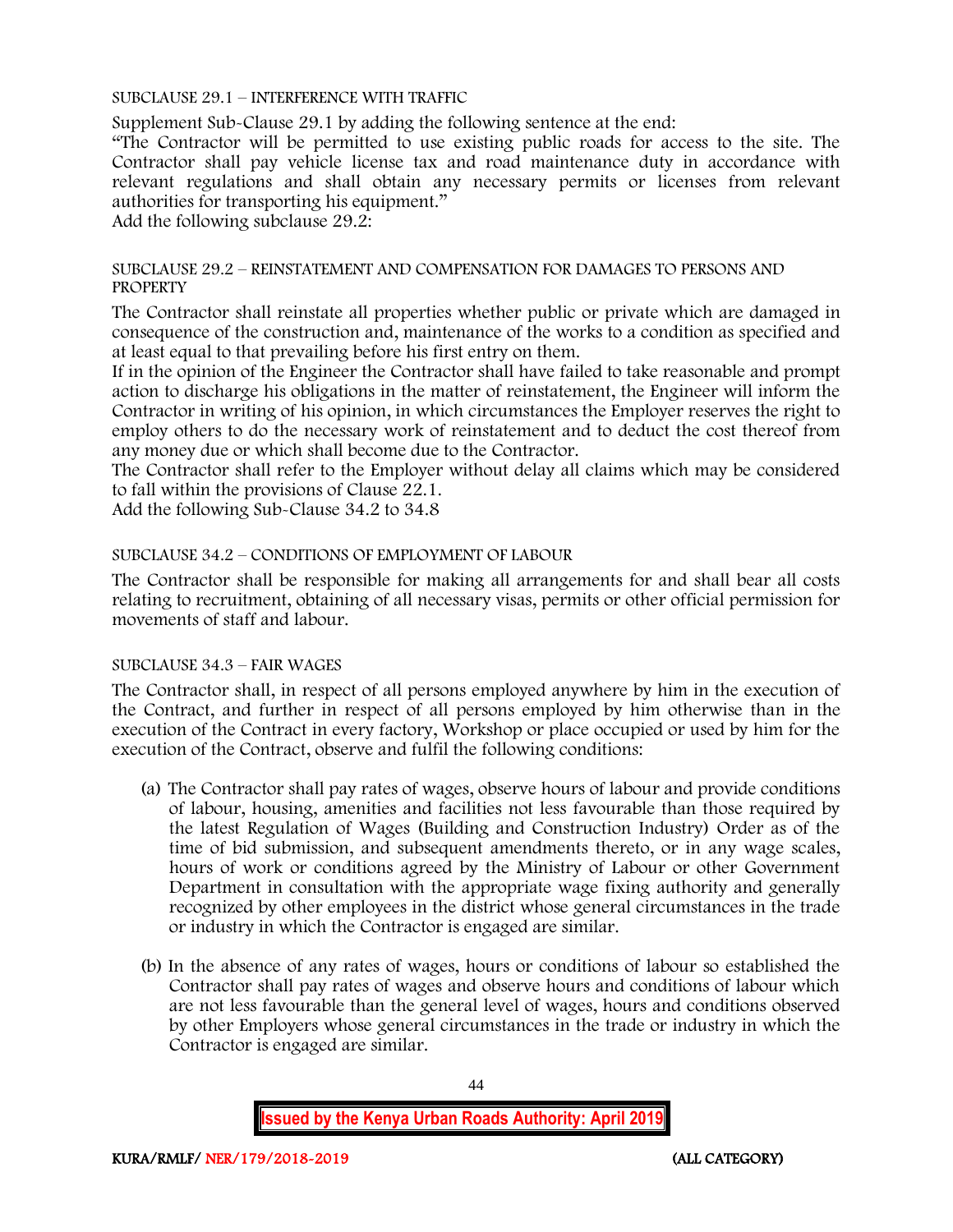SUBCLAUSE 29.1 – INTERFERENCE WITH TRAFFIC

Supplement Sub-Clause 29.1 by adding the following sentence at the end:

"The Contractor will be permitted to use existing public roads for access to the site. The Contractor shall pay vehicle license tax and road maintenance duty in accordance with relevant regulations and shall obtain any necessary permits or licenses from relevant authorities for transporting his equipment."

Add the following subclause 29.2:

SUBCLAUSE 29.2 – REINSTATEMENT AND COMPENSATION FOR DAMAGES TO PERSONS AND PROPERTY

The Contractor shall reinstate all properties whether public or private which are damaged in consequence of the construction and, maintenance of the works to a condition as specified and at least equal to that prevailing before his first entry on them.

If in the opinion of the Engineer the Contractor shall have failed to take reasonable and prompt action to discharge his obligations in the matter of reinstatement, the Engineer will inform the Contractor in writing of his opinion, in which circumstances the Employer reserves the right to employ others to do the necessary work of reinstatement and to deduct the cost thereof from any money due or which shall become due to the Contractor.

The Contractor shall refer to the Employer without delay all claims which may be considered to fall within the provisions of Clause 22.1.

Add the following Sub-Clause 34.2 to 34.8

SUBCLAUSE 34.2 – CONDITIONS OF EMPLOYMENT OF LABOUR

The Contractor shall be responsible for making all arrangements for and shall bear all costs relating to recruitment, obtaining of all necessary visas, permits or other official permission for movements of staff and labour.

SUBCLAUSE 34.3 – FAIR WAGES

The Contractor shall, in respect of all persons employed anywhere by him in the execution of the Contract, and further in respect of all persons employed by him otherwise than in the execution of the Contract in every factory, Workshop or place occupied or used by him for the execution of the Contract, observe and fulfil the following conditions:

(a) The Contractor shall pay rates of wages, observe hours of labour and provide conditions of labour, housing, amenities and facilities not less favourable than those required by the latest Regulation of Wages (Building and Construction Industry) Order as of the time of bid submission, and subsequent amendments thereto, or in any wage scales, hours of work or conditions agreed by the Ministry of Labour or other Government Department in consultation with the appropriate wage fixing authority and generally recognized by other employees in the district whose general circumstances in the trade or industry in which the Contractor is engaged are similar.

(b) In the absence of any rates of wages, hours or conditions of labour so established the Contractor shall pay rates of wages and observe hours and conditions of labour which are not less favourable than the general level of wages, hours and conditions observed by other Employers whose general circumstances in the trade or industry in which the Contractor is engaged are similar.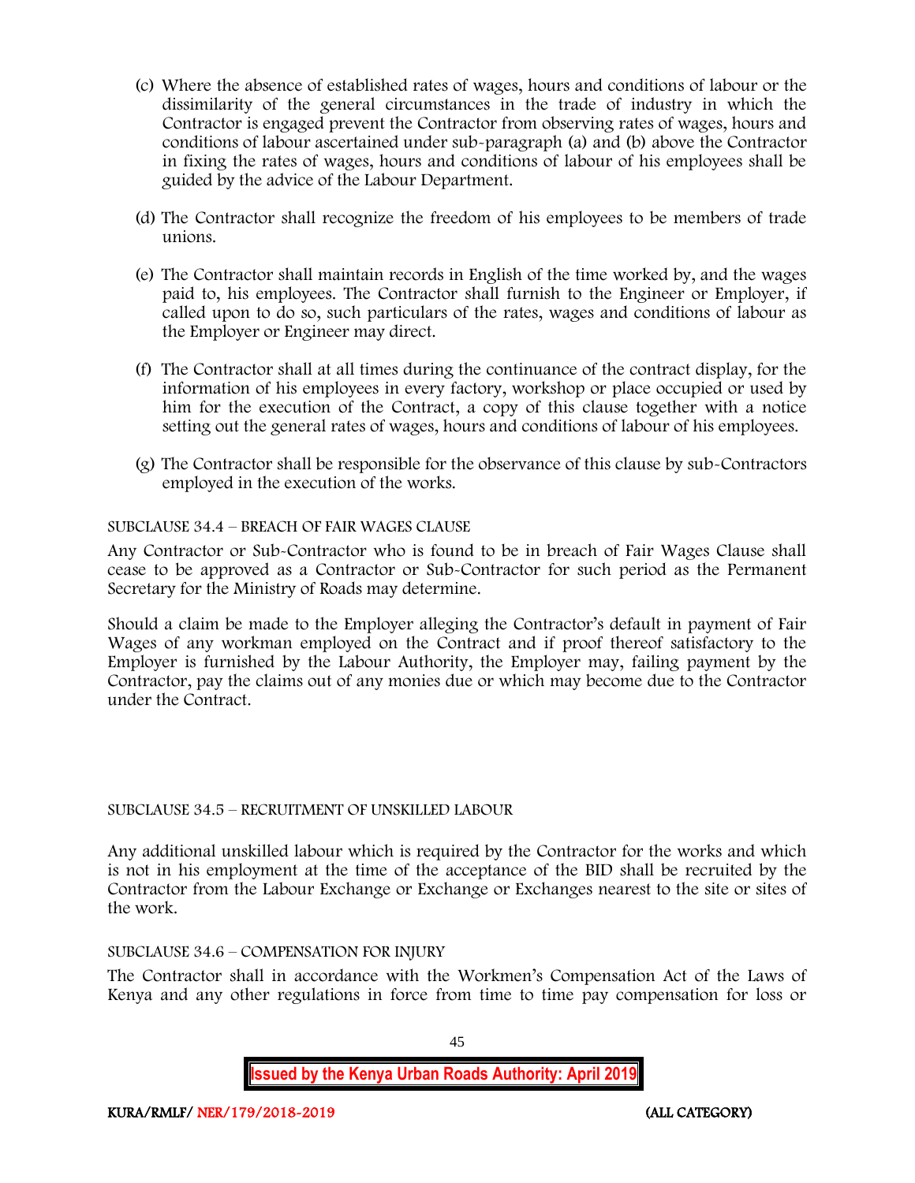(c) Where the absence of established rates of wages, hours and conditions of labour or the dissimilarity of the general circumstances in the trade of industry in which the Contractor is engaged prevent the Contractor from observing rates of wages, hours and conditions of labour ascertained under sub-paragraph (a) and (b) above the Contractor in fixing the rates of wages, hours and conditions of labour of his employees shall be guided by the advice of the Labour Department.

(d) The Contractor shall recognize the freedom of his employees to be members of trade unions.

(e) The Contractor shall maintain records in English of the time worked by, and the wages paid to, his employees. The Contractor shall furnish to the Engineer or Employer, if called upon to do so, such particulars of the rates, wages and conditions of labour as the Employer or Engineer may direct.

(f) The Contractor shall at all times during the continuance of the contract display, for the information of his employees in every factory, workshop or place occupied or used by him for the execution of the Contract, a copy of this clause together with a notice setting out the general rates of wages, hours and conditions of labour of his employees.

(g) The Contractor shall be responsible for the observance of this clause by sub-Contractors employed in the execution of the works.

SUBCLAUSE 34.4 – BREACH OF FAIR WAGES CLAUSE

Any Contractor or Sub-Contractor who is found to be in breach of Fair Wages Clause shall cease to be approved as a Contractor or Sub-Contractor for such period as the Permanent Secretary for the Ministry of Roads may determine.

Should a claim be made to the Employer alleging the Contractor's default in payment of Fair Wages of any workman employed on the Contract and if proof thereof satisfactory to the Employer is furnished by the Labour Authority, the Employer may, failing payment by the Contractor, pay the claims out of any monies due or which may become due to the Contractor under the Contract.

SUBCLAUSE 34.5 – RECRUITMENT OF UNSKILLED LABOUR

Any additional unskilled labour which is required by the Contractor for the works and which is not in his employment at the time of the acceptance of the BID shall be recruited by the Contractor from the Labour Exchange or Exchange or Exchanges nearest to the site or sites of the work.

SUBCLAUSE 34.6 – COMPENSATION FOR INJURY

The Contractor shall in accordance with the Workmen's Compensation Act of the Laws of Kenya and any other regulations in force from time to time pay compensation for loss or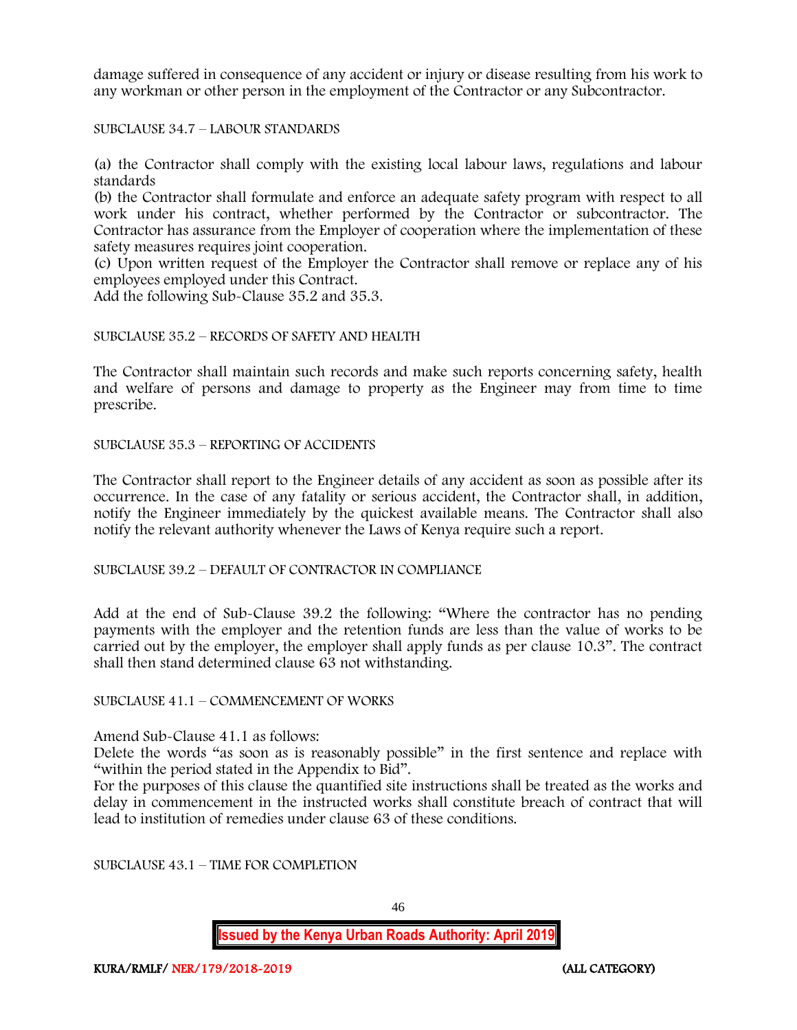damage suffered in consequence of any accident or injury or disease resulting from his work to any workman or other person in the employment of the Contractor or any Subcontractor.

SUBCLAUSE 34.7 – LABOUR STANDARDS

(a) the Contractor shall comply with the existing local labour laws, regulations and labour standards
(b) the Contractor shall formulate and enforce an adequate safety program with respect to all work under his contract, whether performed by the Contractor or subcontractor. The Contractor has assurance from the Employer of cooperation where the implementation of these safety measures requires joint cooperation.
(c) Upon written request of the Employer the Contractor shall remove or replace any of his employees employed under this Contract.
Add the following Sub-Clause 35.2 and 35.3.

SUBCLAUSE 35.2 – RECORDS OF SAFETY AND HEALTH

The Contractor shall maintain such records and make such reports concerning safety, health and welfare of persons and damage to property as the Engineer may from time to time prescribe.

SUBCLAUSE 35.3 – REPORTING OF ACCIDENTS

The Contractor shall report to the Engineer details of any accident as soon as possible after its occurrence. In the case of any fatality or serious accident, the Contractor shall, in addition, notify the Engineer immediately by the quickest available means. The Contractor shall also notify the relevant authority whenever the Laws of Kenya require such a report.

SUBCLAUSE 39.2 – DEFAULT OF CONTRACTOR IN COMPLIANCE

Add at the end of Sub-Clause 39.2 the following: "Where the contractor has no pending payments with the employer and the retention funds are less than the value of works to be carried out by the employer, the employer shall apply funds as per clause 10.3". The contract shall then stand determined clause 63 not withstanding.

SUBCLAUSE 41.1 – COMMENCEMENT OF WORKS

Amend Sub-Clause 41.1 as follows:
Delete the words "as soon as is reasonably possible" in the first sentence and replace with "within the period stated in the Appendix to Bid".
For the purposes of this clause the quantified site instructions shall be treated as the works and delay in commencement in the instructed works shall constitute breach of contract that will lead to institution of remedies under clause 63 of these conditions.

SUBCLAUSE 43.1 – TIME FOR COMPLETION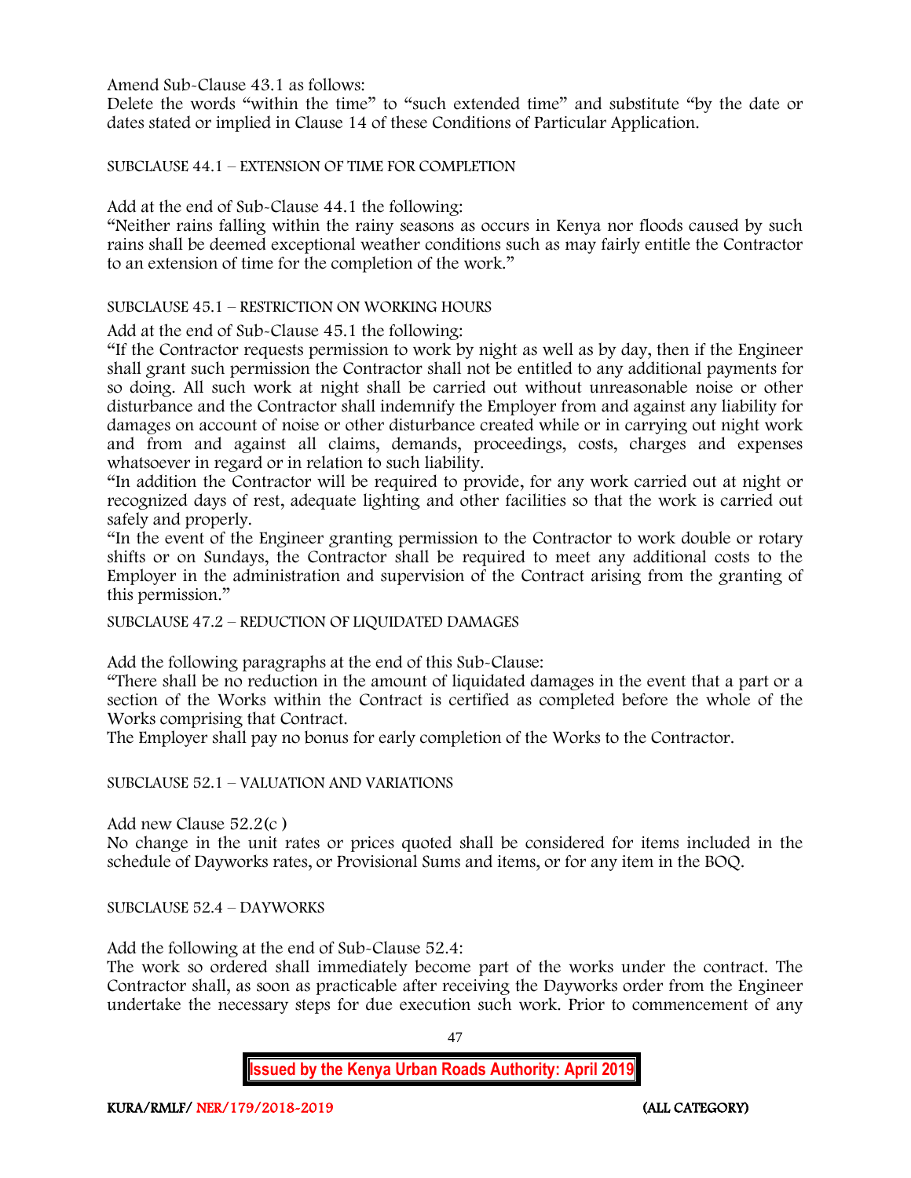Amend Sub-Clause 43.1 as follows:
Delete the words "within the time" to "such extended time" and substitute "by the date or dates stated or implied in Clause 14 of these Conditions of Particular Application.

SUBCLAUSE 44.1 – EXTENSION OF TIME FOR COMPLETION

Add at the end of Sub-Clause 44.1 the following:
"Neither rains falling within the rainy seasons as occurs in Kenya nor floods caused by such rains shall be deemed exceptional weather conditions such as may fairly entitle the Contractor to an extension of time for the completion of the work."

SUBCLAUSE 45.1 – RESTRICTION ON WORKING HOURS

Add at the end of Sub-Clause 45.1 the following:
"If the Contractor requests permission to work by night as well as by day, then if the Engineer shall grant such permission the Contractor shall not be entitled to any additional payments for so doing. All such work at night shall be carried out without unreasonable noise or other disturbance and the Contractor shall indemnify the Employer from and against any liability for damages on account of noise or other disturbance created while or in carrying out night work and from and against all claims, demands, proceedings, costs, charges and expenses whatsoever in regard or in relation to such liability.
"In addition the Contractor will be required to provide, for any work carried out at night or recognized days of rest, adequate lighting and other facilities so that the work is carried out safely and properly.
"In the event of the Engineer granting permission to the Contractor to work double or rotary shifts or on Sundays, the Contractor shall be required to meet any additional costs to the Employer in the administration and supervision of the Contract arising from the granting of this permission."

SUBCLAUSE 47.2 – REDUCTION OF LIQUIDATED DAMAGES

Add the following paragraphs at the end of this Sub-Clause:
"There shall be no reduction in the amount of liquidated damages in the event that a part or a section of the Works within the Contract is certified as completed before the whole of the Works comprising that Contract.
The Employer shall pay no bonus for early completion of the Works to the Contractor.

SUBCLAUSE 52.1 – VALUATION AND VARIATIONS

Add new Clause 52.2(c )
No change in the unit rates or prices quoted shall be considered for items included in the schedule of Dayworks rates, or Provisional Sums and items, or for any item in the BOQ.

SUBCLAUSE 52.4 – DAYWORKS

Add the following at the end of Sub-Clause 52.4:
The work so ordered shall immediately become part of the works under the contract. The Contractor shall, as soon as practicable after receiving the Dayworks order from the Engineer undertake the necessary steps for due execution such work. Prior to commencement of any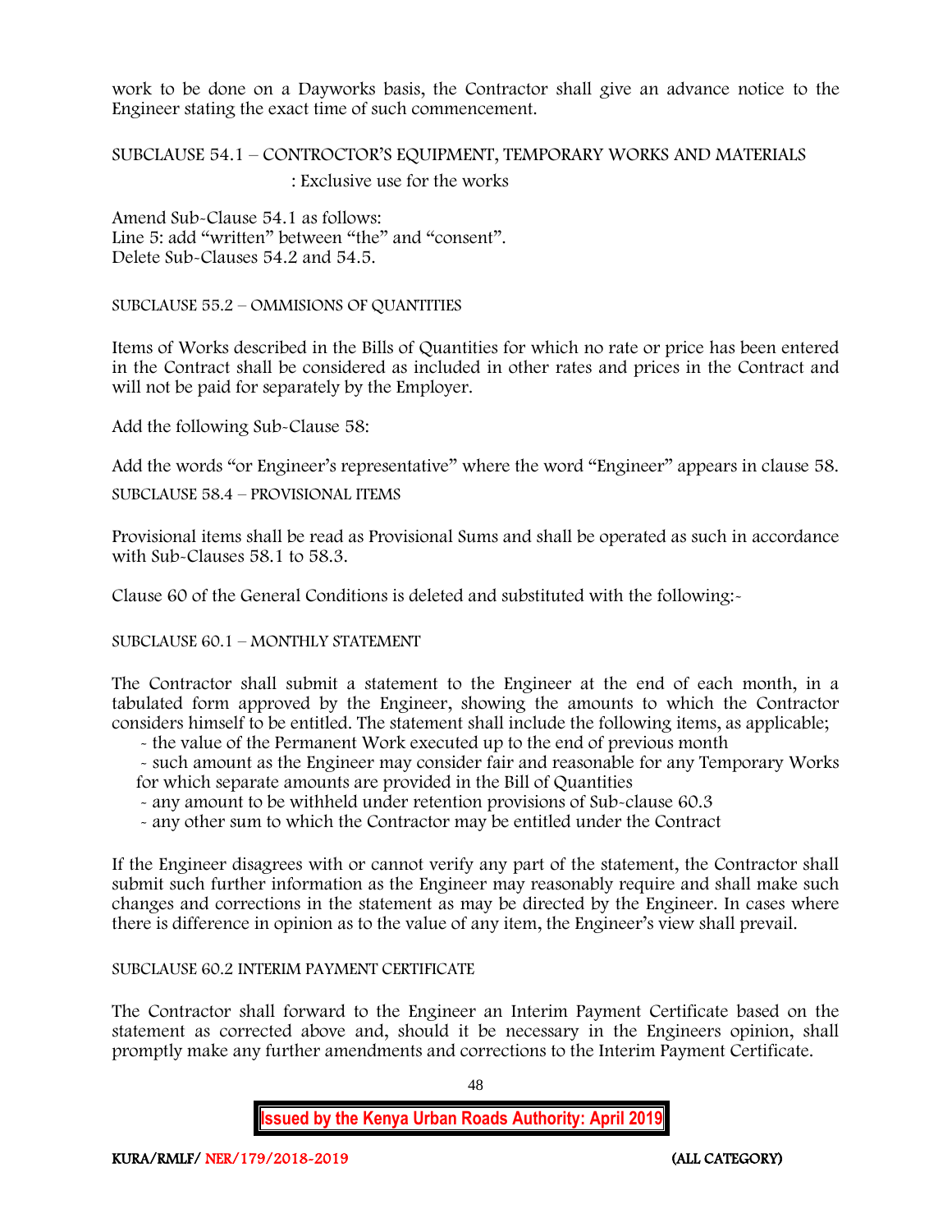work to be done on a Dayworks basis, the Contractor shall give an advance notice to the Engineer stating the exact time of such commencement.

SUBCLAUSE 54.1 – CONTROCTOR'S EQUIPMENT, TEMPORARY WORKS AND MATERIALS : Exclusive use for the works

Amend Sub-Clause 54.1 as follows:
Line 5: add "written" between "the" and "consent".
Delete Sub-Clauses 54.2 and 54.5.

SUBCLAUSE 55.2 – OMMISIONS OF QUANTITIES

Items of Works described in the Bills of Quantities for which no rate or price has been entered in the Contract shall be considered as included in other rates and prices in the Contract and will not be paid for separately by the Employer.

Add the following Sub-Clause 58:

Add the words "or Engineer's representative" where the word "Engineer" appears in clause 58.

SUBCLAUSE 58.4 – PROVISIONAL ITEMS

Provisional items shall be read as Provisional Sums and shall be operated as such in accordance with Sub-Clauses 58.1 to 58.3.

Clause 60 of the General Conditions is deleted and substituted with the following:-

SUBCLAUSE 60.1 – MONTHLY STATEMENT

The Contractor shall submit a statement to the Engineer at the end of each month, in a tabulated form approved by the Engineer, showing the amounts to which the Contractor considers himself to be entitled. The statement shall include the following items, as applicable;

- the value of the Permanent Work executed up to the end of previous month
- such amount as the Engineer may consider fair and reasonable for any Temporary Works for which separate amounts are provided in the Bill of Quantities
- any amount to be withheld under retention provisions of Sub-clause 60.3
- any other sum to which the Contractor may be entitled under the Contract

If the Engineer disagrees with or cannot verify any part of the statement, the Contractor shall submit such further information as the Engineer may reasonably require and shall make such changes and corrections in the statement as may be directed by the Engineer. In cases where there is difference in opinion as to the value of any item, the Engineer's view shall prevail.

SUBCLAUSE 60.2 INTERIM PAYMENT CERTIFICATE

The Contractor shall forward to the Engineer an Interim Payment Certificate based on the statement as corrected above and, should it be necessary in the Engineers opinion, shall promptly make any further amendments and corrections to the Interim Payment Certificate.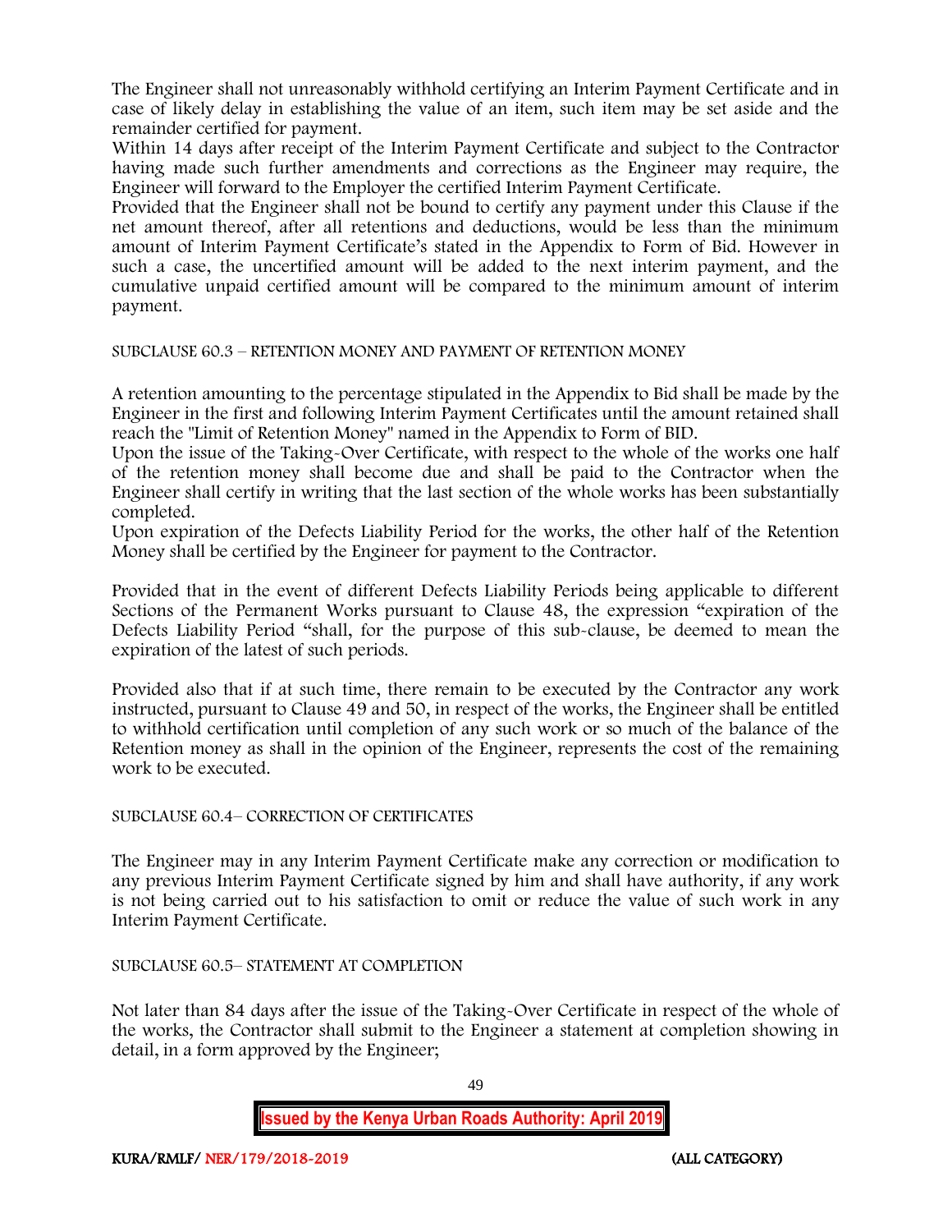The Engineer shall not unreasonably withhold certifying an Interim Payment Certificate and in case of likely delay in establishing the value of an item, such item may be set aside and the remainder certified for payment.

Within 14 days after receipt of the Interim Payment Certificate and subject to the Contractor having made such further amendments and corrections as the Engineer may require, the Engineer will forward to the Employer the certified Interim Payment Certificate.

Provided that the Engineer shall not be bound to certify any payment under this Clause if the net amount thereof, after all retentions and deductions, would be less than the minimum amount of Interim Payment Certificate's stated in the Appendix to Form of Bid. However in such a case, the uncertified amount will be added to the next interim payment, and the cumulative unpaid certified amount will be compared to the minimum amount of interim payment.

SUBCLAUSE 60.3 – RETENTION MONEY AND PAYMENT OF RETENTION MONEY

A retention amounting to the percentage stipulated in the Appendix to Bid shall be made by the Engineer in the first and following Interim Payment Certificates until the amount retained shall reach the "Limit of Retention Money" named in the Appendix to Form of BID.

Upon the issue of the Taking-Over Certificate, with respect to the whole of the works one half of the retention money shall become due and shall be paid to the Contractor when the Engineer shall certify in writing that the last section of the whole works has been substantially completed.

Upon expiration of the Defects Liability Period for the works, the other half of the Retention Money shall be certified by the Engineer for payment to the Contractor.

Provided that in the event of different Defects Liability Periods being applicable to different Sections of the Permanent Works pursuant to Clause 48, the expression "expiration of the Defects Liability Period "shall, for the purpose of this sub-clause, be deemed to mean the expiration of the latest of such periods.

Provided also that if at such time, there remain to be executed by the Contractor any work instructed, pursuant to Clause 49 and 50, in respect of the works, the Engineer shall be entitled to withhold certification until completion of any such work or so much of the balance of the Retention money as shall in the opinion of the Engineer, represents the cost of the remaining work to be executed.

SUBCLAUSE 60.4– CORRECTION OF CERTIFICATES

The Engineer may in any Interim Payment Certificate make any correction or modification to any previous Interim Payment Certificate signed by him and shall have authority, if any work is not being carried out to his satisfaction to omit or reduce the value of such work in any Interim Payment Certificate.

SUBCLAUSE 60.5– STATEMENT AT COMPLETION

Not later than 84 days after the issue of the Taking-Over Certificate in respect of the whole of the works, the Contractor shall submit to the Engineer a statement at completion showing in detail, in a form approved by the Engineer;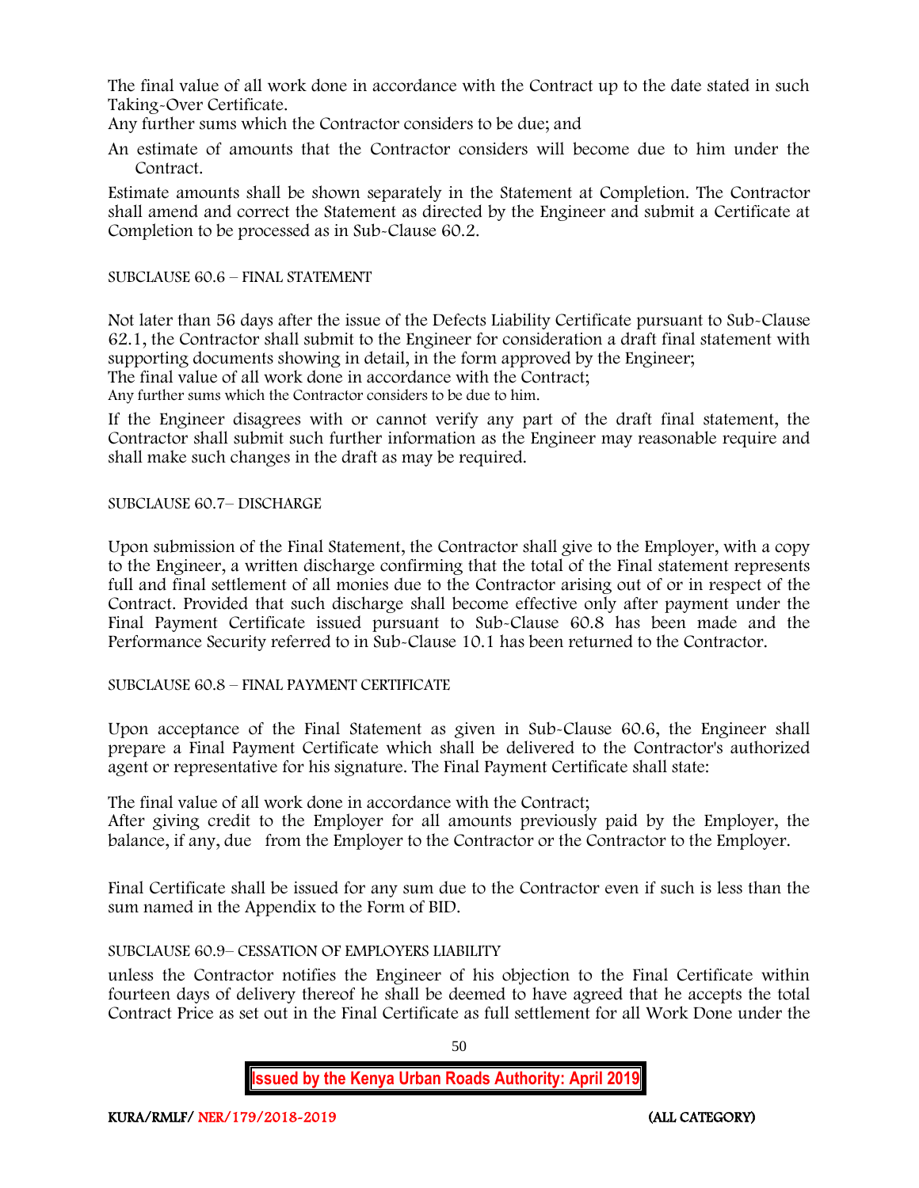The final value of all work done in accordance with the Contract up to the date stated in such Taking-Over Certificate.

Any further sums which the Contractor considers to be due; and

An estimate of amounts that the Contractor considers will become due to him under the Contract.

Estimate amounts shall be shown separately in the Statement at Completion. The Contractor shall amend and correct the Statement as directed by the Engineer and submit a Certificate at Completion to be processed as in Sub-Clause 60.2.

SUBCLAUSE 60.6 – FINAL STATEMENT

Not later than 56 days after the issue of the Defects Liability Certificate pursuant to Sub-Clause 62.1, the Contractor shall submit to the Engineer for consideration a draft final statement with supporting documents showing in detail, in the form approved by the Engineer;

The final value of all work done in accordance with the Contract;

Any further sums which the Contractor considers to be due to him.

If the Engineer disagrees with or cannot verify any part of the draft final statement, the Contractor shall submit such further information as the Engineer may reasonable require and shall make such changes in the draft as may be required.

SUBCLAUSE 60.7– DISCHARGE

Upon submission of the Final Statement, the Contractor shall give to the Employer, with a copy to the Engineer, a written discharge confirming that the total of the Final statement represents full and final settlement of all monies due to the Contractor arising out of or in respect of the Contract. Provided that such discharge shall become effective only after payment under the Final Payment Certificate issued pursuant to Sub-Clause 60.8 has been made and the Performance Security referred to in Sub-Clause 10.1 has been returned to the Contractor.

SUBCLAUSE 60.8 – FINAL PAYMENT CERTIFICATE

Upon acceptance of the Final Statement as given in Sub-Clause 60.6, the Engineer shall prepare a Final Payment Certificate which shall be delivered to the Contractor's authorized agent or representative for his signature. The Final Payment Certificate shall state:

The final value of all work done in accordance with the Contract;

After giving credit to the Employer for all amounts previously paid by the Employer, the balance, if any, due from the Employer to the Contractor or the Contractor to the Employer.

Final Certificate shall be issued for any sum due to the Contractor even if such is less than the sum named in the Appendix to the Form of BID.

SUBCLAUSE 60.9– CESSATION OF EMPLOYERS LIABILITY

unless the Contractor notifies the Engineer of his objection to the Final Certificate within fourteen days of delivery thereof he shall be deemed to have agreed that he accepts the total Contract Price as set out in the Final Certificate as full settlement for all Work Done under the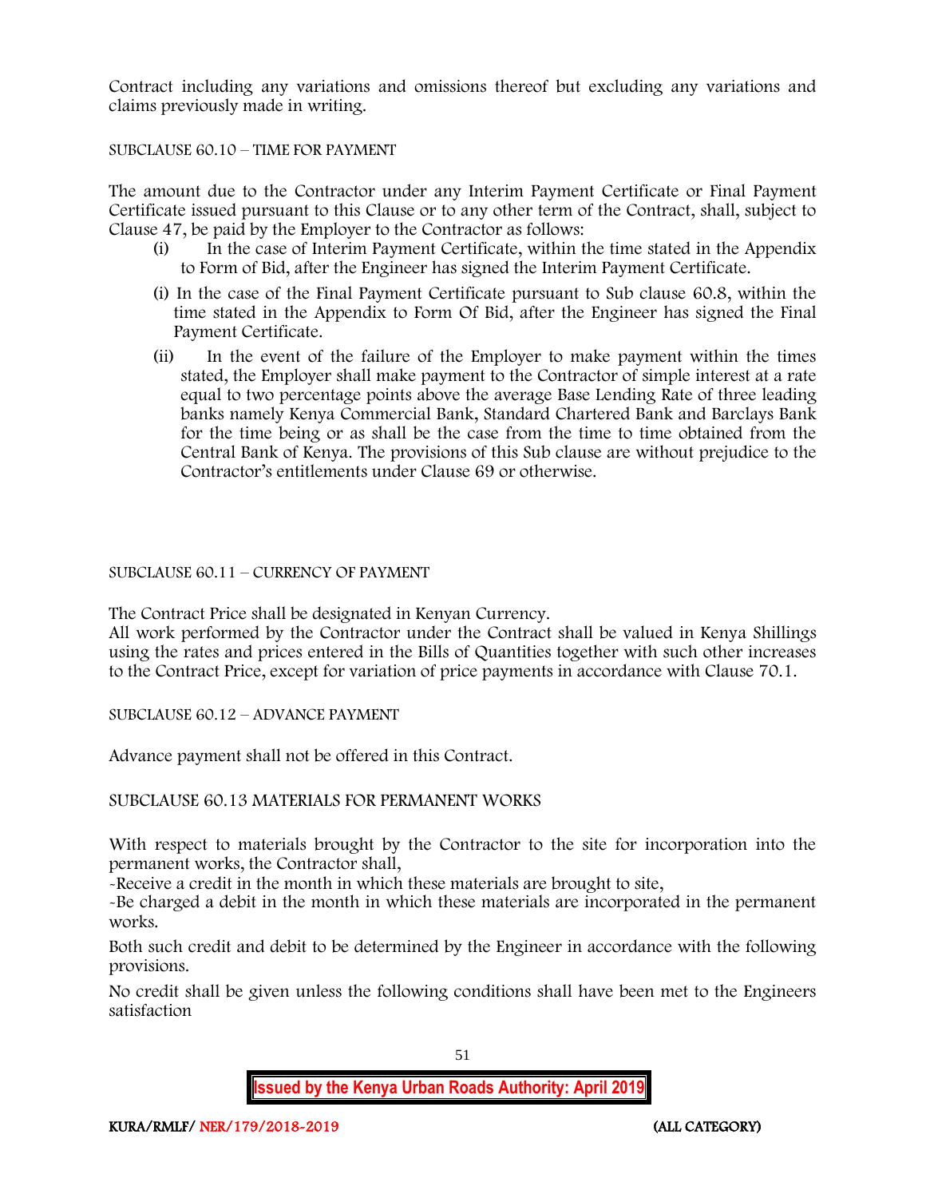Contract including any variations and omissions thereof but excluding any variations and claims previously made in writing.

SUBCLAUSE 60.10 – TIME FOR PAYMENT

The amount due to the Contractor under any Interim Payment Certificate or Final Payment Certificate issued pursuant to this Clause or to any other term of the Contract, shall, subject to Clause 47, be paid by the Employer to the Contractor as follows:

(i) In the case of Interim Payment Certificate, within the time stated in the Appendix to Form of Bid, after the Engineer has signed the Interim Payment Certificate.

(i) In the case of the Final Payment Certificate pursuant to Sub clause 60.8, within the time stated in the Appendix to Form Of Bid, after the Engineer has signed the Final Payment Certificate.

(ii) In the event of the failure of the Employer to make payment within the times stated, the Employer shall make payment to the Contractor of simple interest at a rate equal to two percentage points above the average Base Lending Rate of three leading banks namely Kenya Commercial Bank, Standard Chartered Bank and Barclays Bank for the time being or as shall be the case from the time to time obtained from the Central Bank of Kenya. The provisions of this Sub clause are without prejudice to the Contractor's entitlements under Clause 69 or otherwise.

SUBCLAUSE 60.11 – CURRENCY OF PAYMENT

The Contract Price shall be designated in Kenyan Currency.

All work performed by the Contractor under the Contract shall be valued in Kenya Shillings using the rates and prices entered in the Bills of Quantities together with such other increases to the Contract Price, except for variation of price payments in accordance with Clause 70.1.

SUBCLAUSE 60.12 – ADVANCE PAYMENT

Advance payment shall not be offered in this Contract.

SUBCLAUSE 60.13 MATERIALS FOR PERMANENT WORKS

With respect to materials brought by the Contractor to the site for incorporation into the permanent works, the Contractor shall,

-Receive a credit in the month in which these materials are brought to site,

-Be charged a debit in the month in which these materials are incorporated in the permanent works.

Both such credit and debit to be determined by the Engineer in accordance with the following provisions.

No credit shall be given unless the following conditions shall have been met to the Engineers satisfaction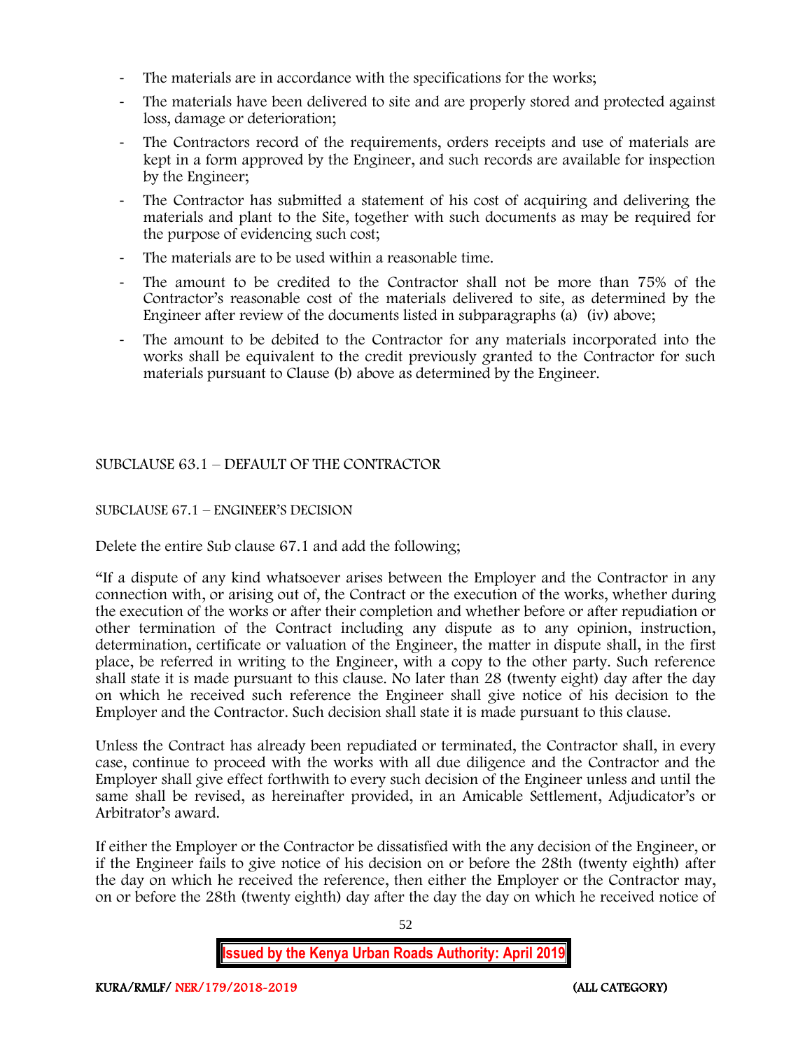- The materials are in accordance with the specifications for the works;
- The materials have been delivered to site and are properly stored and protected against loss, damage or deterioration;
- The Contractors record of the requirements, orders receipts and use of materials are kept in a form approved by the Engineer, and such records are available for inspection by the Engineer;
- The Contractor has submitted a statement of his cost of acquiring and delivering the materials and plant to the Site, together with such documents as may be required for the purpose of evidencing such cost;
- The materials are to be used within a reasonable time.
- The amount to be credited to the Contractor shall not be more than 75% of the Contractor's reasonable cost of the materials delivered to site, as determined by the Engineer after review of the documents listed in subparagraphs (a) (iv) above;
- The amount to be debited to the Contractor for any materials incorporated into the works shall be equivalent to the credit previously granted to the Contractor for such materials pursuant to Clause (b) above as determined by the Engineer.

SUBCLAUSE 63.1 – DEFAULT OF THE CONTRACTOR

SUBCLAUSE 67.1 – ENGINEER'S DECISION

Delete the entire Sub clause 67.1 and add the following;

"If a dispute of any kind whatsoever arises between the Employer and the Contractor in any connection with, or arising out of, the Contract or the execution of the works, whether during the execution of the works or after their completion and whether before or after repudiation or other termination of the Contract including any dispute as to any opinion, instruction, determination, certificate or valuation of the Engineer, the matter in dispute shall, in the first place, be referred in writing to the Engineer, with a copy to the other party. Such reference shall state it is made pursuant to this clause. No later than 28 (twenty eight) day after the day on which he received such reference the Engineer shall give notice of his decision to the Employer and the Contractor. Such decision shall state it is made pursuant to this clause.

Unless the Contract has already been repudiated or terminated, the Contractor shall, in every case, continue to proceed with the works with all due diligence and the Contractor and the Employer shall give effect forthwith to every such decision of the Engineer unless and until the same shall be revised, as hereinafter provided, in an Amicable Settlement, Adjudicator's or Arbitrator's award.

If either the Employer or the Contractor be dissatisfied with the any decision of the Engineer, or if the Engineer fails to give notice of his decision on or before the 28th (twenty eighth) after the day on which he received the reference, then either the Employer or the Contractor may, on or before the 28th (twenty eighth) day after the day the day on which he received notice of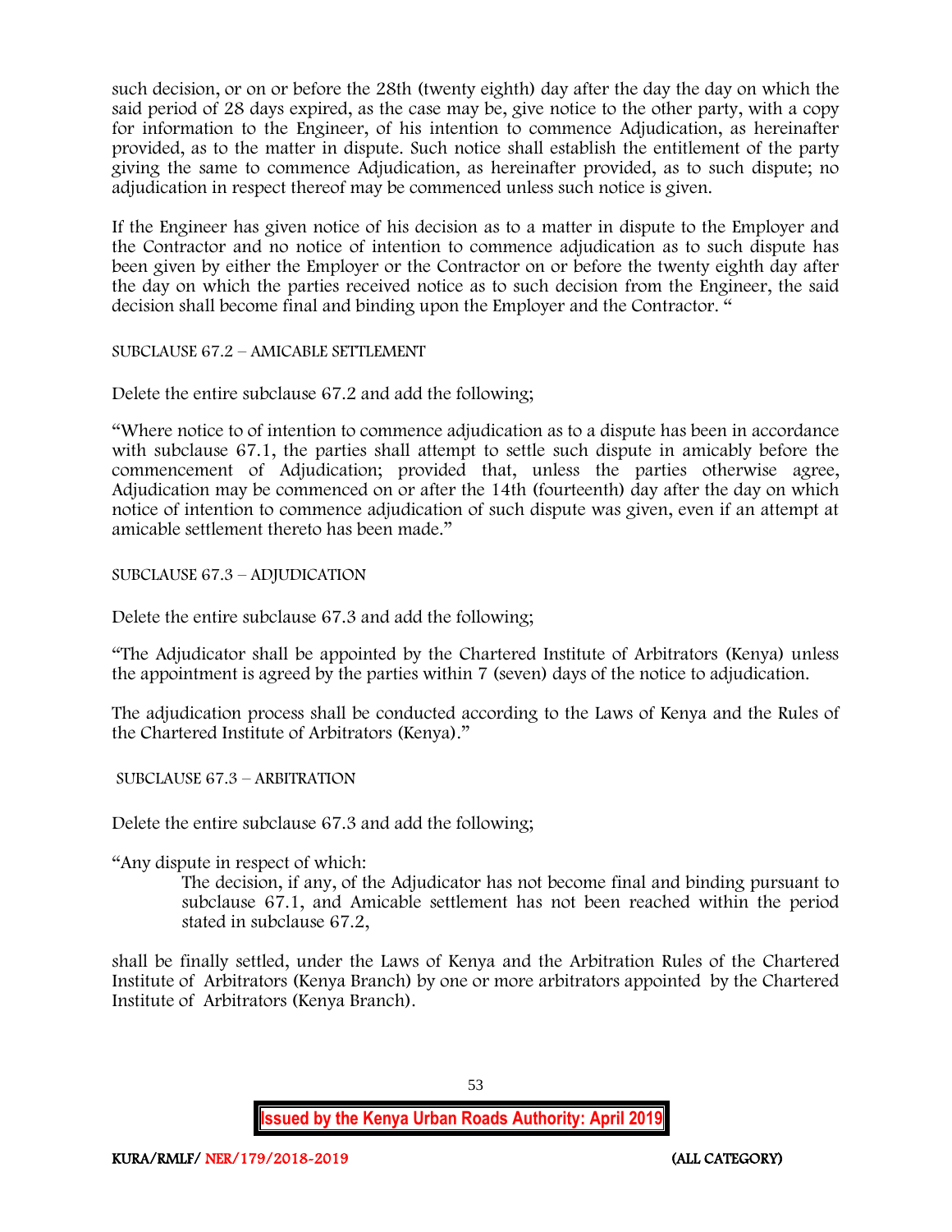such decision, or on or before the 28th (twenty eighth) day after the day the day on which the said period of 28 days expired, as the case may be, give notice to the other party, with a copy for information to the Engineer, of his intention to commence Adjudication, as hereinafter provided, as to the matter in dispute. Such notice shall establish the entitlement of the party giving the same to commence Adjudication, as hereinafter provided, as to such dispute; no adjudication in respect thereof may be commenced unless such notice is given.

If the Engineer has given notice of his decision as to a matter in dispute to the Employer and the Contractor and no notice of intention to commence adjudication as to such dispute has been given by either the Employer or the Contractor on or before the twenty eighth day after the day on which the parties received notice as to such decision from the Engineer, the said decision shall become final and binding upon the Employer and the Contractor. "

SUBCLAUSE 67.2 – AMICABLE SETTLEMENT

Delete the entire subclause 67.2 and add the following;

"Where notice to of intention to commence adjudication as to a dispute has been in accordance with subclause 67.1, the parties shall attempt to settle such dispute in amicably before the commencement of Adjudication; provided that, unless the parties otherwise agree, Adjudication may be commenced on or after the 14th (fourteenth) day after the day on which notice of intention to commence adjudication of such dispute was given, even if an attempt at amicable settlement thereto has been made."

SUBCLAUSE 67.3 – ADJUDICATION

Delete the entire subclause 67.3 and add the following;

"The Adjudicator shall be appointed by the Chartered Institute of Arbitrators (Kenya) unless the appointment is agreed by the parties within 7 (seven) days of the notice to adjudication.

The adjudication process shall be conducted according to the Laws of Kenya and the Rules of the Chartered Institute of Arbitrators (Kenya)."

SUBCLAUSE 67.3 – ARBITRATION

Delete the entire subclause 67.3 and add the following;

"Any dispute in respect of which:

> The decision, if any, of the Adjudicator has not become final and binding pursuant to subclause 67.1, and Amicable settlement has not been reached within the period stated in subclause 67.2,

shall be finally settled, under the Laws of Kenya and the Arbitration Rules of the Chartered Institute of Arbitrators (Kenya Branch) by one or more arbitrators appointed by the Chartered Institute of Arbitrators (Kenya Branch).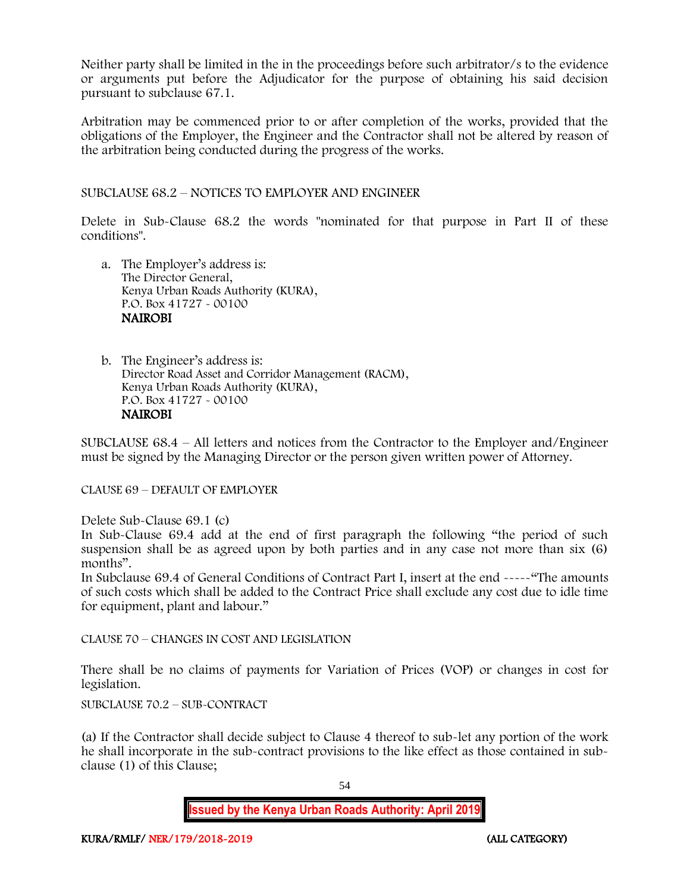Neither party shall be limited in the in the proceedings before such arbitrator/s to the evidence or arguments put before the Adjudicator for the purpose of obtaining his said decision pursuant to subclause 67.1.

Arbitration may be commenced prior to or after completion of the works, provided that the obligations of the Employer, the Engineer and the Contractor shall not be altered by reason of the arbitration being conducted during the progress of the works.

SUBCLAUSE 68.2 – NOTICES TO EMPLOYER AND ENGINEER

Delete in Sub-Clause 68.2 the words "nominated for that purpose in Part II of these conditions".

a. The Employer's address is:
   The Director General,
   Kenya Urban Roads Authority (KURA),
   P.O. Box 41727 - 00100
   **NAIROBI**

b. The Engineer's address is:
   Director Road Asset and Corridor Management (RACM),
   Kenya Urban Roads Authority (KURA),
   P.O. Box 41727 - 00100
   **NAIROBI**

SUBCLAUSE 68.4 – All letters and notices from the Contractor to the Employer and/Engineer must be signed by the Managing Director or the person given written power of Attorney.

CLAUSE 69 – DEFAULT OF EMPLOYER

Delete Sub-Clause 69.1 (c)
In Sub-Clause 69.4 add at the end of first paragraph the following "the period of such suspension shall be as agreed upon by both parties and in any case not more than six (6) months".
In Subclause 69.4 of General Conditions of Contract Part I, insert at the end -----"The amounts of such costs which shall be added to the Contract Price shall exclude any cost due to idle time for equipment, plant and labour."

CLAUSE 70 – CHANGES IN COST AND LEGISLATION

There shall be no claims of payments for Variation of Prices (VOP) or changes in cost for legislation.

SUBCLAUSE 70.2 – SUB-CONTRACT

(a) If the Contractor shall decide subject to Clause 4 thereof to sub-let any portion of the work he shall incorporate in the sub-contract provisions to the like effect as those contained in sub-clause (1) of this Clause;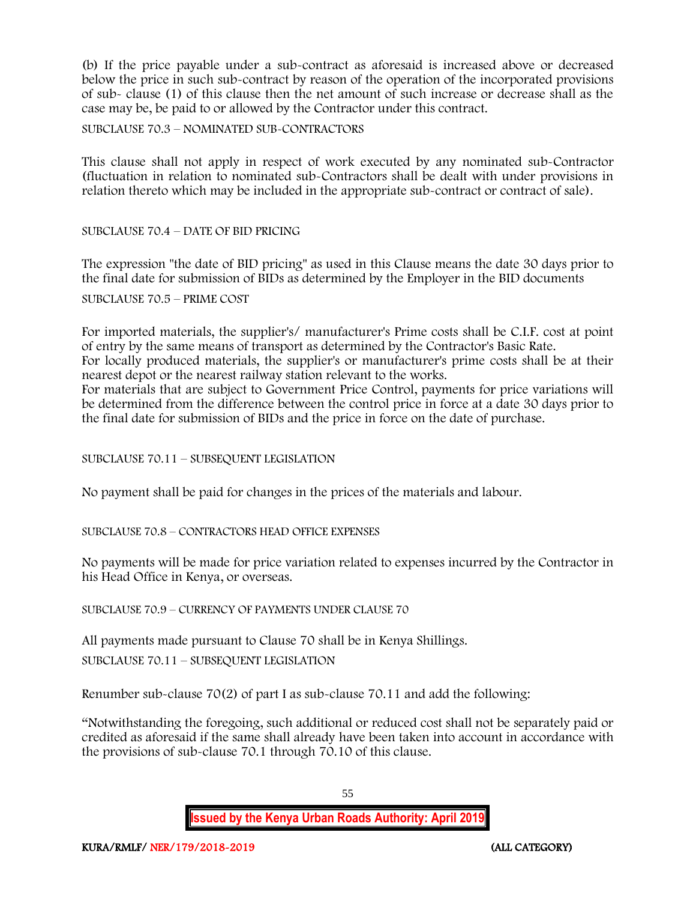(b) If the price payable under a sub-contract as aforesaid is increased above or decreased below the price in such sub-contract by reason of the operation of the incorporated provisions of sub- clause (1) of this clause then the net amount of such increase or decrease shall as the case may be, be paid to or allowed by the Contractor under this contract.

SUBCLAUSE 70.3 – NOMINATED SUB-CONTRACTORS

This clause shall not apply in respect of work executed by any nominated sub-Contractor (fluctuation in relation to nominated sub-Contractors shall be dealt with under provisions in relation thereto which may be included in the appropriate sub-contract or contract of sale).

SUBCLAUSE 70.4 – DATE OF BID PRICING

The expression "the date of BID pricing" as used in this Clause means the date 30 days prior to the final date for submission of BIDs as determined by the Employer in the BID documents

SUBCLAUSE 70.5 – PRIME COST

For imported materials, the supplier's/ manufacturer's Prime costs shall be C.I.F. cost at point of entry by the same means of transport as determined by the Contractor's Basic Rate.
For locally produced materials, the supplier's or manufacturer's prime costs shall be at their nearest depot or the nearest railway station relevant to the works.
For materials that are subject to Government Price Control, payments for price variations will be determined from the difference between the control price in force at a date 30 days prior to the final date for submission of BIDs and the price in force on the date of purchase.

SUBCLAUSE 70.11 – SUBSEQUENT LEGISLATION

No payment shall be paid for changes in the prices of the materials and labour.

SUBCLAUSE 70.8 – CONTRACTORS HEAD OFFICE EXPENSES

No payments will be made for price variation related to expenses incurred by the Contractor in his Head Office in Kenya, or overseas.

SUBCLAUSE 70.9 – CURRENCY OF PAYMENTS UNDER CLAUSE 70

All payments made pursuant to Clause 70 shall be in Kenya Shillings.

SUBCLAUSE 70.11 – SUBSEQUENT LEGISLATION

Renumber sub-clause 70(2) of part I as sub-clause 70.11 and add the following:

"Notwithstanding the foregoing, such additional or reduced cost shall not be separately paid or credited as aforesaid if the same shall already have been taken into account in accordance with the provisions of sub-clause 70.1 through 70.10 of this clause.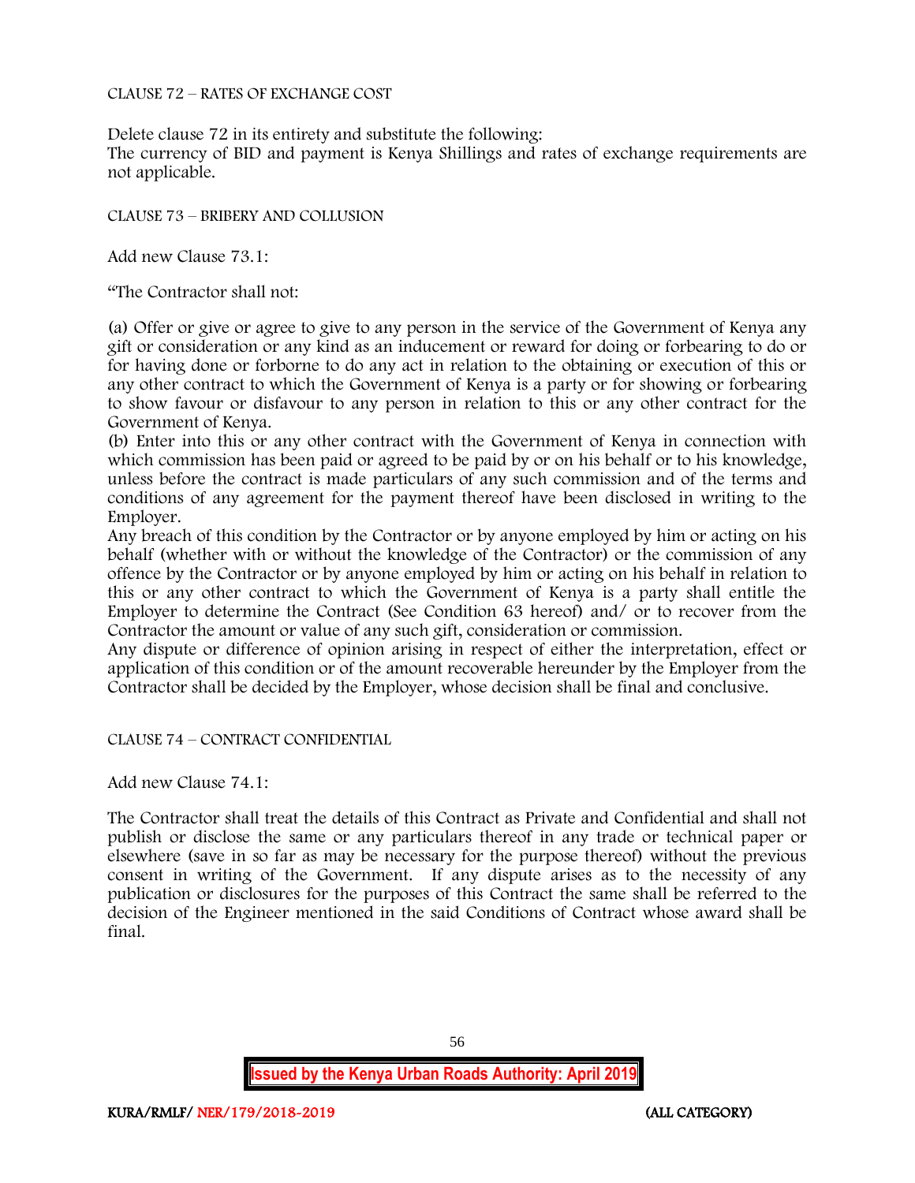CLAUSE 72 – RATES OF EXCHANGE COST

Delete clause 72 in its entirety and substitute the following:
The currency of BID and payment is Kenya Shillings and rates of exchange requirements are not applicable.

CLAUSE 73 – BRIBERY AND COLLUSION

Add new Clause 73.1:

"The Contractor shall not:

(a) Offer or give or agree to give to any person in the service of the Government of Kenya any gift or consideration or any kind as an inducement or reward for doing or forbearing to do or for having done or forborne to do any act in relation to the obtaining or execution of this or any other contract to which the Government of Kenya is a party or for showing or forbearing to show favour or disfavour to any person in relation to this or any other contract for the Government of Kenya.
(b) Enter into this or any other contract with the Government of Kenya in connection with which commission has been paid or agreed to be paid by or on his behalf or to his knowledge, unless before the contract is made particulars of any such commission and of the terms and conditions of any agreement for the payment thereof have been disclosed in writing to the Employer.
Any breach of this condition by the Contractor or by anyone employed by him or acting on his behalf (whether with or without the knowledge of the Contractor) or the commission of any offence by the Contractor or by anyone employed by him or acting on his behalf in relation to this or any other contract to which the Government of Kenya is a party shall entitle the Employer to determine the Contract (See Condition 63 hereof) and/ or to recover from the Contractor the amount or value of any such gift, consideration or commission.
Any dispute or difference of opinion arising in respect of either the interpretation, effect or application of this condition or of the amount recoverable hereunder by the Employer from the Contractor shall be decided by the Employer, whose decision shall be final and conclusive.

CLAUSE 74 – CONTRACT CONFIDENTIAL

Add new Clause 74.1:

The Contractor shall treat the details of this Contract as Private and Confidential and shall not publish or disclose the same or any particulars thereof in any trade or technical paper or elsewhere (save in so far as may be necessary for the purpose thereof) without the previous consent in writing of the Government. If any dispute arises as to the necessity of any publication or disclosures for the purposes of this Contract the same shall be referred to the decision of the Engineer mentioned in the said Conditions of Contract whose award shall be final.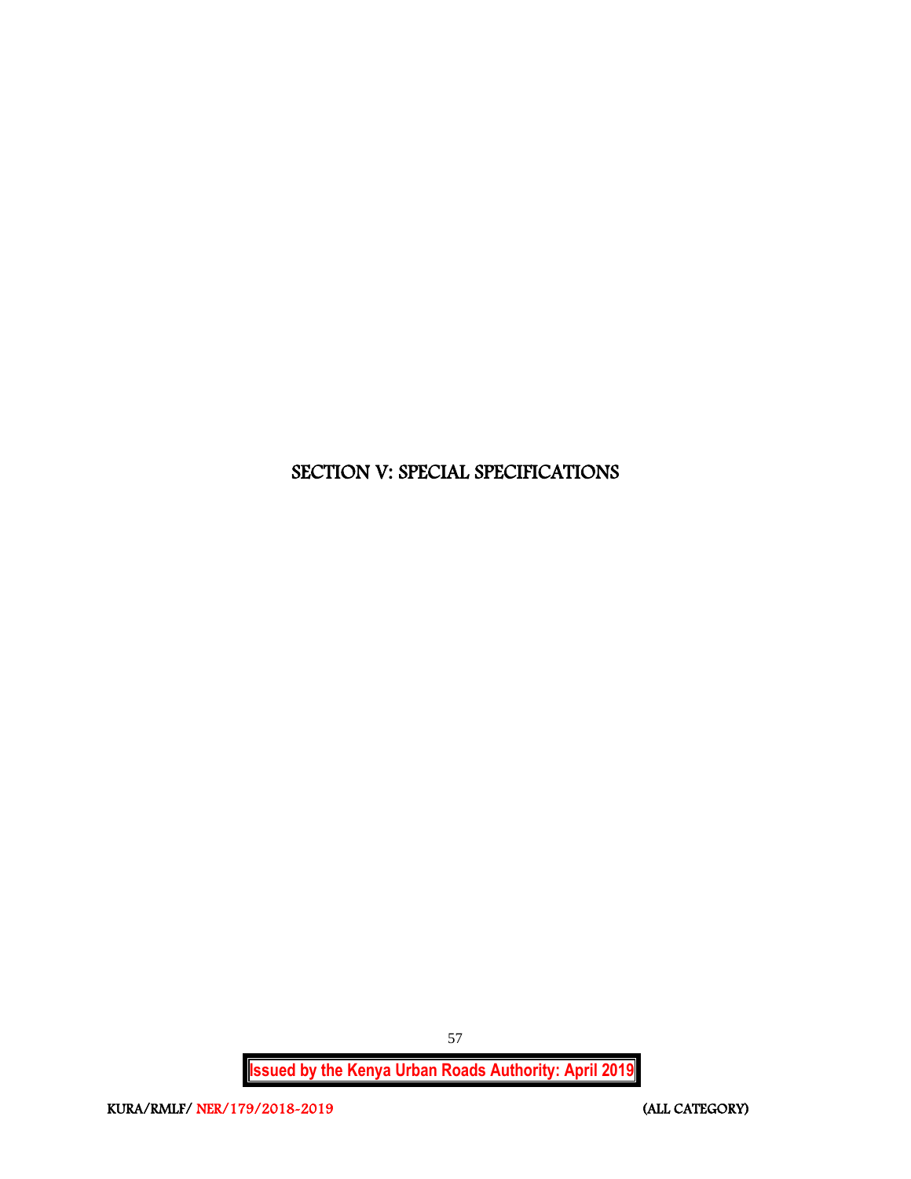# SECTION V: SPECIAL SPECIFICATIONS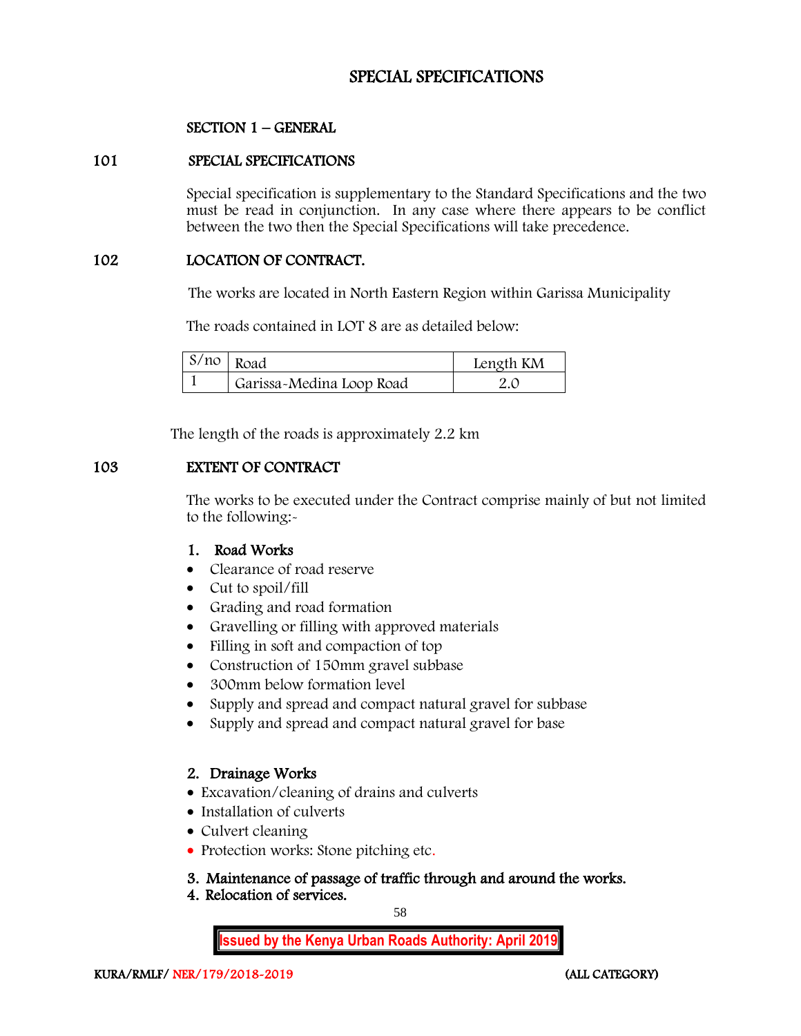# SPECIAL SPECIFICATIONS

## SECTION 1 – GENERAL

### 101 SPECIAL SPECIFICATIONS

Special specification is supplementary to the Standard Specifications and the two must be read in conjunction. In any case where there appears to be conflict between the two then the Special Specifications will take precedence.

### 102 LOCATION OF CONTRACT.

The works are located in North Eastern Region within Garissa Municipality

The roads contained in LOT 8 are as detailed below:

| S/no | Road | Length KM |
|---|---|---|
| 1 | Garissa-Medina Loop Road | 2.0 |

The length of the roads is approximately 2.2 km

### 103 EXTENT OF CONTRACT

The works to be executed under the Contract comprise mainly of but not limited to the following:-

1. **Road Works**

- Clearance of road reserve
- Cut to spoil/fill
- Grading and road formation
- Gravelling or filling with approved materials
- Filling in soft and compaction of top
- Construction of 150mm gravel subbase
- 300mm below formation level
- Supply and spread and compact natural gravel for subbase
- Supply and spread and compact natural gravel for base

2. **Drainage Works**

- Excavation/cleaning of drains and culverts
- Installation of culverts
- Culvert cleaning
- Protection works: Stone pitching etc.

3. **Maintenance of passage of traffic through and around the works.**
4. **Relocation of services.**

Issued by the Kenya Urban Roads Authority: April 2019

KURA/RMLF/ NER/179/2018-2019 (ALL CATEGORY)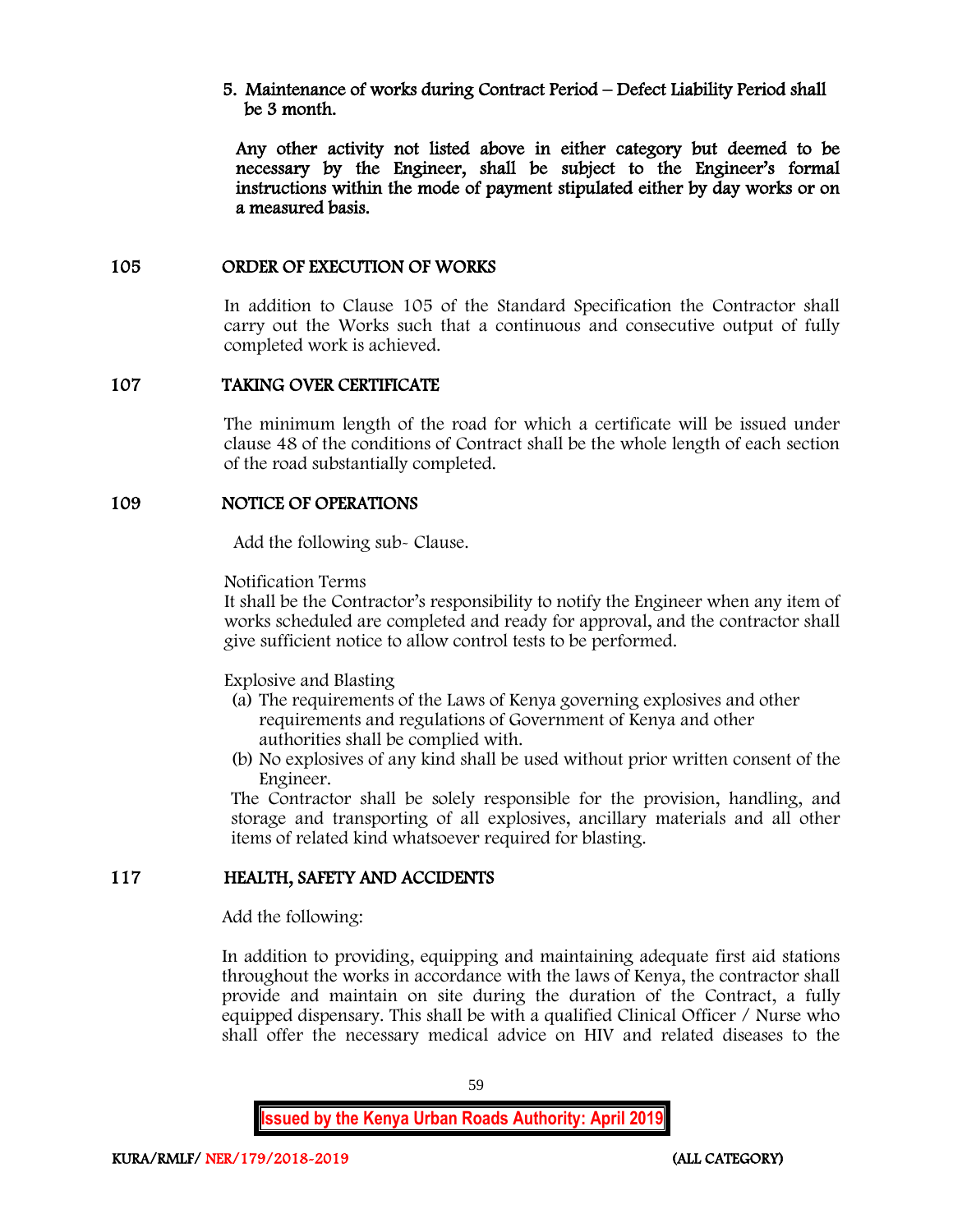5. **Maintenance of works during Contract Period – Defect Liability Period shall be 3 month.**

**Any other activity not listed above in either category but deemed to be necessary by the Engineer, shall be subject to the Engineer's formal instructions within the mode of payment stipulated either by day works or on a measured basis.**

## 105 ORDER OF EXECUTION OF WORKS

In addition to Clause 105 of the Standard Specification the Contractor shall carry out the Works such that a continuous and consecutive output of fully completed work is achieved.

## 107 TAKING OVER CERTIFICATE

The minimum length of the road for which a certificate will be issued under clause 48 of the conditions of Contract shall be the whole length of each section of the road substantially completed.

## 109 NOTICE OF OPERATIONS

Add the following sub- Clause.

Notification Terms
It shall be the Contractor's responsibility to notify the Engineer when any item of works scheduled are completed and ready for approval, and the contractor shall give sufficient notice to allow control tests to be performed.

Explosive and Blasting

(a) The requirements of the Laws of Kenya governing explosives and other requirements and regulations of Government of Kenya and other authorities shall be complied with.
(b) No explosives of any kind shall be used without prior written consent of the Engineer.

The Contractor shall be solely responsible for the provision, handling, and storage and transporting of all explosives, ancillary materials and all other items of related kind whatsoever required for blasting.

## 117 HEALTH, SAFETY AND ACCIDENTS

Add the following:

In addition to providing, equipping and maintaining adequate first aid stations throughout the works in accordance with the laws of Kenya, the contractor shall provide and maintain on site during the duration of the Contract, a fully equipped dispensary. This shall be with a qualified Clinical Officer / Nurse who shall offer the necessary medical advice on HIV and related diseases to the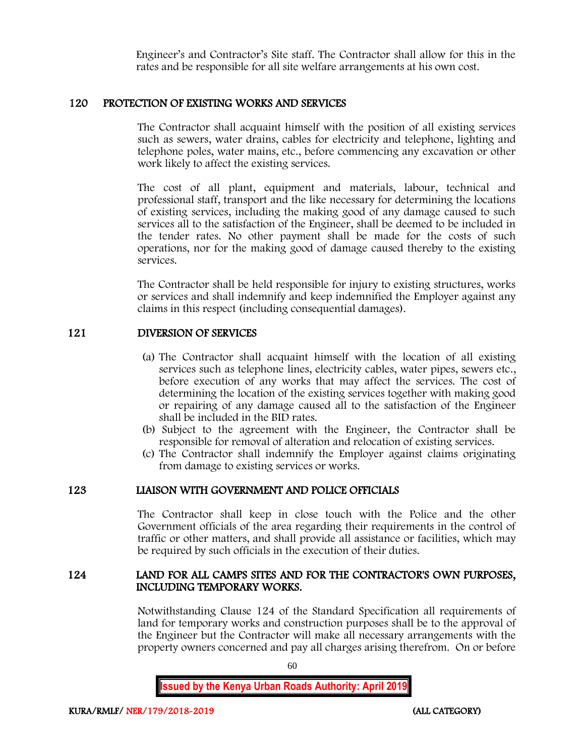Engineer's and Contractor's Site staff. The Contractor shall allow for this in the rates and be responsible for all site welfare arrangements at his own cost.

## 120 PROTECTION OF EXISTING WORKS AND SERVICES

The Contractor shall acquaint himself with the position of all existing services such as sewers, water drains, cables for electricity and telephone, lighting and telephone poles, water mains, etc., before commencing any excavation or other work likely to affect the existing services.

The cost of all plant, equipment and materials, labour, technical and professional staff, transport and the like necessary for determining the locations of existing services, including the making good of any damage caused to such services all to the satisfaction of the Engineer, shall be deemed to be included in the tender rates. No other payment shall be made for the costs of such operations, nor for the making good of damage caused thereby to the existing services.

The Contractor shall be held responsible for injury to existing structures, works or services and shall indemnify and keep indemnified the Employer against any claims in this respect (including consequential damages).

## 121 DIVERSION OF SERVICES

(a) The Contractor shall acquaint himself with the location of all existing services such as telephone lines, electricity cables, water pipes, sewers etc., before execution of any works that may affect the services. The cost of determining the location of the existing services together with making good or repairing of any damage caused all to the satisfaction of the Engineer shall be included in the BID rates.

(b) Subject to the agreement with the Engineer, the Contractor shall be responsible for removal of alteration and relocation of existing services.

(c) The Contractor shall indemnify the Employer against claims originating from damage to existing services or works.

## 123 LIAISON WITH GOVERNMENT AND POLICE OFFICIALS

The Contractor shall keep in close touch with the Police and the other Government officials of the area regarding their requirements in the control of traffic or other matters, and shall provide all assistance or facilities, which may be required by such officials in the execution of their duties.

## 124 LAND FOR ALL CAMPS SITES AND FOR THE CONTRACTOR'S OWN PURPOSES, INCLUDING TEMPORARY WORKS.

Notwithstanding Clause 124 of the Standard Specification all requirements of land for temporary works and construction purposes shall be to the approval of the Engineer but the Contractor will make all necessary arrangements with the property owners concerned and pay all charges arising therefrom. On or before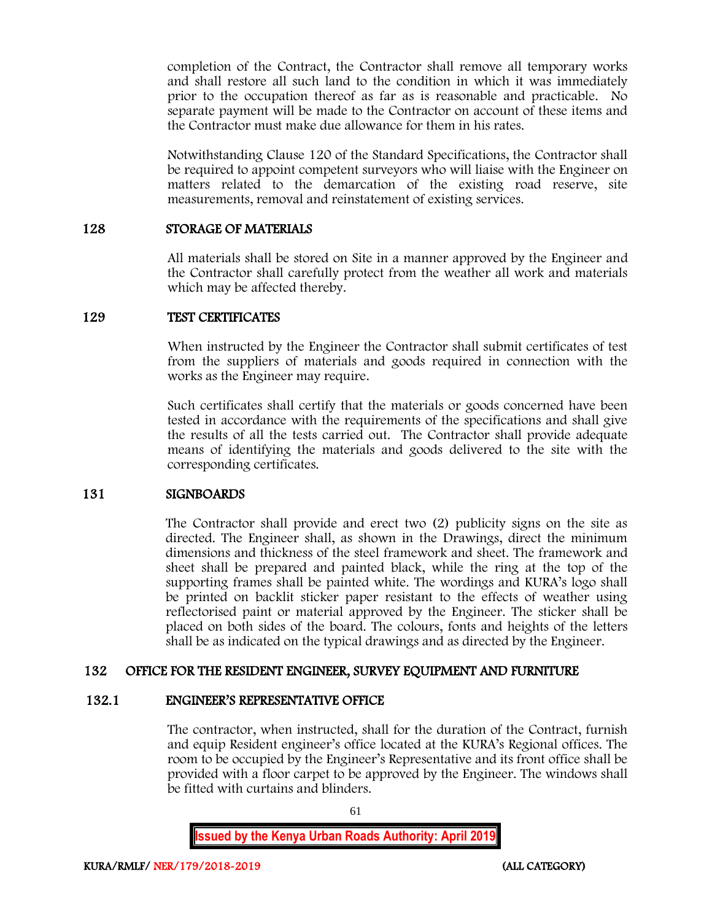completion of the Contract, the Contractor shall remove all temporary works and shall restore all such land to the condition in which it was immediately prior to the occupation thereof as far as is reasonable and practicable. No separate payment will be made to the Contractor on account of these items and the Contractor must make due allowance for them in his rates.

Notwithstanding Clause 120 of the Standard Specifications, the Contractor shall be required to appoint competent surveyors who will liaise with the Engineer on matters related to the demarcation of the existing road reserve, site measurements, removal and reinstatement of existing services.

## 128 STORAGE OF MATERIALS

All materials shall be stored on Site in a manner approved by the Engineer and the Contractor shall carefully protect from the weather all work and materials which may be affected thereby.

## 129 TEST CERTIFICATES

When instructed by the Engineer the Contractor shall submit certificates of test from the suppliers of materials and goods required in connection with the works as the Engineer may require.

Such certificates shall certify that the materials or goods concerned have been tested in accordance with the requirements of the specifications and shall give the results of all the tests carried out. The Contractor shall provide adequate means of identifying the materials and goods delivered to the site with the corresponding certificates.

## 131 SIGNBOARDS

The Contractor shall provide and erect two (2) publicity signs on the site as directed. The Engineer shall, as shown in the Drawings, direct the minimum dimensions and thickness of the steel framework and sheet. The framework and sheet shall be prepared and painted black, while the ring at the top of the supporting frames shall be painted white. The wordings and KURA's logo shall be printed on backlit sticker paper resistant to the effects of weather using reflectorised paint or material approved by the Engineer. The sticker shall be placed on both sides of the board. The colours, fonts and heights of the letters shall be as indicated on the typical drawings and as directed by the Engineer.

## 132 OFFICE FOR THE RESIDENT ENGINEER, SURVEY EQUIPMENT AND FURNITURE

### 132.1 ENGINEER'S REPRESENTATIVE OFFICE

The contractor, when instructed, shall for the duration of the Contract, furnish and equip Resident engineer's office located at the KURA's Regional offices. The room to be occupied by the Engineer's Representative and its front office shall be provided with a floor carpet to be approved by the Engineer. The windows shall be fitted with curtains and blinders.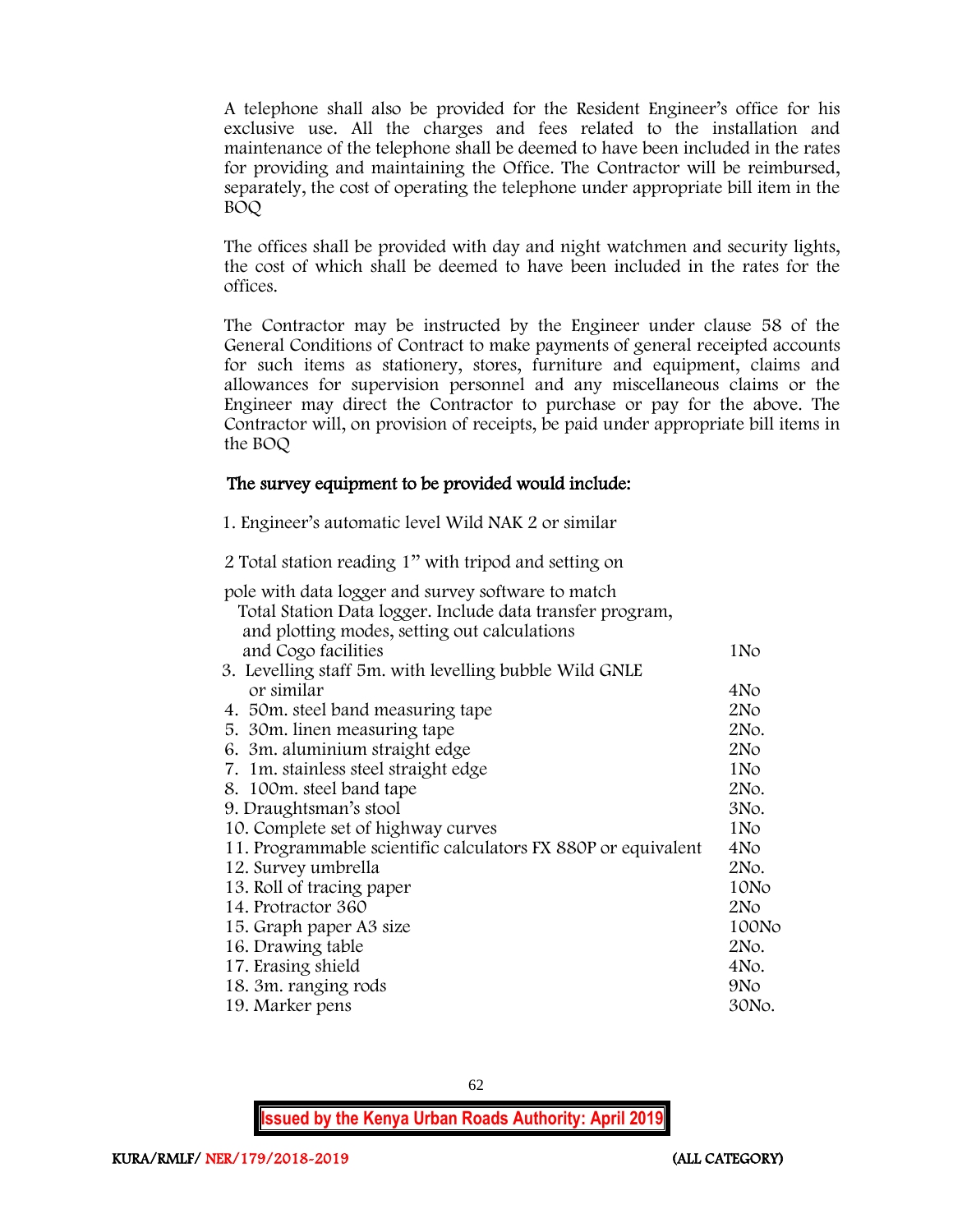A telephone shall also be provided for the Resident Engineer's office for his exclusive use. All the charges and fees related to the installation and maintenance of the telephone shall be deemed to have been included in the rates for providing and maintaining the Office. The Contractor will be reimbursed, separately, the cost of operating the telephone under appropriate bill item in the BOQ

The offices shall be provided with day and night watchmen and security lights, the cost of which shall be deemed to have been included in the rates for the offices.

The Contractor may be instructed by the Engineer under clause 58 of the General Conditions of Contract to make payments of general receipted accounts for such items as stationery, stores, furniture and equipment, claims and allowances for supervision personnel and any miscellaneous claims or the Engineer may direct the Contractor to purchase or pay for the above. The Contractor will, on provision of receipts, be paid under appropriate bill items in the BOQ

**The survey equipment to be provided would include:**

| Item | Qty |
|---|---|
| 1. Engineer's automatic level Wild NAK 2 or similar | |
| 2 Total station reading 1" with tripod and setting on pole with data logger and survey software to match Total Station Data logger. Include data transfer program, and plotting modes, setting out calculations and Cogo facilities | 1No |
| 3. Levelling staff 5m. with levelling bubble Wild GNLE or similar | 4No |
| 4. 50m. steel band measuring tape | 2No |
| 5. 30m. linen measuring tape | 2No. |
| 6. 3m. aluminium straight edge | 2No |
| 7. 1m. stainless steel straight edge | 1No |
| 8. 100m. steel band tape | 2No. |
| 9. Draughtsman's stool | 3No. |
| 10. Complete set of highway curves | 1No |
| 11. Programmable scientific calculators FX 880P or equivalent | 4No |
| 12. Survey umbrella | 2No. |
| 13. Roll of tracing paper | 10No |
| 14. Protractor 360 | 2No |
| 15. Graph paper A3 size | 100No |
| 16. Drawing table | 2No. |
| 17. Erasing shield | 4No. |
| 18. 3m. ranging rods | 9No |
| 19. Marker pens | 30No. |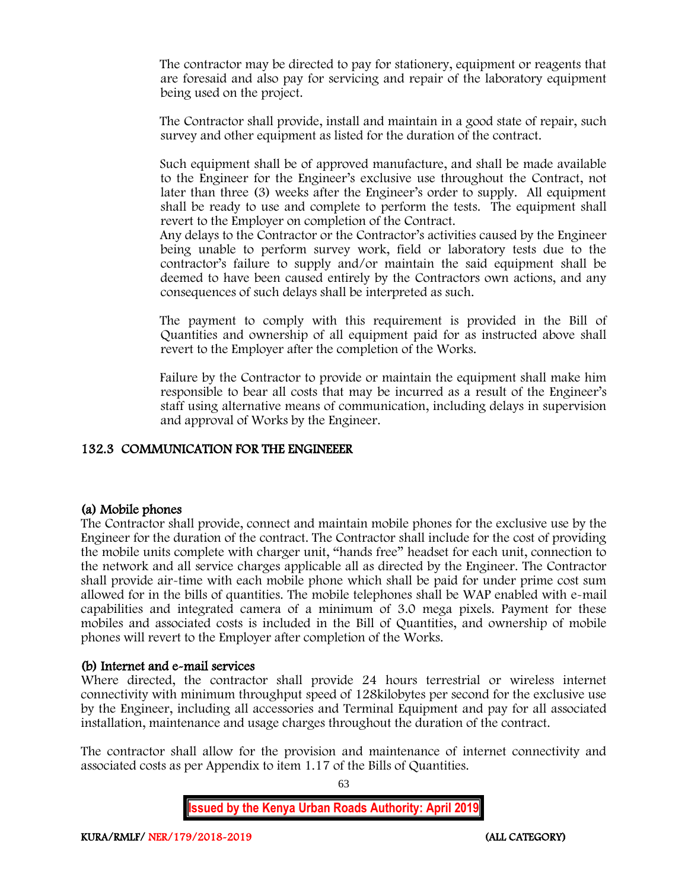The contractor may be directed to pay for stationery, equipment or reagents that are foresaid and also pay for servicing and repair of the laboratory equipment being used on the project.

The Contractor shall provide, install and maintain in a good state of repair, such survey and other equipment as listed for the duration of the contract.

Such equipment shall be of approved manufacture, and shall be made available to the Engineer for the Engineer's exclusive use throughout the Contract, not later than three (3) weeks after the Engineer's order to supply. All equipment shall be ready to use and complete to perform the tests. The equipment shall revert to the Employer on completion of the Contract.
Any delays to the Contractor or the Contractor's activities caused by the Engineer being unable to perform survey work, field or laboratory tests due to the contractor's failure to supply and/or maintain the said equipment shall be deemed to have been caused entirely by the Contractors own actions, and any consequences of such delays shall be interpreted as such.

The payment to comply with this requirement is provided in the Bill of Quantities and ownership of all equipment paid for as instructed above shall revert to the Employer after the completion of the Works.

Failure by the Contractor to provide or maintain the equipment shall make him responsible to bear all costs that may be incurred as a result of the Engineer's staff using alternative means of communication, including delays in supervision and approval of Works by the Engineer.

## 132.3 COMMUNICATION FOR THE ENGINEEER

### (a) Mobile phones

The Contractor shall provide, connect and maintain mobile phones for the exclusive use by the Engineer for the duration of the contract. The Contractor shall include for the cost of providing the mobile units complete with charger unit, "hands free" headset for each unit, connection to the network and all service charges applicable all as directed by the Engineer. The Contractor shall provide air-time with each mobile phone which shall be paid for under prime cost sum allowed for in the bills of quantities. The mobile telephones shall be WAP enabled with e-mail capabilities and integrated camera of a minimum of 3.0 mega pixels. Payment for these mobiles and associated costs is included in the Bill of Quantities, and ownership of mobile phones will revert to the Employer after completion of the Works.

### (b) Internet and e-mail services

Where directed, the contractor shall provide 24 hours terrestrial or wireless internet connectivity with minimum throughput speed of 128kilobytes per second for the exclusive use by the Engineer, including all accessories and Terminal Equipment and pay for all associated installation, maintenance and usage charges throughout the duration of the contract.

The contractor shall allow for the provision and maintenance of internet connectivity and associated costs as per Appendix to item 1.17 of the Bills of Quantities.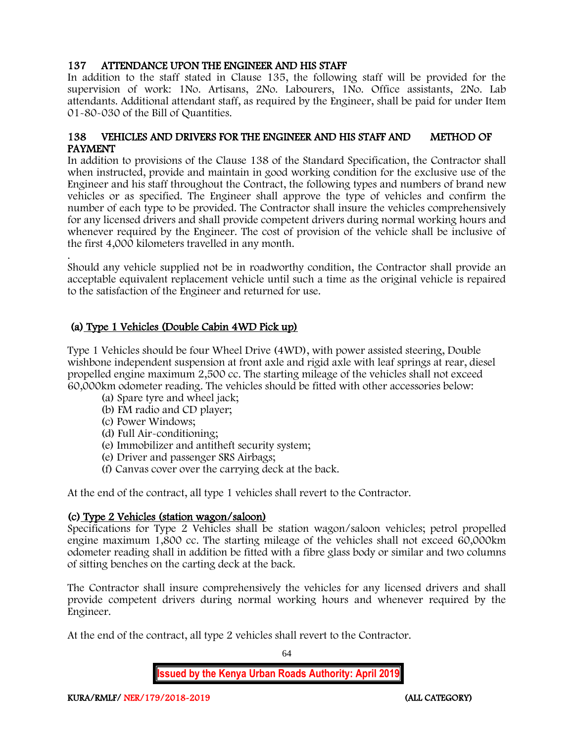## 137 ATTENDANCE UPON THE ENGINEER AND HIS STAFF

In addition to the staff stated in Clause 135, the following staff will be provided for the supervision of work: 1No. Artisans, 2No. Labourers, 1No. Office assistants, 2No. Lab attendants. Additional attendant staff, as required by the Engineer, shall be paid for under Item 01-80-030 of the Bill of Quantities.

## 138 VEHICLES AND DRIVERS FOR THE ENGINEER AND HIS STAFF AND METHOD OF PAYMENT

In addition to provisions of the Clause 138 of the Standard Specification, the Contractor shall when instructed, provide and maintain in good working condition for the exclusive use of the Engineer and his staff throughout the Contract, the following types and numbers of brand new vehicles or as specified. The Engineer shall approve the type of vehicles and confirm the number of each type to be provided. The Contractor shall insure the vehicles comprehensively for any licensed drivers and shall provide competent drivers during normal working hours and whenever required by the Engineer. The cost of provision of the vehicle shall be inclusive of the first 4,000 kilometers travelled in any month.

.

Should any vehicle supplied not be in roadworthy condition, the Contractor shall provide an acceptable equivalent replacement vehicle until such a time as the original vehicle is repaired to the satisfaction of the Engineer and returned for use.

### (a) Type 1 Vehicles (Double Cabin 4WD Pick up)

Type 1 Vehicles should be four Wheel Drive (4WD), with power assisted steering, Double wishbone independent suspension at front axle and rigid axle with leaf springs at rear, diesel propelled engine maximum 2,500 cc. The starting mileage of the vehicles shall not exceed 60,000km odometer reading. The vehicles should be fitted with other accessories below:

- (a) Spare tyre and wheel jack;
- (b) FM radio and CD player;
- (c) Power Windows;
- (d) Full Air-conditioning;
- (e) Immobilizer and antitheft security system;
- (e) Driver and passenger SRS Airbags;
- (f) Canvas cover over the carrying deck at the back.

At the end of the contract, all type 1 vehicles shall revert to the Contractor.

### (c) Type 2 Vehicles (station wagon/saloon)

Specifications for Type 2 Vehicles shall be station wagon/saloon vehicles; petrol propelled engine maximum 1,800 cc. The starting mileage of the vehicles shall not exceed 60,000km odometer reading shall in addition be fitted with a fibre glass body or similar and two columns of sitting benches on the carting deck at the back.

The Contractor shall insure comprehensively the vehicles for any licensed drivers and shall provide competent drivers during normal working hours and whenever required by the Engineer.

At the end of the contract, all type 2 vehicles shall revert to the Contractor.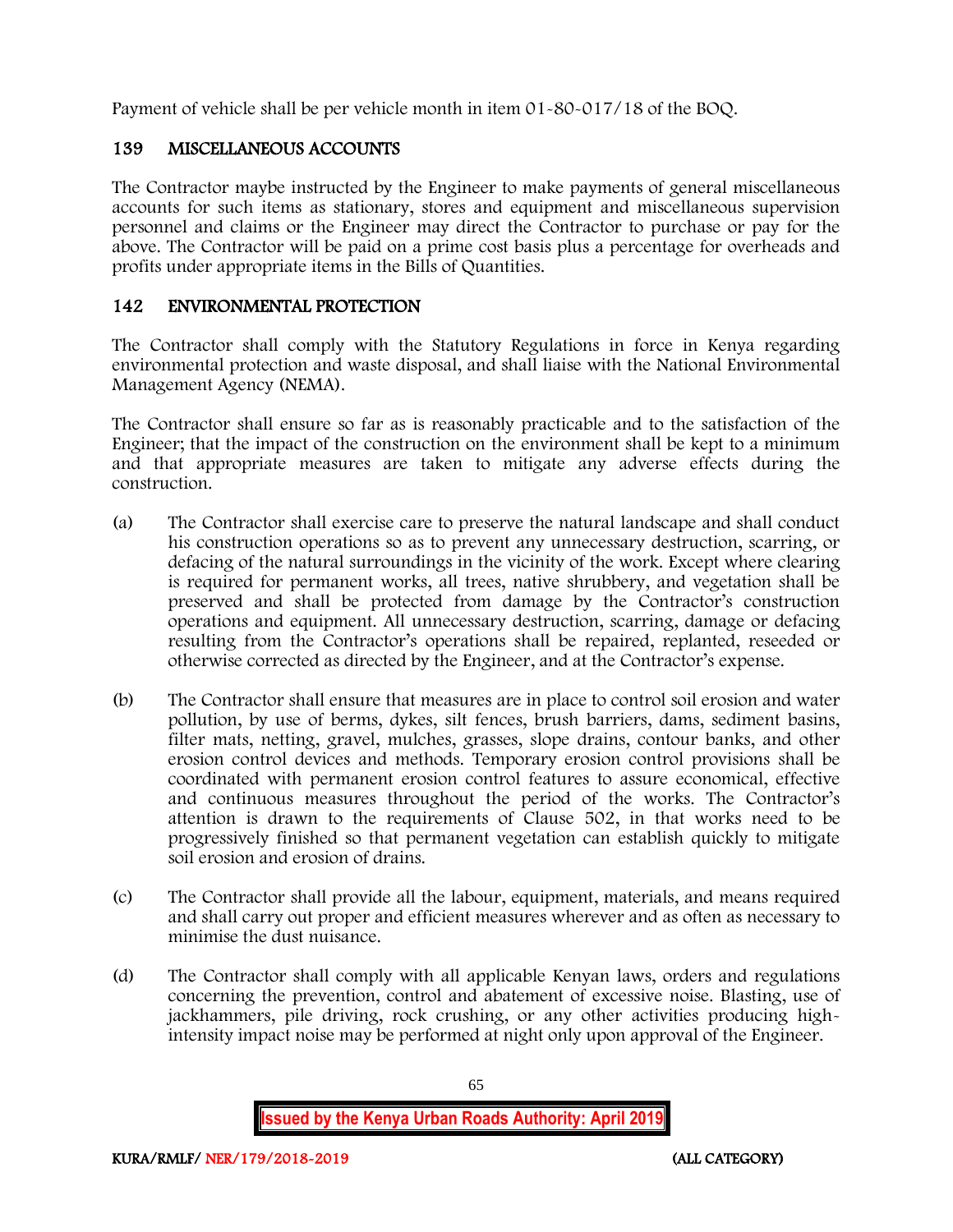Payment of vehicle shall be per vehicle month in item 01-80-017/18 of the BOQ.

## 139 MISCELLANEOUS ACCOUNTS

The Contractor maybe instructed by the Engineer to make payments of general miscellaneous accounts for such items as stationary, stores and equipment and miscellaneous supervision personnel and claims or the Engineer may direct the Contractor to purchase or pay for the above. The Contractor will be paid on a prime cost basis plus a percentage for overheads and profits under appropriate items in the Bills of Quantities.

## 142 ENVIRONMENTAL PROTECTION

The Contractor shall comply with the Statutory Regulations in force in Kenya regarding environmental protection and waste disposal, and shall liaise with the National Environmental Management Agency (NEMA).

The Contractor shall ensure so far as is reasonably practicable and to the satisfaction of the Engineer; that the impact of the construction on the environment shall be kept to a minimum and that appropriate measures are taken to mitigate any adverse effects during the construction.

(a) The Contractor shall exercise care to preserve the natural landscape and shall conduct his construction operations so as to prevent any unnecessary destruction, scarring, or defacing of the natural surroundings in the vicinity of the work. Except where clearing is required for permanent works, all trees, native shrubbery, and vegetation shall be preserved and shall be protected from damage by the Contractor's construction operations and equipment. All unnecessary destruction, scarring, damage or defacing resulting from the Contractor's operations shall be repaired, replanted, reseeded or otherwise corrected as directed by the Engineer, and at the Contractor's expense.

(b) The Contractor shall ensure that measures are in place to control soil erosion and water pollution, by use of berms, dykes, silt fences, brush barriers, dams, sediment basins, filter mats, netting, gravel, mulches, grasses, slope drains, contour banks, and other erosion control devices and methods. Temporary erosion control provisions shall be coordinated with permanent erosion control features to assure economical, effective and continuous measures throughout the period of the works. The Contractor's attention is drawn to the requirements of Clause 502, in that works need to be progressively finished so that permanent vegetation can establish quickly to mitigate soil erosion and erosion of drains.

(c) The Contractor shall provide all the labour, equipment, materials, and means required and shall carry out proper and efficient measures wherever and as often as necessary to minimise the dust nuisance.

(d) The Contractor shall comply with all applicable Kenyan laws, orders and regulations concerning the prevention, control and abatement of excessive noise. Blasting, use of jackhammers, pile driving, rock crushing, or any other activities producing high-intensity impact noise may be performed at night only upon approval of the Engineer.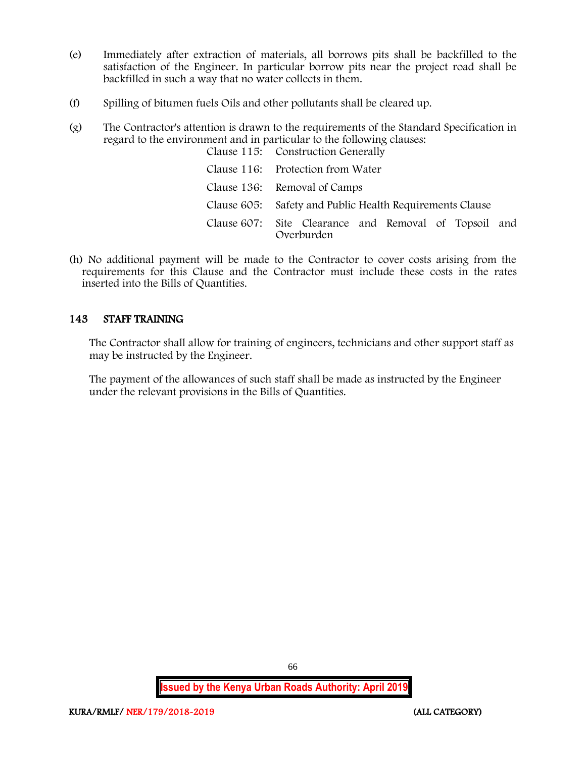(e) Immediately after extraction of materials, all borrows pits shall be backfilled to the satisfaction of the Engineer. In particular borrow pits near the project road shall be backfilled in such a way that no water collects in them.

(f) Spilling of bitumen fuels Oils and other pollutants shall be cleared up.

(g) The Contractor's attention is drawn to the requirements of the Standard Specification in regard to the environment and in particular to the following clauses:

| | |
|---|---|
| Clause 115: | Construction Generally |
| Clause 116: | Protection from Water |
| Clause 136: | Removal of Camps |
| Clause 605: | Safety and Public Health Requirements Clause |
| Clause 607: | Site Clearance and Removal of Topsoil and Overburden |

(h) No additional payment will be made to the Contractor to cover costs arising from the requirements for this Clause and the Contractor must include these costs in the rates inserted into the Bills of Quantities.

## 143 STAFF TRAINING

The Contractor shall allow for training of engineers, technicians and other support staff as may be instructed by the Engineer.

The payment of the allowances of such staff shall be made as instructed by the Engineer under the relevant provisions in the Bills of Quantities.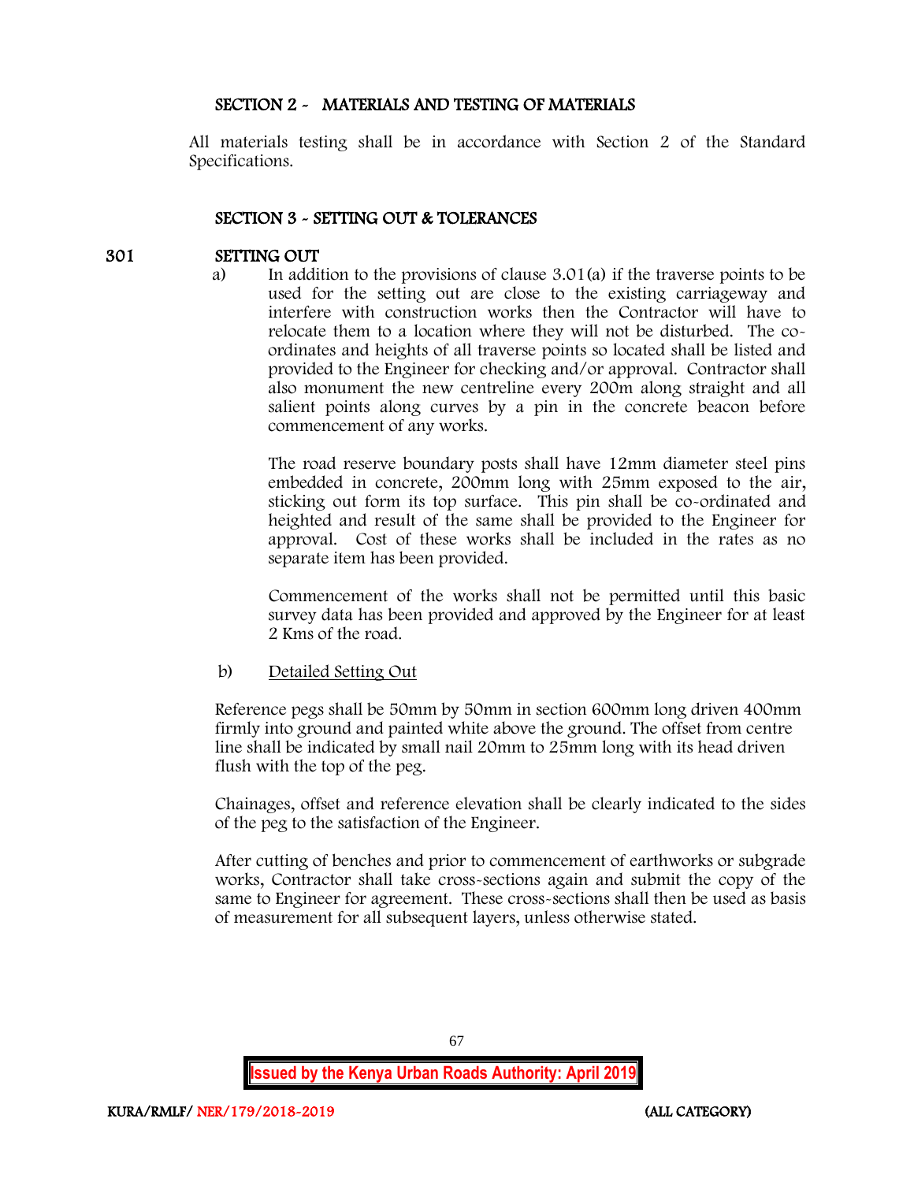## SECTION 2 - MATERIALS AND TESTING OF MATERIALS

All materials testing shall be in accordance with Section 2 of the Standard Specifications.

## SECTION 3 - SETTING OUT & TOLERANCES

### 301 SETTING OUT

a) In addition to the provisions of clause 3.01(a) if the traverse points to be used for the setting out are close to the existing carriageway and interfere with construction works then the Contractor will have to relocate them to a location where they will not be disturbed. The co-ordinates and heights of all traverse points so located shall be listed and provided to the Engineer for checking and/or approval. Contractor shall also monument the new centreline every 200m along straight and all salient points along curves by a pin in the concrete beacon before commencement of any works.

The road reserve boundary posts shall have 12mm diameter steel pins embedded in concrete, 200mm long with 25mm exposed to the air, sticking out form its top surface. This pin shall be co-ordinated and heighted and result of the same shall be provided to the Engineer for approval. Cost of these works shall be included in the rates as no separate item has been provided.

Commencement of the works shall not be permitted until this basic survey data has been provided and approved by the Engineer for at least 2 Kms of the road.

b) <u>Detailed Setting Out</u>

Reference pegs shall be 50mm by 50mm in section 600mm long driven 400mm firmly into ground and painted white above the ground. The offset from centre line shall be indicated by small nail 20mm to 25mm long with its head driven flush with the top of the peg.

Chainages, offset and reference elevation shall be clearly indicated to the sides of the peg to the satisfaction of the Engineer.

After cutting of benches and prior to commencement of earthworks or subgrade works, Contractor shall take cross-sections again and submit the copy of the same to Engineer for agreement. These cross-sections shall then be used as basis of measurement for all subsequent layers, unless otherwise stated.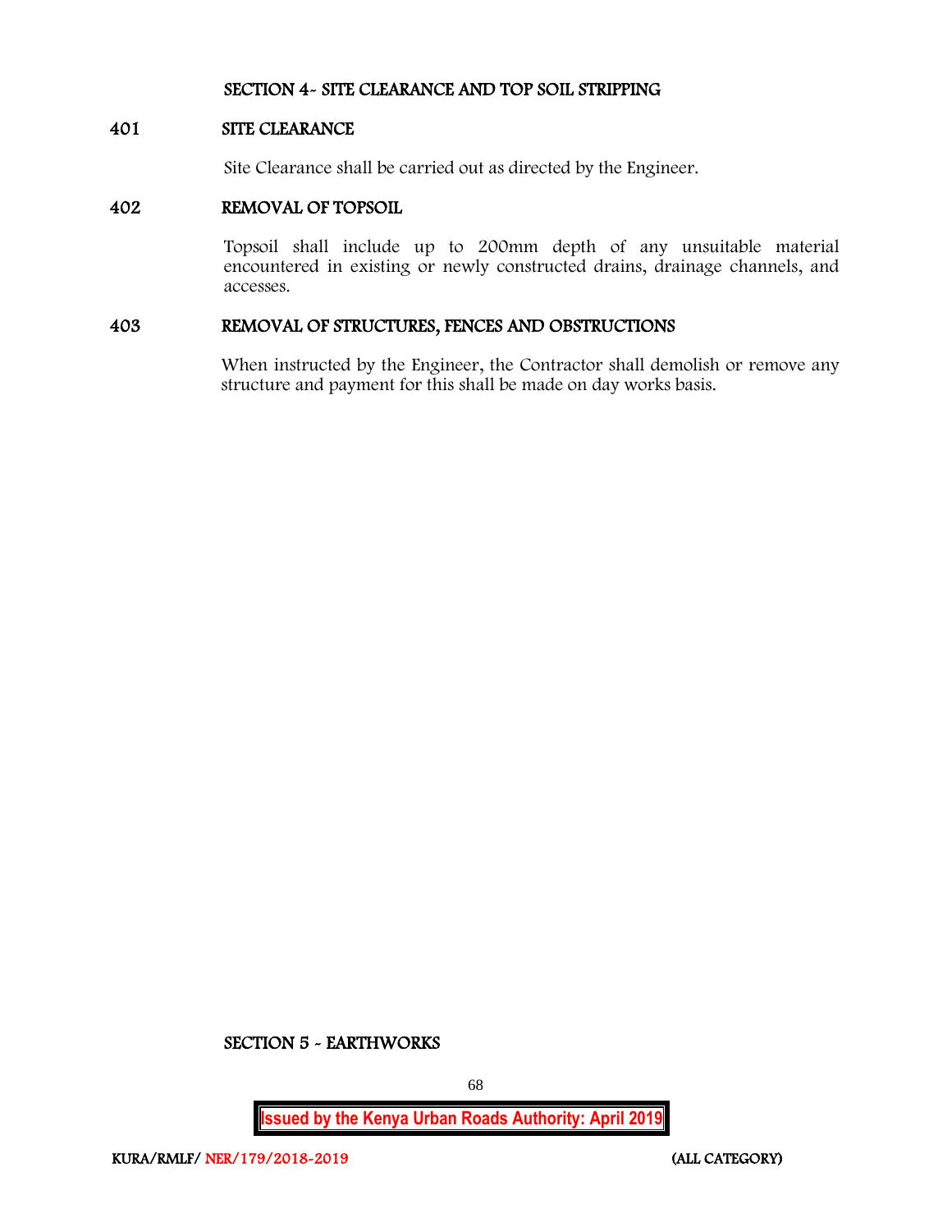## SECTION 4- SITE CLEARANCE AND TOP SOIL STRIPPING

### 401 SITE CLEARANCE

Site Clearance shall be carried out as directed by the Engineer.

### 402 REMOVAL OF TOPSOIL

Topsoil shall include up to 200mm depth of any unsuitable material encountered in existing or newly constructed drains, drainage channels, and accesses.

### 403 REMOVAL OF STRUCTURES, FENCES AND OBSTRUCTIONS

When instructed by the Engineer, the Contractor shall demolish or remove any structure and payment for this shall be made on day works basis.

## SECTION 5 - EARTHWORKS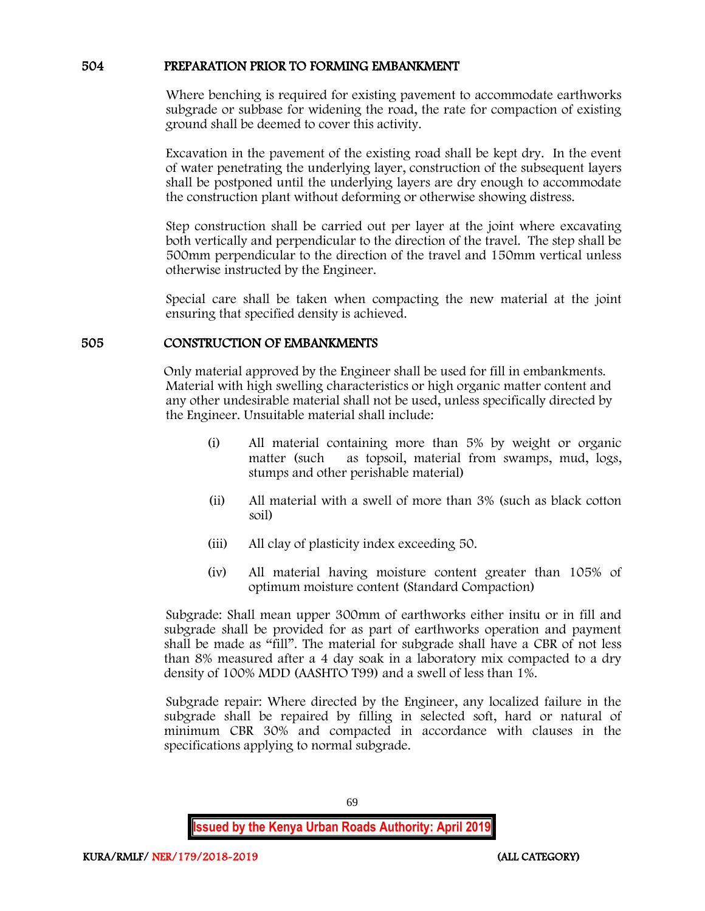## 504 PREPARATION PRIOR TO FORMING EMBANKMENT

Where benching is required for existing pavement to accommodate earthworks subgrade or subbase for widening the road, the rate for compaction of existing ground shall be deemed to cover this activity.

Excavation in the pavement of the existing road shall be kept dry. In the event of water penetrating the underlying layer, construction of the subsequent layers shall be postponed until the underlying layers are dry enough to accommodate the construction plant without deforming or otherwise showing distress.

Step construction shall be carried out per layer at the joint where excavating both vertically and perpendicular to the direction of the travel. The step shall be 500mm perpendicular to the direction of the travel and 150mm vertical unless otherwise instructed by the Engineer.

Special care shall be taken when compacting the new material at the joint ensuring that specified density is achieved.

## 505 CONSTRUCTION OF EMBANKMENTS

Only material approved by the Engineer shall be used for fill in embankments. Material with high swelling characteristics or high organic matter content and any other undesirable material shall not be used, unless specifically directed by the Engineer. Unsuitable material shall include:

(i) All material containing more than 5% by weight or organic matter (such as topsoil, material from swamps, mud, logs, stumps and other perishable material)

(ii) All material with a swell of more than 3% (such as black cotton soil)

(iii) All clay of plasticity index exceeding 50.

(iv) All material having moisture content greater than 105% of optimum moisture content (Standard Compaction)

Subgrade: Shall mean upper 300mm of earthworks either insitu or in fill and subgrade shall be provided for as part of earthworks operation and payment shall be made as "fill". The material for subgrade shall have a CBR of not less than 8% measured after a 4 day soak in a laboratory mix compacted to a dry density of 100% MDD (AASHTO T99) and a swell of less than 1%.

Subgrade repair: Where directed by the Engineer, any localized failure in the subgrade shall be repaired by filling in selected soft, hard or natural of minimum CBR 30% and compacted in accordance with clauses in the specifications applying to normal subgrade.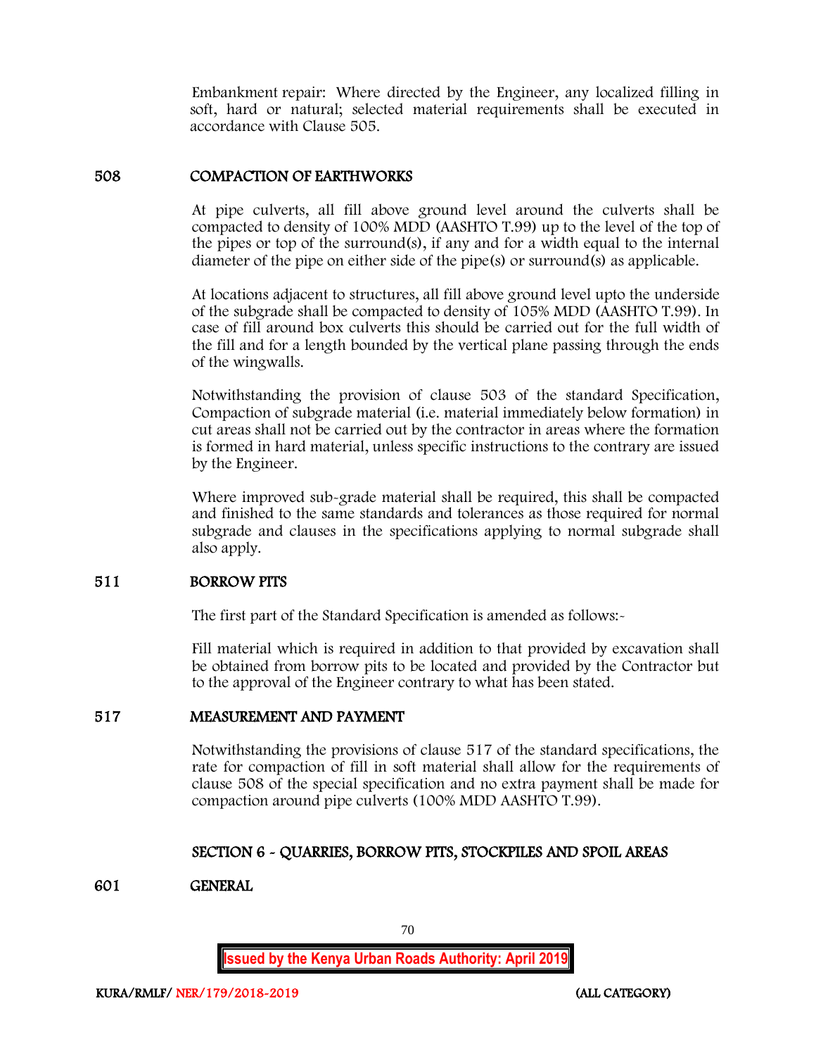Embankment repair: Where directed by the Engineer, any localized filling in soft, hard or natural; selected material requirements shall be executed in accordance with Clause 505.

## 508 COMPACTION OF EARTHWORKS

At pipe culverts, all fill above ground level around the culverts shall be compacted to density of 100% MDD (AASHTO T.99) up to the level of the top of the pipes or top of the surround(s), if any and for a width equal to the internal diameter of the pipe on either side of the pipe(s) or surround(s) as applicable.

At locations adjacent to structures, all fill above ground level upto the underside of the subgrade shall be compacted to density of 105% MDD (AASHTO T.99). In case of fill around box culverts this should be carried out for the full width of the fill and for a length bounded by the vertical plane passing through the ends of the wingwalls.

Notwithstanding the provision of clause 503 of the standard Specification, Compaction of subgrade material (i.e. material immediately below formation) in cut areas shall not be carried out by the contractor in areas where the formation is formed in hard material, unless specific instructions to the contrary are issued by the Engineer.

Where improved sub-grade material shall be required, this shall be compacted and finished to the same standards and tolerances as those required for normal subgrade and clauses in the specifications applying to normal subgrade shall also apply.

## 511 BORROW PITS

The first part of the Standard Specification is amended as follows:-

Fill material which is required in addition to that provided by excavation shall be obtained from borrow pits to be located and provided by the Contractor but to the approval of the Engineer contrary to what has been stated.

## 517 MEASUREMENT AND PAYMENT

Notwithstanding the provisions of clause 517 of the standard specifications, the rate for compaction of fill in soft material shall allow for the requirements of clause 508 of the special specification and no extra payment shall be made for compaction around pipe culverts (100% MDD AASHTO T.99).

# SECTION 6 - QUARRIES, BORROW PITS, STOCKPILES AND SPOIL AREAS

## 601 GENERAL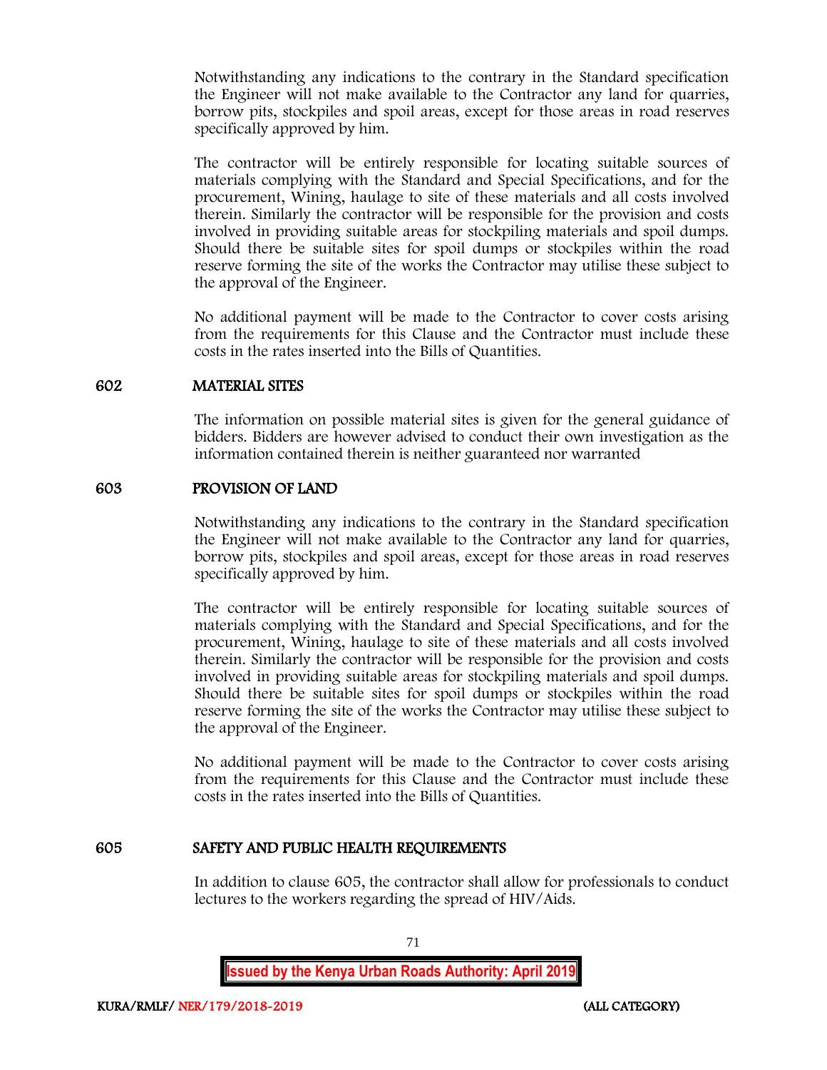Notwithstanding any indications to the contrary in the Standard specification the Engineer will not make available to the Contractor any land for quarries, borrow pits, stockpiles and spoil areas, except for those areas in road reserves specifically approved by him.

The contractor will be entirely responsible for locating suitable sources of materials complying with the Standard and Special Specifications, and for the procurement, Wining, haulage to site of these materials and all costs involved therein. Similarly the contractor will be responsible for the provision and costs involved in providing suitable areas for stockpiling materials and spoil dumps. Should there be suitable sites for spoil dumps or stockpiles within the road reserve forming the site of the works the Contractor may utilise these subject to the approval of the Engineer.

No additional payment will be made to the Contractor to cover costs arising from the requirements for this Clause and the Contractor must include these costs in the rates inserted into the Bills of Quantities.

## 602 MATERIAL SITES

The information on possible material sites is given for the general guidance of bidders. Bidders are however advised to conduct their own investigation as the information contained therein is neither guaranteed nor warranted

## 603 PROVISION OF LAND

Notwithstanding any indications to the contrary in the Standard specification the Engineer will not make available to the Contractor any land for quarries, borrow pits, stockpiles and spoil areas, except for those areas in road reserves specifically approved by him.

The contractor will be entirely responsible for locating suitable sources of materials complying with the Standard and Special Specifications, and for the procurement, Wining, haulage to site of these materials and all costs involved therein. Similarly the contractor will be responsible for the provision and costs involved in providing suitable areas for stockpiling materials and spoil dumps. Should there be suitable sites for spoil dumps or stockpiles within the road reserve forming the site of the works the Contractor may utilise these subject to the approval of the Engineer.

No additional payment will be made to the Contractor to cover costs arising from the requirements for this Clause and the Contractor must include these costs in the rates inserted into the Bills of Quantities.

## 605 SAFETY AND PUBLIC HEALTH REQUIREMENTS

In addition to clause 605, the contractor shall allow for professionals to conduct lectures to the workers regarding the spread of HIV/Aids.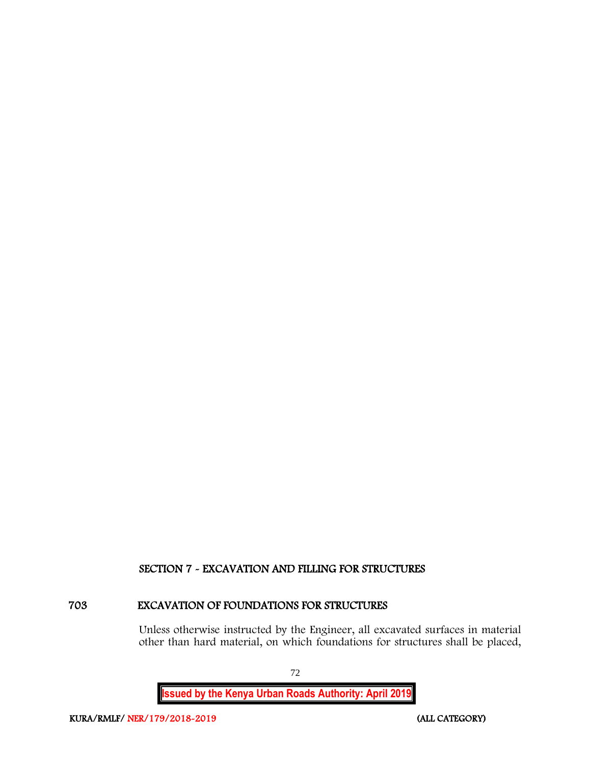# SECTION 7 - EXCAVATION AND FILLING FOR STRUCTURES

## 703 EXCAVATION OF FOUNDATIONS FOR STRUCTURES

Unless otherwise instructed by the Engineer, all excavated surfaces in material other than hard material, on which foundations for structures shall be placed,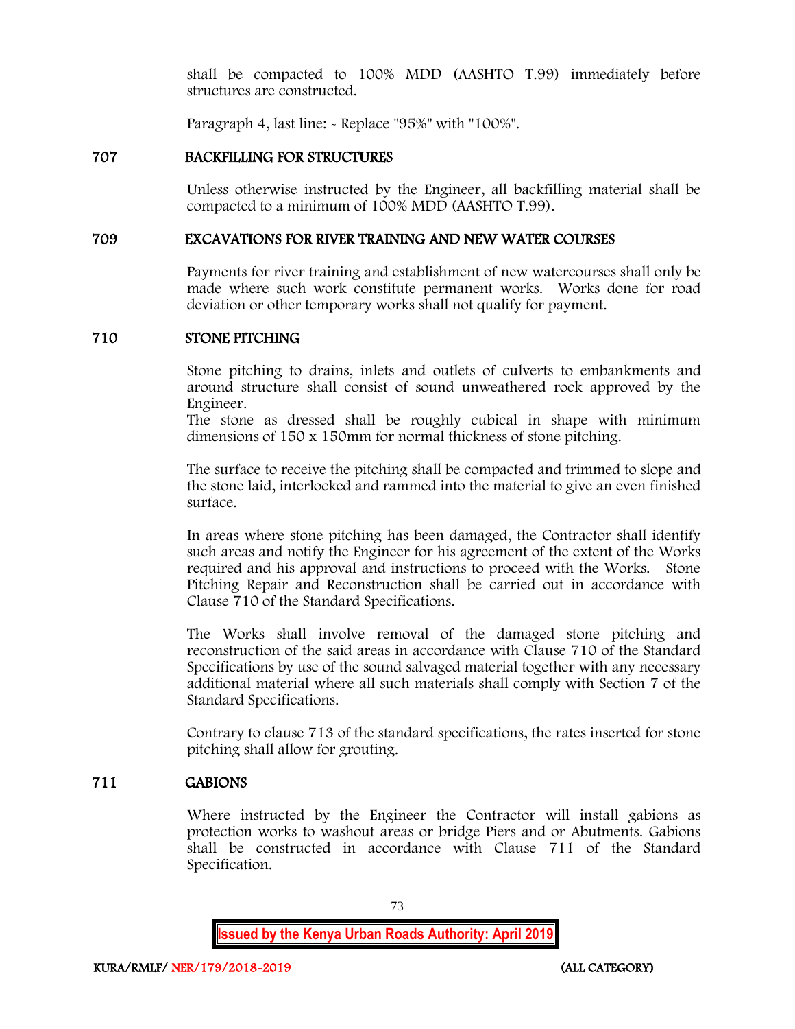shall be compacted to 100% MDD (AASHTO T.99) immediately before structures are constructed.

Paragraph 4, last line: - Replace "95%" with "100%".

## 707 BACKFILLING FOR STRUCTURES

Unless otherwise instructed by the Engineer, all backfilling material shall be compacted to a minimum of 100% MDD (AASHTO T.99).

## 709 EXCAVATIONS FOR RIVER TRAINING AND NEW WATER COURSES

Payments for river training and establishment of new watercourses shall only be made where such work constitute permanent works. Works done for road deviation or other temporary works shall not qualify for payment.

## 710 STONE PITCHING

Stone pitching to drains, inlets and outlets of culverts to embankments and around structure shall consist of sound unweathered rock approved by the Engineer.
The stone as dressed shall be roughly cubical in shape with minimum dimensions of 150 x 150mm for normal thickness of stone pitching.

The surface to receive the pitching shall be compacted and trimmed to slope and the stone laid, interlocked and rammed into the material to give an even finished surface.

In areas where stone pitching has been damaged, the Contractor shall identify such areas and notify the Engineer for his agreement of the extent of the Works required and his approval and instructions to proceed with the Works. Stone Pitching Repair and Reconstruction shall be carried out in accordance with Clause 710 of the Standard Specifications.

The Works shall involve removal of the damaged stone pitching and reconstruction of the said areas in accordance with Clause 710 of the Standard Specifications by use of the sound salvaged material together with any necessary additional material where all such materials shall comply with Section 7 of the Standard Specifications.

Contrary to clause 713 of the standard specifications, the rates inserted for stone pitching shall allow for grouting.

## 711 GABIONS

Where instructed by the Engineer the Contractor will install gabions as protection works to washout areas or bridge Piers and or Abutments. Gabions shall be constructed in accordance with Clause 711 of the Standard Specification.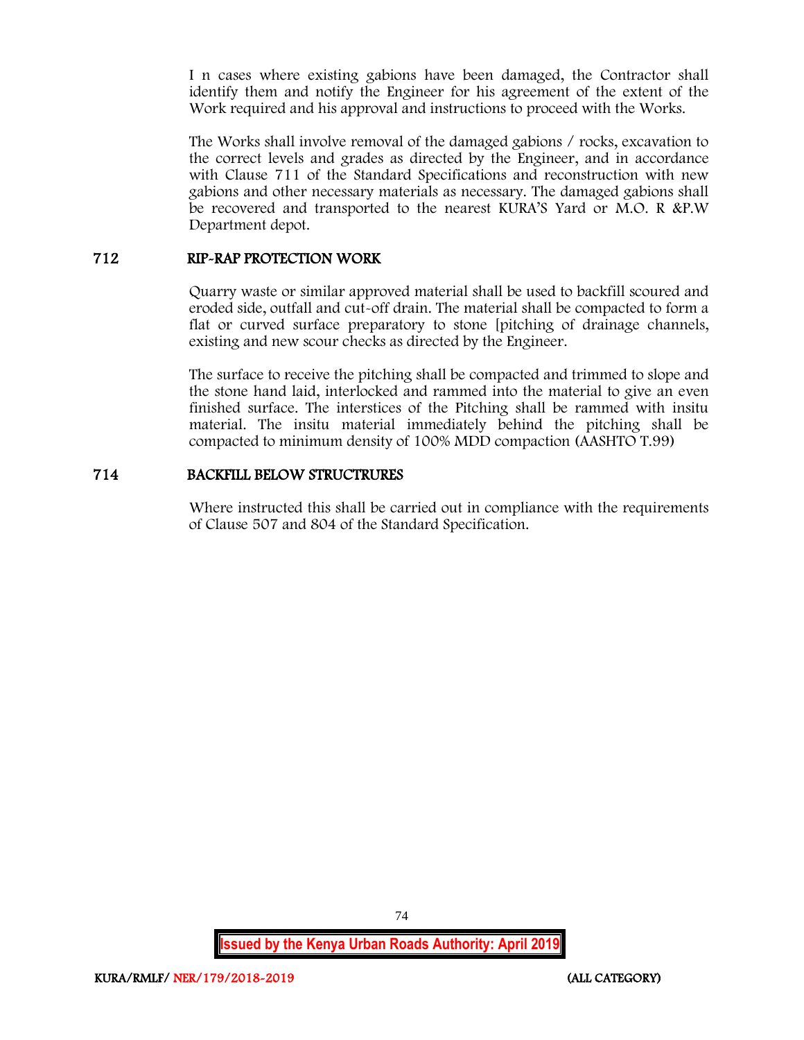I n cases where existing gabions have been damaged, the Contractor shall identify them and notify the Engineer for his agreement of the extent of the Work required and his approval and instructions to proceed with the Works.

The Works shall involve removal of the damaged gabions / rocks, excavation to the correct levels and grades as directed by the Engineer, and in accordance with Clause 711 of the Standard Specifications and reconstruction with new gabions and other necessary materials as necessary. The damaged gabions shall be recovered and transported to the nearest KURA'S Yard or M.O. R &P.W Department depot.

## 712 RIP-RAP PROTECTION WORK

Quarry waste or similar approved material shall be used to backfill scoured and eroded side, outfall and cut-off drain. The material shall be compacted to form a flat or curved surface preparatory to stone [pitching of drainage channels, existing and new scour checks as directed by the Engineer.

The surface to receive the pitching shall be compacted and trimmed to slope and the stone hand laid, interlocked and rammed into the material to give an even finished surface. The interstices of the Pitching shall be rammed with insitu material. The insitu material immediately behind the pitching shall be compacted to minimum density of 100% MDD compaction (AASHTO T.99)

## 714 BACKFILL BELOW STRUCTRURES

Where instructed this shall be carried out in compliance with the requirements of Clause 507 and 804 of the Standard Specification.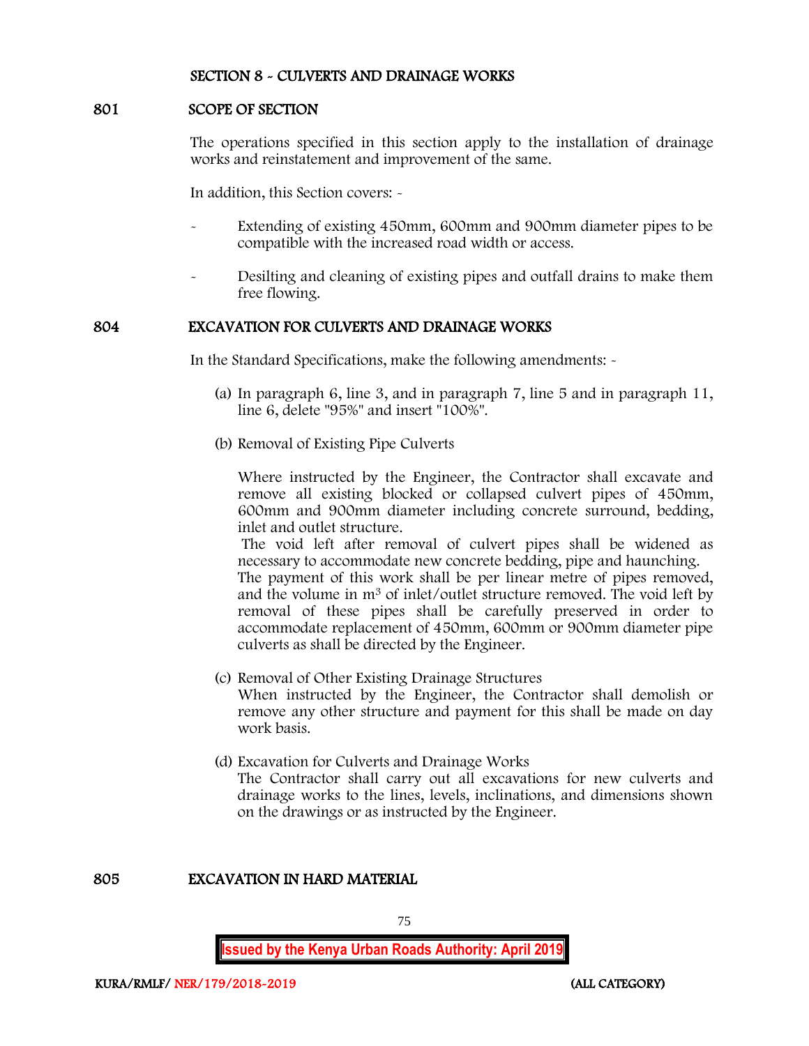## SECTION 8 - CULVERTS AND DRAINAGE WORKS

### 801 SCOPE OF SECTION

The operations specified in this section apply to the installation of drainage works and reinstatement and improvement of the same.

In addition, this Section covers: -

- Extending of existing 450mm, 600mm and 900mm diameter pipes to be compatible with the increased road width or access.
- Desilting and cleaning of existing pipes and outfall drains to make them free flowing.

### 804 EXCAVATION FOR CULVERTS AND DRAINAGE WORKS

In the Standard Specifications, make the following amendments: -

(a) In paragraph 6, line 3, and in paragraph 7, line 5 and in paragraph 11, line 6, delete "95%" and insert "100%".

(b) Removal of Existing Pipe Culverts

Where instructed by the Engineer, the Contractor shall excavate and remove all existing blocked or collapsed culvert pipes of 450mm, 600mm and 900mm diameter including concrete surround, bedding, inlet and outlet structure.
The void left after removal of culvert pipes shall be widened as necessary to accommodate new concrete bedding, pipe and haunching.
The payment of this work shall be per linear metre of pipes removed, and the volume in $m^3$ of inlet/outlet structure removed. The void left by removal of these pipes shall be carefully preserved in order to accommodate replacement of 450mm, 600mm or 900mm diameter pipe culverts as shall be directed by the Engineer.

(c) Removal of Other Existing Drainage Structures
When instructed by the Engineer, the Contractor shall demolish or remove any other structure and payment for this shall be made on day work basis.

(d) Excavation for Culverts and Drainage Works
The Contractor shall carry out all excavations for new culverts and drainage works to the lines, levels, inclinations, and dimensions shown on the drawings or as instructed by the Engineer.

### 805 EXCAVATION IN HARD MATERIAL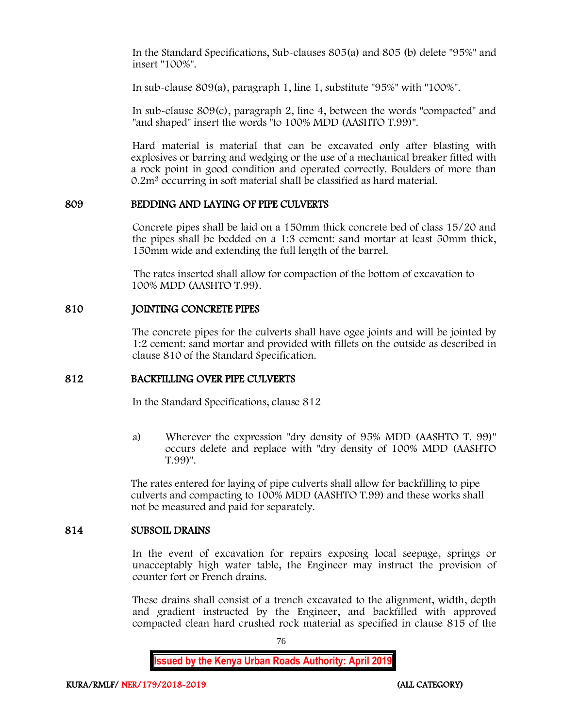In the Standard Specifications, Sub-clauses 805(a) and 805 (b) delete "95%" and insert "100%".

In sub-clause 809(a), paragraph 1, line 1, substitute "95%" with "100%".

In sub-clause 809(c), paragraph 2, line 4, between the words "compacted" and "and shaped" insert the words "to 100% MDD (AASHTO T.99)".

Hard material is material that can be excavated only after blasting with explosives or barring and wedging or the use of a mechanical breaker fitted with a rock point in good condition and operated correctly. Boulders of more than $0.2m^3$ occurring in soft material shall be classified as hard material.

## 809 BEDDING AND LAYING OF PIPE CULVERTS

Concrete pipes shall be laid on a 150mm thick concrete bed of class 15/20 and the pipes shall be bedded on a 1:3 cement: sand mortar at least 50mm thick, 150mm wide and extending the full length of the barrel.

The rates inserted shall allow for compaction of the bottom of excavation to 100% MDD (AASHTO T.99).

## 810 JOINTING CONCRETE PIPES

The concrete pipes for the culverts shall have ogee joints and will be jointed by 1:2 cement: sand mortar and provided with fillets on the outside as described in clause 810 of the Standard Specification.

## 812 BACKFILLING OVER PIPE CULVERTS

In the Standard Specifications, clause 812

a) Wherever the expression "dry density of 95% MDD (AASHTO T. 99)" occurs delete and replace with "dry density of 100% MDD (AASHTO T.99)".

The rates entered for laying of pipe culverts shall allow for backfilling to pipe culverts and compacting to 100% MDD (AASHTO T.99) and these works shall not be measured and paid for separately.

## 814 SUBSOIL DRAINS

In the event of excavation for repairs exposing local seepage, springs or unacceptably high water table, the Engineer may instruct the provision of counter fort or French drains.

These drains shall consist of a trench excavated to the alignment, width, depth and gradient instructed by the Engineer, and backfilled with approved compacted clean hard crushed rock material as specified in clause 815 of the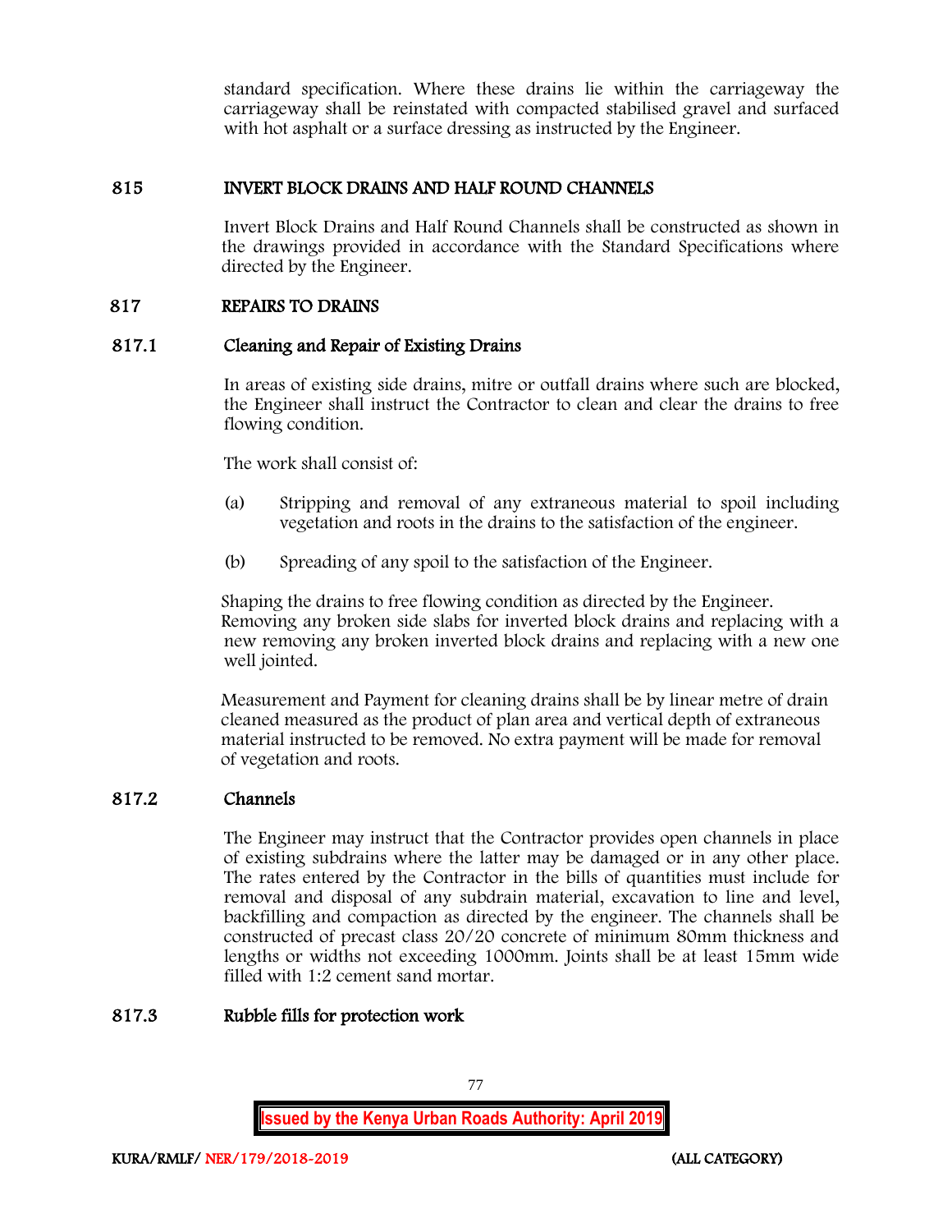standard specification. Where these drains lie within the carriageway the carriageway shall be reinstated with compacted stabilised gravel and surfaced with hot asphalt or a surface dressing as instructed by the Engineer.

## 815 INVERT BLOCK DRAINS AND HALF ROUND CHANNELS

Invert Block Drains and Half Round Channels shall be constructed as shown in the drawings provided in accordance with the Standard Specifications where directed by the Engineer.

## 817 REPAIRS TO DRAINS

### 817.1 Cleaning and Repair of Existing Drains

In areas of existing side drains, mitre or outfall drains where such are blocked, the Engineer shall instruct the Contractor to clean and clear the drains to free flowing condition.

The work shall consist of:

(a) Stripping and removal of any extraneous material to spoil including vegetation and roots in the drains to the satisfaction of the engineer.

(b) Spreading of any spoil to the satisfaction of the Engineer.

Shaping the drains to free flowing condition as directed by the Engineer. Removing any broken side slabs for inverted block drains and replacing with a new removing any broken inverted block drains and replacing with a new one well jointed.

Measurement and Payment for cleaning drains shall be by linear metre of drain cleaned measured as the product of plan area and vertical depth of extraneous material instructed to be removed. No extra payment will be made for removal of vegetation and roots.

### 817.2 Channels

The Engineer may instruct that the Contractor provides open channels in place of existing subdrains where the latter may be damaged or in any other place. The rates entered by the Contractor in the bills of quantities must include for removal and disposal of any subdrain material, excavation to line and level, backfilling and compaction as directed by the engineer. The channels shall be constructed of precast class 20/20 concrete of minimum 80mm thickness and lengths or widths not exceeding 1000mm. Joints shall be at least 15mm wide filled with 1:2 cement sand mortar.

### 817.3 Rubble fills for protection work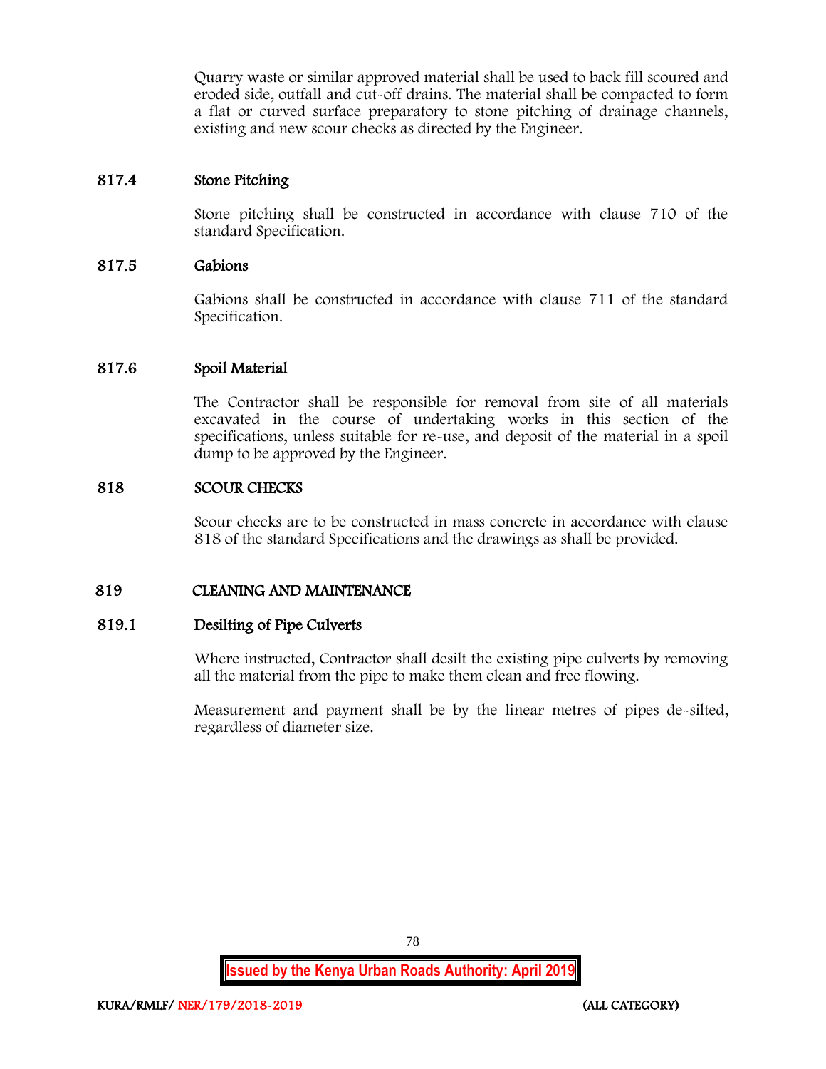Quarry waste or similar approved material shall be used to back fill scoured and eroded side, outfall and cut-off drains. The material shall be compacted to form a flat or curved surface preparatory to stone pitching of drainage channels, existing and new scour checks as directed by the Engineer.

### 817.4 Stone Pitching

Stone pitching shall be constructed in accordance with clause 710 of the standard Specification.

### 817.5 Gabions

Gabions shall be constructed in accordance with clause 711 of the standard Specification.

### 817.6 Spoil Material

The Contractor shall be responsible for removal from site of all materials excavated in the course of undertaking works in this section of the specifications, unless suitable for re-use, and deposit of the material in a spoil dump to be approved by the Engineer.

## 818 SCOUR CHECKS

Scour checks are to be constructed in mass concrete in accordance with clause 818 of the standard Specifications and the drawings as shall be provided.

## 819 CLEANING AND MAINTENANCE

### 819.1 Desilting of Pipe Culverts

Where instructed, Contractor shall desilt the existing pipe culverts by removing all the material from the pipe to make them clean and free flowing.

Measurement and payment shall be by the linear metres of pipes de-silted, regardless of diameter size.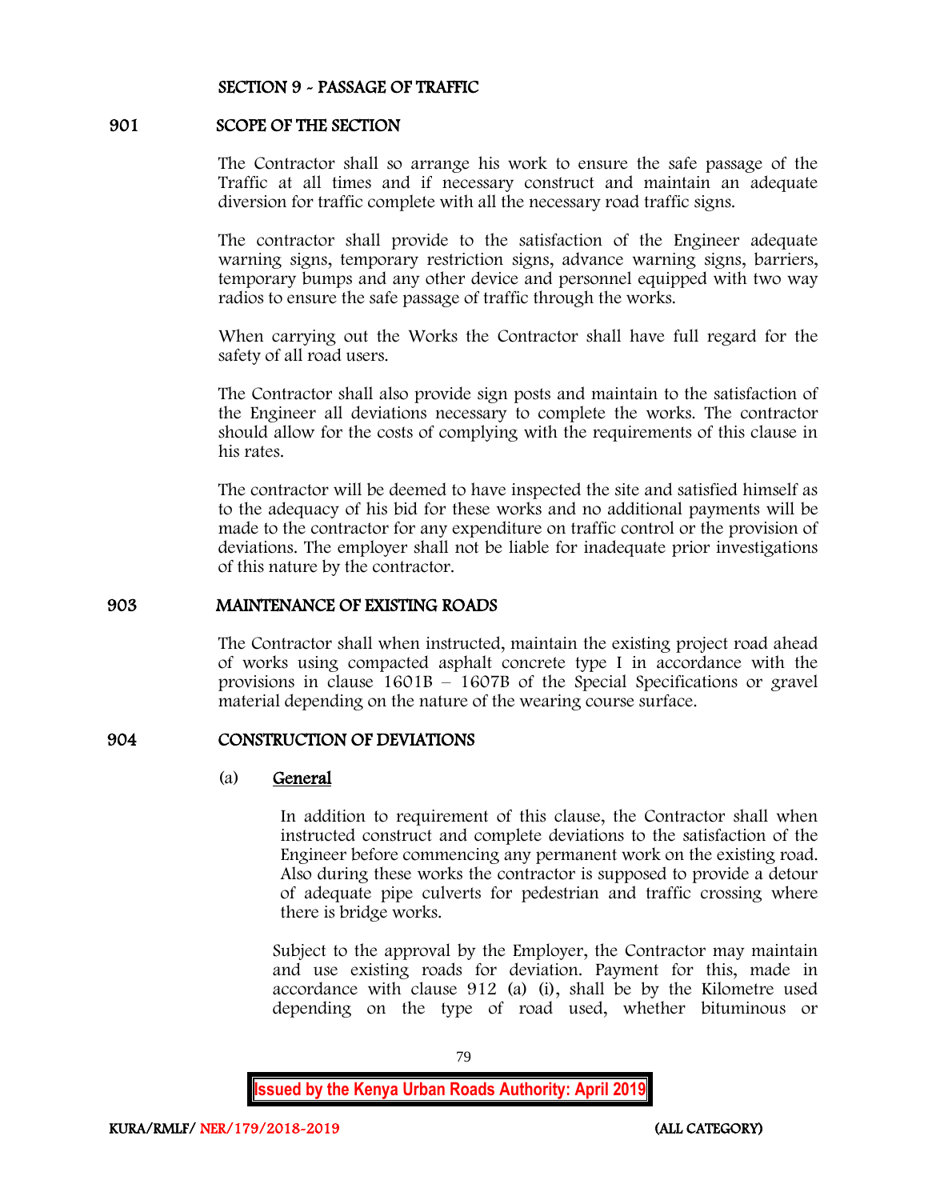## SECTION 9 - PASSAGE OF TRAFFIC

### 901 SCOPE OF THE SECTION

The Contractor shall so arrange his work to ensure the safe passage of the Traffic at all times and if necessary construct and maintain an adequate diversion for traffic complete with all the necessary road traffic signs.

The contractor shall provide to the satisfaction of the Engineer adequate warning signs, temporary restriction signs, advance warning signs, barriers, temporary bumps and any other device and personnel equipped with two way radios to ensure the safe passage of traffic through the works.

When carrying out the Works the Contractor shall have full regard for the safety of all road users.

The Contractor shall also provide sign posts and maintain to the satisfaction of the Engineer all deviations necessary to complete the works. The contractor should allow for the costs of complying with the requirements of this clause in his rates.

The contractor will be deemed to have inspected the site and satisfied himself as to the adequacy of his bid for these works and no additional payments will be made to the contractor for any expenditure on traffic control or the provision of deviations. The employer shall not be liable for inadequate prior investigations of this nature by the contractor.

### 903 MAINTENANCE OF EXISTING ROADS

The Contractor shall when instructed, maintain the existing project road ahead of works using compacted asphalt concrete type I in accordance with the provisions in clause 1601B – 1607B of the Special Specifications or gravel material depending on the nature of the wearing course surface.

### 904 CONSTRUCTION OF DEVIATIONS

(a) <u>General</u>

In addition to requirement of this clause, the Contractor shall when instructed construct and complete deviations to the satisfaction of the Engineer before commencing any permanent work on the existing road. Also during these works the contractor is supposed to provide a detour of adequate pipe culverts for pedestrian and traffic crossing where there is bridge works.

Subject to the approval by the Employer, the Contractor may maintain and use existing roads for deviation. Payment for this, made in accordance with clause 912 (a) (i), shall be by the Kilometre used depending on the type of road used, whether bituminous or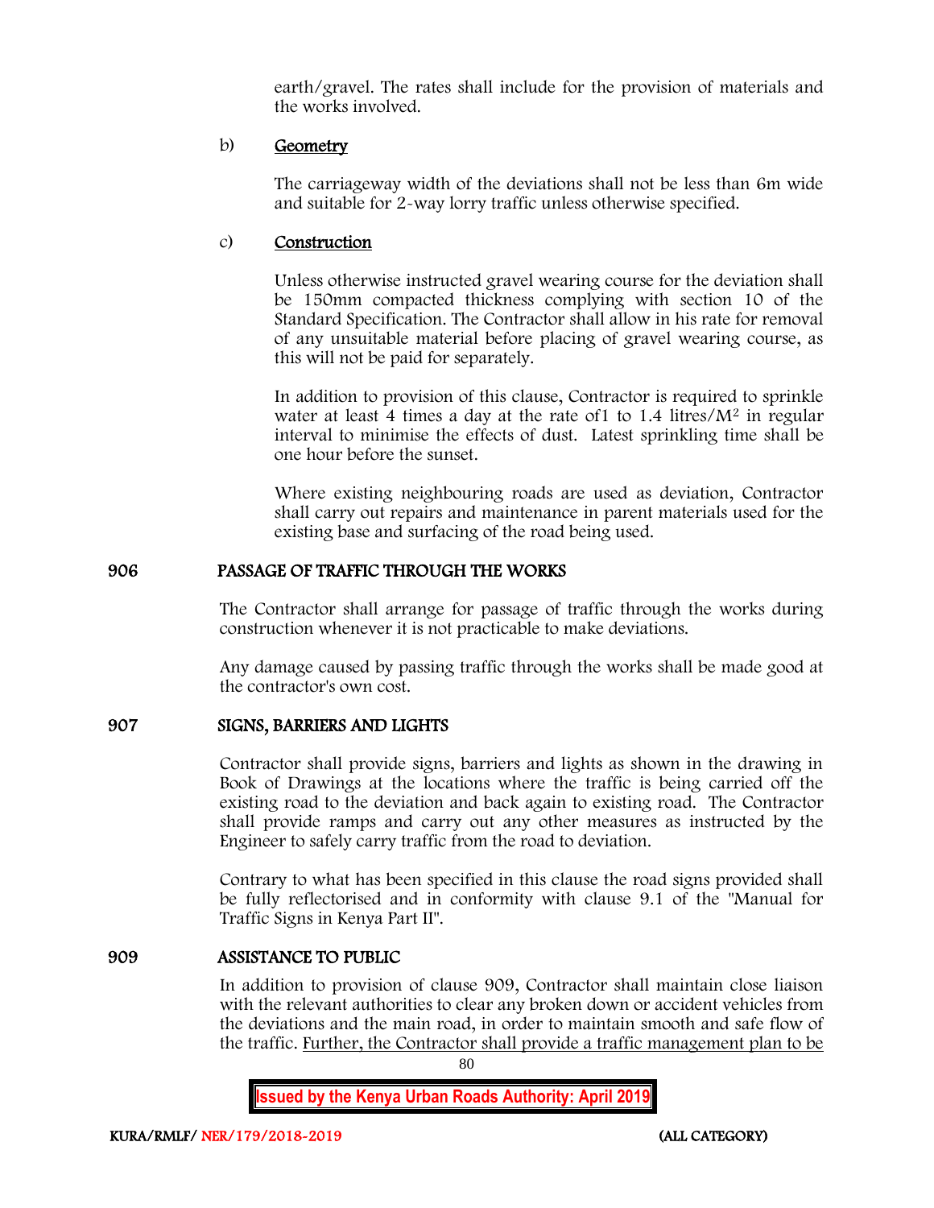earth/gravel. The rates shall include for the provision of materials and the works involved.

b) <u>Geometry</u>

The carriageway width of the deviations shall not be less than 6m wide and suitable for 2-way lorry traffic unless otherwise specified.

c) <u>Construction</u>

Unless otherwise instructed gravel wearing course for the deviation shall be 150mm compacted thickness complying with section 10 of the Standard Specification. The Contractor shall allow in his rate for removal of any unsuitable material before placing of gravel wearing course, as this will not be paid for separately.

In addition to provision of this clause, Contractor is required to sprinkle water at least 4 times a day at the rate of1 to 1.4 litres/$M^2$ in regular interval to minimise the effects of dust. Latest sprinkling time shall be one hour before the sunset.

Where existing neighbouring roads are used as deviation, Contractor shall carry out repairs and maintenance in parent materials used for the existing base and surfacing of the road being used.

## 906 PASSAGE OF TRAFFIC THROUGH THE WORKS

The Contractor shall arrange for passage of traffic through the works during construction whenever it is not practicable to make deviations.

Any damage caused by passing traffic through the works shall be made good at the contractor's own cost.

## 907 SIGNS, BARRIERS AND LIGHTS

Contractor shall provide signs, barriers and lights as shown in the drawing in Book of Drawings at the locations where the traffic is being carried off the existing road to the deviation and back again to existing road. The Contractor shall provide ramps and carry out any other measures as instructed by the Engineer to safely carry traffic from the road to deviation.

Contrary to what has been specified in this clause the road signs provided shall be fully reflectorised and in conformity with clause 9.1 of the "Manual for Traffic Signs in Kenya Part II".

## 909 ASSISTANCE TO PUBLIC

In addition to provision of clause 909, Contractor shall maintain close liaison with the relevant authorities to clear any broken down or accident vehicles from the deviations and the main road, in order to maintain smooth and safe flow of the traffic. <u>Further, the Contractor shall provide a traffic management plan to be</u>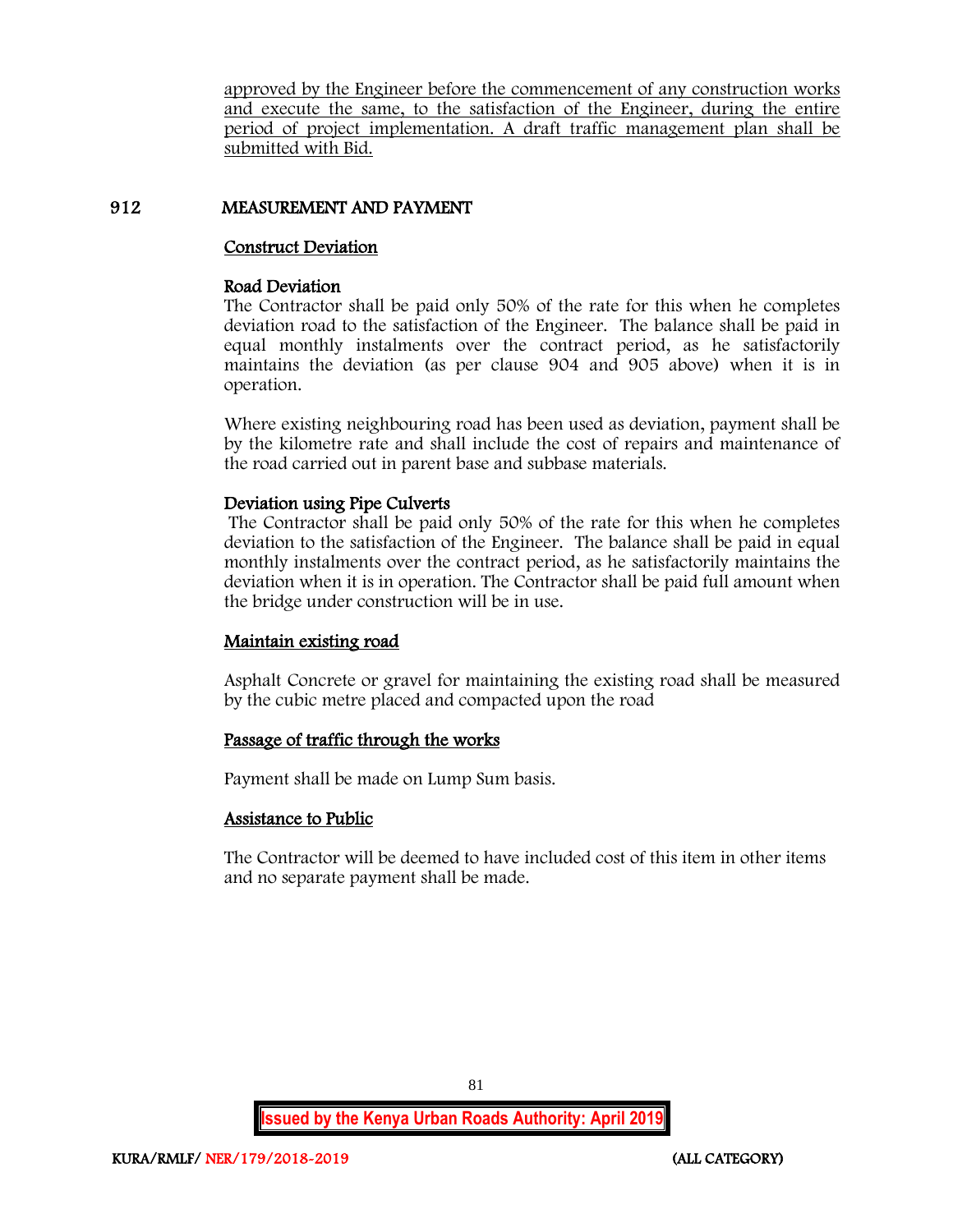approved by the Engineer before the commencement of any construction works and execute the same, to the satisfaction of the Engineer, during the entire period of project implementation. A draft traffic management plan shall be submitted with Bid.

## 912 MEASUREMENT AND PAYMENT

### Construct Deviation

**Road Deviation**

The Contractor shall be paid only 50% of the rate for this when he completes deviation road to the satisfaction of the Engineer. The balance shall be paid in equal monthly instalments over the contract period, as he satisfactorily maintains the deviation (as per clause 904 and 905 above) when it is in operation.

Where existing neighbouring road has been used as deviation, payment shall be by the kilometre rate and shall include the cost of repairs and maintenance of the road carried out in parent base and subbase materials.

**Deviation using Pipe Culverts**

The Contractor shall be paid only 50% of the rate for this when he completes deviation to the satisfaction of the Engineer. The balance shall be paid in equal monthly instalments over the contract period, as he satisfactorily maintains the deviation when it is in operation. The Contractor shall be paid full amount when the bridge under construction will be in use.

### Maintain existing road

Asphalt Concrete or gravel for maintaining the existing road shall be measured by the cubic metre placed and compacted upon the road

### Passage of traffic through the works

Payment shall be made on Lump Sum basis.

### Assistance to Public

The Contractor will be deemed to have included cost of this item in other items and no separate payment shall be made.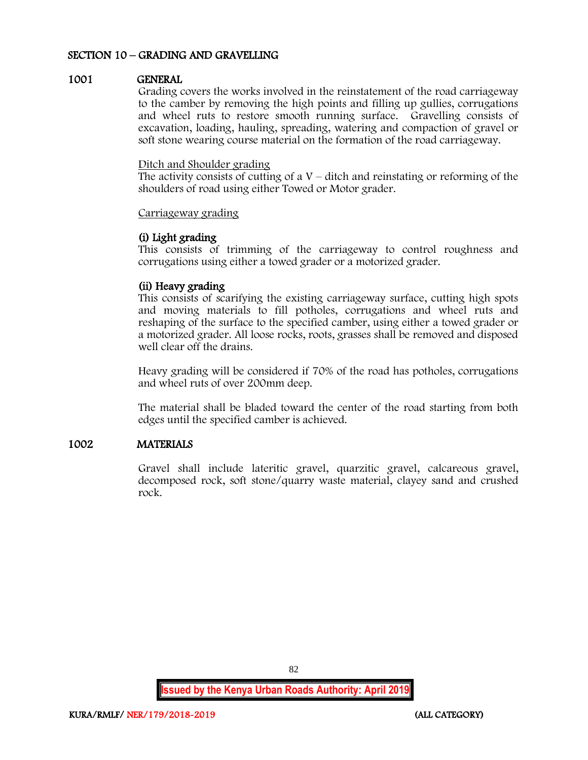## SECTION 10 – GRADING AND GRAVELLING

### 1001 GENERAL

Grading covers the works involved in the reinstatement of the road carriageway to the camber by removing the high points and filling up gullies, corrugations and wheel ruts to restore smooth running surface. Gravelling consists of excavation, loading, hauling, spreading, watering and compaction of gravel or soft stone wearing course material on the formation of the road carriageway.

Ditch and Shoulder grading

The activity consists of cutting of a V – ditch and reinstating or reforming of the shoulders of road using either Towed or Motor grader.

Carriageway grading

**(i) Light grading**

This consists of trimming of the carriageway to control roughness and corrugations using either a towed grader or a motorized grader.

**(ii) Heavy grading**

This consists of scarifying the existing carriageway surface, cutting high spots and moving materials to fill potholes, corrugations and wheel ruts and reshaping of the surface to the specified camber, using either a towed grader or a motorized grader. All loose rocks, roots, grasses shall be removed and disposed well clear off the drains.

Heavy grading will be considered if 70% of the road has potholes, corrugations and wheel ruts of over 200mm deep.

The material shall be bladed toward the center of the road starting from both edges until the specified camber is achieved.

### 1002 MATERIALS

Gravel shall include lateritic gravel, quarzitic gravel, calcareous gravel, decomposed rock, soft stone/quarry waste material, clayey sand and crushed rock.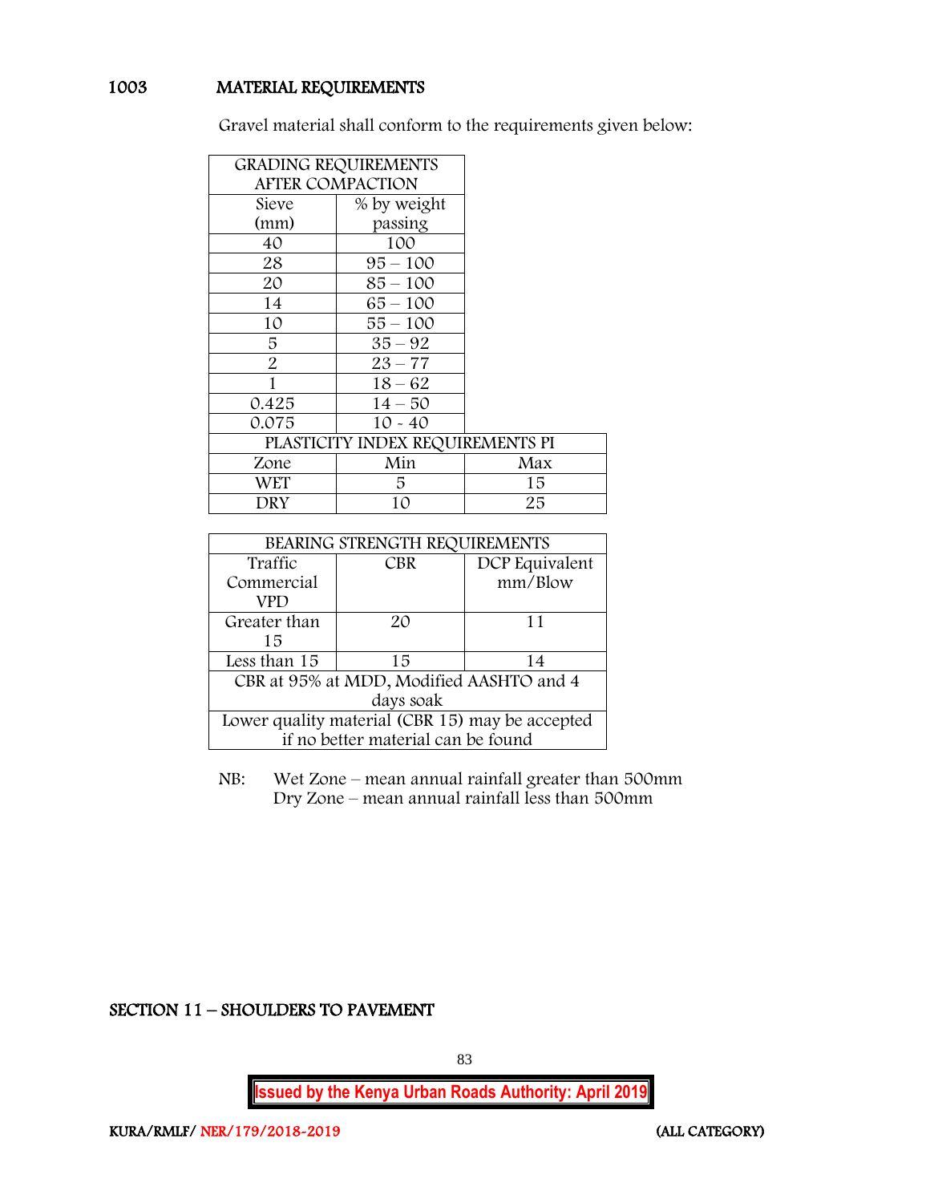## 1003 MATERIAL REQUIREMENTS

Gravel material shall conform to the requirements given below:

| GRADING REQUIREMENTS AFTER COMPACTION | | |
|---|---|---|
| Sieve (mm) | % by weight passing | |
| 40 | 100 | |
| 28 | 95 – 100 | |
| 20 | 85 – 100 | |
| 14 | 65 – 100 | |
| 10 | 55 – 100 | |
| 5 | 35 – 92 | |
| 2 | 23 – 77 | |
| 1 | 18 – 62 | |
| 0.425 | 14 – 50 | |
| 0.075 | 10 - 40 | |
| PLASTICITY INDEX REQUIREMENTS PI | | |
| Zone | Min | Max |
| WET | 5 | 15 |
| DRY | 10 | 25 |

| BEARING STRENGTH REQUIREMENTS | | |
|---|---|---|
| Traffic Commercial VPD | CBR | DCP Equivalent mm/Blow |
| Greater than 15 | 20 | 11 |
| Less than 15 | 15 | 14 |
| CBR at 95% at MDD, Modified AASHTO and 4 days soak | | |
| Lower quality material (CBR 15) may be accepted if no better material can be found | | |

NB: Wet Zone – mean annual rainfall greater than 500mm
Dry Zone – mean annual rainfall less than 500mm

## SECTION 11 – SHOULDERS TO PAVEMENT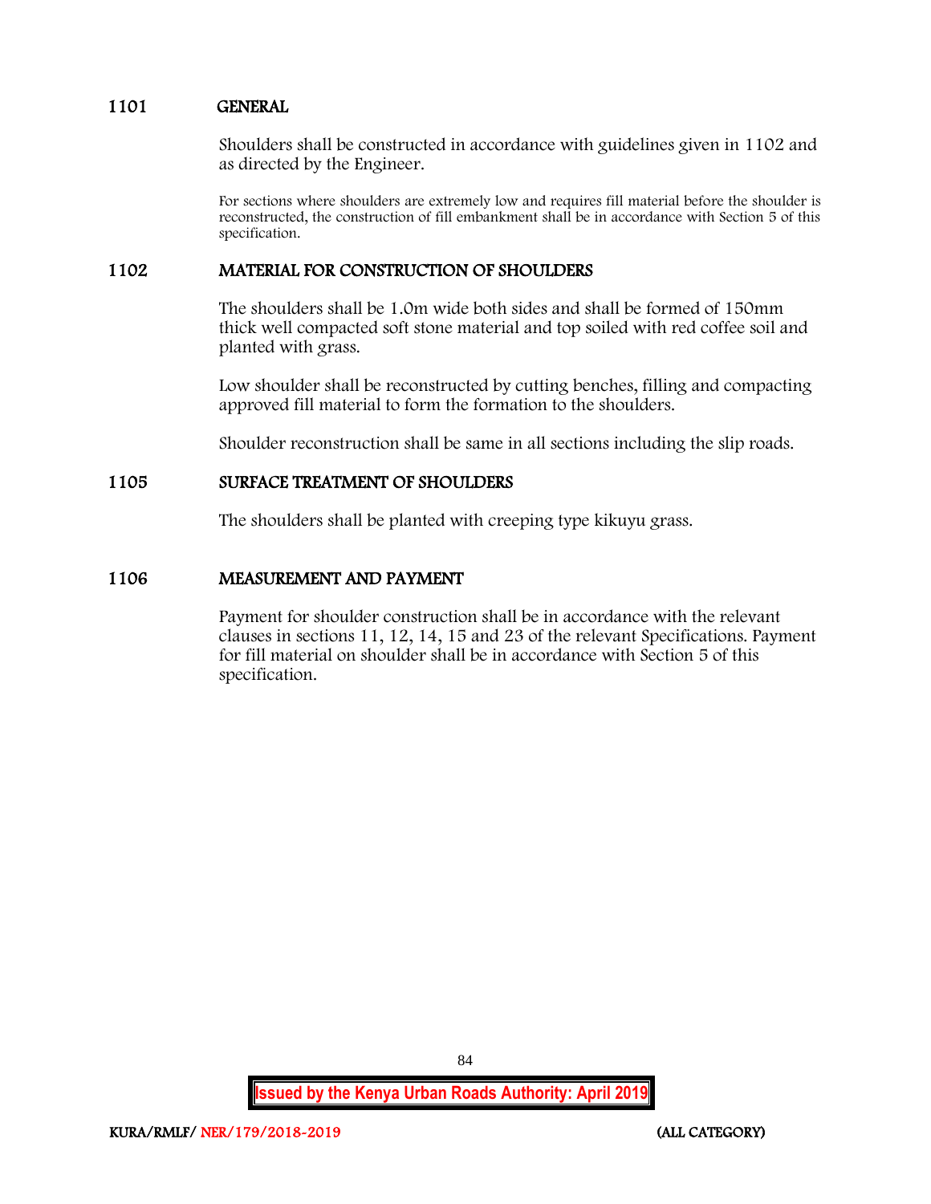## 1101 GENERAL

Shoulders shall be constructed in accordance with guidelines given in 1102 and as directed by the Engineer.

For sections where shoulders are extremely low and requires fill material before the shoulder is reconstructed, the construction of fill embankment shall be in accordance with Section 5 of this specification.

## 1102 MATERIAL FOR CONSTRUCTION OF SHOULDERS

The shoulders shall be 1.0m wide both sides and shall be formed of 150mm thick well compacted soft stone material and top soiled with red coffee soil and planted with grass.

Low shoulder shall be reconstructed by cutting benches, filling and compacting approved fill material to form the formation to the shoulders.

Shoulder reconstruction shall be same in all sections including the slip roads.

## 1105 SURFACE TREATMENT OF SHOULDERS

The shoulders shall be planted with creeping type kikuyu grass.

## 1106 MEASUREMENT AND PAYMENT

Payment for shoulder construction shall be in accordance with the relevant clauses in sections 11, 12, 14, 15 and 23 of the relevant Specifications. Payment for fill material on shoulder shall be in accordance with Section 5 of this specification.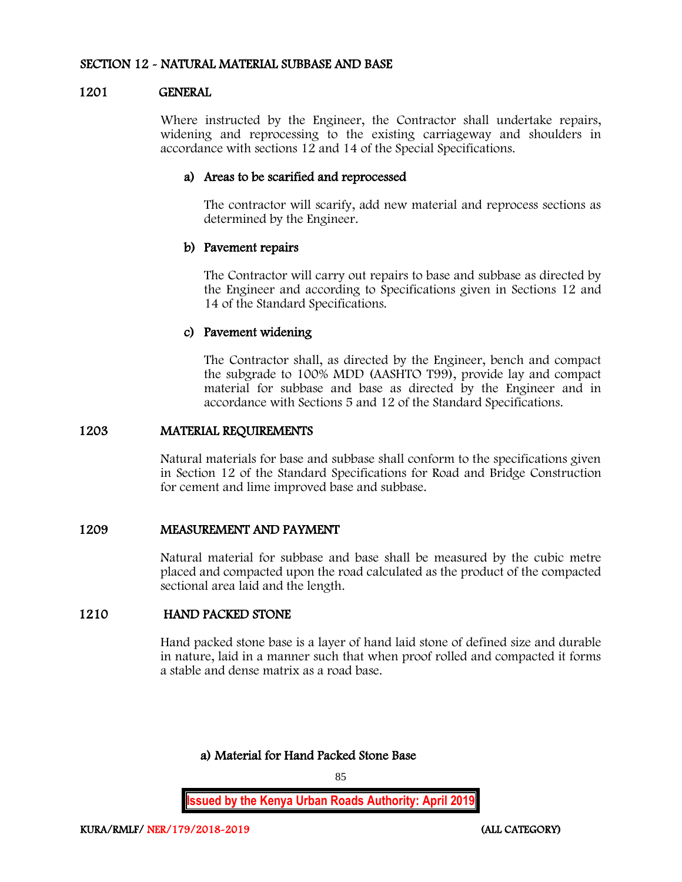## SECTION 12 - NATURAL MATERIAL SUBBASE AND BASE

### 1201 GENERAL

Where instructed by the Engineer, the Contractor shall undertake repairs, widening and reprocessing to the existing carriageway and shoulders in accordance with sections 12 and 14 of the Special Specifications.

#### a) Areas to be scarified and reprocessed

The contractor will scarify, add new material and reprocess sections as determined by the Engineer.

#### b) Pavement repairs

The Contractor will carry out repairs to base and subbase as directed by the Engineer and according to Specifications given in Sections 12 and 14 of the Standard Specifications.

#### c) Pavement widening

The Contractor shall, as directed by the Engineer, bench and compact the subgrade to 100% MDD (AASHTO T99), provide lay and compact material for subbase and base as directed by the Engineer and in accordance with Sections 5 and 12 of the Standard Specifications.

### 1203 MATERIAL REQUIREMENTS

Natural materials for base and subbase shall conform to the specifications given in Section 12 of the Standard Specifications for Road and Bridge Construction for cement and lime improved base and subbase.

### 1209 MEASUREMENT AND PAYMENT

Natural material for subbase and base shall be measured by the cubic metre placed and compacted upon the road calculated as the product of the compacted sectional area laid and the length.

### 1210 HAND PACKED STONE

Hand packed stone base is a layer of hand laid stone of defined size and durable in nature, laid in a manner such that when proof rolled and compacted it forms a stable and dense matrix as a road base.

#### a) Material for Hand Packed Stone Base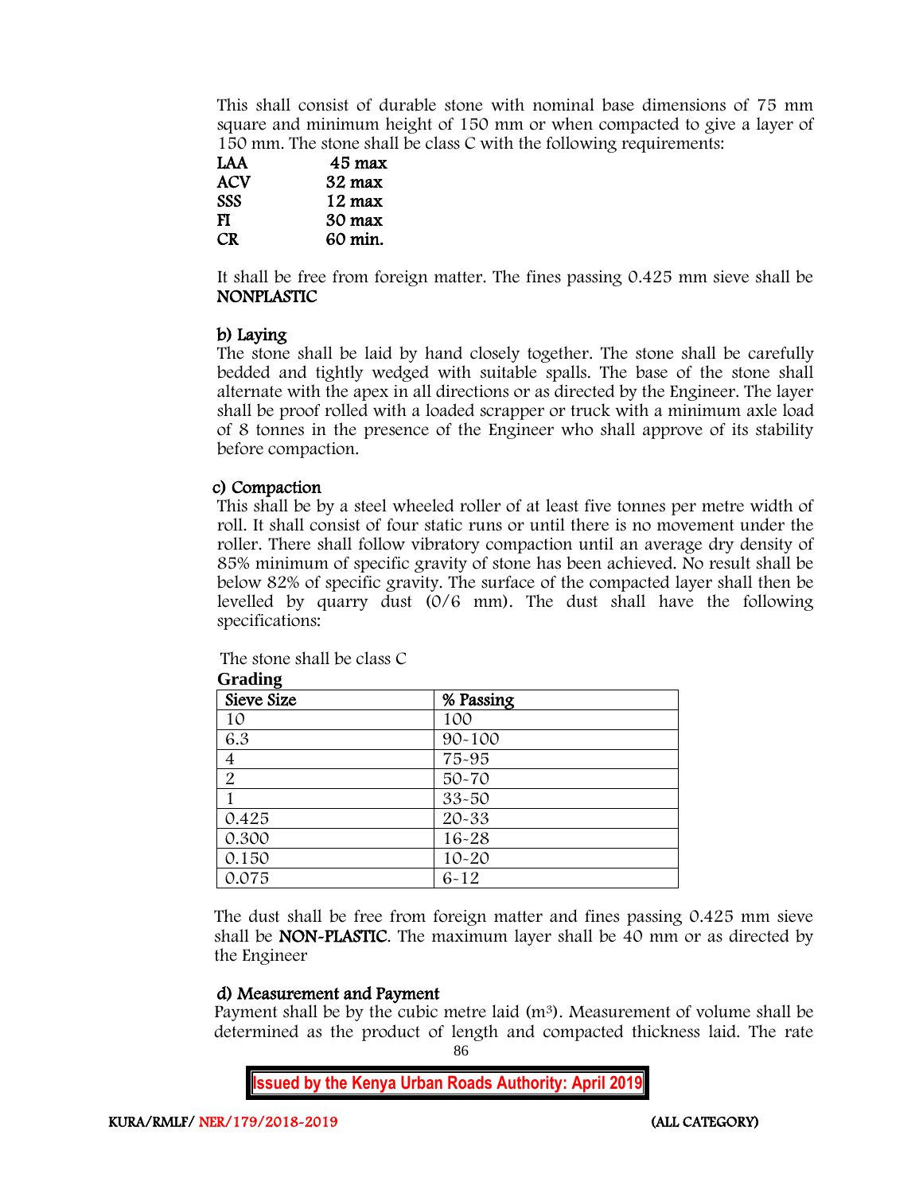This shall consist of durable stone with nominal base dimensions of 75 mm square and minimum height of 150 mm or when compacted to give a layer of 150 mm. The stone shall be class C with the following requirements:

| | |
|---|---|
| **LAA** | **45 max** |
| **ACV** | **32 max** |
| **SSS** | **12 max** |
| **FI** | **30 max** |
| **CR** | **60 min.** |

It shall be free from foreign matter. The fines passing 0.425 mm sieve shall be **NONPLASTIC**

## b) Laying

The stone shall be laid by hand closely together. The stone shall be carefully bedded and tightly wedged with suitable spalls. The base of the stone shall alternate with the apex in all directions or as directed by the Engineer. The layer shall be proof rolled with a loaded scrapper or truck with a minimum axle load of 8 tonnes in the presence of the Engineer who shall approve of its stability before compaction.

## c) Compaction

This shall be by a steel wheeled roller of at least five tonnes per metre width of roll. It shall consist of four static runs or until there is no movement under the roller. There shall follow vibratory compaction until an average dry density of 85% minimum of specific gravity of stone has been achieved. No result shall be below 82% of specific gravity. The surface of the compacted layer shall then be levelled by quarry dust (0/6 mm). The dust shall have the following specifications:

The stone shall be class C

**Grading**

| Sieve Size | % Passing |
|---|---|
| 10 | 100 |
| 6.3 | 90-100 |
| 4 | 75-95 |
| 2 | 50-70 |
| 1 | 33-50 |
| 0.425 | 20-33 |
| 0.300 | 16-28 |
| 0.150 | 10-20 |
| 0.075 | 6-12 |

The dust shall be free from foreign matter and fines passing 0.425 mm sieve shall be **NON-PLASTIC**. The maximum layer shall be 40 mm or as directed by the Engineer

## d) Measurement and Payment

Payment shall be by the cubic metre laid ($m^3$). Measurement of volume shall be determined as the product of length and compacted thickness laid. The rate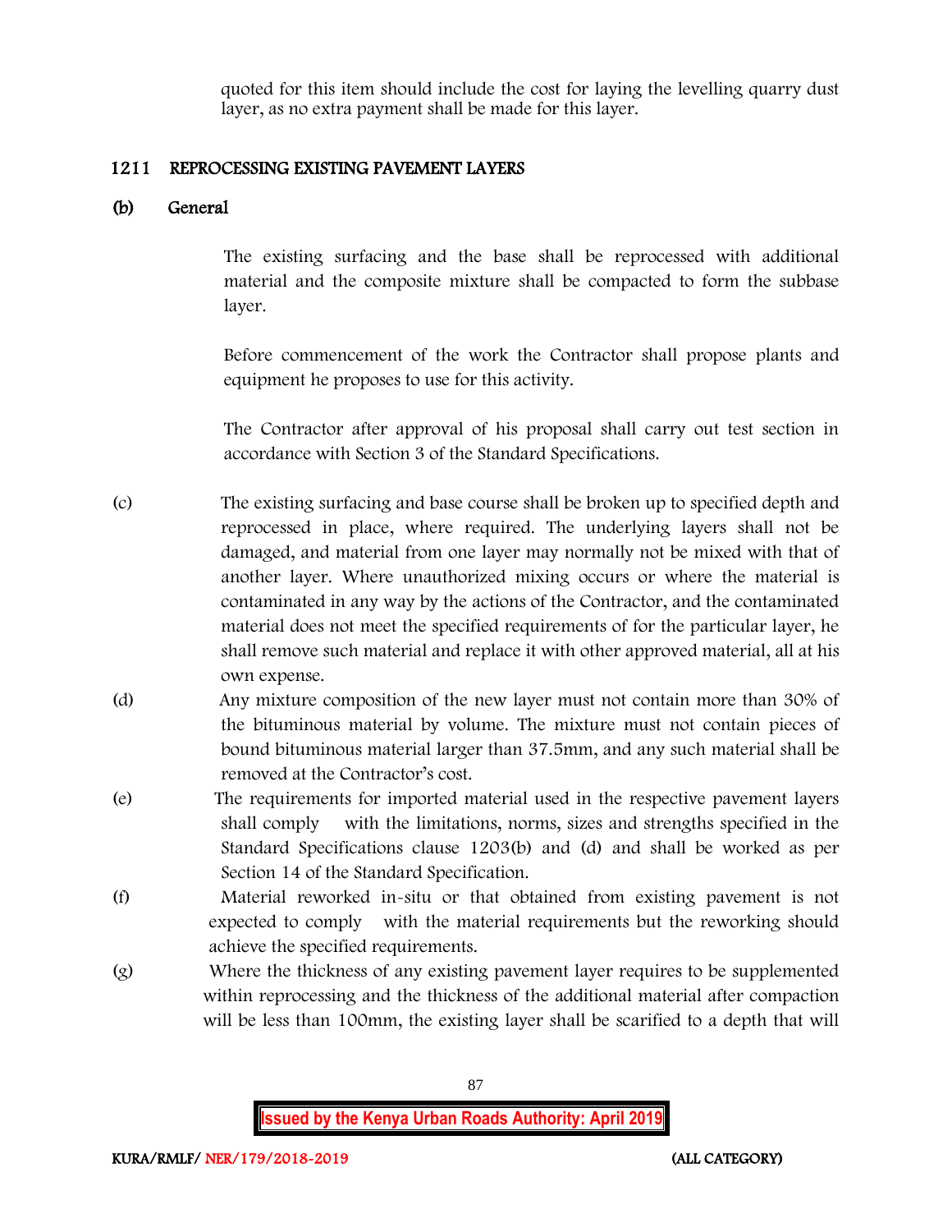quoted for this item should include the cost for laying the levelling quarry dust layer, as no extra payment shall be made for this layer.

## 1211 REPROCESSING EXISTING PAVEMENT LAYERS

### (b) General

The existing surfacing and the base shall be reprocessed with additional material and the composite mixture shall be compacted to form the subbase layer.

Before commencement of the work the Contractor shall propose plants and equipment he proposes to use for this activity.

The Contractor after approval of his proposal shall carry out test section in accordance with Section 3 of the Standard Specifications.

(c) The existing surfacing and base course shall be broken up to specified depth and reprocessed in place, where required. The underlying layers shall not be damaged, and material from one layer may normally not be mixed with that of another layer. Where unauthorized mixing occurs or where the material is contaminated in any way by the actions of the Contractor, and the contaminated material does not meet the specified requirements of for the particular layer, he shall remove such material and replace it with other approved material, all at his own expense.

(d) Any mixture composition of the new layer must not contain more than 30% of the bituminous material by volume. The mixture must not contain pieces of bound bituminous material larger than 37.5mm, and any such material shall be removed at the Contractor's cost.

(e) The requirements for imported material used in the respective pavement layers shall comply with the limitations, norms, sizes and strengths specified in the Standard Specifications clause 1203(b) and (d) and shall be worked as per Section 14 of the Standard Specification.

(f) Material reworked in-situ or that obtained from existing pavement is not expected to comply with the material requirements but the reworking should achieve the specified requirements.

(g) Where the thickness of any existing pavement layer requires to be supplemented within reprocessing and the thickness of the additional material after compaction will be less than 100mm, the existing layer shall be scarified to a depth that will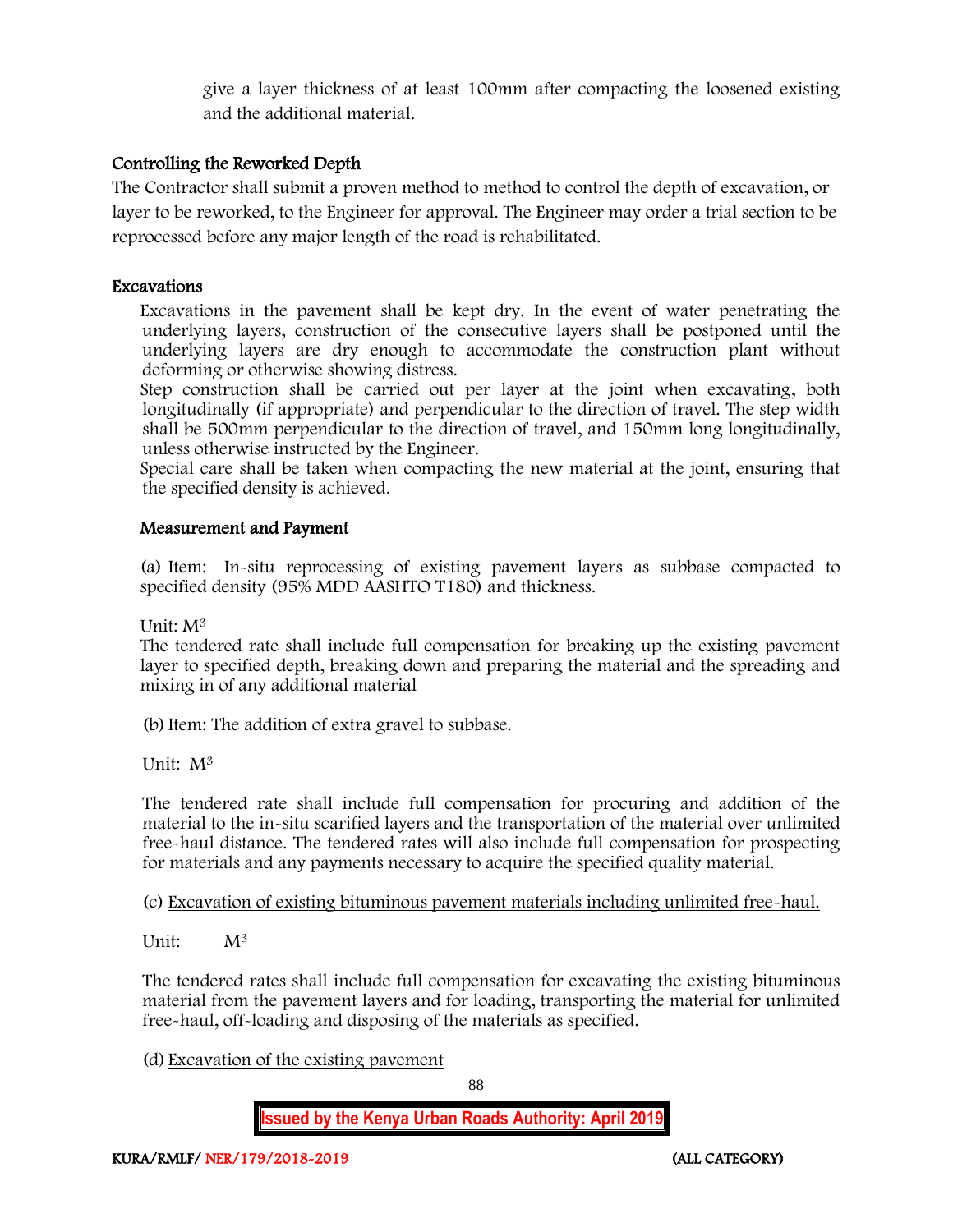give a layer thickness of at least 100mm after compacting the loosened existing and the additional material.

## Controlling the Reworked Depth

The Contractor shall submit a proven method to method to control the depth of excavation, or layer to be reworked, to the Engineer for approval. The Engineer may order a trial section to be reprocessed before any major length of the road is rehabilitated.

## Excavations

Excavations in the pavement shall be kept dry. In the event of water penetrating the underlying layers, construction of the consecutive layers shall be postponed until the underlying layers are dry enough to accommodate the construction plant without deforming or otherwise showing distress.

Step construction shall be carried out per layer at the joint when excavating, both longitudinally (if appropriate) and perpendicular to the direction of travel. The step width shall be 500mm perpendicular to the direction of travel, and 150mm long longitudinally, unless otherwise instructed by the Engineer.

Special care shall be taken when compacting the new material at the joint, ensuring that the specified density is achieved.

### Measurement and Payment

(a) Item: In-situ reprocessing of existing pavement layers as subbase compacted to specified density (95% MDD AASHTO T180) and thickness.

Unit: $M^3$

The tendered rate shall include full compensation for breaking up the existing pavement layer to specified depth, breaking down and preparing the material and the spreading and mixing in of any additional material

(b) Item: The addition of extra gravel to subbase.

Unit: $M^3$

The tendered rate shall include full compensation for procuring and addition of the material to the in-situ scarified layers and the transportation of the material over unlimited free-haul distance. The tendered rates will also include full compensation for prospecting for materials and any payments necessary to acquire the specified quality material.

(c) Excavation of existing bituminous pavement materials including unlimited free-haul.

Unit: $M^3$

The tendered rates shall include full compensation for excavating the existing bituminous material from the pavement layers and for loading, transporting the material for unlimited free-haul, off-loading and disposing of the materials as specified.

(d) Excavation of the existing pavement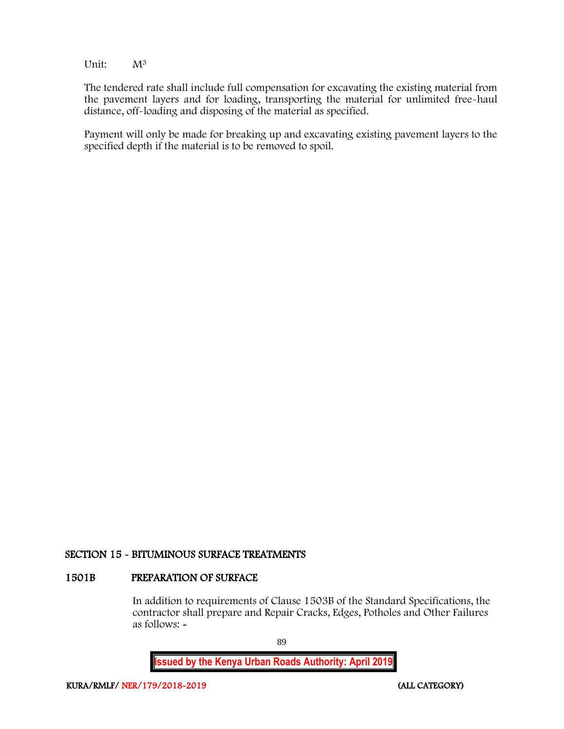Unit: $M^3$

The tendered rate shall include full compensation for excavating the existing material from the pavement layers and for loading, transporting the material for unlimited free-haul distance, off-loading and disposing of the material as specified.

Payment will only be made for breaking up and excavating existing pavement layers to the specified depth if the material is to be removed to spoil.

## SECTION 15 - BITUMINOUS SURFACE TREATMENTS

### 1501B PREPARATION OF SURFACE

In addition to requirements of Clause 1503B of the Standard Specifications, the contractor shall prepare and Repair Cracks, Edges, Potholes and Other Failures as follows: -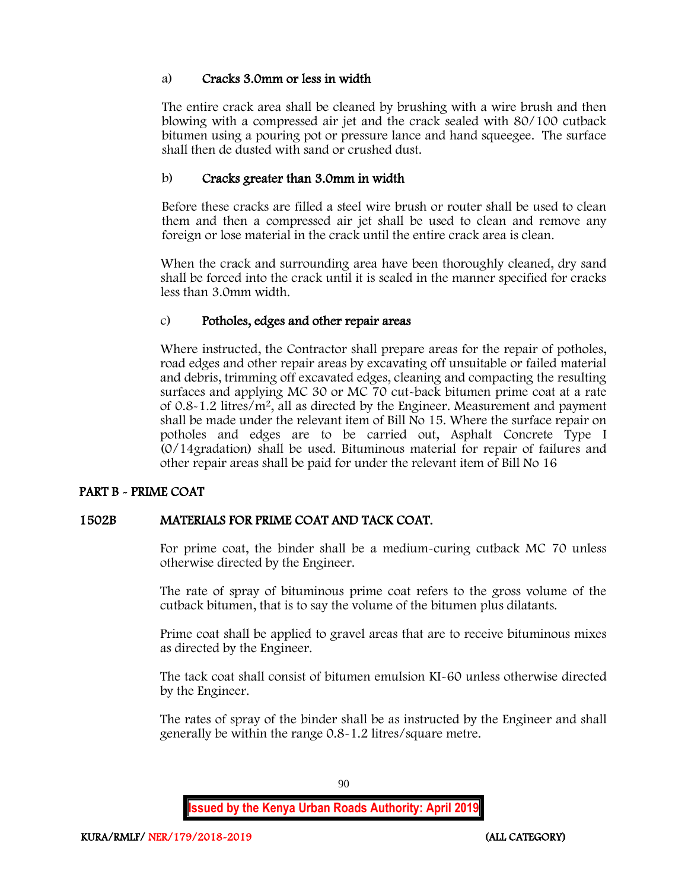a) **Cracks 3.0mm or less in width**

The entire crack area shall be cleaned by brushing with a wire brush and then blowing with a compressed air jet and the crack sealed with 80/100 cutback bitumen using a pouring pot or pressure lance and hand squeegee. The surface shall then de dusted with sand or crushed dust.

b) **Cracks greater than 3.0mm in width**

Before these cracks are filled a steel wire brush or router shall be used to clean them and then a compressed air jet shall be used to clean and remove any foreign or lose material in the crack until the entire crack area is clean.

When the crack and surrounding area have been thoroughly cleaned, dry sand shall be forced into the crack until it is sealed in the manner specified for cracks less than 3.0mm width.

c) **Potholes, edges and other repair areas**

Where instructed, the Contractor shall prepare areas for the repair of potholes, road edges and other repair areas by excavating off unsuitable or failed material and debris, trimming off excavated edges, cleaning and compacting the resulting surfaces and applying MC 30 or MC 70 cut-back bitumen prime coat at a rate of 0.8-1.2 litres/$m^2$, all as directed by the Engineer. Measurement and payment shall be made under the relevant item of Bill No 15. Where the surface repair on potholes and edges are to be carried out, Asphalt Concrete Type I (0/14gradation) shall be used. Bituminous material for repair of failures and other repair areas shall be paid for under the relevant item of Bill No 16

## PART B - PRIME COAT

### 1502B MATERIALS FOR PRIME COAT AND TACK COAT.

For prime coat, the binder shall be a medium-curing cutback MC 70 unless otherwise directed by the Engineer.

The rate of spray of bituminous prime coat refers to the gross volume of the cutback bitumen, that is to say the volume of the bitumen plus dilatants.

Prime coat shall be applied to gravel areas that are to receive bituminous mixes as directed by the Engineer.

The tack coat shall consist of bitumen emulsion KI-60 unless otherwise directed by the Engineer.

The rates of spray of the binder shall be as instructed by the Engineer and shall generally be within the range 0.8-1.2 litres/square metre.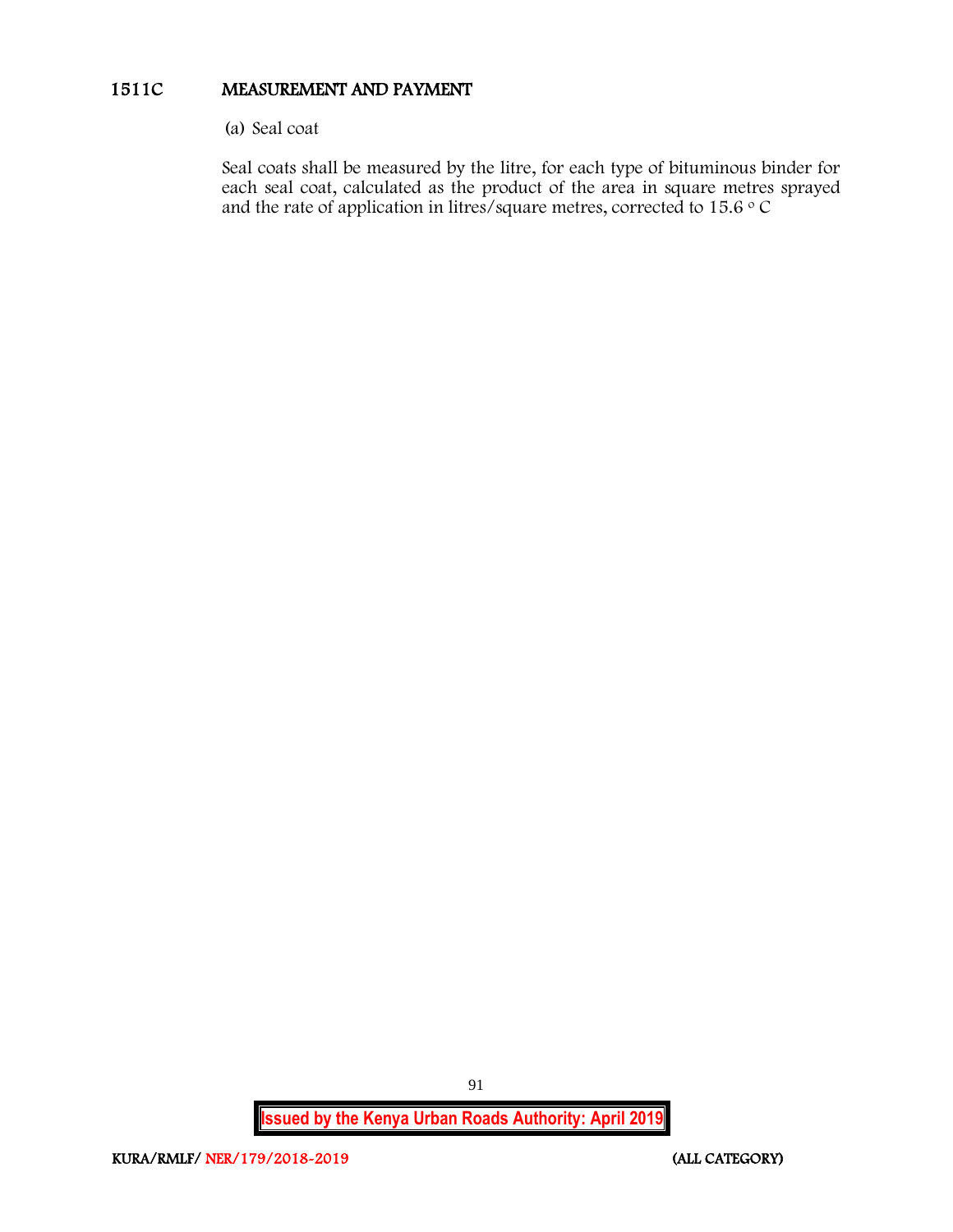## 1511C MEASUREMENT AND PAYMENT

(a) Seal coat

Seal coats shall be measured by the litre, for each type of bituminous binder for each seal coat, calculated as the product of the area in square metres sprayed and the rate of application in litres/square metres, corrected to 15.6 $^{o}$ C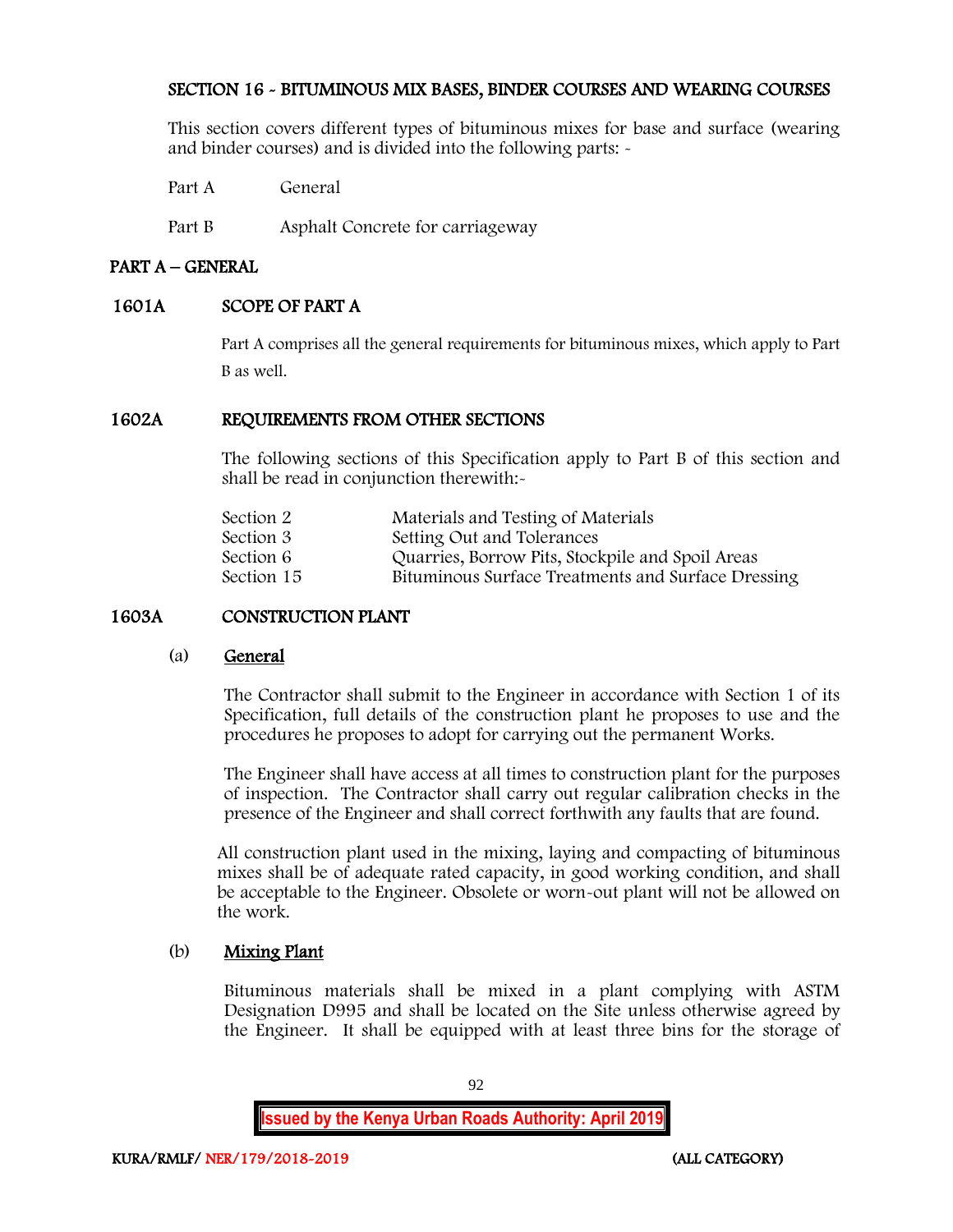# SECTION 16 - BITUMINOUS MIX BASES, BINDER COURSES AND WEARING COURSES

This section covers different types of bituminous mixes for base and surface (wearing and binder courses) and is divided into the following parts: -

Part A General

Part B Asphalt Concrete for carriageway

## PART A – GENERAL

### 1601A SCOPE OF PART A

Part A comprises all the general requirements for bituminous mixes, which apply to Part B as well.

### 1602A REQUIREMENTS FROM OTHER SECTIONS

The following sections of this Specification apply to Part B of this section and shall be read in conjunction therewith:-

| | |
|---|---|
| Section 2 | Materials and Testing of Materials |
| Section 3 | Setting Out and Tolerances |
| Section 6 | Quarries, Borrow Pits, Stockpile and Spoil Areas |
| Section 15 | Bituminous Surface Treatments and Surface Dressing |

### 1603A CONSTRUCTION PLANT

(a) General

The Contractor shall submit to the Engineer in accordance with Section 1 of its Specification, full details of the construction plant he proposes to use and the procedures he proposes to adopt for carrying out the permanent Works.

The Engineer shall have access at all times to construction plant for the purposes of inspection. The Contractor shall carry out regular calibration checks in the presence of the Engineer and shall correct forthwith any faults that are found.

All construction plant used in the mixing, laying and compacting of bituminous mixes shall be of adequate rated capacity, in good working condition, and shall be acceptable to the Engineer. Obsolete or worn-out plant will not be allowed on the work.

(b) Mixing Plant

Bituminous materials shall be mixed in a plant complying with ASTM Designation D995 and shall be located on the Site unless otherwise agreed by the Engineer. It shall be equipped with at least three bins for the storage of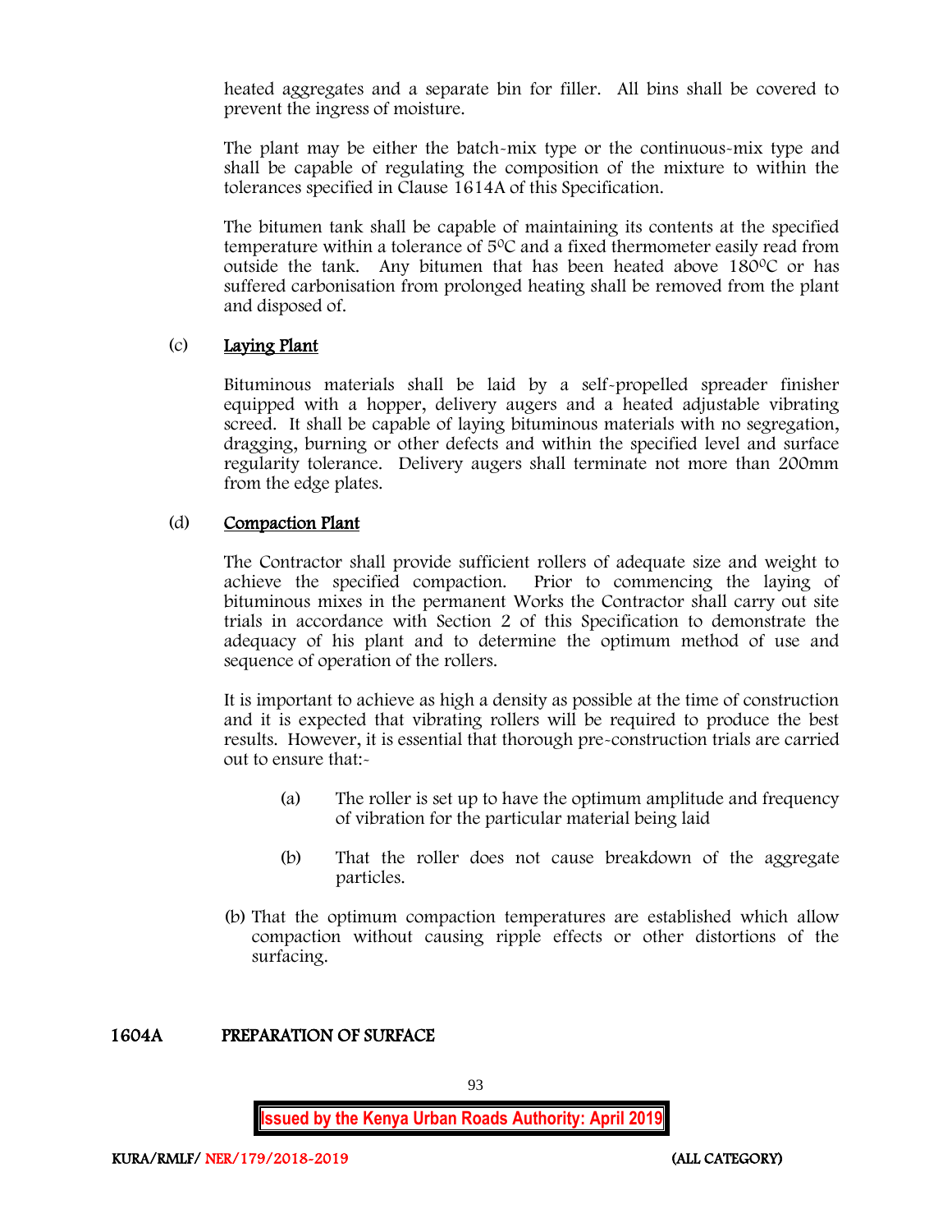heated aggregates and a separate bin for filler. All bins shall be covered to prevent the ingress of moisture.

The plant may be either the batch-mix type or the continuous-mix type and shall be capable of regulating the composition of the mixture to within the tolerances specified in Clause 1614A of this Specification.

The bitumen tank shall be capable of maintaining its contents at the specified temperature within a tolerance of 5⁰C and a fixed thermometer easily read from outside the tank. Any bitumen that has been heated above 180⁰C or has suffered carbonisation from prolonged heating shall be removed from the plant and disposed of.

(c) **Laying Plant**

Bituminous materials shall be laid by a self-propelled spreader finisher equipped with a hopper, delivery augers and a heated adjustable vibrating screed. It shall be capable of laying bituminous materials with no segregation, dragging, burning or other defects and within the specified level and surface regularity tolerance. Delivery augers shall terminate not more than 200mm from the edge plates.

(d) **Compaction Plant**

The Contractor shall provide sufficient rollers of adequate size and weight to achieve the specified compaction. Prior to commencing the laying of bituminous mixes in the permanent Works the Contractor shall carry out site trials in accordance with Section 2 of this Specification to demonstrate the adequacy of his plant and to determine the optimum method of use and sequence of operation of the rollers.

It is important to achieve as high a density as possible at the time of construction and it is expected that vibrating rollers will be required to produce the best results. However, it is essential that thorough pre-construction trials are carried out to ensure that:-

(a) The roller is set up to have the optimum amplitude and frequency of vibration for the particular material being laid

(b) That the roller does not cause breakdown of the aggregate particles.

(b) That the optimum compaction temperatures are established which allow compaction without causing ripple effects or other distortions of the surfacing.

## 1604A PREPARATION OF SURFACE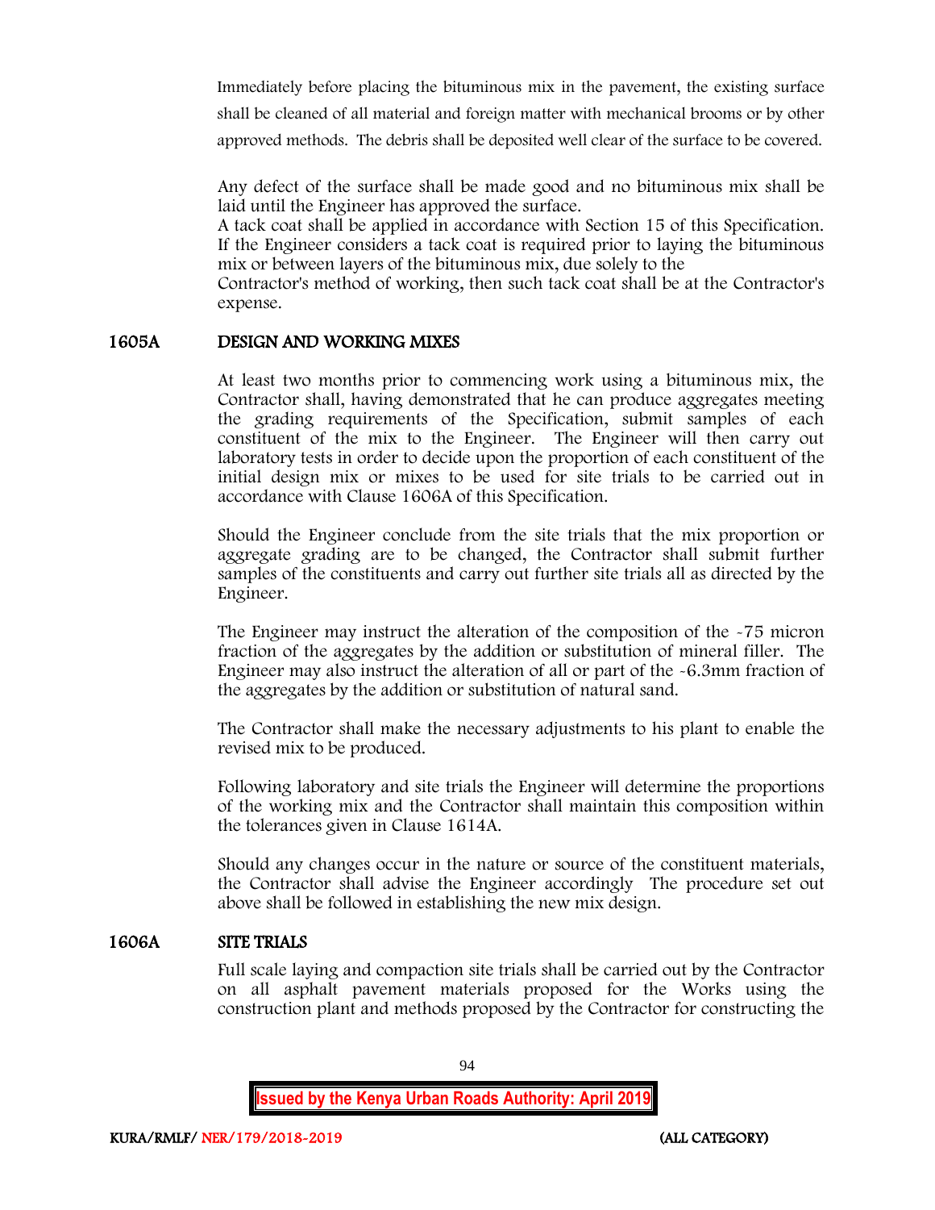Immediately before placing the bituminous mix in the pavement, the existing surface shall be cleaned of all material and foreign matter with mechanical brooms or by other approved methods. The debris shall be deposited well clear of the surface to be covered.

Any defect of the surface shall be made good and no bituminous mix shall be laid until the Engineer has approved the surface.
A tack coat shall be applied in accordance with Section 15 of this Specification. If the Engineer considers a tack coat is required prior to laying the bituminous mix or between layers of the bituminous mix, due solely to the
Contractor's method of working, then such tack coat shall be at the Contractor's expense.

## 1605A DESIGN AND WORKING MIXES

At least two months prior to commencing work using a bituminous mix, the Contractor shall, having demonstrated that he can produce aggregates meeting the grading requirements of the Specification, submit samples of each constituent of the mix to the Engineer. The Engineer will then carry out laboratory tests in order to decide upon the proportion of each constituent of the initial design mix or mixes to be used for site trials to be carried out in accordance with Clause 1606A of this Specification.

Should the Engineer conclude from the site trials that the mix proportion or aggregate grading are to be changed, the Contractor shall submit further samples of the constituents and carry out further site trials all as directed by the Engineer.

The Engineer may instruct the alteration of the composition of the -75 micron fraction of the aggregates by the addition or substitution of mineral filler. The Engineer may also instruct the alteration of all or part of the -6.3mm fraction of the aggregates by the addition or substitution of natural sand.

The Contractor shall make the necessary adjustments to his plant to enable the revised mix to be produced.

Following laboratory and site trials the Engineer will determine the proportions of the working mix and the Contractor shall maintain this composition within the tolerances given in Clause 1614A.

Should any changes occur in the nature or source of the constituent materials, the Contractor shall advise the Engineer accordingly The procedure set out above shall be followed in establishing the new mix design.

## 1606A SITE TRIALS

Full scale laying and compaction site trials shall be carried out by the Contractor on all asphalt pavement materials proposed for the Works using the construction plant and methods proposed by the Contractor for constructing the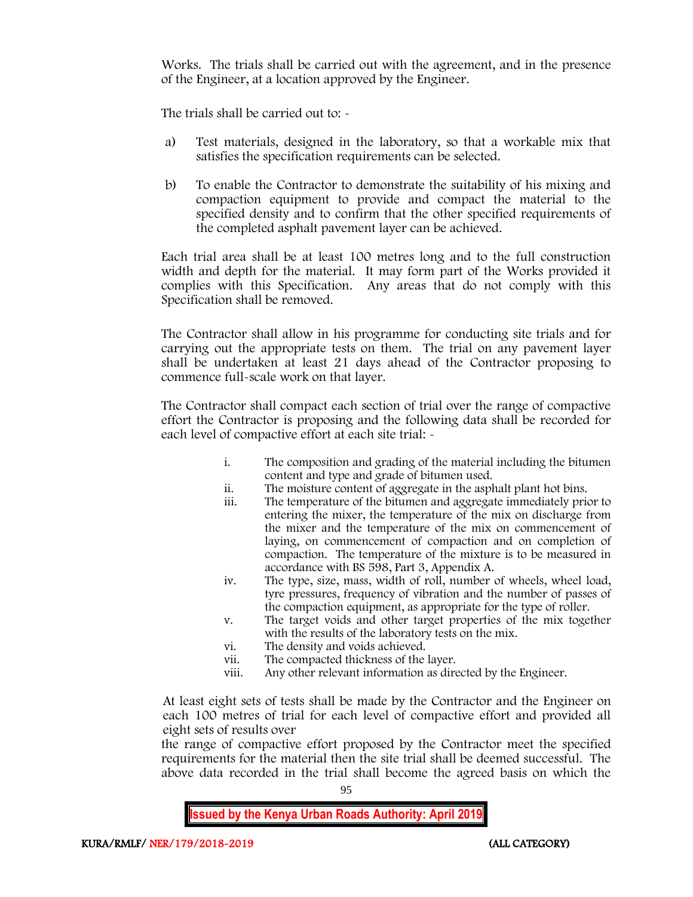Works. The trials shall be carried out with the agreement, and in the presence of the Engineer, at a location approved by the Engineer.

The trials shall be carried out to: -

a) Test materials, designed in the laboratory, so that a workable mix that satisfies the specification requirements can be selected.

b) To enable the Contractor to demonstrate the suitability of his mixing and compaction equipment to provide and compact the material to the specified density and to confirm that the other specified requirements of the completed asphalt pavement layer can be achieved.

Each trial area shall be at least 100 metres long and to the full construction width and depth for the material. It may form part of the Works provided it complies with this Specification. Any areas that do not comply with this Specification shall be removed.

The Contractor shall allow in his programme for conducting site trials and for carrying out the appropriate tests on them. The trial on any pavement layer shall be undertaken at least 21 days ahead of the Contractor proposing to commence full-scale work on that layer.

The Contractor shall compact each section of trial over the range of compactive effort the Contractor is proposing and the following data shall be recorded for each level of compactive effort at each site trial: -

i. The composition and grading of the material including the bitumen content and type and grade of bitumen used.
ii. The moisture content of aggregate in the asphalt plant hot bins.
iii. The temperature of the bitumen and aggregate immediately prior to entering the mixer, the temperature of the mix on discharge from the mixer and the temperature of the mix on commencement of laying, on commencement of compaction and on completion of compaction. The temperature of the mixture is to be measured in accordance with BS 598, Part 3, Appendix A.
iv. The type, size, mass, width of roll, number of wheels, wheel load, tyre pressures, frequency of vibration and the number of passes of the compaction equipment, as appropriate for the type of roller.
v. The target voids and other target properties of the mix together with the results of the laboratory tests on the mix.
vi. The density and voids achieved.
vii. The compacted thickness of the layer.
viii. Any other relevant information as directed by the Engineer.

At least eight sets of tests shall be made by the Contractor and the Engineer on each 100 metres of trial for each level of compactive effort and provided all eight sets of results over the range of compactive effort proposed by the Contractor meet the specified requirements for the material then the site trial shall be deemed successful. The above data recorded in the trial shall become the agreed basis on which the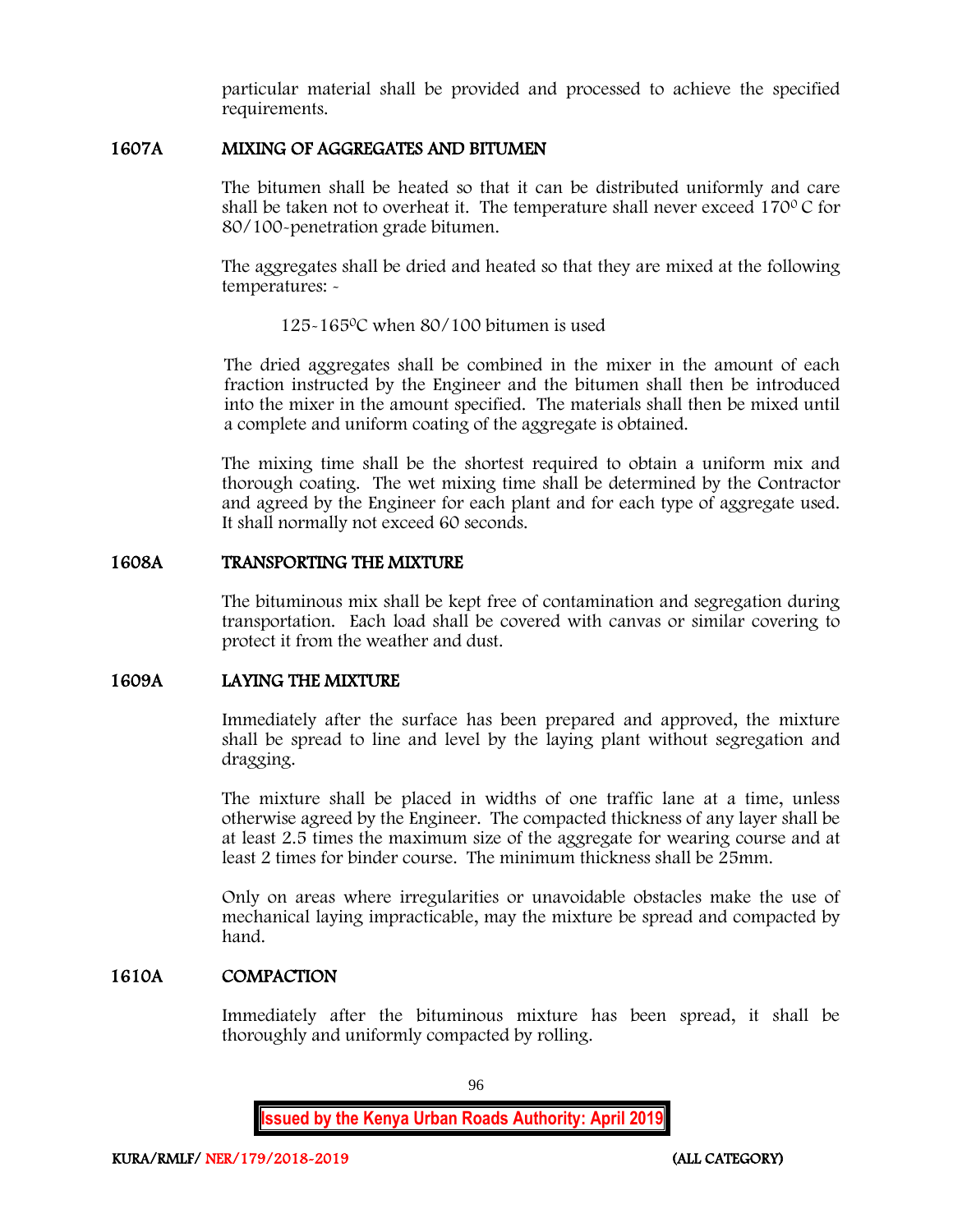particular material shall be provided and processed to achieve the specified requirements.

## 1607A MIXING OF AGGREGATES AND BITUMEN

The bitumen shall be heated so that it can be distributed uniformly and care shall be taken not to overheat it. The temperature shall never exceed 170$^0$ C for 80/100-penetration grade bitumen.

The aggregates shall be dried and heated so that they are mixed at the following temperatures: -

125-165$^0$C when 80/100 bitumen is used

The dried aggregates shall be combined in the mixer in the amount of each fraction instructed by the Engineer and the bitumen shall then be introduced into the mixer in the amount specified. The materials shall then be mixed until a complete and uniform coating of the aggregate is obtained.

The mixing time shall be the shortest required to obtain a uniform mix and thorough coating. The wet mixing time shall be determined by the Contractor and agreed by the Engineer for each plant and for each type of aggregate used. It shall normally not exceed 60 seconds.

## 1608A TRANSPORTING THE MIXTURE

The bituminous mix shall be kept free of contamination and segregation during transportation. Each load shall be covered with canvas or similar covering to protect it from the weather and dust.

## 1609A LAYING THE MIXTURE

Immediately after the surface has been prepared and approved, the mixture shall be spread to line and level by the laying plant without segregation and dragging.

The mixture shall be placed in widths of one traffic lane at a time, unless otherwise agreed by the Engineer. The compacted thickness of any layer shall be at least 2.5 times the maximum size of the aggregate for wearing course and at least 2 times for binder course. The minimum thickness shall be 25mm.

Only on areas where irregularities or unavoidable obstacles make the use of mechanical laying impracticable, may the mixture be spread and compacted by hand.

## 1610A COMPACTION

Immediately after the bituminous mixture has been spread, it shall be thoroughly and uniformly compacted by rolling.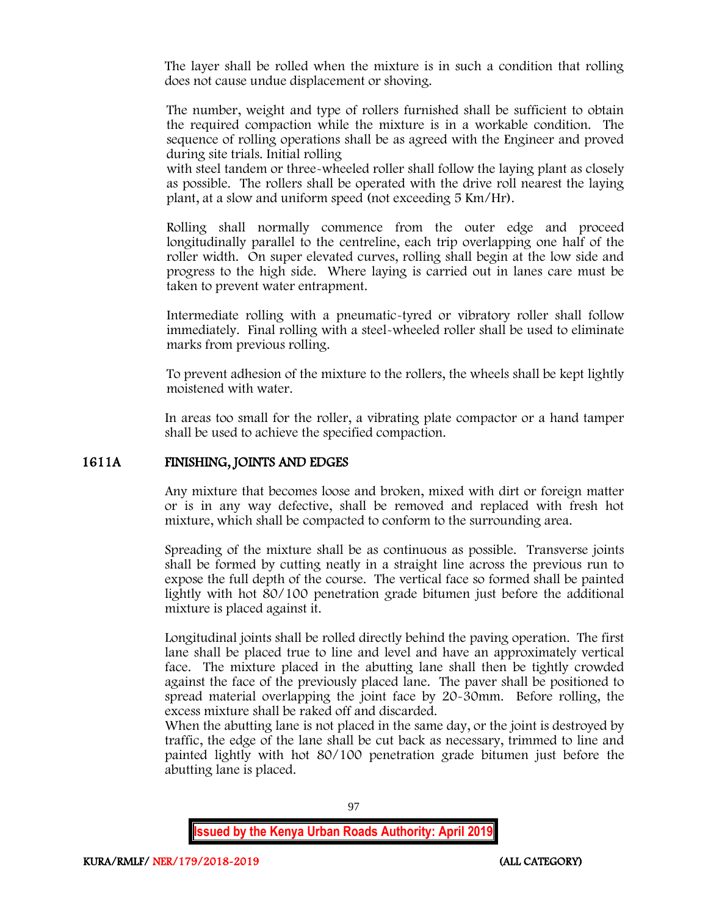The layer shall be rolled when the mixture is in such a condition that rolling does not cause undue displacement or shoving.

The number, weight and type of rollers furnished shall be sufficient to obtain the required compaction while the mixture is in a workable condition. The sequence of rolling operations shall be as agreed with the Engineer and proved during site trials. Initial rolling with steel tandem or three-wheeled roller shall follow the laying plant as closely as possible. The rollers shall be operated with the drive roll nearest the laying plant, at a slow and uniform speed (not exceeding 5 Km/Hr).

Rolling shall normally commence from the outer edge and proceed longitudinally parallel to the centreline, each trip overlapping one half of the roller width. On super elevated curves, rolling shall begin at the low side and progress to the high side. Where laying is carried out in lanes care must be taken to prevent water entrapment.

Intermediate rolling with a pneumatic-tyred or vibratory roller shall follow immediately. Final rolling with a steel-wheeled roller shall be used to eliminate marks from previous rolling.

To prevent adhesion of the mixture to the rollers, the wheels shall be kept lightly moistened with water.

In areas too small for the roller, a vibrating plate compactor or a hand tamper shall be used to achieve the specified compaction.

## 1611A FINISHING, JOINTS AND EDGES

Any mixture that becomes loose and broken, mixed with dirt or foreign matter or is in any way defective, shall be removed and replaced with fresh hot mixture, which shall be compacted to conform to the surrounding area.

Spreading of the mixture shall be as continuous as possible. Transverse joints shall be formed by cutting neatly in a straight line across the previous run to expose the full depth of the course. The vertical face so formed shall be painted lightly with hot 80/100 penetration grade bitumen just before the additional mixture is placed against it.

Longitudinal joints shall be rolled directly behind the paving operation. The first lane shall be placed true to line and level and have an approximately vertical face. The mixture placed in the abutting lane shall then be tightly crowded against the face of the previously placed lane. The paver shall be positioned to spread material overlapping the joint face by 20-30mm. Before rolling, the excess mixture shall be raked off and discarded.
When the abutting lane is not placed in the same day, or the joint is destroyed by traffic, the edge of the lane shall be cut back as necessary, trimmed to line and painted lightly with hot 80/100 penetration grade bitumen just before the abutting lane is placed.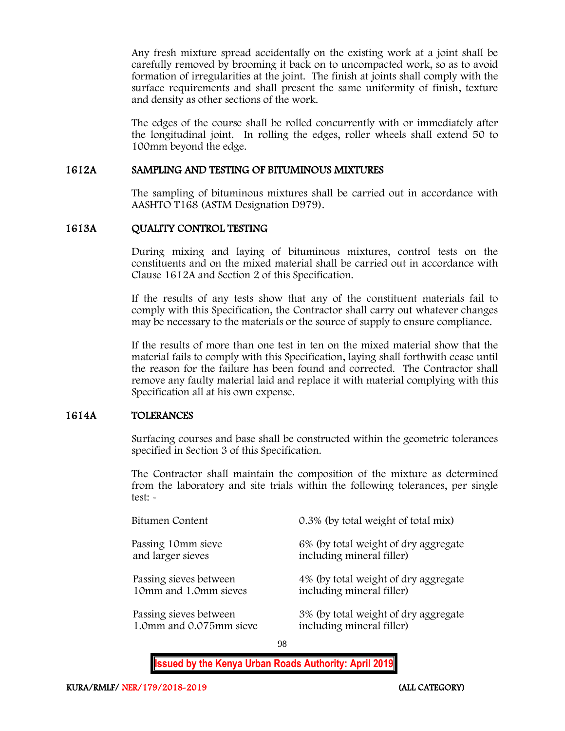Any fresh mixture spread accidentally on the existing work at a joint shall be carefully removed by brooming it back on to uncompacted work, so as to avoid formation of irregularities at the joint. The finish at joints shall comply with the surface requirements and shall present the same uniformity of finish, texture and density as other sections of the work.

The edges of the course shall be rolled concurrently with or immediately after the longitudinal joint. In rolling the edges, roller wheels shall extend 50 to 100mm beyond the edge.

## 1612A SAMPLING AND TESTING OF BITUMINOUS MIXTURES

The sampling of bituminous mixtures shall be carried out in accordance with AASHTO T168 (ASTM Designation D979).

## 1613A QUALITY CONTROL TESTING

During mixing and laying of bituminous mixtures, control tests on the constituents and on the mixed material shall be carried out in accordance with Clause 1612A and Section 2 of this Specification.

If the results of any tests show that any of the constituent materials fail to comply with this Specification, the Contractor shall carry out whatever changes may be necessary to the materials or the source of supply to ensure compliance.

If the results of more than one test in ten on the mixed material show that the material fails to comply with this Specification, laying shall forthwith cease until the reason for the failure has been found and corrected. The Contractor shall remove any faulty material laid and replace it with material complying with this Specification all at his own expense.

## 1614A TOLERANCES

Surfacing courses and base shall be constructed within the geometric tolerances specified in Section 3 of this Specification.

The Contractor shall maintain the composition of the mixture as determined from the laboratory and site trials within the following tolerances, per single test: -

| | |
|---|---|
| Bitumen Content | 0.3% (by total weight of total mix) |
| Passing 10mm sieve and larger sieves | 6% (by total weight of dry aggregate including mineral filler) |
| Passing sieves between 10mm and 1.0mm sieves | 4% (by total weight of dry aggregate including mineral filler) |
| Passing sieves between 1.0mm and 0.075mm sieve | 3% (by total weight of dry aggregate including mineral filler) |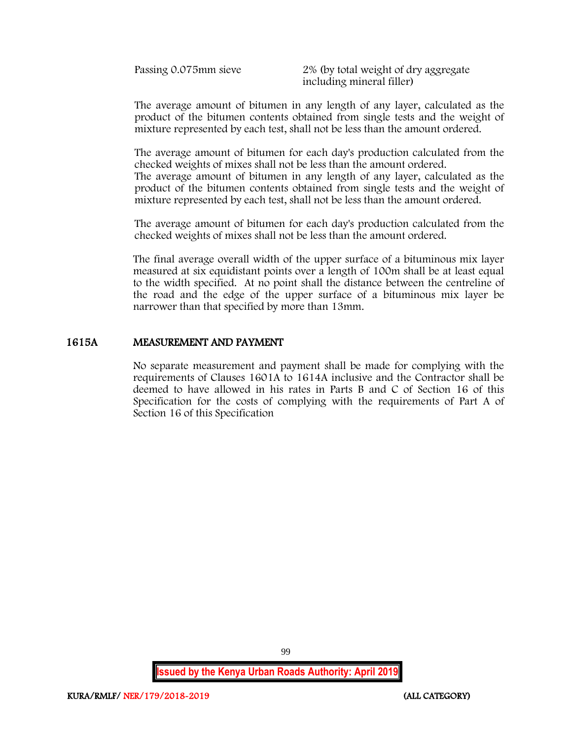| | |
|---|---|
| Passing 0.075mm sieve | 2% (by total weight of dry aggregate including mineral filler) |

The average amount of bitumen in any length of any layer, calculated as the product of the bitumen contents obtained from single tests and the weight of mixture represented by each test, shall not be less than the amount ordered.

The average amount of bitumen for each day's production calculated from the checked weights of mixes shall not be less than the amount ordered.
The average amount of bitumen in any length of any layer, calculated as the product of the bitumen contents obtained from single tests and the weight of mixture represented by each test, shall not be less than the amount ordered.

The average amount of bitumen for each day's production calculated from the checked weights of mixes shall not be less than the amount ordered.

The final average overall width of the upper surface of a bituminous mix layer measured at six equidistant points over a length of 100m shall be at least equal to the width specified. At no point shall the distance between the centreline of the road and the edge of the upper surface of a bituminous mix layer be narrower than that specified by more than 13mm.

## 1615A MEASUREMENT AND PAYMENT

No separate measurement and payment shall be made for complying with the requirements of Clauses 1601A to 1614A inclusive and the Contractor shall be deemed to have allowed in his rates in Parts B and C of Section 16 of this Specification for the costs of complying with the requirements of Part A of Section 16 of this Specification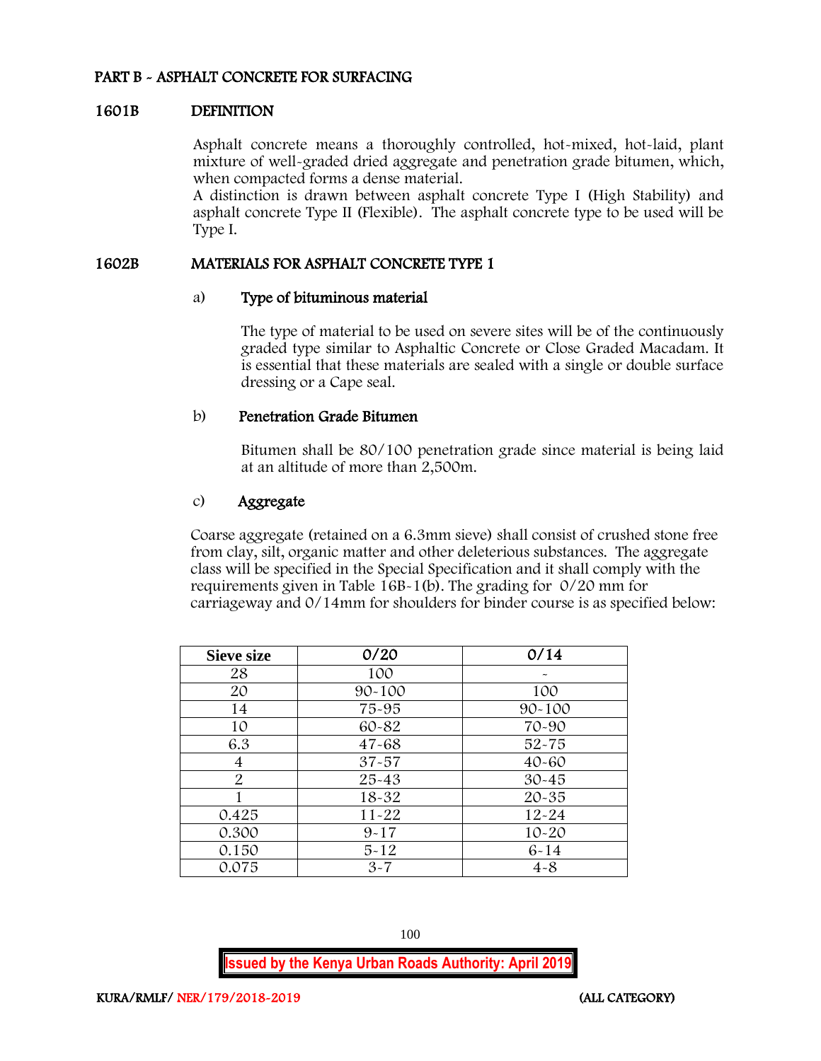## PART B - ASPHALT CONCRETE FOR SURFACING

### 1601B DEFINITION

Asphalt concrete means a thoroughly controlled, hot-mixed, hot-laid, plant mixture of well-graded dried aggregate and penetration grade bitumen, which, when compacted forms a dense material.
A distinction is drawn between asphalt concrete Type I (High Stability) and asphalt concrete Type II (Flexible). The asphalt concrete type to be used will be Type I.

### 1602B MATERIALS FOR ASPHALT CONCRETE TYPE 1

#### a) Type of bituminous material

The type of material to be used on severe sites will be of the continuously graded type similar to Asphaltic Concrete or Close Graded Macadam. It is essential that these materials are sealed with a single or double surface dressing or a Cape seal.

#### b) Penetration Grade Bitumen

Bitumen shall be 80/100 penetration grade since material is being laid at an altitude of more than 2,500m.

#### c) Aggregate

Coarse aggregate (retained on a 6.3mm sieve) shall consist of crushed stone free from clay, silt, organic matter and other deleterious substances. The aggregate class will be specified in the Special Specification and it shall comply with the requirements given in Table 16B-1(b). The grading for 0/20 mm for carriageway and 0/14mm for shoulders for binder course is as specified below:

| Sieve size | 0/20 | 0/14 |
|---|---|---|
| 28 | 100 | - |
| 20 | 90-100 | 100 |
| 14 | 75-95 | 90-100 |
| 10 | 60-82 | 70-90 |
| 6.3 | 47-68 | 52-75 |
| 4 | 37-57 | 40-60 |
| 2 | 25-43 | 30-45 |
| 1 | 18-32 | 20-35 |
| 0.425 | 11-22 | 12-24 |
| 0.300 | 9-17 | 10-20 |
| 0.150 | 5-12 | 6-14 |
| 0.075 | 3-7 | 4-8 |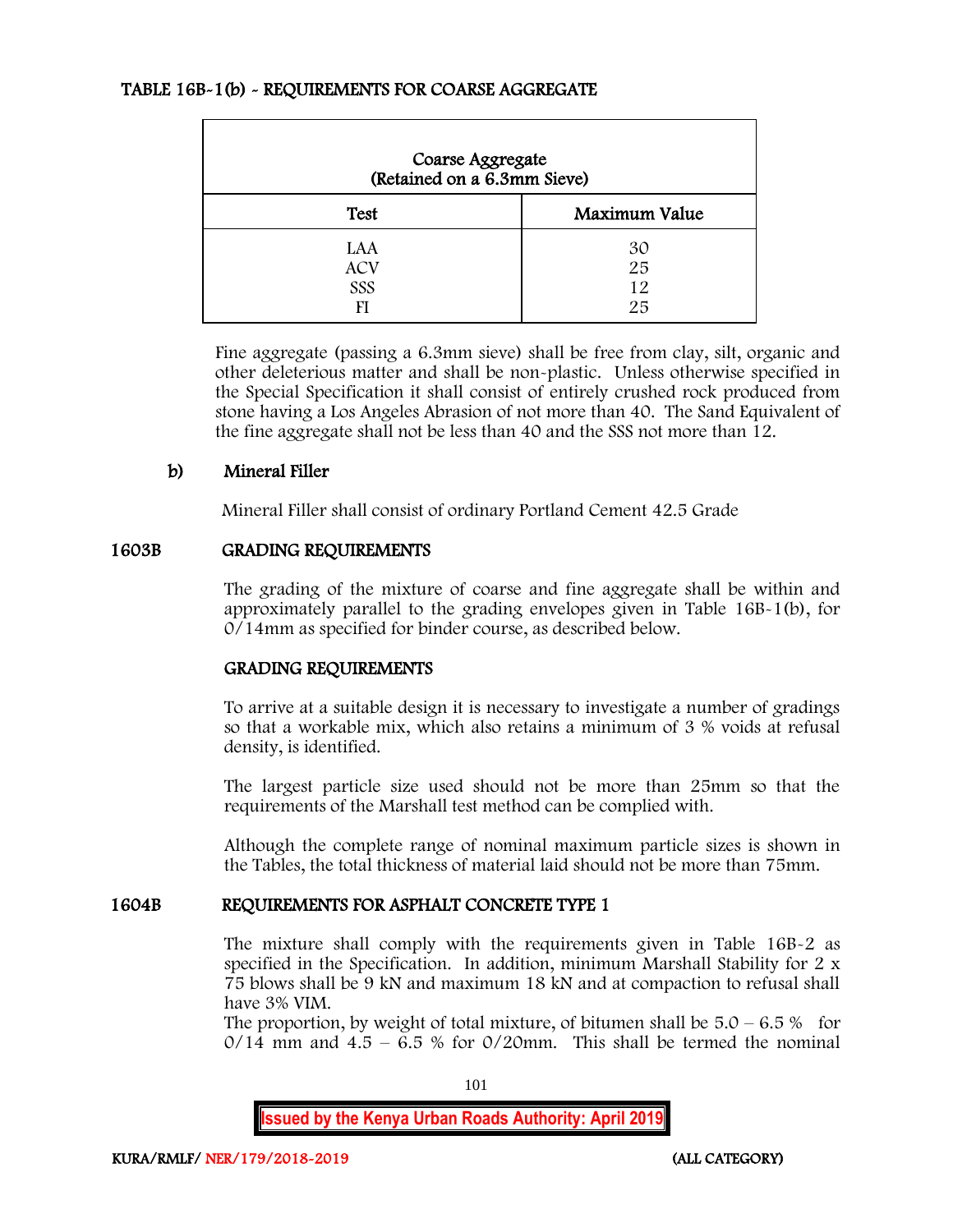### TABLE 16B-1(b) - REQUIREMENTS FOR COARSE AGGREGATE

| Coarse Aggregate (Retained on a 6.3mm Sieve) | |
|---|---|
| **Test** | **Maximum Value** |
| LAA | 30 |
| ACV | 25 |
| SSS | 12 |
| FI | 25 |

Fine aggregate (passing a 6.3mm sieve) shall be free from clay, silt, organic and other deleterious matter and shall be non-plastic. Unless otherwise specified in the Special Specification it shall consist of entirely crushed rock produced from stone having a Los Angeles Abrasion of not more than 40. The Sand Equivalent of the fine aggregate shall not be less than 40 and the SSS not more than 12.

**b) Mineral Filler**

Mineral Filler shall consist of ordinary Portland Cement 42.5 Grade

## 1603B GRADING REQUIREMENTS

The grading of the mixture of coarse and fine aggregate shall be within and approximately parallel to the grading envelopes given in Table 16B-1(b), for 0/14mm as specified for binder course, as described below.

**GRADING REQUIREMENTS**

To arrive at a suitable design it is necessary to investigate a number of gradings so that a workable mix, which also retains a minimum of 3 % voids at refusal density, is identified.

The largest particle size used should not be more than 25mm so that the requirements of the Marshall test method can be complied with.

Although the complete range of nominal maximum particle sizes is shown in the Tables, the total thickness of material laid should not be more than 75mm.

## 1604B REQUIREMENTS FOR ASPHALT CONCRETE TYPE 1

The mixture shall comply with the requirements given in Table 16B-2 as specified in the Specification. In addition, minimum Marshall Stability for 2 x 75 blows shall be 9 kN and maximum 18 kN and at compaction to refusal shall have 3% VIM.

The proportion, by weight of total mixture, of bitumen shall be 5.0 – 6.5 % for 0/14 mm and 4.5 – 6.5 % for 0/20mm. This shall be termed the nominal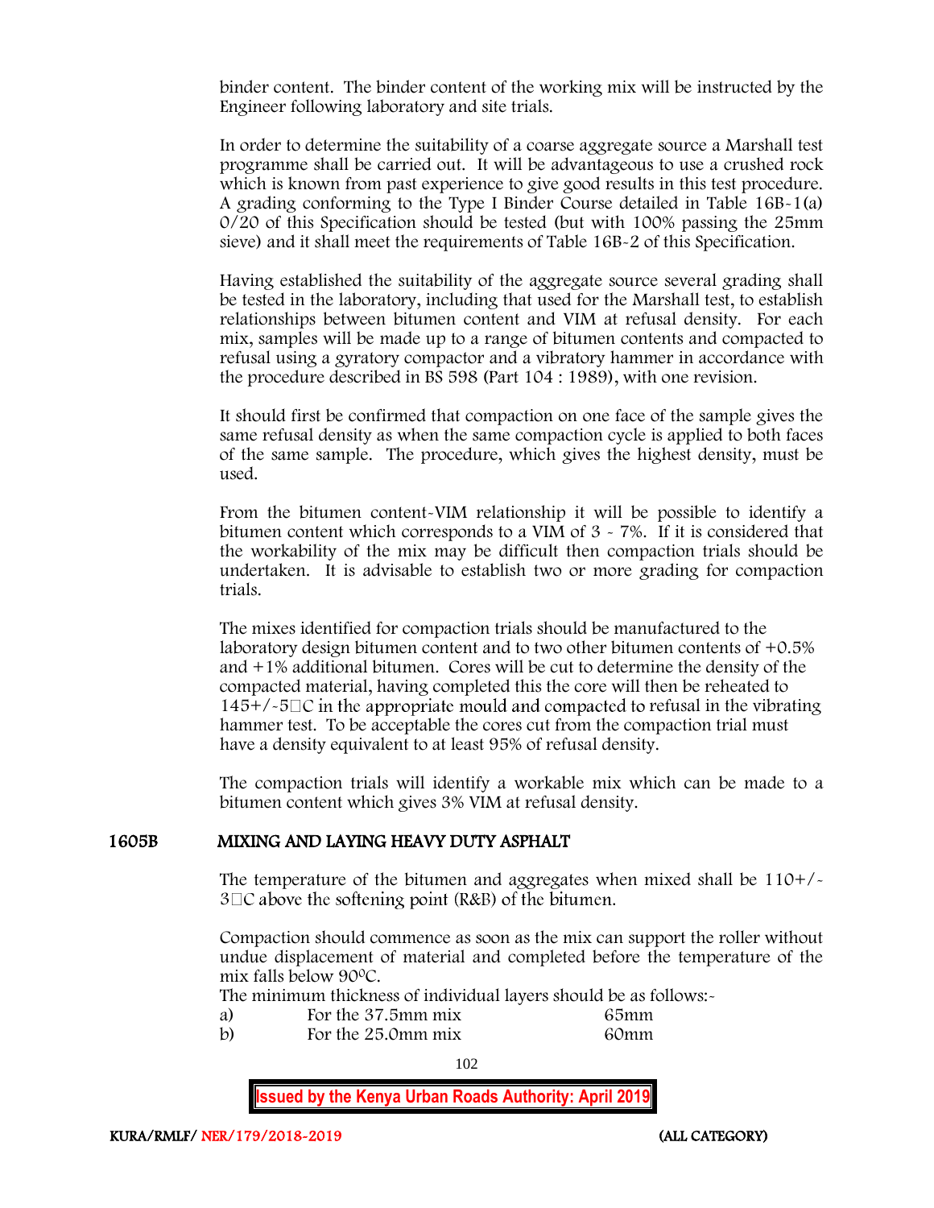binder content. The binder content of the working mix will be instructed by the Engineer following laboratory and site trials.

In order to determine the suitability of a coarse aggregate source a Marshall test programme shall be carried out. It will be advantageous to use a crushed rock which is known from past experience to give good results in this test procedure. A grading conforming to the Type I Binder Course detailed in Table 16B-1(a) 0/20 of this Specification should be tested (but with 100% passing the 25mm sieve) and it shall meet the requirements of Table 16B-2 of this Specification.

Having established the suitability of the aggregate source several grading shall be tested in the laboratory, including that used for the Marshall test, to establish relationships between bitumen content and VIM at refusal density. For each mix, samples will be made up to a range of bitumen contents and compacted to refusal using a gyratory compactor and a vibratory hammer in accordance with the procedure described in BS 598 (Part 104 : 1989), with one revision.

It should first be confirmed that compaction on one face of the sample gives the same refusal density as when the same compaction cycle is applied to both faces of the same sample. The procedure, which gives the highest density, must be used.

From the bitumen content-VIM relationship it will be possible to identify a bitumen content which corresponds to a VIM of 3 - 7%. If it is considered that the workability of the mix may be difficult then compaction trials should be undertaken. It is advisable to establish two or more grading for compaction trials.

The mixes identified for compaction trials should be manufactured to the laboratory design bitumen content and to two other bitumen contents of +0.5% and +1% additional bitumen. Cores will be cut to determine the density of the compacted material, having completed this the core will then be reheated to 145+/-5°C in the appropriate mould and compacted to refusal in the vibrating hammer test. To be acceptable the cores cut from the compaction trial must have a density equivalent to at least 95% of refusal density.

The compaction trials will identify a workable mix which can be made to a bitumen content which gives 3% VIM at refusal density.

## 1605B MIXING AND LAYING HEAVY DUTY ASPHALT

The temperature of the bitumen and aggregates when mixed shall be 110+/-3°C above the softening point (R&B) of the bitumen.

Compaction should commence as soon as the mix can support the roller without undue displacement of material and completed before the temperature of the mix falls below 90°C.

The minimum thickness of individual layers should be as follows:-

a) For the 37.5mm mix 65mm
b) For the 25.0mm mix 60mm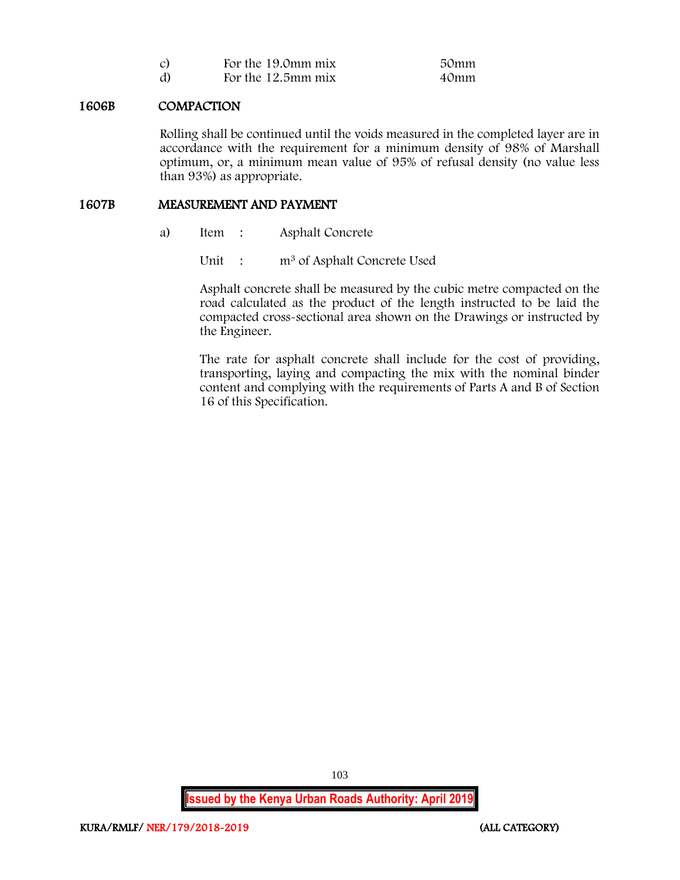| | | |
|---|---|---|
| c) | For the 19.0mm mix | 50mm |
| d) | For the 12.5mm mix | 40mm |

## 1606B COMPACTION

Rolling shall be continued until the voids measured in the completed layer are in accordance with the requirement for a minimum density of 98% of Marshall optimum, or, a minimum mean value of 95% of refusal density (no value less than 93%) as appropriate.

## 1607B MEASUREMENT AND PAYMENT

a) Item : Asphalt Concrete

Unit : $m^3$ of Asphalt Concrete Used

Asphalt concrete shall be measured by the cubic metre compacted on the road calculated as the product of the length instructed to be laid the compacted cross-sectional area shown on the Drawings or instructed by the Engineer.

The rate for asphalt concrete shall include for the cost of providing, transporting, laying and compacting the mix with the nominal binder content and complying with the requirements of Parts A and B of Section 16 of this Specification.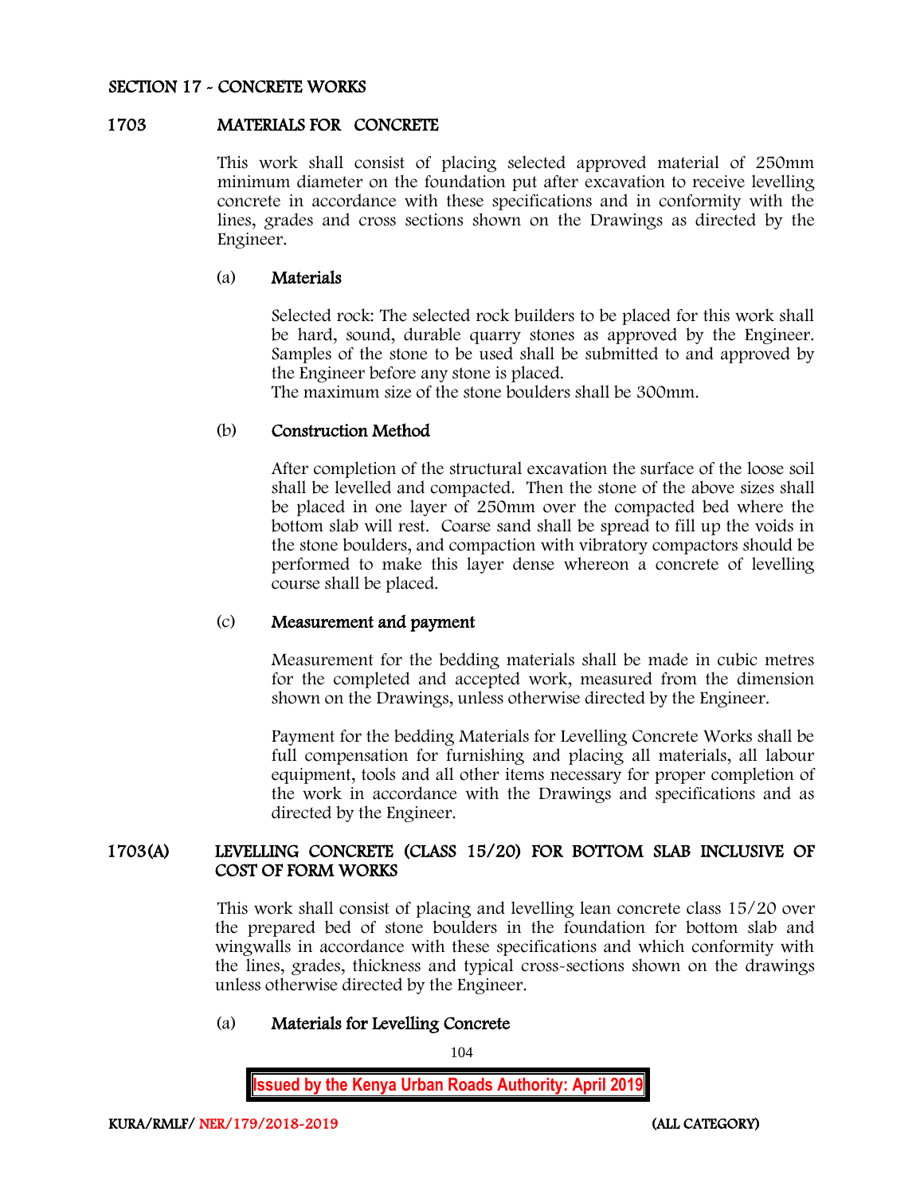## SECTION 17 - CONCRETE WORKS

### 1703 MATERIALS FOR CONCRETE

This work shall consist of placing selected approved material of 250mm minimum diameter on the foundation put after excavation to receive levelling concrete in accordance with these specifications and in conformity with the lines, grades and cross sections shown on the Drawings as directed by the Engineer.

#### (a) Materials

Selected rock: The selected rock builders to be placed for this work shall be hard, sound, durable quarry stones as approved by the Engineer. Samples of the stone to be used shall be submitted to and approved by the Engineer before any stone is placed.
The maximum size of the stone boulders shall be 300mm.

#### (b) Construction Method

After completion of the structural excavation the surface of the loose soil shall be levelled and compacted. Then the stone of the above sizes shall be placed in one layer of 250mm over the compacted bed where the bottom slab will rest. Coarse sand shall be spread to fill up the voids in the stone boulders, and compaction with vibratory compactors should be performed to make this layer dense whereon a concrete of levelling course shall be placed.

#### (c) Measurement and payment

Measurement for the bedding materials shall be made in cubic metres for the completed and accepted work, measured from the dimension shown on the Drawings, unless otherwise directed by the Engineer.

Payment for the bedding Materials for Levelling Concrete Works shall be full compensation for furnishing and placing all materials, all labour equipment, tools and all other items necessary for proper completion of the work in accordance with the Drawings and specifications and as directed by the Engineer.

### 1703(A) LEVELLING CONCRETE (CLASS 15/20) FOR BOTTOM SLAB INCLUSIVE OF COST OF FORM WORKS

This work shall consist of placing and levelling lean concrete class 15/20 over the prepared bed of stone boulders in the foundation for bottom slab and wingwalls in accordance with these specifications and which conformity with the lines, grades, thickness and typical cross-sections shown on the drawings unless otherwise directed by the Engineer.

#### (a) Materials for Levelling Concrete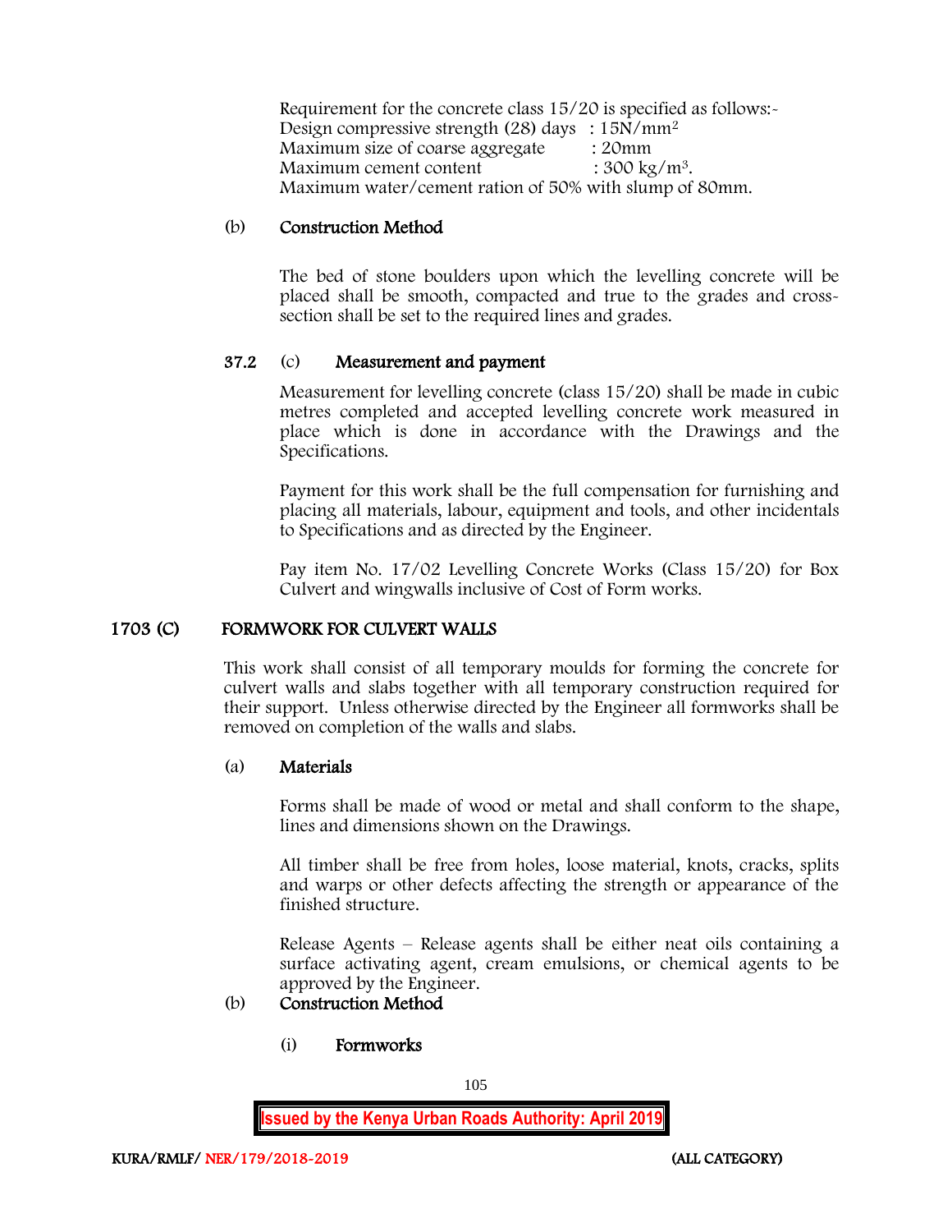Requirement for the concrete class 15/20 is specified as follows:-
Design compressive strength (28) days : 15N/mm$^2$
Maximum size of coarse aggregate : 20mm
Maximum cement content : 300 kg/m$^3$.
Maximum water/cement ration of 50% with slump of 80mm.

(b) **Construction Method**

The bed of stone boulders upon which the levelling concrete will be placed shall be smooth, compacted and true to the grades and cross-section shall be set to the required lines and grades.

**37.2** (c) **Measurement and payment**

Measurement for levelling concrete (class 15/20) shall be made in cubic metres completed and accepted levelling concrete work measured in place which is done in accordance with the Drawings and the Specifications.

Payment for this work shall be the full compensation for furnishing and placing all materials, labour, equipment and tools, and other incidentals to Specifications and as directed by the Engineer.

Pay item No. 17/02 Levelling Concrete Works (Class 15/20) for Box Culvert and wingwalls inclusive of Cost of Form works.

## 1703 (C) FORMWORK FOR CULVERT WALLS

This work shall consist of all temporary moulds for forming the concrete for culvert walls and slabs together with all temporary construction required for their support. Unless otherwise directed by the Engineer all formworks shall be removed on completion of the walls and slabs.

(a) **Materials**

Forms shall be made of wood or metal and shall conform to the shape, lines and dimensions shown on the Drawings.

All timber shall be free from holes, loose material, knots, cracks, splits and warps or other defects affecting the strength or appearance of the finished structure.

Release Agents – Release agents shall be either neat oils containing a surface activating agent, cream emulsions, or chemical agents to be approved by the Engineer.

(b) **Construction Method**

(i) **Formworks**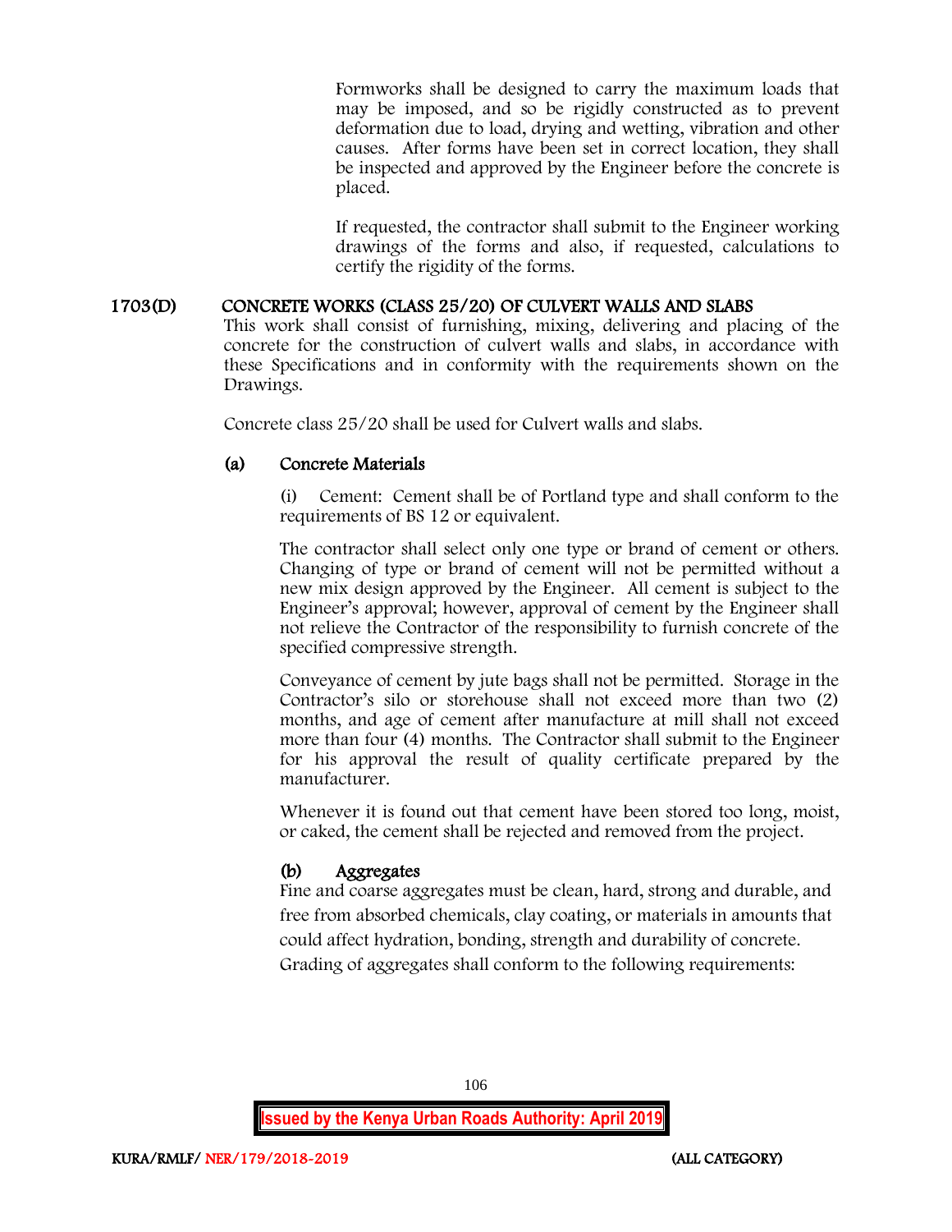Formworks shall be designed to carry the maximum loads that may be imposed, and so be rigidly constructed as to prevent deformation due to load, drying and wetting, vibration and other causes. After forms have been set in correct location, they shall be inspected and approved by the Engineer before the concrete is placed.

If requested, the contractor shall submit to the Engineer working drawings of the forms and also, if requested, calculations to certify the rigidity of the forms.

## 1703(D) CONCRETE WORKS (CLASS 25/20) OF CULVERT WALLS AND SLABS

This work shall consist of furnishing, mixing, delivering and placing of the concrete for the construction of culvert walls and slabs, in accordance with these Specifications and in conformity with the requirements shown on the Drawings.

Concrete class 25/20 shall be used for Culvert walls and slabs.

### (a) Concrete Materials

(i) Cement: Cement shall be of Portland type and shall conform to the requirements of BS 12 or equivalent.

The contractor shall select only one type or brand of cement or others. Changing of type or brand of cement will not be permitted without a new mix design approved by the Engineer. All cement is subject to the Engineer's approval; however, approval of cement by the Engineer shall not relieve the Contractor of the responsibility to furnish concrete of the specified compressive strength.

Conveyance of cement by jute bags shall not be permitted. Storage in the Contractor's silo or storehouse shall not exceed more than two (2) months, and age of cement after manufacture at mill shall not exceed more than four (4) months. The Contractor shall submit to the Engineer for his approval the result of quality certificate prepared by the manufacturer.

Whenever it is found out that cement have been stored too long, moist, or caked, the cement shall be rejected and removed from the project.

### (b) Aggregates

Fine and coarse aggregates must be clean, hard, strong and durable, and free from absorbed chemicals, clay coating, or materials in amounts that could affect hydration, bonding, strength and durability of concrete. Grading of aggregates shall conform to the following requirements: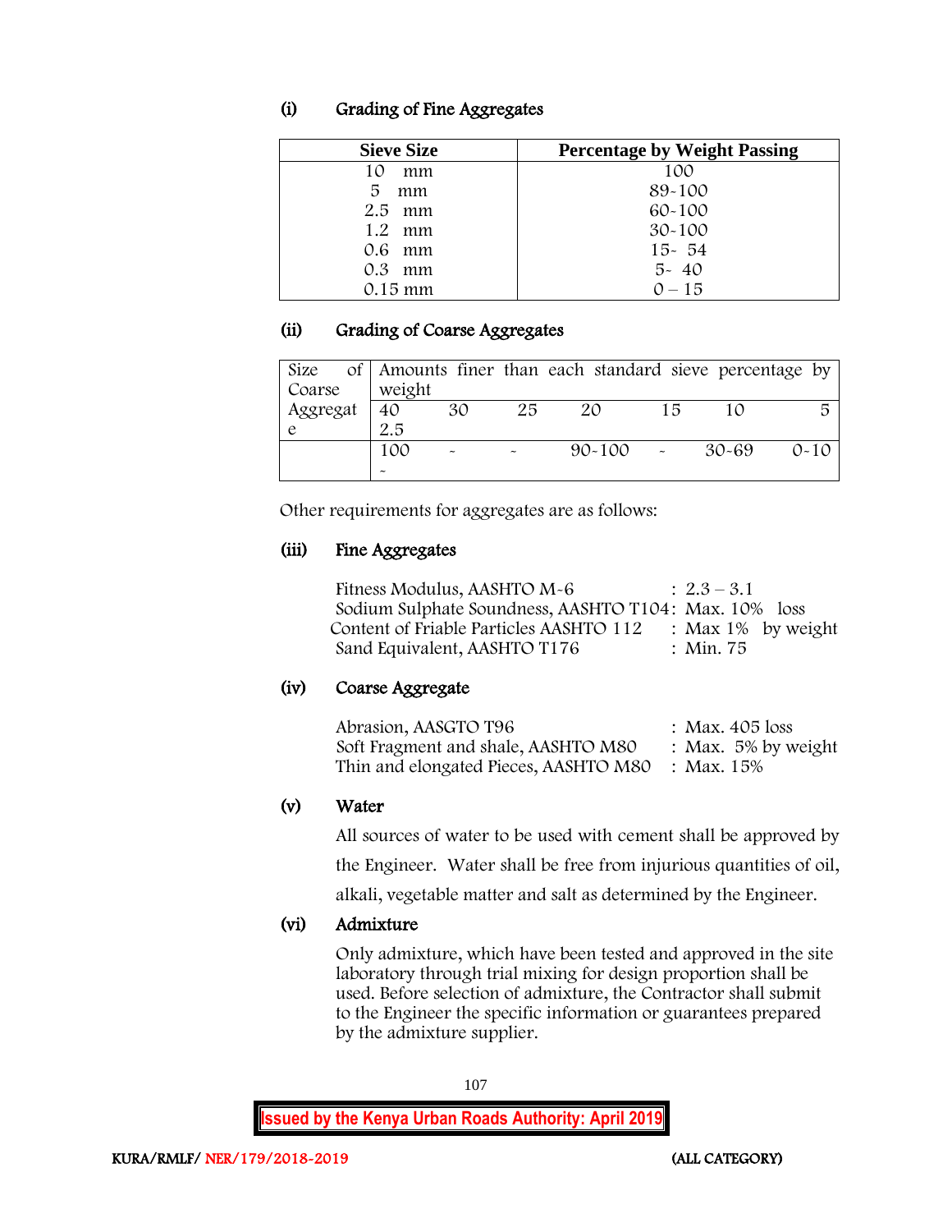### (i) Grading of Fine Aggregates

| Sieve Size | Percentage by Weight Passing |
|---|---|
| 10 mm | 100 |
| 5 mm | 89-100 |
| 2.5 mm | 60-100 |
| 1.2 mm | 30-100 |
| 0.6 mm | 15- 54 |
| 0.3 mm | 5- 40 |
| 0.15 mm | 0 – 15 |

### (ii) Grading of Coarse Aggregates

| Size of Coarse Aggregate | Amounts finer than each standard sieve percentage by weight | | | | | | |
|---|---|---|---|---|---|---|---|
| | 40 2.5 | 30 | 25 | 20 | 15 | 10 | 5 |
| | 100 - | - | - | 90-100 | - | 30-69 | 0-10 |

Other requirements for aggregates are as follows:

### (iii) Fine Aggregates

| | |
|---|---|
| Fitness Modulus, AASHTO M-6 | : 2.3 – 3.1 |
| Sodium Sulphate Soundness, AASHTO T104 | : Max. 10% loss |
| Content of Friable Particles AASHTO 112 | : Max 1% by weight |
| Sand Equivalent, AASHTO T176 | : Min. 75 |

### (iv) Coarse Aggregate

| | |
|---|---|
| Abrasion, AASGTO T96 | : Max. 405 loss |
| Soft Fragment and shale, AASHTO M80 | : Max. 5% by weight |
| Thin and elongated Pieces, AASHTO M80 | : Max. 15% |

### (v) Water

All sources of water to be used with cement shall be approved by the Engineer. Water shall be free from injurious quantities of oil, alkali, vegetable matter and salt as determined by the Engineer.

### (vi) Admixture

Only admixture, which have been tested and approved in the site laboratory through trial mixing for design proportion shall be used. Before selection of admixture, the Contractor shall submit to the Engineer the specific information or guarantees prepared by the admixture supplier.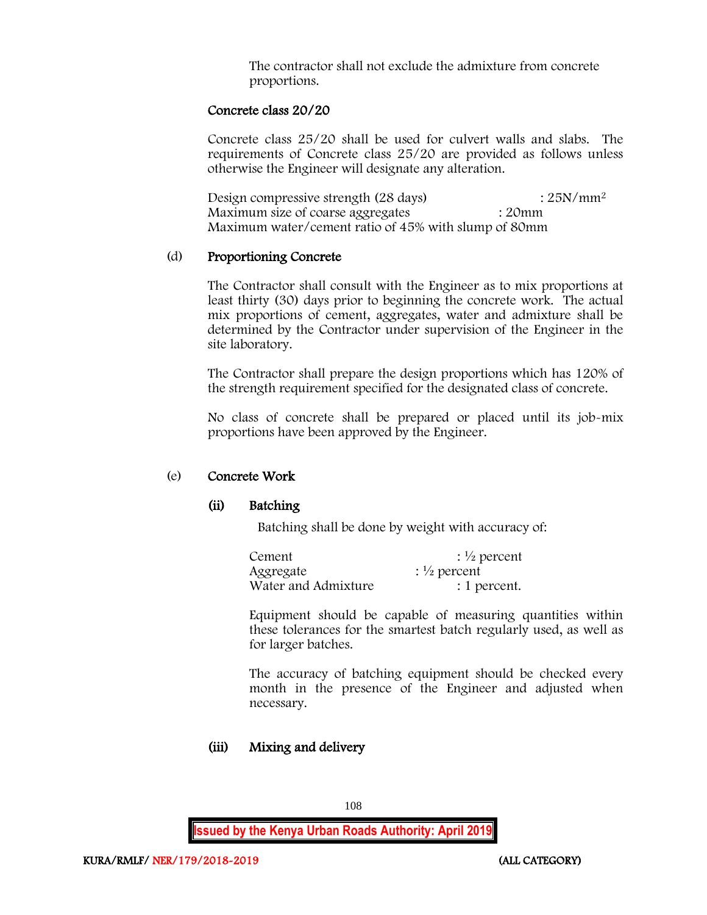The contractor shall not exclude the admixture from concrete proportions.

**Concrete class 20/20**

Concrete class 25/20 shall be used for culvert walls and slabs. The requirements of Concrete class 25/20 are provided as follows unless otherwise the Engineer will designate any alteration.

Design compressive strength (28 days) : $25N/mm^2$
Maximum size of coarse aggregates : 20mm
Maximum water/cement ratio of 45% with slump of 80mm

(d) **Proportioning Concrete**

The Contractor shall consult with the Engineer as to mix proportions at least thirty (30) days prior to beginning the concrete work. The actual mix proportions of cement, aggregates, water and admixture shall be determined by the Contractor under supervision of the Engineer in the site laboratory.

The Contractor shall prepare the design proportions which has 120% of the strength requirement specified for the designated class of concrete.

No class of concrete shall be prepared or placed until its job-mix proportions have been approved by the Engineer.

(e) **Concrete Work**

**(ii) Batching**

Batching shall be done by weight with accuracy of:

Cement : ½ percent
Aggregate : ½ percent
Water and Admixture : 1 percent.

Equipment should be capable of measuring quantities within these tolerances for the smartest batch regularly used, as well as for larger batches.

The accuracy of batching equipment should be checked every month in the presence of the Engineer and adjusted when necessary.

**(iii) Mixing and delivery**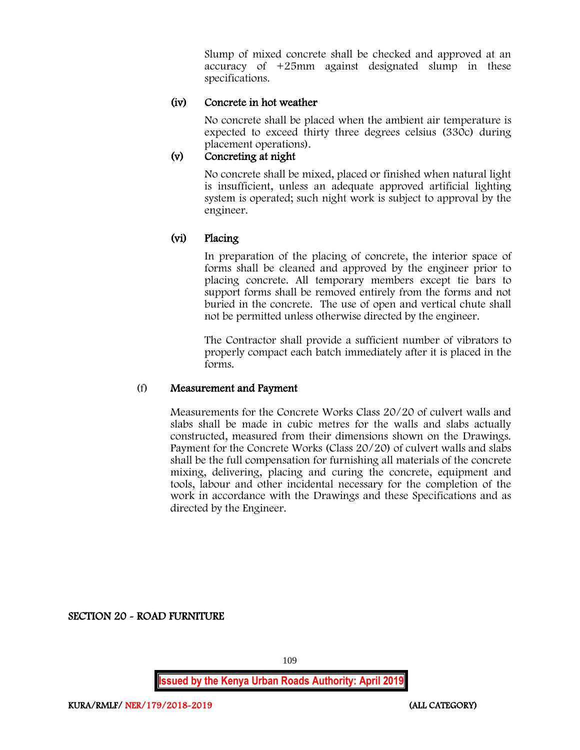Slump of mixed concrete shall be checked and approved at an accuracy of +25mm against designated slump in these specifications.

**(iv) Concrete in hot weather**

No concrete shall be placed when the ambient air temperature is expected to exceed thirty three degrees celsius (330c) during placement operations).

**(v) Concreting at night**

No concrete shall be mixed, placed or finished when natural light is insufficient, unless an adequate approved artificial lighting system is operated; such night work is subject to approval by the engineer.

**(vi) Placing**

In preparation of the placing of concrete, the interior space of forms shall be cleaned and approved by the engineer prior to placing concrete. All temporary members except tie bars to support forms shall be removed entirely from the forms and not buried in the concrete. The use of open and vertical chute shall not be permitted unless otherwise directed by the engineer.

The Contractor shall provide a sufficient number of vibrators to properly compact each batch immediately after it is placed in the forms.

**(f) Measurement and Payment**

Measurements for the Concrete Works Class 20/20 of culvert walls and slabs shall be made in cubic metres for the walls and slabs actually constructed, measured from their dimensions shown on the Drawings. Payment for the Concrete Works (Class 20/20) of culvert walls and slabs shall be the full compensation for furnishing all materials of the concrete mixing, delivering, placing and curing the concrete, equipment and tools, labour and other incidental necessary for the completion of the work in accordance with the Drawings and these Specifications and as directed by the Engineer.

## SECTION 20 - ROAD FURNITURE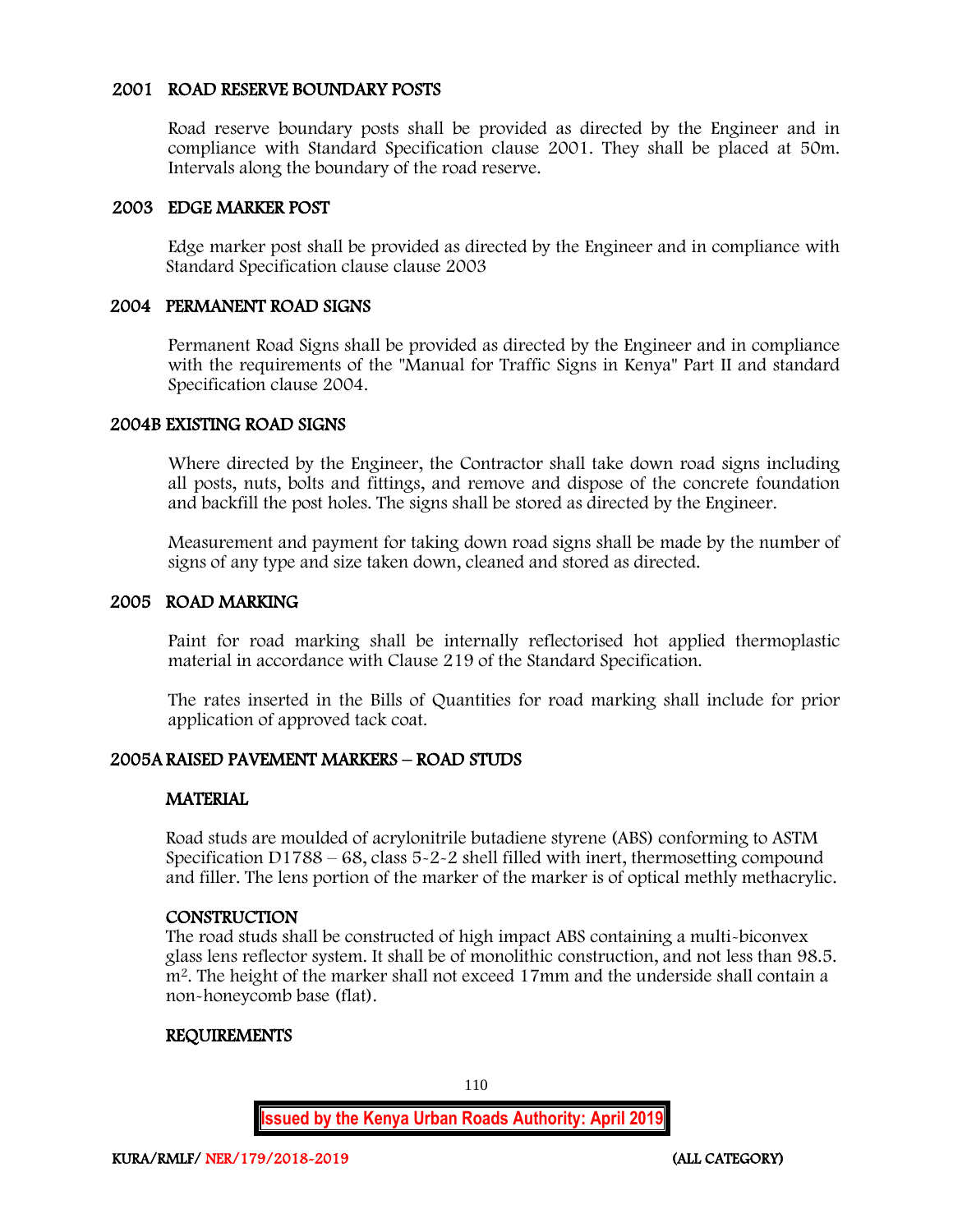## 2001 ROAD RESERVE BOUNDARY POSTS

Road reserve boundary posts shall be provided as directed by the Engineer and in compliance with Standard Specification clause 2001. They shall be placed at 50m. Intervals along the boundary of the road reserve.

## 2003 EDGE MARKER POST

Edge marker post shall be provided as directed by the Engineer and in compliance with Standard Specification clause clause 2003

## 2004 PERMANENT ROAD SIGNS

Permanent Road Signs shall be provided as directed by the Engineer and in compliance with the requirements of the "Manual for Traffic Signs in Kenya" Part II and standard Specification clause 2004.

## 2004B EXISTING ROAD SIGNS

Where directed by the Engineer, the Contractor shall take down road signs including all posts, nuts, bolts and fittings, and remove and dispose of the concrete foundation and backfill the post holes. The signs shall be stored as directed by the Engineer.

Measurement and payment for taking down road signs shall be made by the number of signs of any type and size taken down, cleaned and stored as directed.

## 2005 ROAD MARKING

Paint for road marking shall be internally reflectorised hot applied thermoplastic material in accordance with Clause 219 of the Standard Specification.

The rates inserted in the Bills of Quantities for road marking shall include for prior application of approved tack coat.

## 2005A RAISED PAVEMENT MARKERS – ROAD STUDS

### MATERIAL

Road studs are moulded of acrylonitrile butadiene styrene (ABS) conforming to ASTM Specification D1788 – 68, class 5-2-2 shell filled with inert, thermosetting compound and filler. The lens portion of the marker of the marker is of optical methly methacrylic.

### CONSTRUCTION

The road studs shall be constructed of high impact ABS containing a multi-biconvex glass lens reflector system. It shall be of monolithic construction, and not less than 98.5. $m^2$. The height of the marker shall not exceed 17mm and the underside shall contain a non-honeycomb base (flat).

### REQUIREMENTS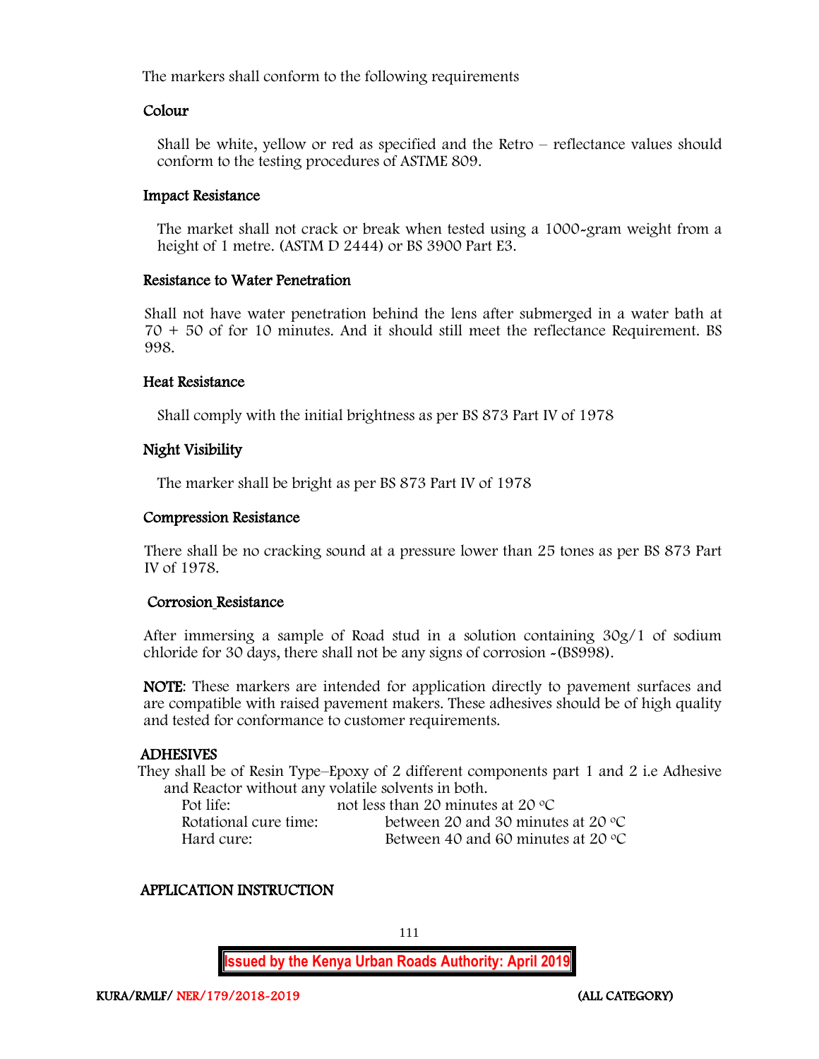The markers shall conform to the following requirements

### Colour

Shall be white, yellow or red as specified and the Retro – reflectance values should conform to the testing procedures of ASTME 809.

### Impact Resistance

The market shall not crack or break when tested using a 1000-gram weight from a height of 1 metre. (ASTM D 2444) or BS 3900 Part E3.

### Resistance to Water Penetration

Shall not have water penetration behind the lens after submerged in a water bath at 70 + 50 of for 10 minutes. And it should still meet the reflectance Requirement. BS 998.

### Heat Resistance

Shall comply with the initial brightness as per BS 873 Part IV of 1978

### Night Visibility

The marker shall be bright as per BS 873 Part IV of 1978

### Compression Resistance

There shall be no cracking sound at a pressure lower than 25 tones as per BS 873 Part IV of 1978.

### Corrosion Resistance

After immersing a sample of Road stud in a solution containing 30g/1 of sodium chloride for 30 days, there shall not be any signs of corrosion -(BS998).

**NOTE**: These markers are intended for application directly to pavement surfaces and are compatible with raised pavement makers. These adhesives should be of high quality and tested for conformance to customer requirements.

### ADHESIVES

They shall be of Resin Type–Epoxy of 2 different components part 1 and 2 i.e Adhesive and Reactor without any volatile solvents in both.

| | |
|---|---|
| Pot life: | not less than 20 minutes at 20 °C |
| Rotational cure time: | between 20 and 30 minutes at 20 °C |
| Hard cure: | Between 40 and 60 minutes at 20 °C |

### APPLICATION INSTRUCTION

**Issued by the Kenya Urban Roads Authority: April 2019**

KURA/RMLF/ NER/179/2018-2019 (ALL CATEGORY)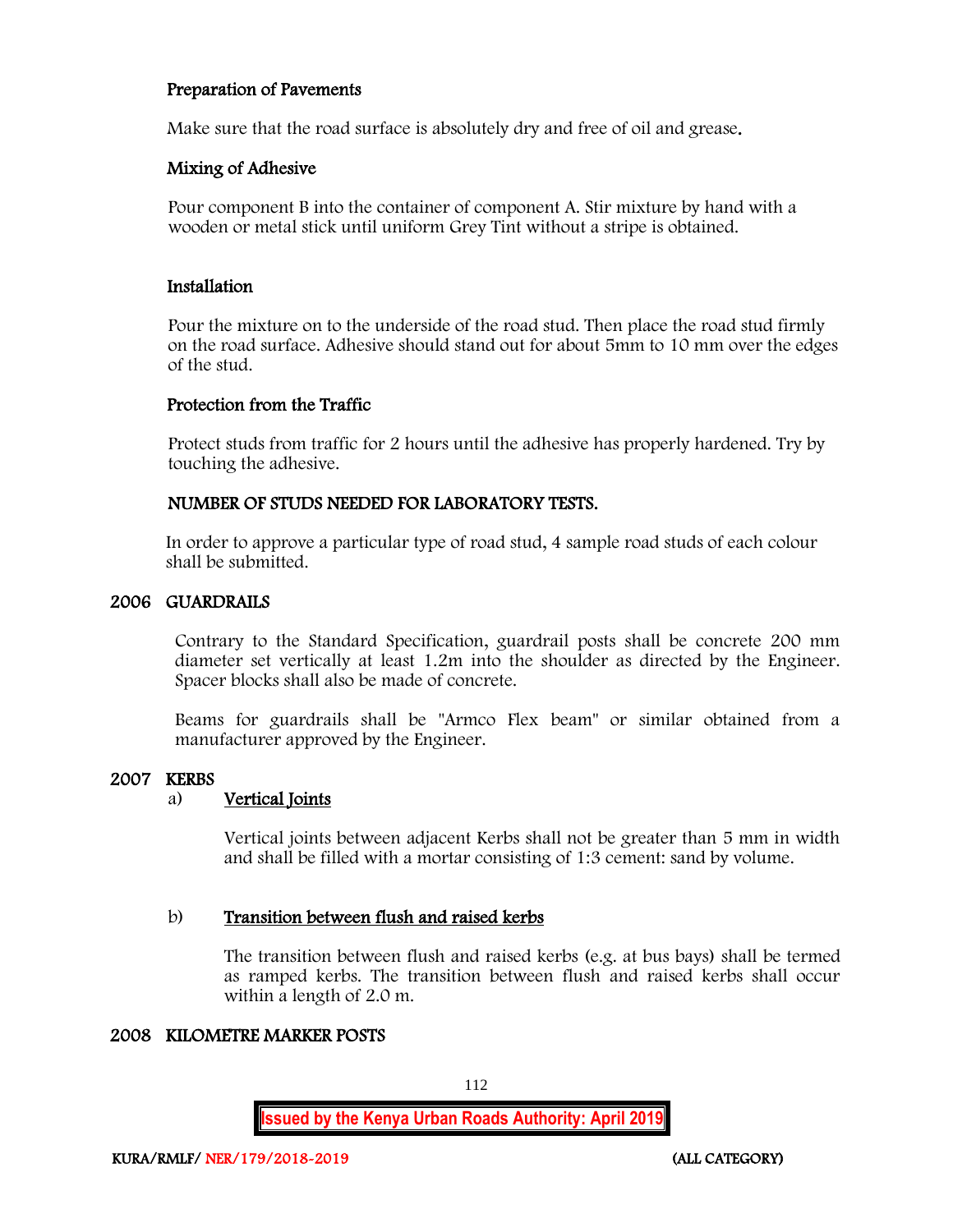### Preparation of Pavements

Make sure that the road surface is absolutely dry and free of oil and grease.

### Mixing of Adhesive

Pour component B into the container of component A. Stir mixture by hand with a wooden or metal stick until uniform Grey Tint without a stripe is obtained.

### Installation

Pour the mixture on to the underside of the road stud. Then place the road stud firmly on the road surface. Adhesive should stand out for about 5mm to 10 mm over the edges of the stud.

### Protection from the Traffic

Protect studs from traffic for 2 hours until the adhesive has properly hardened. Try by touching the adhesive.

### NUMBER OF STUDS NEEDED FOR LABORATORY TESTS.

In order to approve a particular type of road stud, 4 sample road studs of each colour shall be submitted.

## 2006 GUARDRAILS

Contrary to the Standard Specification, guardrail posts shall be concrete 200 mm diameter set vertically at least 1.2m into the shoulder as directed by the Engineer. Spacer blocks shall also be made of concrete.

Beams for guardrails shall be "Armco Flex beam" or similar obtained from a manufacturer approved by the Engineer.

## 2007 KERBS

a) **Vertical Joints**

Vertical joints between adjacent Kerbs shall not be greater than 5 mm in width and shall be filled with a mortar consisting of 1:3 cement: sand by volume.

b) **Transition between flush and raised kerbs**

The transition between flush and raised kerbs (e.g. at bus bays) shall be termed as ramped kerbs. The transition between flush and raised kerbs shall occur within a length of 2.0 m.

## 2008 KILOMETRE MARKER POSTS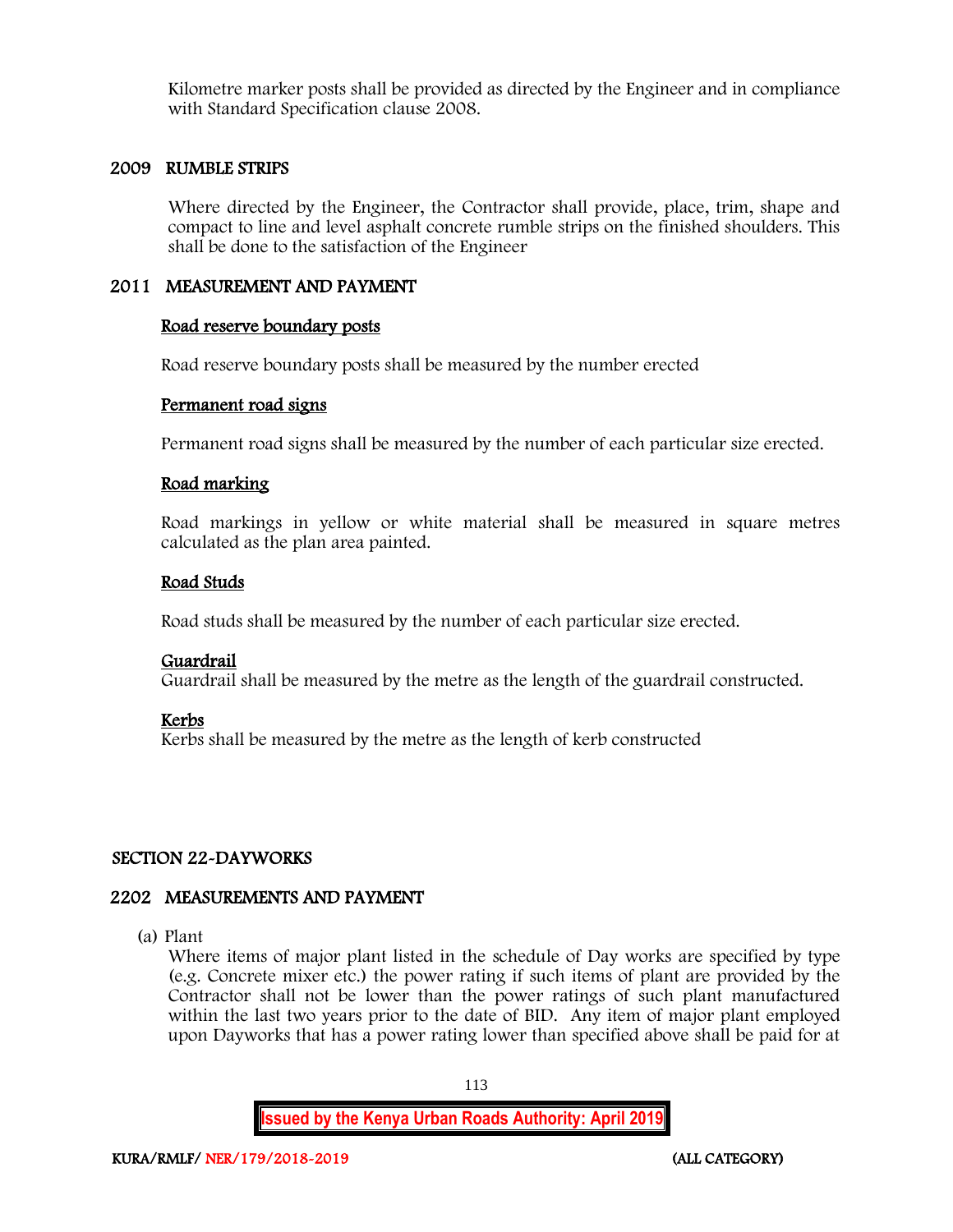Kilometre marker posts shall be provided as directed by the Engineer and in compliance with Standard Specification clause 2008.

## 2009 RUMBLE STRIPS

Where directed by the Engineer, the Contractor shall provide, place, trim, shape and compact to line and level asphalt concrete rumble strips on the finished shoulders. This shall be done to the satisfaction of the Engineer

## 2011 MEASUREMENT AND PAYMENT

**Road reserve boundary posts**

Road reserve boundary posts shall be measured by the number erected

**Permanent road signs**

Permanent road signs shall be measured by the number of each particular size erected.

**Road marking**

Road markings in yellow or white material shall be measured in square metres calculated as the plan area painted.

**Road Studs**

Road studs shall be measured by the number of each particular size erected.

**Guardrail**

Guardrail shall be measured by the metre as the length of the guardrail constructed.

**Kerbs**

Kerbs shall be measured by the metre as the length of kerb constructed

# SECTION 22-DAYWORKS

## 2202 MEASUREMENTS AND PAYMENT

(a) Plant

Where items of major plant listed in the schedule of Day works are specified by type (e.g. Concrete mixer etc.) the power rating if such items of plant are provided by the Contractor shall not be lower than the power ratings of such plant manufactured within the last two years prior to the date of BID. Any item of major plant employed upon Dayworks that has a power rating lower than specified above shall be paid for at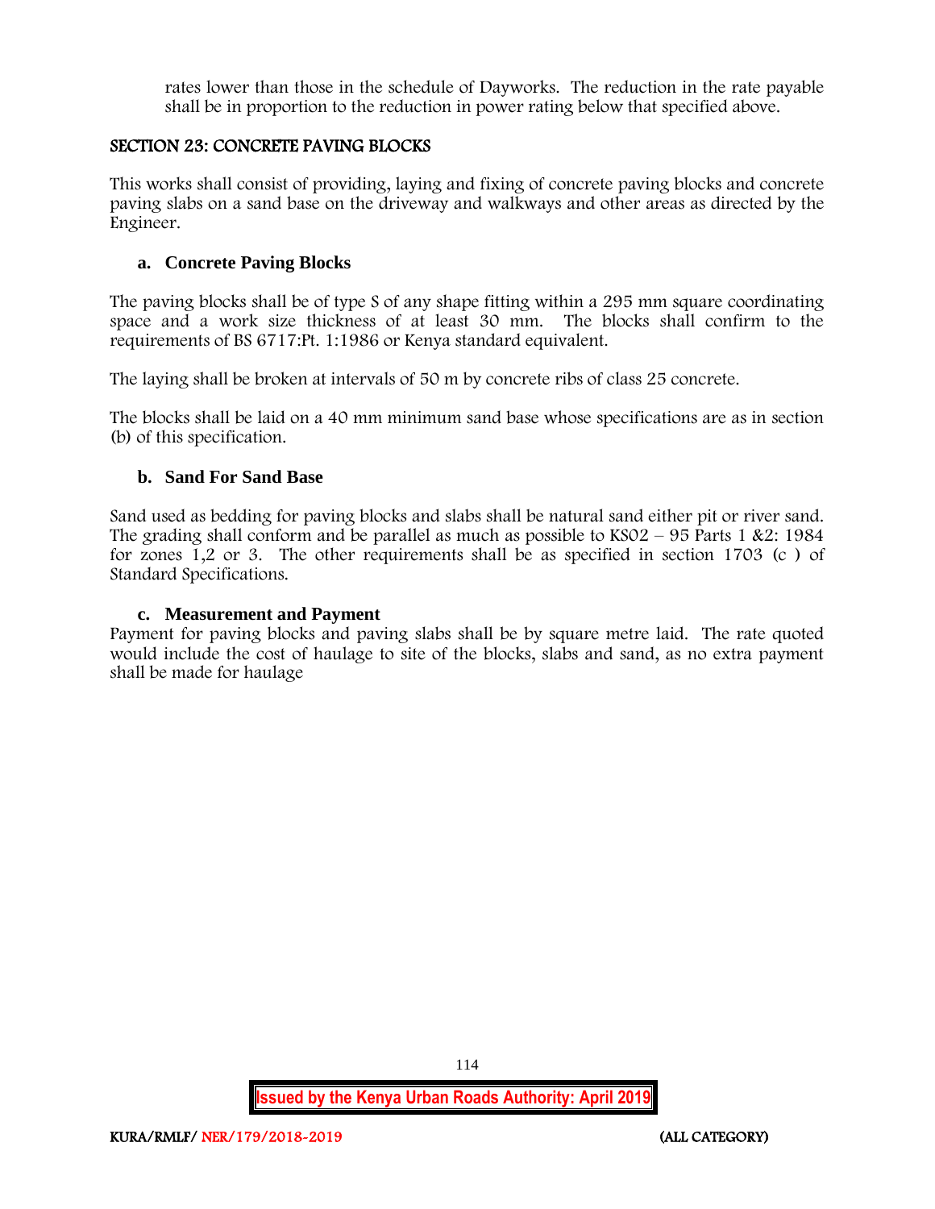rates lower than those in the schedule of Dayworks. The reduction in the rate payable shall be in proportion to the reduction in power rating below that specified above.

## SECTION 23: CONCRETE PAVING BLOCKS

This works shall consist of providing, laying and fixing of concrete paving blocks and concrete paving slabs on a sand base on the driveway and walkways and other areas as directed by the Engineer.

### a. Concrete Paving Blocks

The paving blocks shall be of type S of any shape fitting within a 295 mm square coordinating space and a work size thickness of at least 30 mm. The blocks shall confirm to the requirements of BS 6717:Pt. 1:1986 or Kenya standard equivalent.

The laying shall be broken at intervals of 50 m by concrete ribs of class 25 concrete.

The blocks shall be laid on a 40 mm minimum sand base whose specifications are as in section (b) of this specification.

### b. Sand For Sand Base

Sand used as bedding for paving blocks and slabs shall be natural sand either pit or river sand. The grading shall conform and be parallel as much as possible to KS02 – 95 Parts 1 &2: 1984 for zones 1,2 or 3. The other requirements shall be as specified in section 1703 (c ) of Standard Specifications.

### c. Measurement and Payment

Payment for paving blocks and paving slabs shall be by square metre laid. The rate quoted would include the cost of haulage to site of the blocks, slabs and sand, as no extra payment shall be made for haulage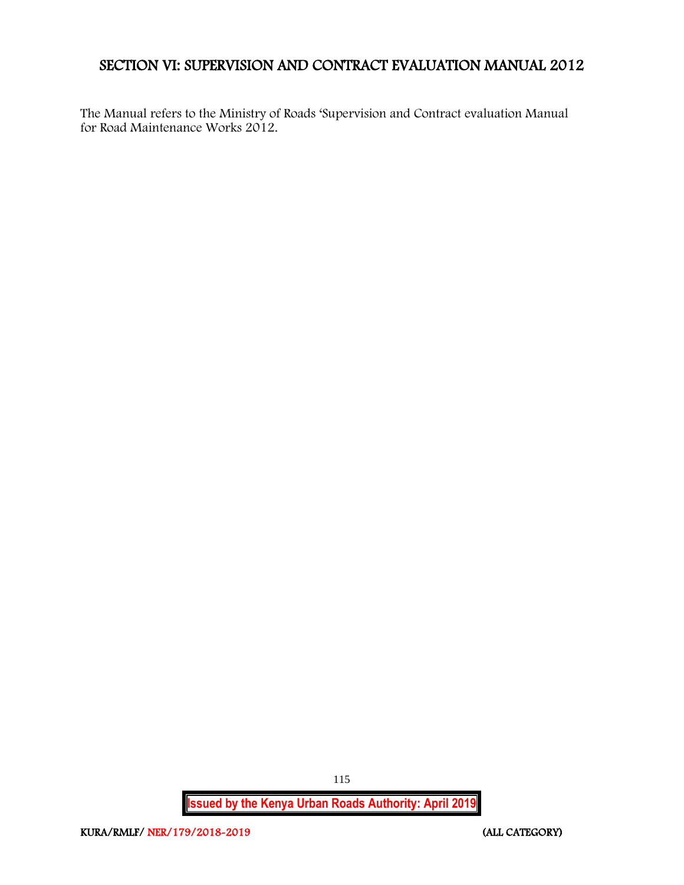# SECTION VI: SUPERVISION AND CONTRACT EVALUATION MANUAL 2012

The Manual refers to the Ministry of Roads 'Supervision and Contract evaluation Manual for Road Maintenance Works 2012.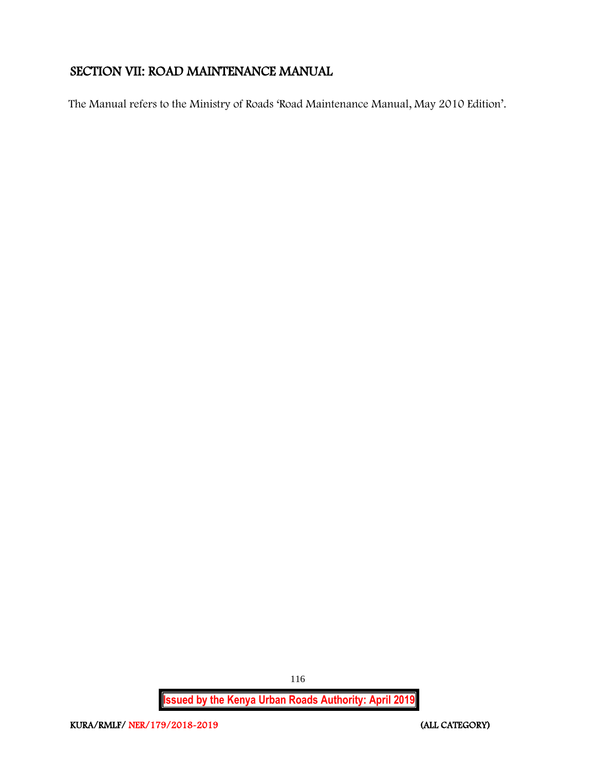## SECTION VII: ROAD MAINTENANCE MANUAL

The Manual refers to the Ministry of Roads 'Road Maintenance Manual, May 2010 Edition'.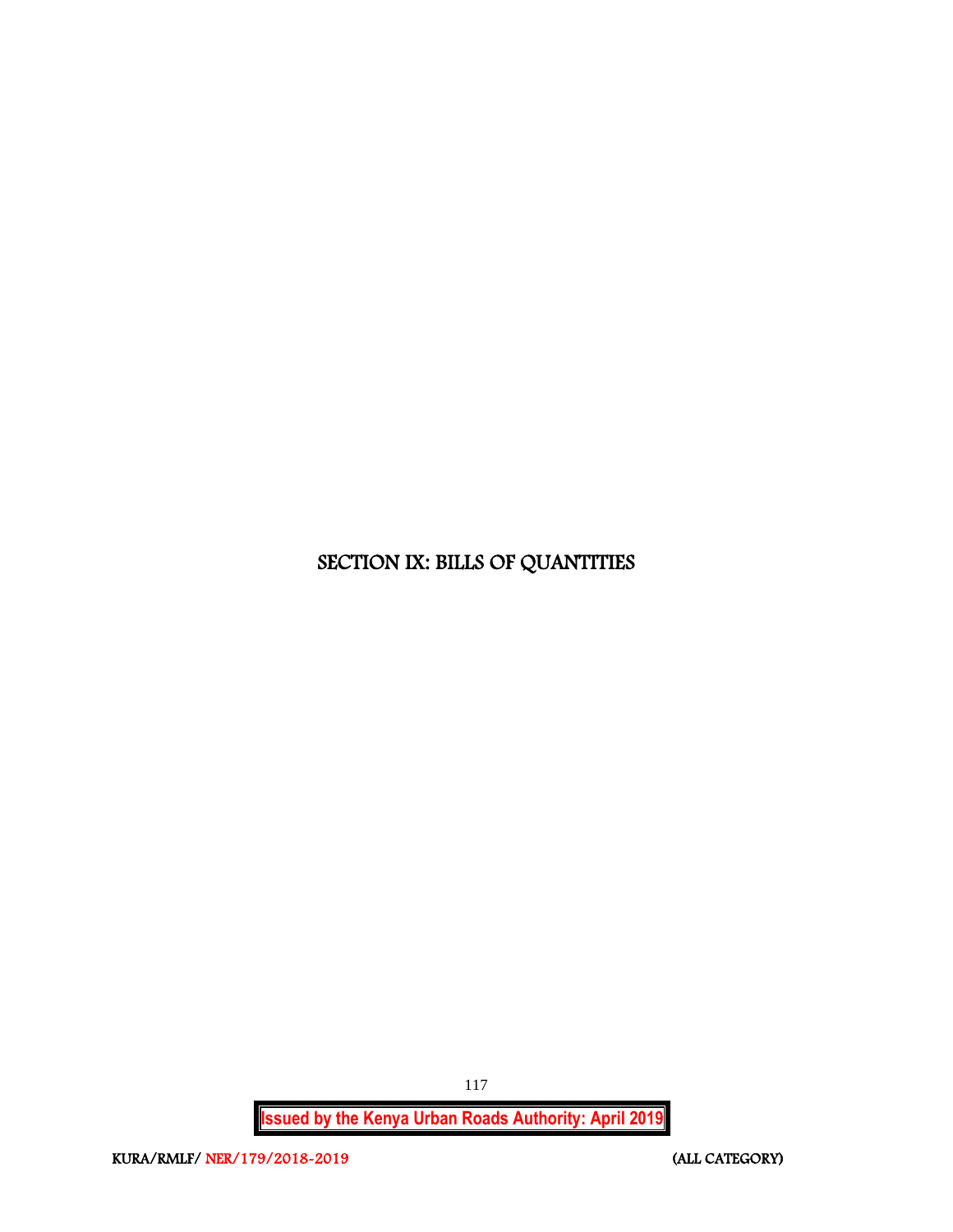# SECTION IX: BILLS OF QUANTITIES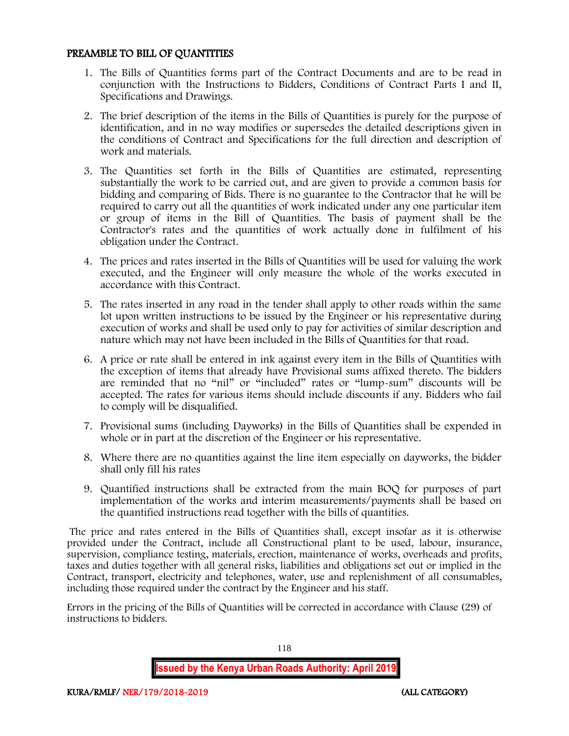## PREAMBLE TO BILL OF QUANTITIES

1. The Bills of Quantities forms part of the Contract Documents and are to be read in conjunction with the Instructions to Bidders, Conditions of Contract Parts I and II, Specifications and Drawings.
2. The brief description of the items in the Bills of Quantities is purely for the purpose of identification, and in no way modifies or supersedes the detailed descriptions given in the conditions of Contract and Specifications for the full direction and description of work and materials.
3. The Quantities set forth in the Bills of Quantities are estimated, representing substantially the work to be carried out, and are given to provide a common basis for bidding and comparing of Bids. There is no guarantee to the Contractor that he will be required to carry out all the quantities of work indicated under any one particular item or group of items in the Bill of Quantities. The basis of payment shall be the Contractor's rates and the quantities of work actually done in fulfilment of his obligation under the Contract.
4. The prices and rates inserted in the Bills of Quantities will be used for valuing the work executed, and the Engineer will only measure the whole of the works executed in accordance with this Contract.
5. The rates inserted in any road in the tender shall apply to other roads within the same lot upon written instructions to be issued by the Engineer or his representative during execution of works and shall be used only to pay for activities of similar description and nature which may not have been included in the Bills of Quantities for that road.
6. A price or rate shall be entered in ink against every item in the Bills of Quantities with the exception of items that already have Provisional sums affixed thereto. The bidders are reminded that no "nil" or "included" rates or "lump-sum" discounts will be accepted. The rates for various items should include discounts if any. Bidders who fail to comply will be disqualified.
7. Provisional sums (including Dayworks) in the Bills of Quantities shall be expended in whole or in part at the discretion of the Engineer or his representative.
8. Where there are no quantities against the line item especially on dayworks, the bidder shall only fill his rates
9. Quantified instructions shall be extracted from the main BOQ for purposes of part implementation of the works and interim measurements/payments shall be based on the quantified instructions read together with the bills of quantities.

The price and rates entered in the Bills of Quantities shall, except insofar as it is otherwise provided under the Contract, include all Constructional plant to be used, labour, insurance, supervision, compliance testing, materials, erection, maintenance of works, overheads and profits, taxes and duties together with all general risks, liabilities and obligations set out or implied in the Contract, transport, electricity and telephones, water, use and replenishment of all consumables, including those required under the contract by the Engineer and his staff.

Errors in the pricing of the Bills of Quantities will be corrected in accordance with Clause (29) of instructions to bidders.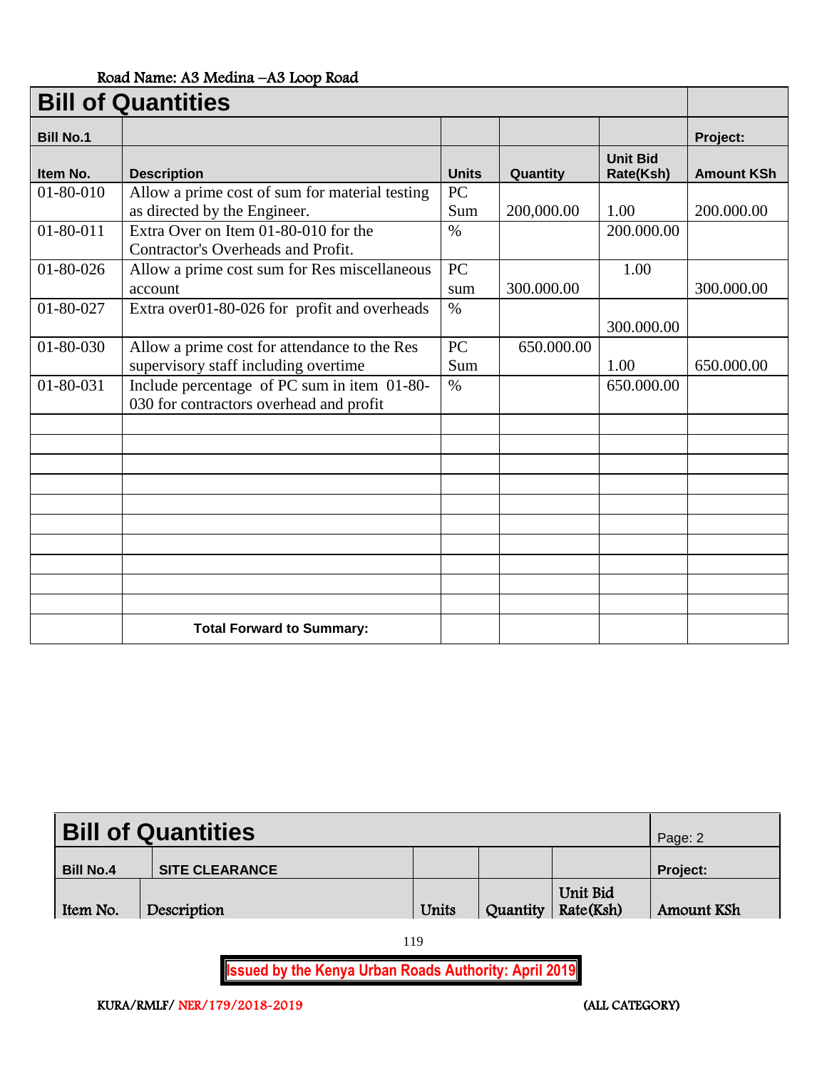Road Name: A3 Medina –A3 Loop Road

# Bill of Quantities

| Bill No.1 | | | | | Project: |
|---|---|---|---|---|---|
| **Item No.** | **Description** | **Units** | **Quantity** | **Unit Bid Rate(Ksh)** | **Amount KSh** |
| 01-80-010 | Allow a prime cost of sum for material testing as directed by the Engineer. | PC Sum | 200,000.00 | 1.00 | 200.000.00 |
| 01-80-011 | Extra Over on Item 01-80-010 for the Contractor's Overheads and Profit. | % | | 200.000.00 | |
| 01-80-026 | Allow a prime cost sum for Res miscellaneous account | PC sum | 300.000.00 | 1.00 | 300.000.00 |
| 01-80-027 | Extra over01-80-026 for profit and overheads | % | | 300.000.00 | |
| 01-80-030 | Allow a prime cost for attendance to the Res supervisory staff including overtime | PC Sum | 650.000.00 | 1.00 | 650.000.00 |
| 01-80-031 | Include percentage of PC sum in item 01-80-030 for contractors overhead and profit | % | | 650.000.00 | |
| | | | | | |
| | | | | | |
| | | | | | |
| | | | | | |
| | | | | | |
| | | | | | |
| | | | | | |
| | | | | | |
| | | | | | |
| | | | | | |
| | **Total Forward to Summary:** | | | | |

# Bill of Quantities

| | | | | | Page: 2 |
|---|---|---|---|---|---|
| **Bill No.4** | **SITE CLEARANCE** | | | | **Project:** |
| Item No. | Description | Units | Quantity | Unit Bid Rate(Ksh) | Amount KSh |

Issued by the Kenya Urban Roads Authority: April 2019

KURA/RMLF/ NER/179/2018-2019 (ALL CATEGORY)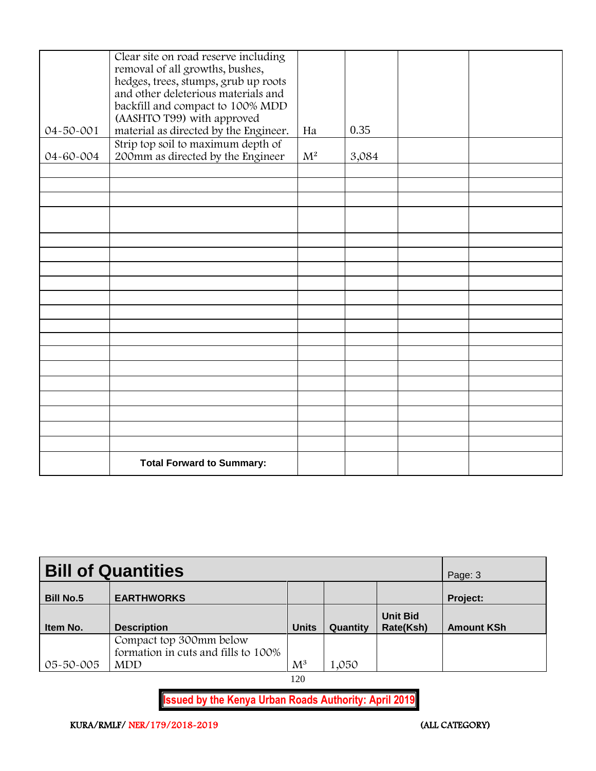| | | | | | |
|---|---|---|---|---|---|
| 04-50-001 | Clear site on road reserve including removal of all growths, bushes, hedges, trees, stumps, grub up roots and other deleterious materials and backfill and compact to 100% MDD (AASHTO T99) with approved material as directed by the Engineer. | Ha | 0.35 | | |
| 04-60-004 | Strip top soil to maximum depth of 200mm as directed by the Engineer | $M^2$ | 3,084 | | |
| | | | | | |
| | | | | | |
| | | | | | |
| | | | | | |
| | | | | | |
| | | | | | |
| | | | | | |
| | | | | | |
| | | | | | |
| | | | | | |
| | | | | | |
| | | | | | |
| | | | | | |
| | | | | | |
| | | | | | |
| | | | | | |
| | | | | | |
| | | | | | |
| | | | | | |
| | **Total Forward to Summary:** | | | | |

| **Bill of Quantities** | | | | | Page: 3 |
|---|---|---|---|---|---|
| **Bill No.5** | **EARTHWORKS** | | | | **Project:** |
| **Item No.** | **Description** | **Units** | **Quantity** | **Unit Bid Rate(Ksh)** | **Amount KSh** |
| 05-50-005 | Compact top 300mm below formation in cuts and fills to 100% MDD | $M^3$ | 1,050 | | |

**Issued by the Kenya Urban Roads Authority: April 2019**

KURA/RMLF/ NER/179/2018-2019 (ALL CATEGORY)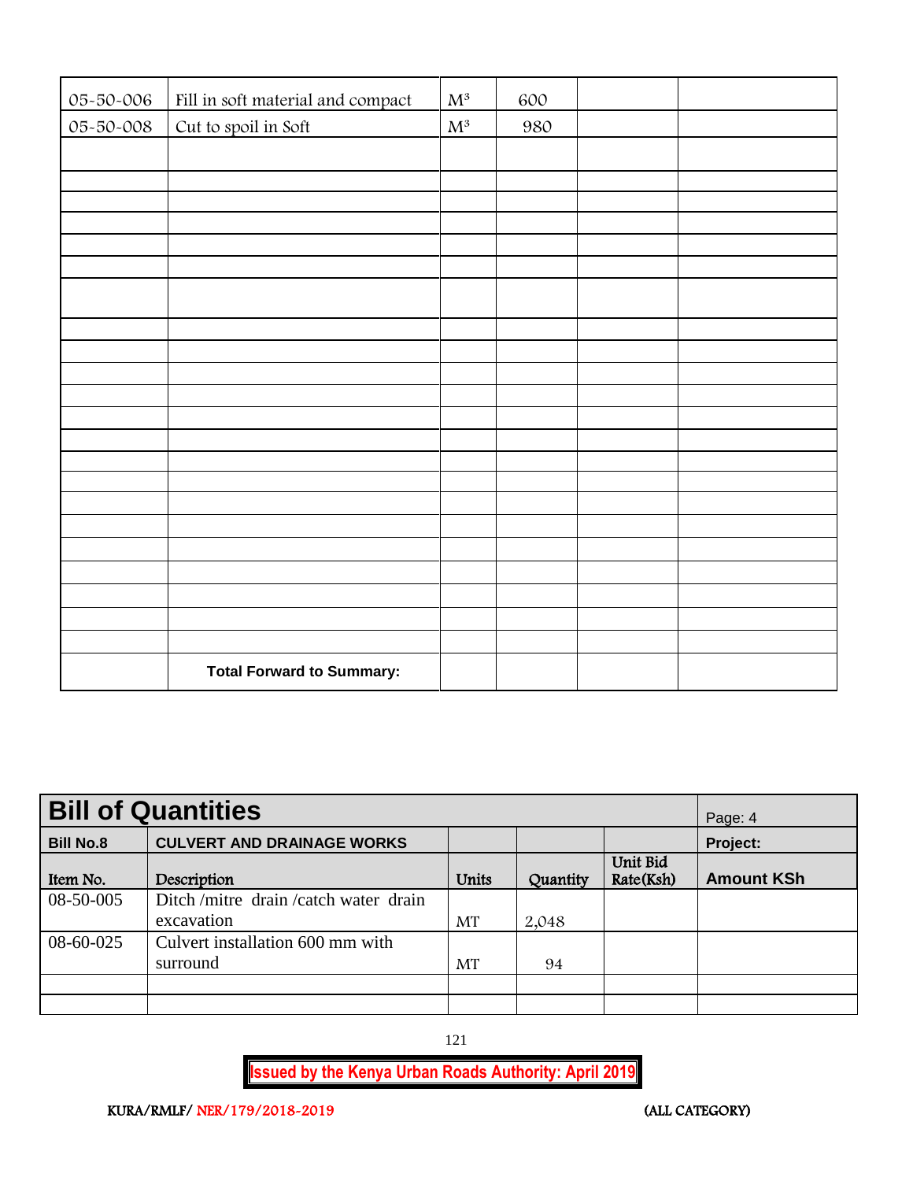| | | | | | |
|---|---|---|---|---|---|
| 05-50-006 | Fill in soft material and compact | $M^3$ | 600 | | |
| 05-50-008 | Cut to spoil in Soft | $M^3$ | 980 | | |
| | | | | | |
| | | | | | |
| | | | | | |
| | | | | | |
| | | | | | |
| | | | | | |
| | | | | | |
| | | | | | |
| | | | | | |
| | | | | | |
| | | | | | |
| | | | | | |
| | | | | | |
| | | | | | |
| | | | | | |
| | | | | | |
| | | | | | |
| | | | | | |
| | | | | | |
| | | | | | |
| | | | | | |
| | | | | | |
| | **Total Forward to Summary:** | | | | |

| **Bill of Quantities** | | | | | Page: 4 |
|---|---|---|---|---|---|
| **Bill No.8** | **CULVERT AND DRAINAGE WORKS** | | | | **Project:** |
| Item No. | Description | Units | Quantity | Unit Bid Rate(Ksh) | **Amount KSh** |
| 08-50-005 | Ditch /mitre drain /catch water drain excavation | MT | 2,048 | | |
| 08-60-025 | Culvert installation 600 mm with surround | MT | 94 | | |
| | | | | | |
| | | | | | |

**Issued by the Kenya Urban Roads Authority: April 2019**

KURA/RMLF/ NER/179/2018-2019 (ALL CATEGORY)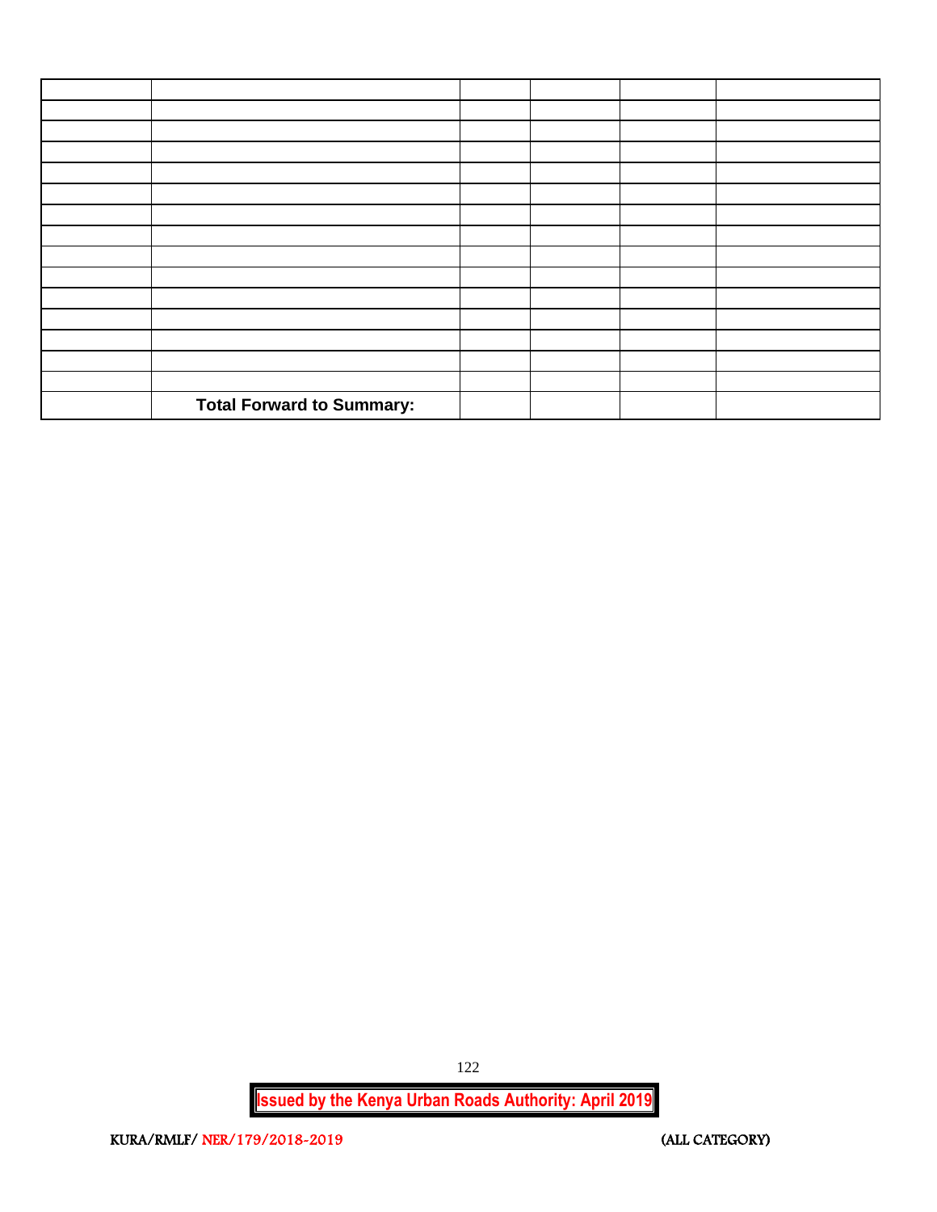| | | | | | |
|---|---|---|---|---|---|
| | | | | | |
| | | | | | |
| | | | | | |
| | | | | | |
| | | | | | |
| | | | | | |
| | | | | | |
| | | | | | |
| | | | | | |
| | | | | | |
| | | | | | |
| | | | | | |
| | | | | | |
| | | | | | |
| | **Total Forward to Summary:** | | | | |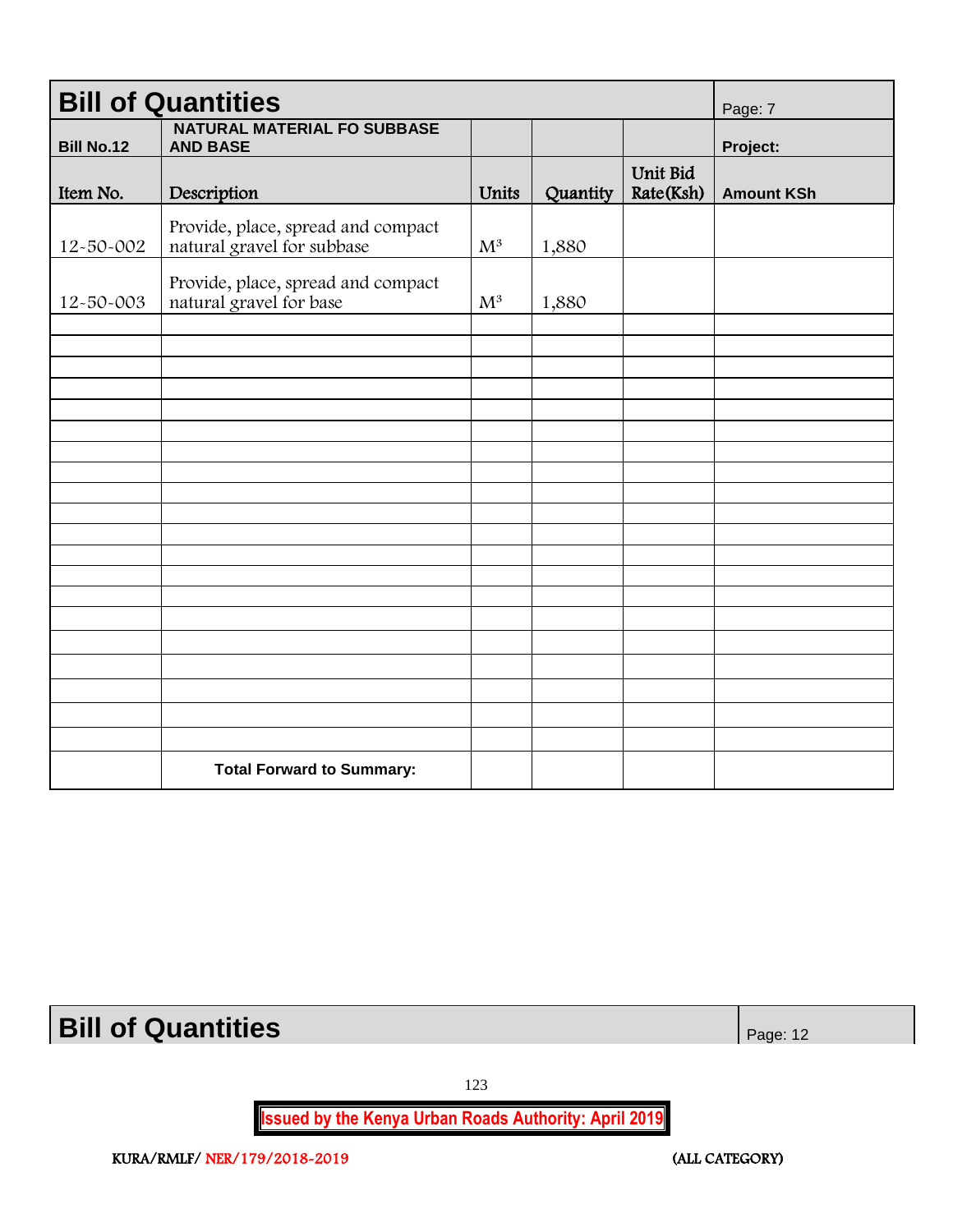| Bill of Quantities | | | | | Page: 7 |
|---|---|---|---|---|---|
| **Bill No.12** | **NATURAL MATERIAL FO SUBBASE AND BASE** | | | | **Project:** |
| Item No. | Description | Units | Quantity | Unit Bid Rate(Ksh) | **Amount KSh** |
| 12-50-002 | Provide, place, spread and compact natural gravel for subbase | $M^3$ | 1,880 | | |
| 12-50-003 | Provide, place, spread and compact natural gravel for base | $M^3$ | 1,880 | | |
| | | | | | |
| | **Total Forward to Summary:** | | | | |

| Bill of Quantities | Page: 12 |
|---|---|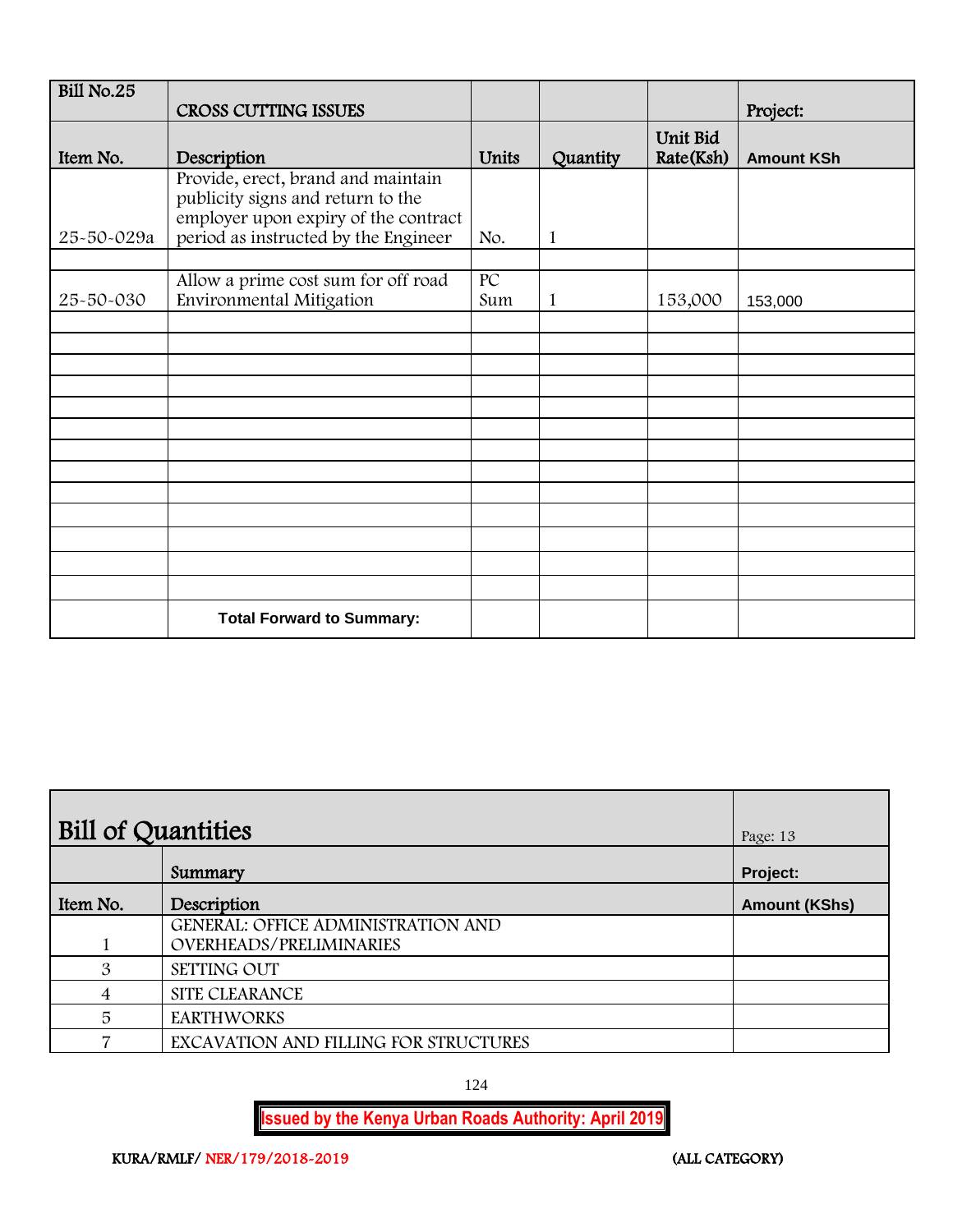| Bill No.25 | CROSS CUTTING ISSUES | | | | Project: |
|---|---|---|---|---|---|
| Item No. | Description | Units | Quantity | Unit Bid Rate(Ksh) | Amount KSh |
| 25-50-029a | Provide, erect, brand and maintain publicity signs and return to the employer upon expiry of the contract period as instructed by the Engineer | No. | 1 | | |
| | | | | | |
| 25-50-030 | Allow a prime cost sum for off road Environmental Mitigation | PC Sum | 1 | 153,000 | 153,000 |
| | | | | | |
| | | | | | |
| | | | | | |
| | | | | | |
| | | | | | |
| | | | | | |
| | | | | | |
| | | | | | |
| | | | | | |
| | | | | | |
| | | | | | |
| | | | | | |
| | | | | | |
| | **Total Forward to Summary:** | | | | |

| Bill of Quantities | | Page: 13 |
|---|---|---|
| | Summary | Project: |
| Item No. | Description | Amount (KShs) |
| 1 | GENERAL: OFFICE ADMINISTRATION AND OVERHEADS/PRELIMINARIES | |
| 3 | SETTING OUT | |
| 4 | SITE CLEARANCE | |
| 5 | EARTHWORKS | |
| 7 | EXCAVATION AND FILLING FOR STRUCTURES | |

**Issued by the Kenya Urban Roads Authority: April 2019**

KURA/RMLF/ NER/179/2018-2019 (ALL CATEGORY)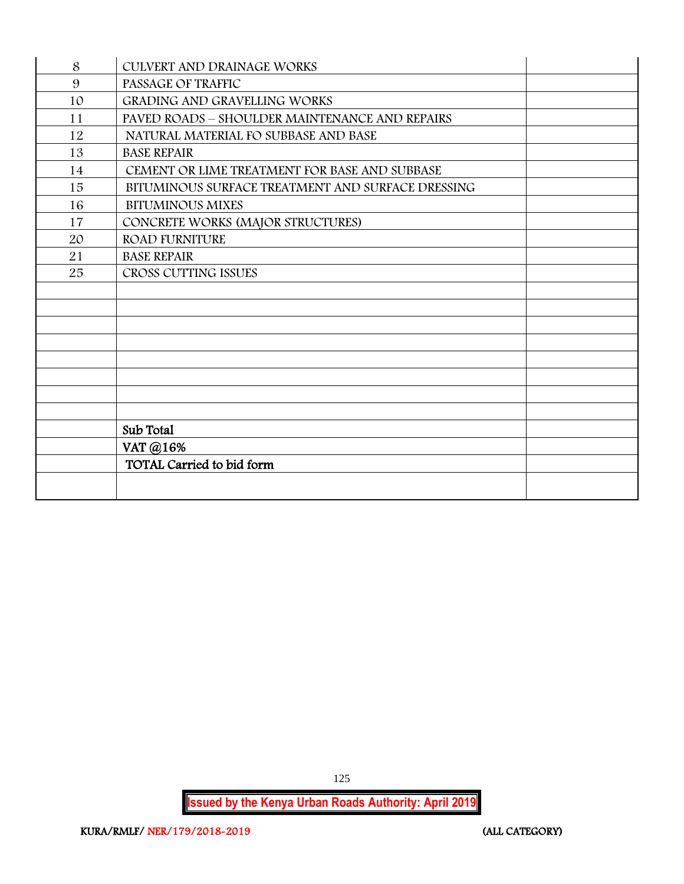| 8 | CULVERT AND DRAINAGE WORKS | |
|---|---|---|
| 9 | PASSAGE OF TRAFFIC | |
| 10 | GRADING AND GRAVELLING WORKS | |
| 11 | PAVED ROADS – SHOULDER MAINTENANCE AND REPAIRS | |
| 12 | NATURAL MATERIAL FO SUBBASE AND BASE | |
| 13 | BASE REPAIR | |
| 14 | CEMENT OR LIME TREATMENT FOR BASE AND SUBBASE | |
| 15 | BITUMINOUS SURFACE TREATMENT AND SURFACE DRESSING | |
| 16 | BITUMINOUS MIXES | |
| 17 | CONCRETE WORKS (MAJOR STRUCTURES) | |
| 20 | ROAD FURNITURE | |
| 21 | BASE REPAIR | |
| 25 | CROSS CUTTING ISSUES | |
| | | |
| | | |
| | | |
| | | |
| | | |
| | | |
| | | |
| | | |
| | Sub Total | |
| | VAT @16% | |
| | TOTAL Carried to bid form | |
| | | |

**Issued by the Kenya Urban Roads Authority: April 2019**

KURA/RMLF/ NER/179/2018-2019 (ALL CATEGORY)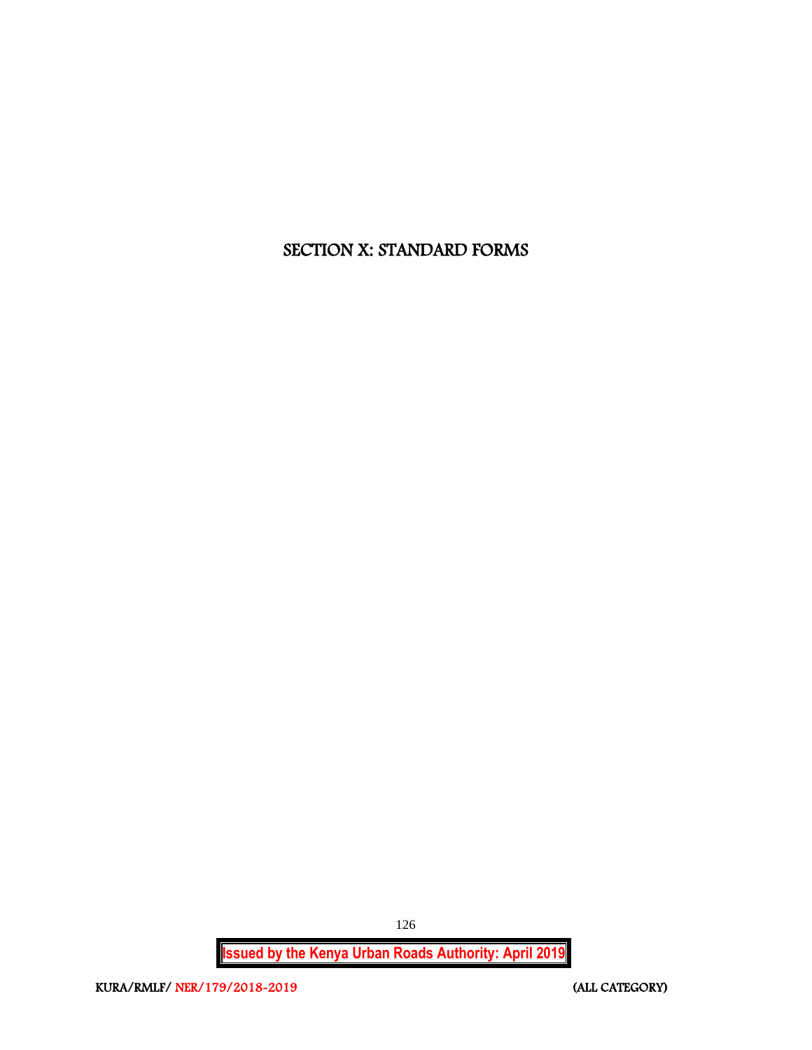# SECTION X: STANDARD FORMS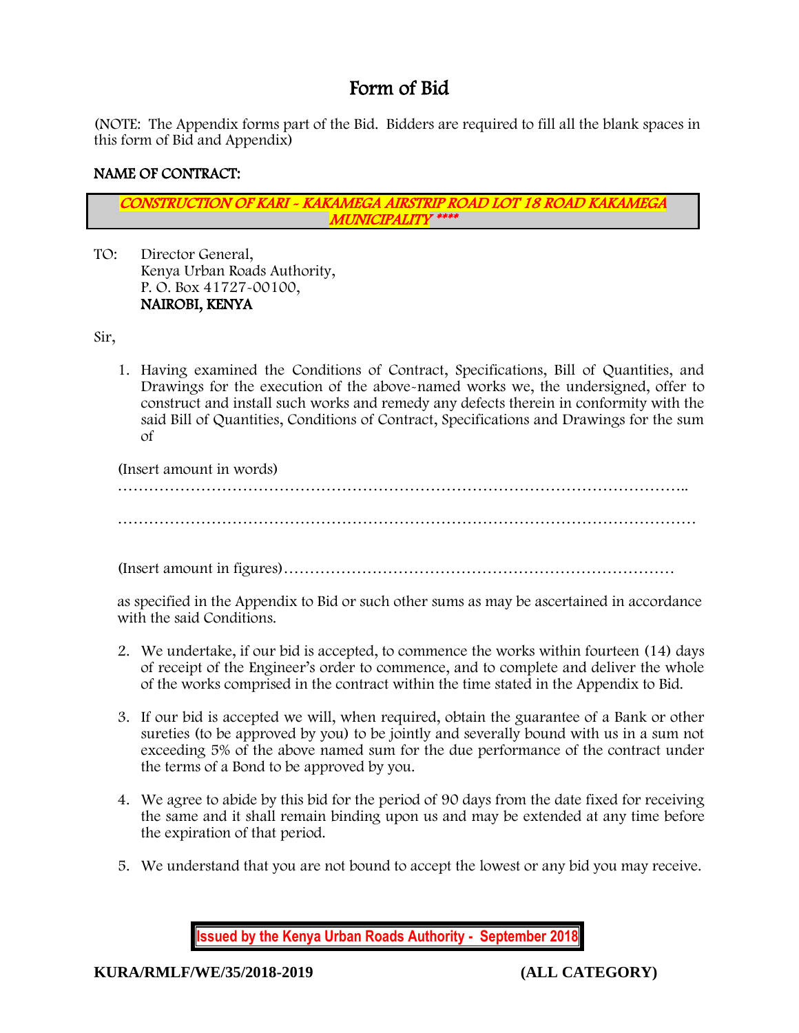# Form of Bid

(NOTE: The Appendix forms part of the Bid. Bidders are required to fill all the blank spaces in this form of Bid and Appendix)

**NAME OF CONTRACT:**

***CONSTRUCTION OF KARI - KAKAMEGA AIRSTRIP ROAD LOT 18 ROAD KAKAMEGA MUNICIPALITY \*\*\*\****

TO: Director General,
Kenya Urban Roads Authority,
P. O. Box 41727-00100,
**NAIROBI, KENYA**

Sir,

1. Having examined the Conditions of Contract, Specifications, Bill of Quantities, and Drawings for the execution of the above-named works we, the undersigned, offer to construct and install such works and remedy any defects therein in conformity with the said Bill of Quantities, Conditions of Contract, Specifications and Drawings for the sum of

   (Insert amount in words) ………………………………………………………………………………………………..

   …………………………………………………………………………………………………

   (Insert amount in figures)…………………………………………………………………

   as specified in the Appendix to Bid or such other sums as may be ascertained in accordance with the said Conditions.

2. We undertake, if our bid is accepted, to commence the works within fourteen (14) days of receipt of the Engineer's order to commence, and to complete and deliver the whole of the works comprised in the contract within the time stated in the Appendix to Bid.

3. If our bid is accepted we will, when required, obtain the guarantee of a Bank or other sureties (to be approved by you) to be jointly and severally bound with us in a sum not exceeding 5% of the above named sum for the due performance of the contract under the terms of a Bond to be approved by you.

4. We agree to abide by this bid for the period of 90 days from the date fixed for receiving the same and it shall remain binding upon us and may be extended at any time before the expiration of that period.

5. We understand that you are not bound to accept the lowest or any bid you may receive.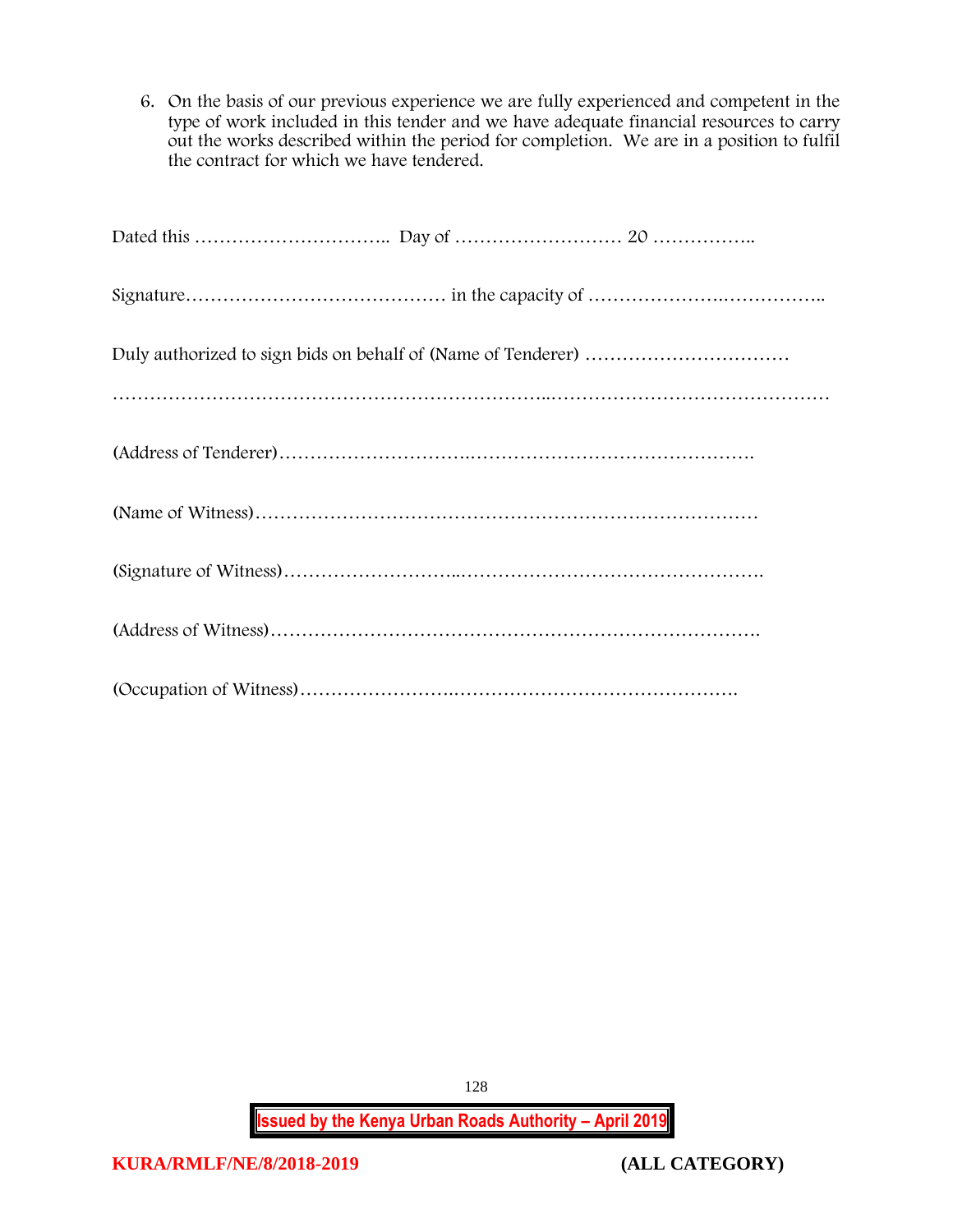6. On the basis of our previous experience we are fully experienced and competent in the type of work included in this tender and we have adequate financial resources to carry out the works described within the period for completion. We are in a position to fulfil the contract for which we have tendered.

Dated this ………………………….. Day of ……………………… 20 ……………..

Signature…………………………………… in the capacity of …………………..……………..

Duly authorized to sign bids on behalf of (Name of Tenderer) ……………………………

………………………………………………………..………………………………………

(Address of Tenderer)…………………………………………………………………….

(Name of Witness)………………………………………………………………………

(Signature of Witness)………………………..………………………………………….

(Address of Witness)…………………………………………………………………….

(Occupation of Witness)…………………….……………………………………….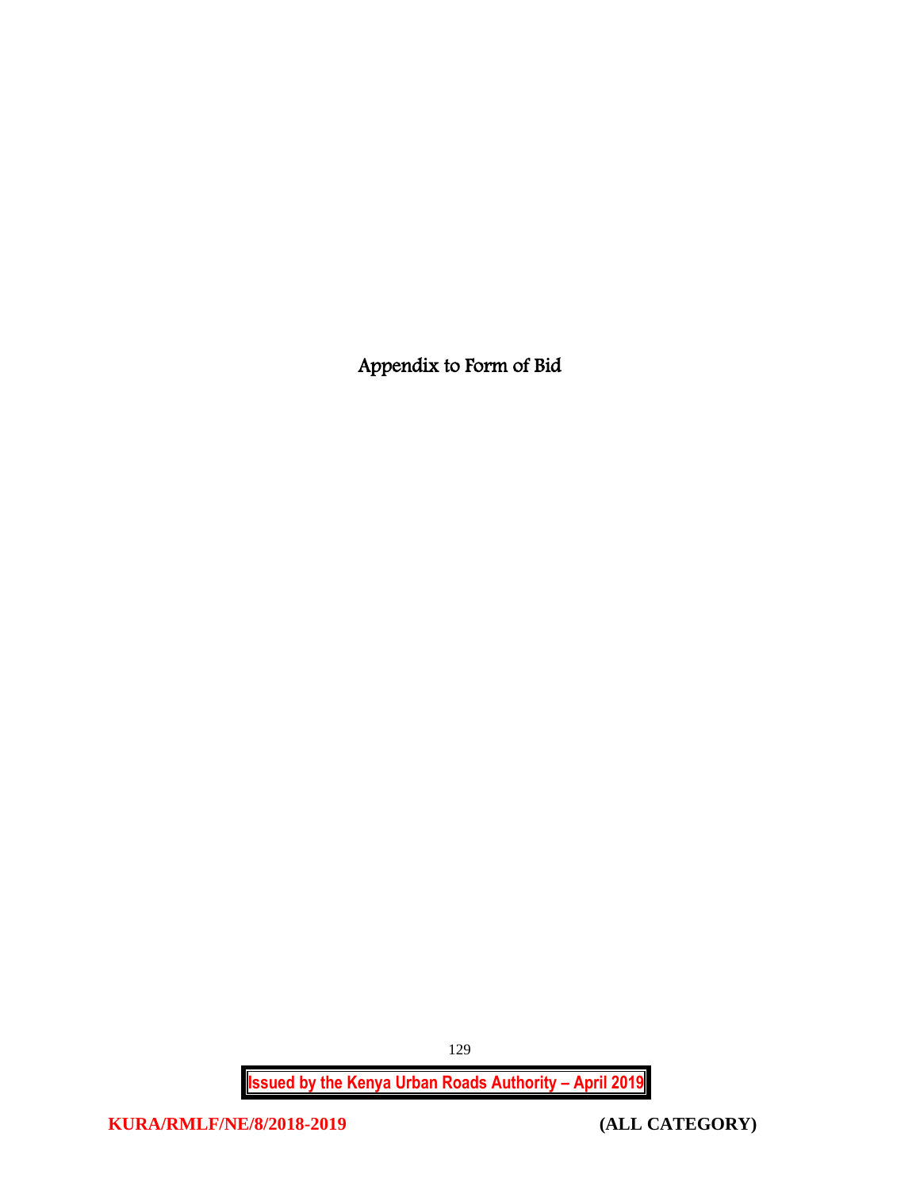# Appendix to Form of Bid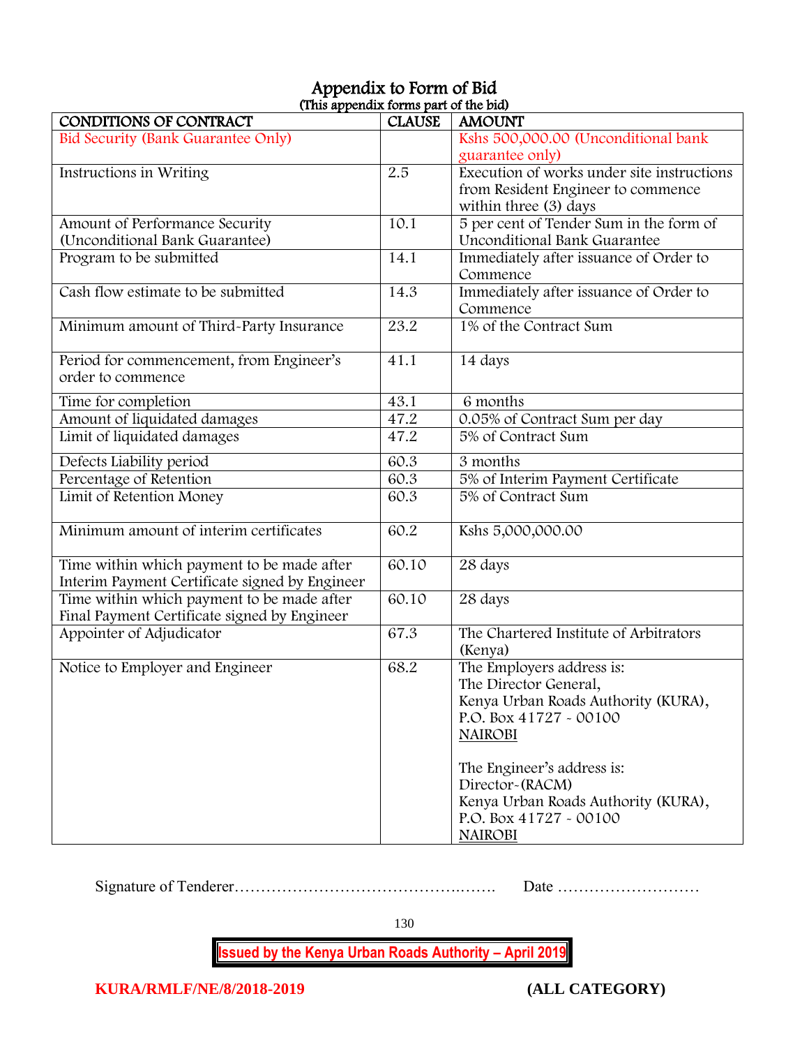# Appendix to Form of Bid

(This appendix forms part of the bid)

| CONDITIONS OF CONTRACT | CLAUSE | AMOUNT |
|---|---|---|
| Bid Security (Bank Guarantee Only) | | Kshs 500,000.00 (Unconditional bank guarantee only) |
| Instructions in Writing | 2.5 | Execution of works under site instructions from Resident Engineer to commence within three (3) days |
| Amount of Performance Security (Unconditional Bank Guarantee) | 10.1 | 5 per cent of Tender Sum in the form of Unconditional Bank Guarantee |
| Program to be submitted | 14.1 | Immediately after issuance of Order to Commence |
| Cash flow estimate to be submitted | 14.3 | Immediately after issuance of Order to Commence |
| Minimum amount of Third-Party Insurance | 23.2 | 1% of the Contract Sum |
| Period for commencement, from Engineer's order to commence | 41.1 | 14 days |
| Time for completion | 43.1 | 6 months |
| Amount of liquidated damages | 47.2 | 0.05% of Contract Sum per day |
| Limit of liquidated damages | 47.2 | 5% of Contract Sum |
| Defects Liability period | 60.3 | 3 months |
| Percentage of Retention | 60.3 | 5% of Interim Payment Certificate |
| Limit of Retention Money | 60.3 | 5% of Contract Sum |
| Minimum amount of interim certificates | 60.2 | Kshs 5,000,000.00 |
| Time within which payment to be made after Interim Payment Certificate signed by Engineer | 60.10 | 28 days |
| Time within which payment to be made after Final Payment Certificate signed by Engineer | 60.10 | 28 days |
| Appointer of Adjudicator | 67.3 | The Chartered Institute of Arbitrators (Kenya) |
| Notice to Employer and Engineer | 68.2 | The Employers address is:<br>The Director General,<br>Kenya Urban Roads Authority (KURA),<br>P.O. Box 41727 - 00100<br>NAIROBI<br><br>The Engineer's address is:<br>Director-(RACM)<br>Kenya Urban Roads Authority (KURA),<br>P.O. Box 41727 - 00100<br>NAIROBI |

Signature of Tenderer……………………………………..……. Date ………………………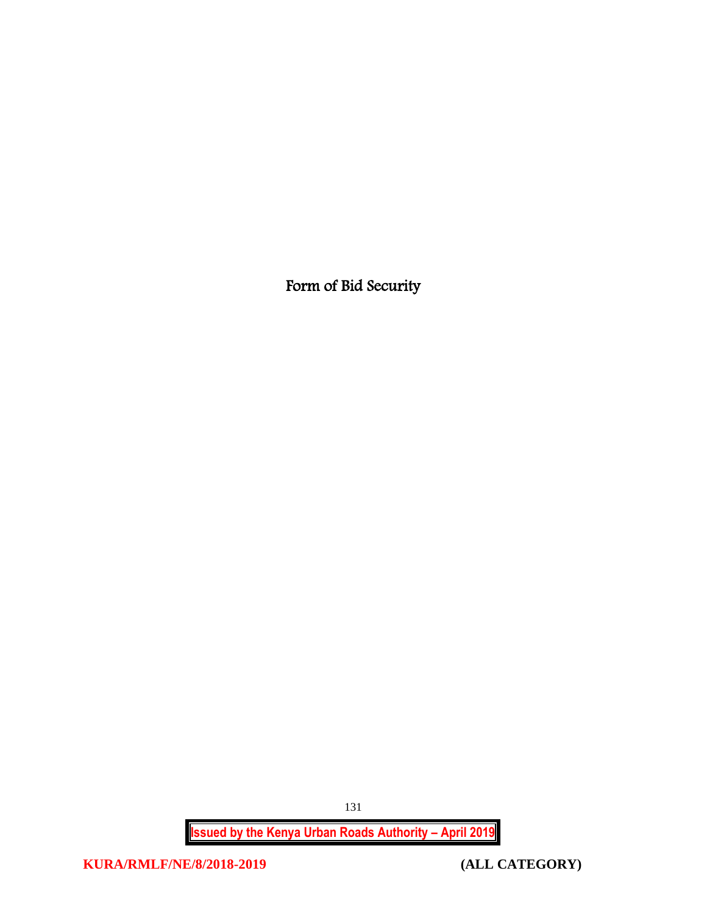# Form of Bid Security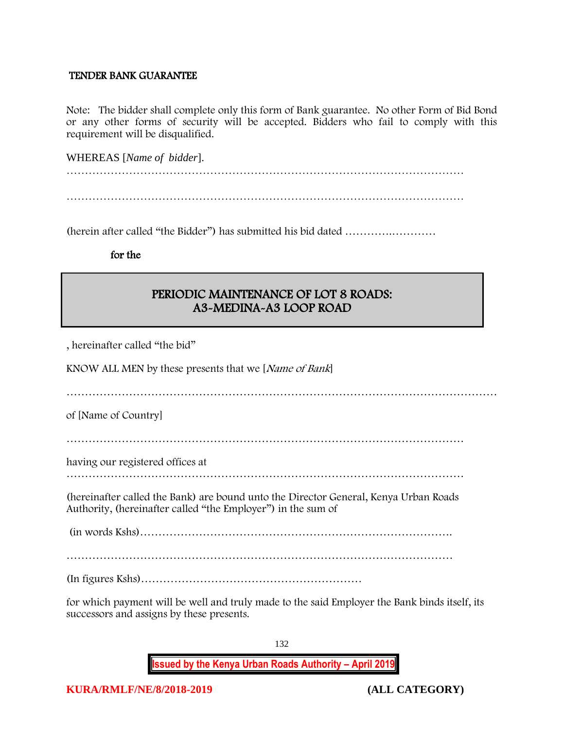**TENDER BANK GUARANTEE**

Note: The bidder shall complete only this form of Bank guarantee. No other Form of Bid Bond or any other forms of security will be accepted. Bidders who fail to comply with this requirement will be disqualified.

WHEREAS [*Name of bidder*].

…………………………………………………………………………………………………

…………………………………………………………………………………………………

(herein after called "the Bidder") has submitted his bid dated ………….…………

**for the**

**PERIODIC MAINTENANCE OF LOT 8 ROADS: A3-MEDINA-A3 LOOP ROAD**

, hereinafter called "the bid"

KNOW ALL MEN by these presents that we [*Name of Bank*]

……………………………………………………………………………………………………

of [Name of Country]

…………………………………………………………………………………………………

having our registered offices at …………………………………………………………………………………………………

(hereinafter called the Bank) are bound unto the Director General, Kenya Urban Roads Authority, (hereinafter called "the Employer") in the sum of

(in words Kshs)………………………………………………………………………….

………………………………………………………………………………………………

(In figures Kshs)……………………………………………………

for which payment will be well and truly made to the said Employer the Bank binds itself, its successors and assigns by these presents.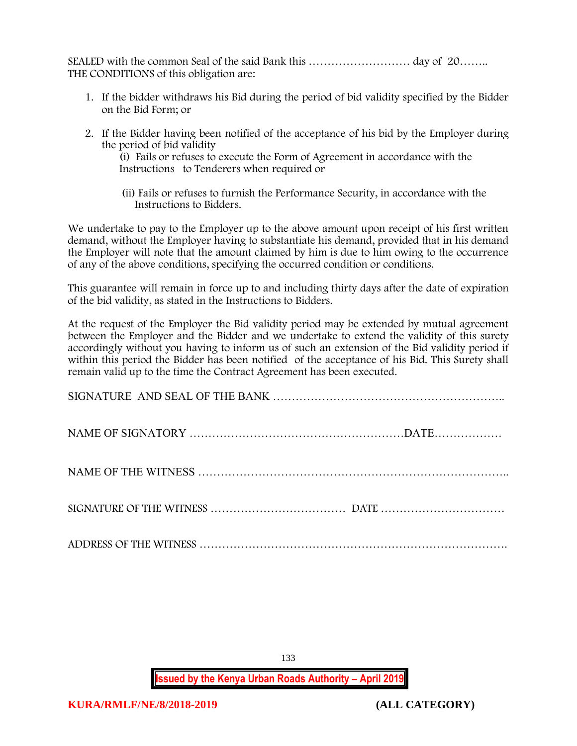SEALED with the common Seal of the said Bank this ……………………… day of 20……..
THE CONDITIONS of this obligation are:

1. If the bidder withdraws his Bid during the period of bid validity specified by the Bidder on the Bid Form; or

2. If the Bidder having been notified of the acceptance of his bid by the Employer during the period of bid validity
   (i) Fails or refuses to execute the Form of Agreement in accordance with the Instructions to Tenderers when required or

   (ii) Fails or refuses to furnish the Performance Security, in accordance with the Instructions to Bidders.

We undertake to pay to the Employer up to the above amount upon receipt of his first written demand, without the Employer having to substantiate his demand, provided that in his demand the Employer will note that the amount claimed by him is due to him owing to the occurrence of any of the above conditions, specifying the occurred condition or conditions.

This guarantee will remain in force up to and including thirty days after the date of expiration of the bid validity, as stated in the Instructions to Bidders.

At the request of the Employer the Bid validity period may be extended by mutual agreement between the Employer and the Bidder and we undertake to extend the validity of this surety accordingly without you having to inform us of such an extension of the Bid validity period if within this period the Bidder has been notified of the acceptance of his Bid. This Surety shall remain valid up to the time the Contract Agreement has been executed.

SIGNATURE AND SEAL OF THE BANK ……………………………………………………..

NAME OF SIGNATORY …………………………………………………DATE………………

NAME OF THE WITNESS ………………………………………………………………………..

SIGNATURE OF THE WITNESS ……………………………… DATE ……………………………

ADDRESS OF THE WITNESS ……………………………………………………………………….

**Issued by the Kenya Urban Roads Authority – April 2019**

**KURA/RMLF/NE/8/2018-2019** **(ALL CATEGORY)**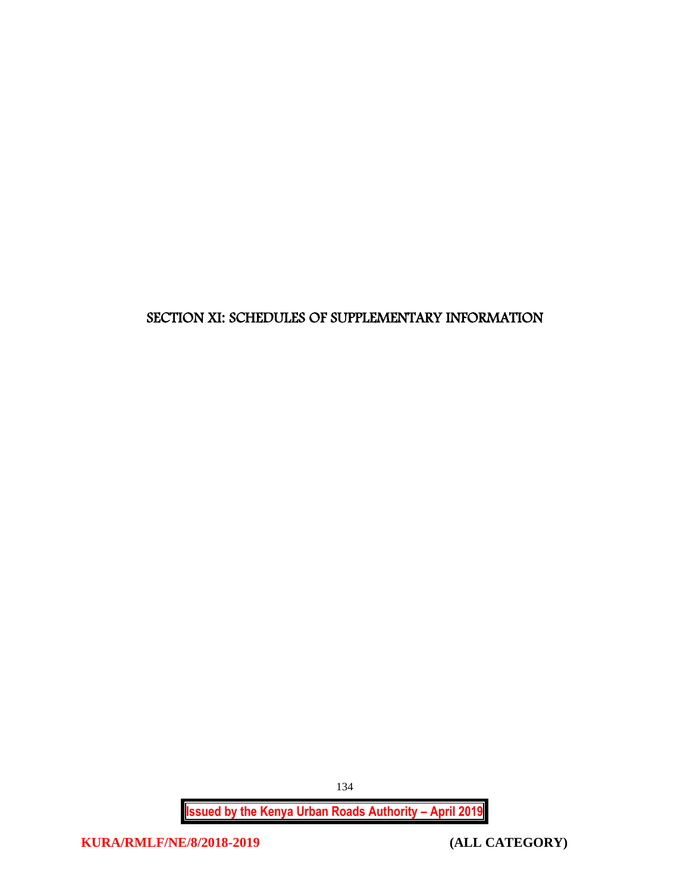# SECTION XI: SCHEDULES OF SUPPLEMENTARY INFORMATION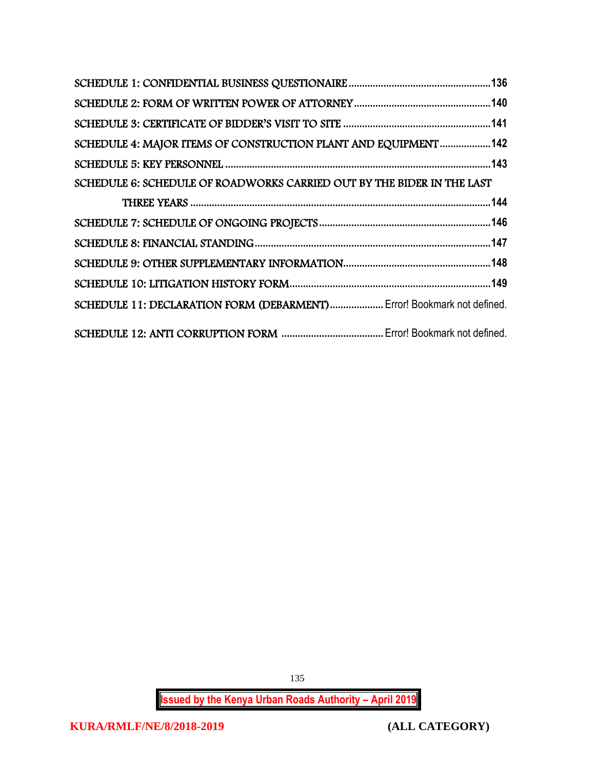SCHEDULE 1: CONFIDENTIAL BUSINESS QUESTIONAIRE ..................................................... 136

SCHEDULE 2: FORM OF WRITTEN POWER OF ATTORNEY .................................................. 140

SCHEDULE 3: CERTIFICATE OF BIDDER'S VISIT TO SITE ...................................................... 141

SCHEDULE 4: MAJOR ITEMS OF CONSTRUCTION PLANT AND EQUIPMENT ................... 142

SCHEDULE 5: KEY PERSONNEL ................................................................................................. 143

SCHEDULE 6: SCHEDULE OF ROADWORKS CARRIED OUT BY THE BIDER IN THE LAST THREE YEARS ............................................................................................................................. 144

SCHEDULE 7: SCHEDULE OF ONGOING PROJECTS ............................................................... 146

SCHEDULE 8: FINANCIAL STANDING ........................................................................................ 147

SCHEDULE 9: OTHER SUPPLEMENTARY INFORMATION ...................................................... 148

SCHEDULE 10: LITIGATION HISTORY FORM ............................................................................ 149

SCHEDULE 11: DECLARATION FORM (DEBARMENT) .................... Error! Bookmark not defined.

SCHEDULE 12: ANTI CORRUPTION FORM ...................................... Error! Bookmark not defined.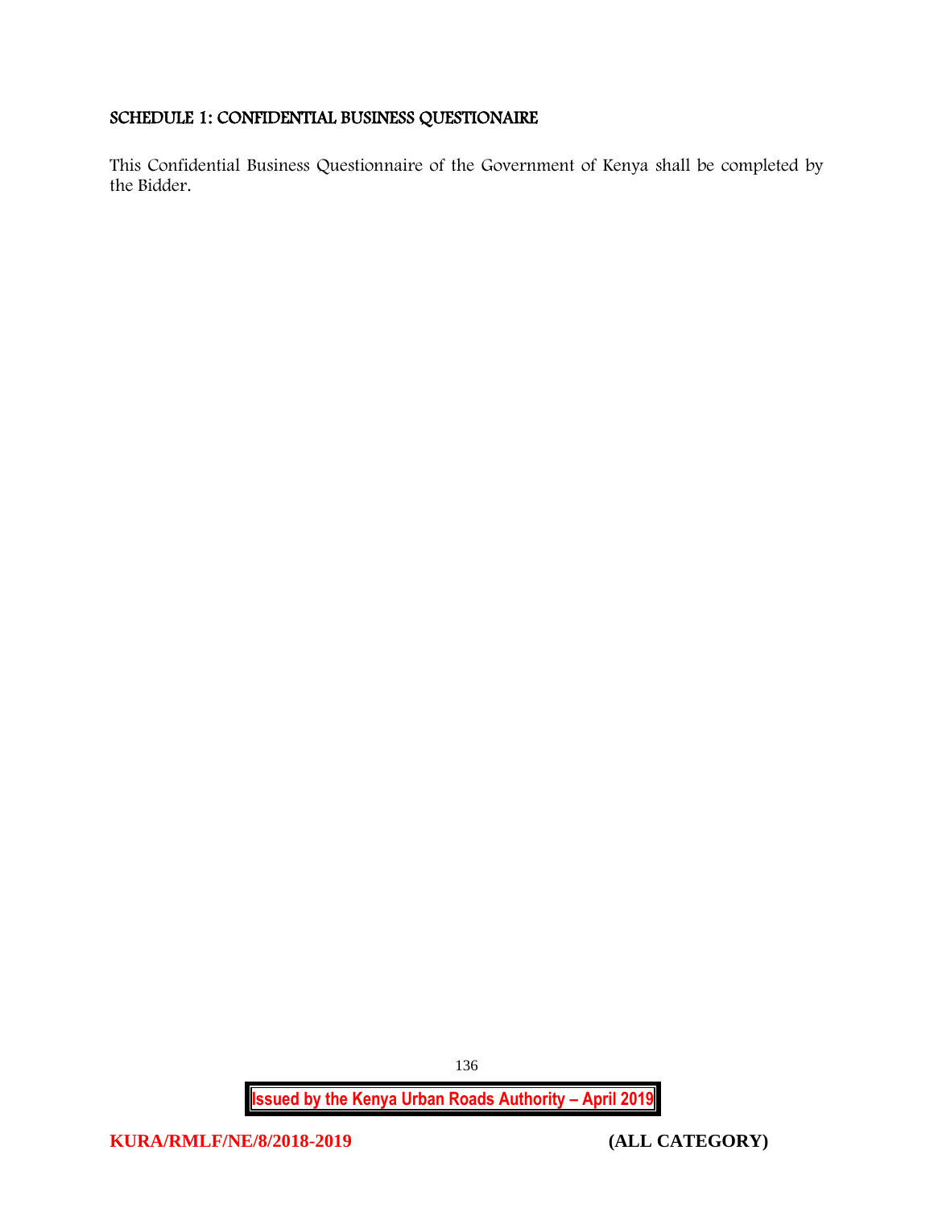## SCHEDULE 1: CONFIDENTIAL BUSINESS QUESTIONAIRE

This Confidential Business Questionnaire of the Government of Kenya shall be completed by the Bidder.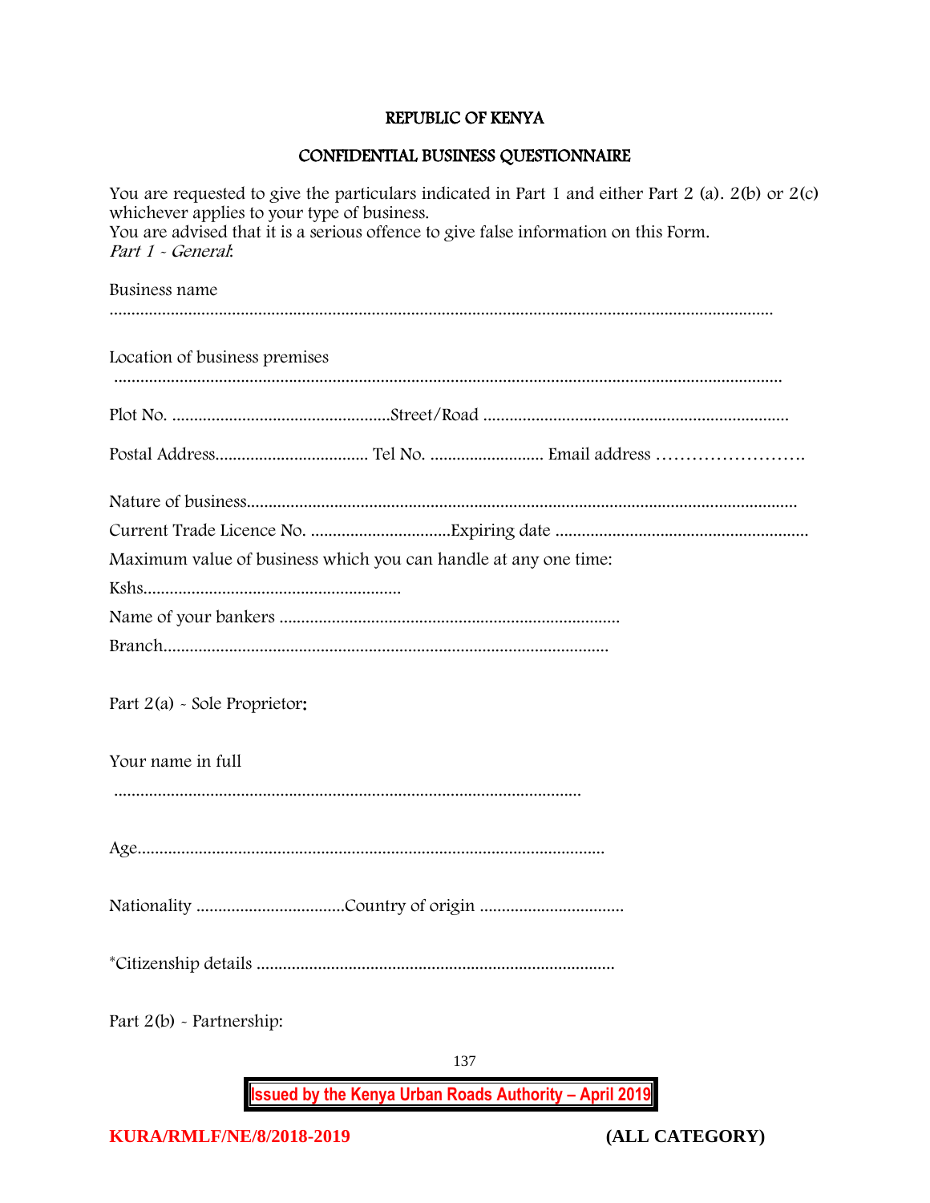**REPUBLIC OF KENYA**

**CONFIDENTIAL BUSINESS QUESTIONNAIRE**

You are requested to give the particulars indicated in Part 1 and either Part 2 (a). 2(b) or 2(c) whichever applies to your type of business.
You are advised that it is a serious offence to give false information on this Form.
*Part 1 - General*:

Business name
………………………………………………………………………………………………………………………

Location of business premises
………………………………………………………………………………………………………………………

Plot No. ……………………………………………Street/Road ……………………………………………………………

Postal Address……………………………… Tel No. …………………… Email address …………………….

Nature of business………………………………………………………………………………………………………
Current Trade Licence No. ……………………………Expiring date ………………………………………………
Maximum value of business which you can handle at any one time:
Kshs……………………………………………………
Name of your bankers ……………………………………………………………………
Branch……………………………………………………………………………………

Part 2(a) - Sole Proprietor:

Your name in full
………………………………………………………………………………………………

Age………………………………………………………………………………………………

Nationality ……………………………Country of origin ……………………………

*Citizenship details …………………………………………………………………………

Part 2(b) - Partnership: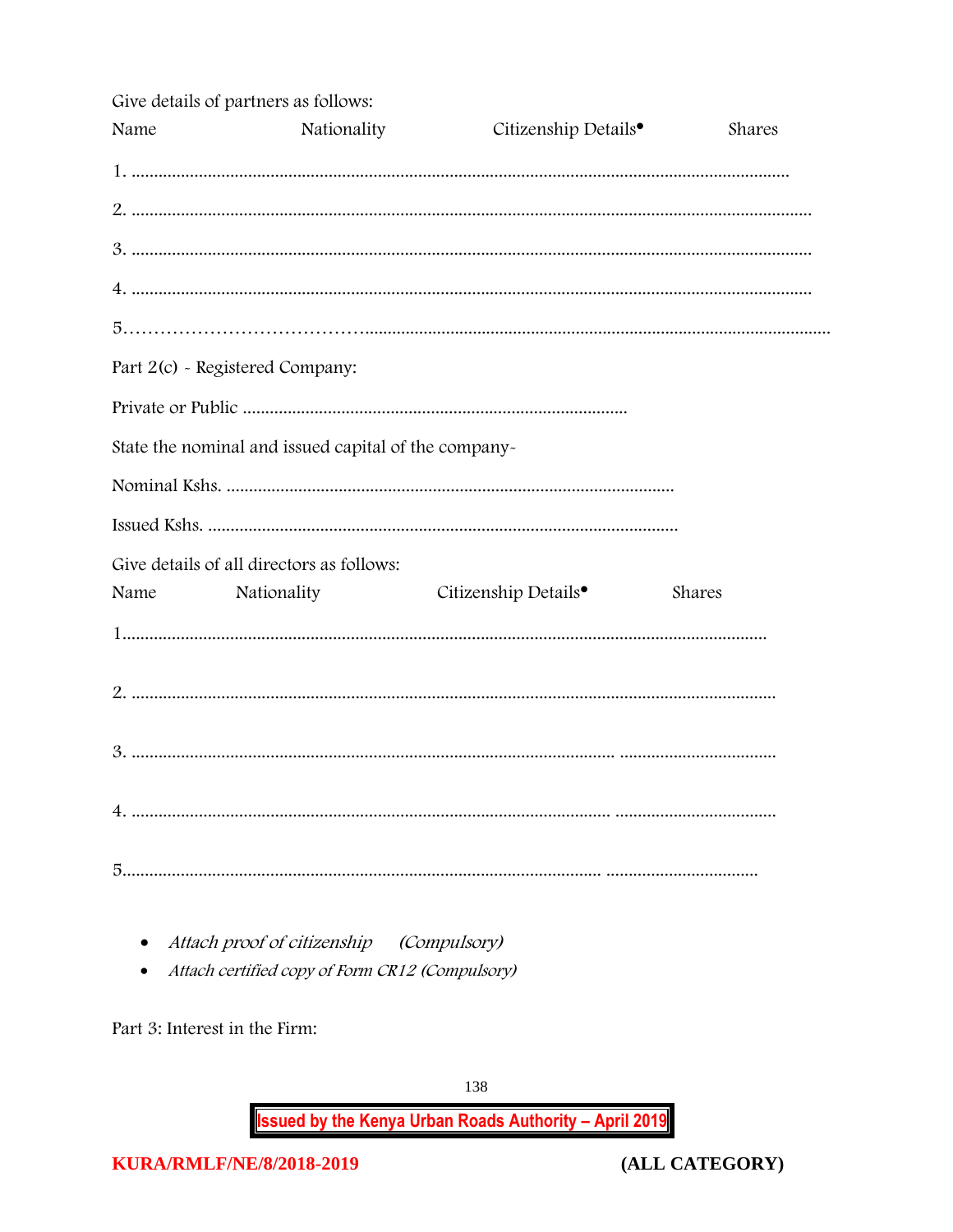Give details of partners as follows:

Name Nationality Citizenship Details• Shares

1. ..........................................................................................................................................

2. ..........................................................................................................................................

3. ..........................................................................................................................................

4. ..........................................................................................................................................

5.……………………………….......................................................................................................

Part 2(c) - Registered Company:

Private or Public .....................................................................................

State the nominal and issued capital of the company-

Nominal Kshs. ...................................................................................................

Issued Kshs. ........................................................................................................

Give details of all directors as follows:

Name Nationality Citizenship Details• Shares

1.............................................................................................................................................

2. ............................................................................................................................................

3. ........................................................................................................... ..................................

4. .......................................................................................................... ...................................

5.......................................................................................................... .................................

- *Attach proof of citizenship (Compulsory)*
- *Attach certified copy of Form CR12 (Compulsory)*

Part 3: Interest in the Firm: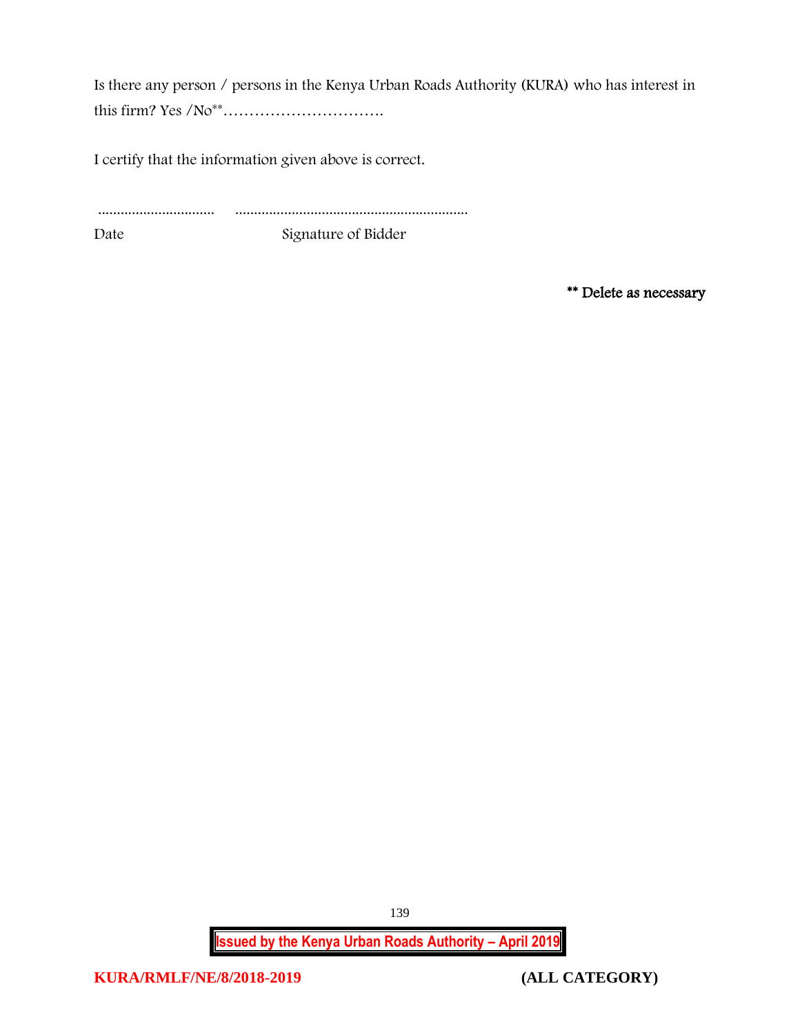Is there any person / persons in the Kenya Urban Roads Authority (KURA) who has interest in this firm? Yes /No**………………………….

I certify that the information given above is correct.

............................... ..............................................................

Date Signature of Bidder

**** Delete as necessary**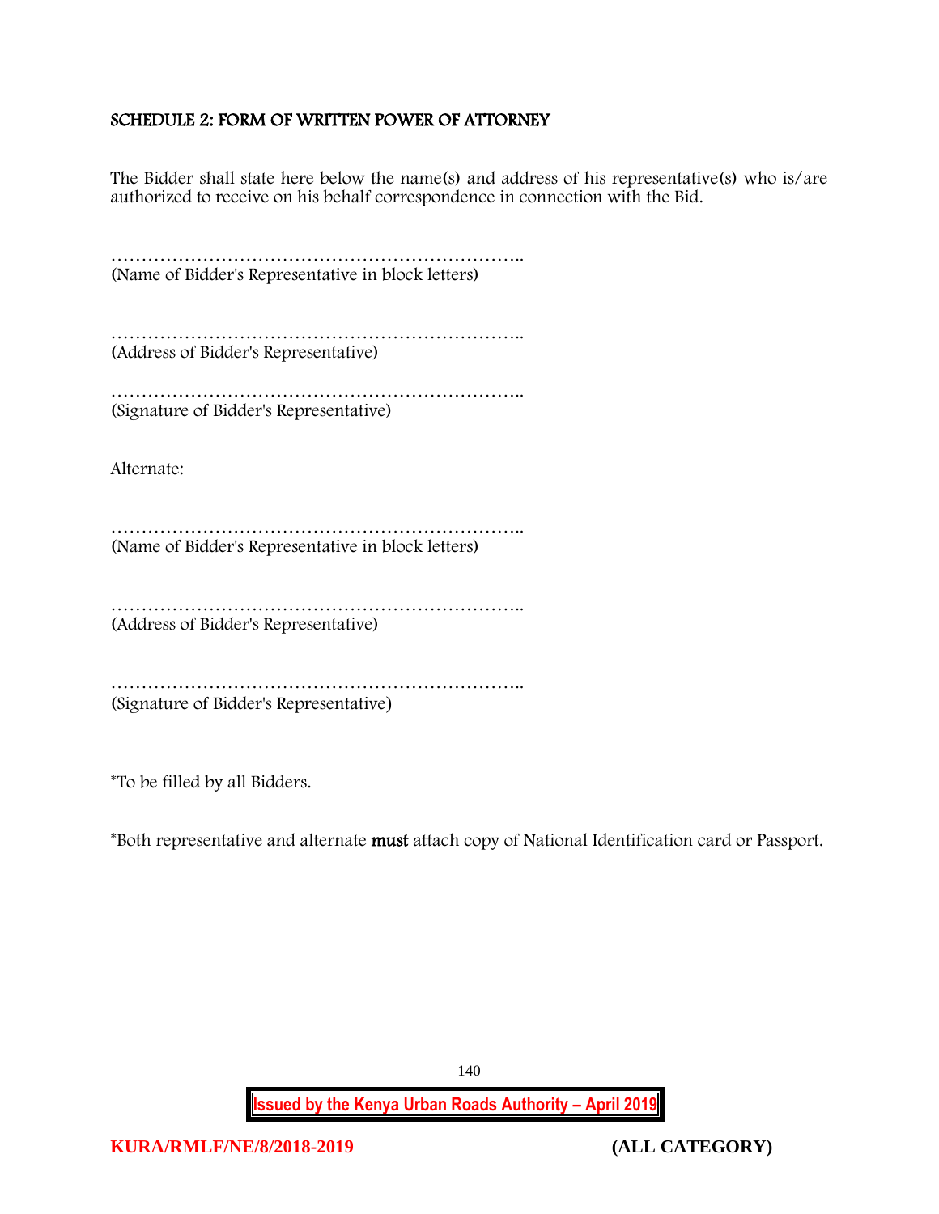## SCHEDULE 2: FORM OF WRITTEN POWER OF ATTORNEY

The Bidder shall state here below the name(s) and address of his representative(s) who is/are authorized to receive on his behalf correspondence in connection with the Bid.

……………………………………………………………..
(Name of Bidder's Representative in block letters)

……………………………………………………………..
(Address of Bidder's Representative)

……………………………………………………………..
(Signature of Bidder's Representative)

Alternate:

……………………………………………………………..
(Name of Bidder's Representative in block letters)

……………………………………………………………..
(Address of Bidder's Representative)

……………………………………………………………..
(Signature of Bidder's Representative)

*To be filled by all Bidders.

*Both representative and alternate **must** attach copy of National Identification card or Passport.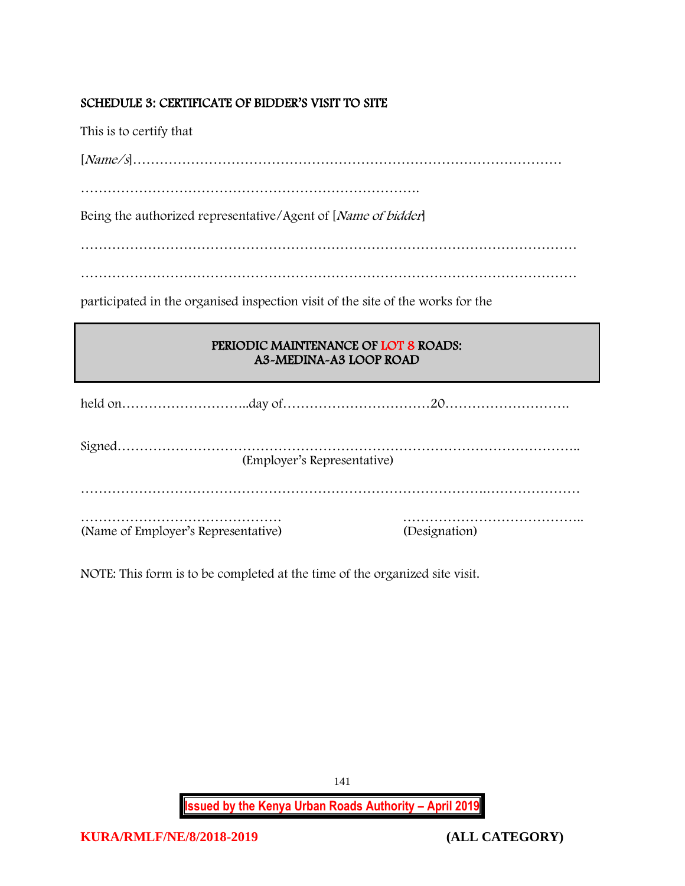## SCHEDULE 3: CERTIFICATE OF BIDDER'S VISIT TO SITE

This is to certify that

[*Name/s*]…………………………………………………………………………………

………………………………………………………………….

Being the authorized representative/Agent of [*Name of bidder*]

……………………………………………………………………………………………

……………………………………………………………………………………………

participated in the organised inspection visit of the site of the works for the

**PERIODIC MAINTENANCE OF LOT 8 ROADS:**
**A3-MEDINA-A3 LOOP ROAD**

held on………………………..day of……………………………20……………………….

Signed……………………………………………………………………………………..
(Employer's Representative)

……………………………………………………………………………………………

……………………………………… (Name of Employer's Representative)

………………………………….. (Designation)

NOTE: This form is to be completed at the time of the organized site visit.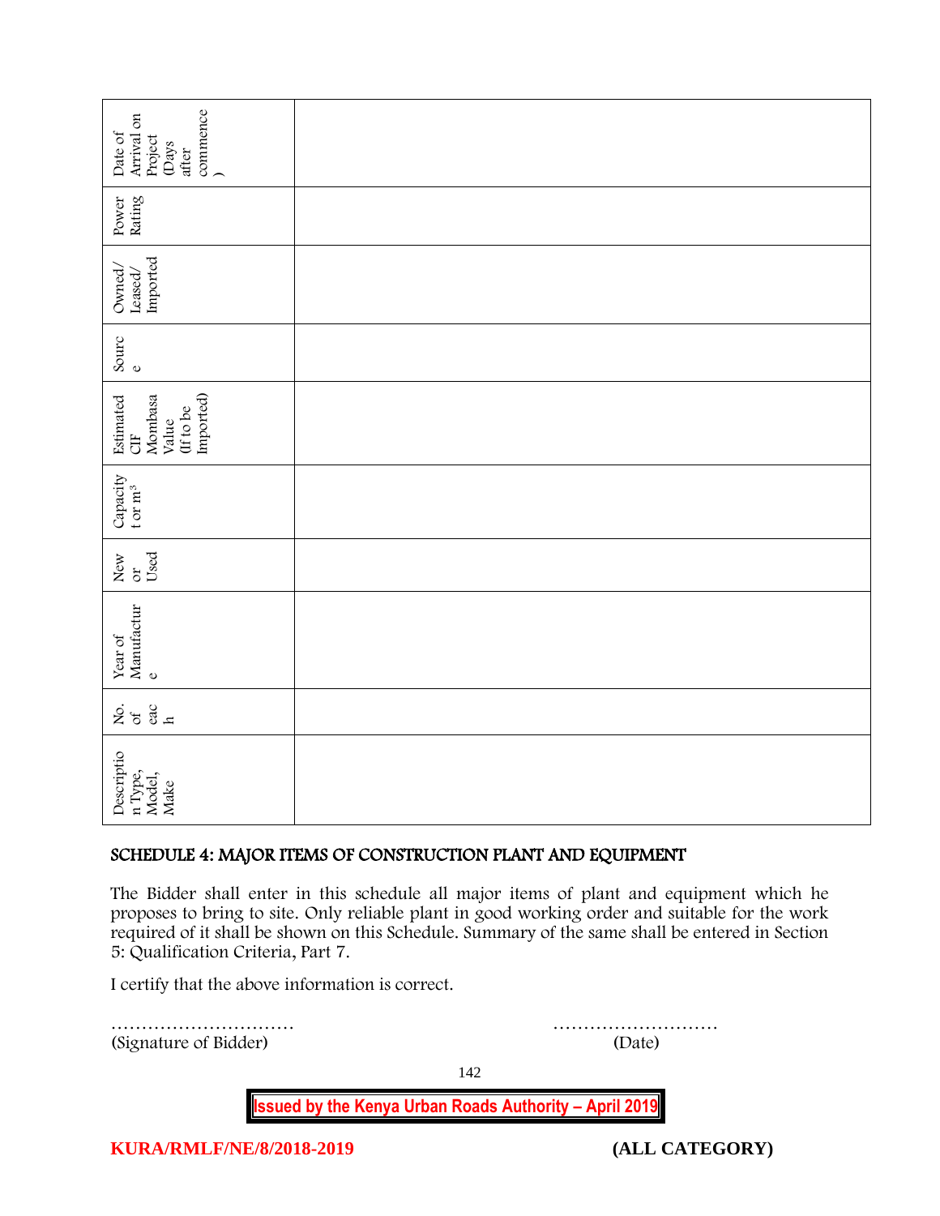| Description Type, Model, Make | No. of each | Year of Manufacture | New or Used | Capacity t or m³ | Estimated CIF Mombasa Value (If to be Imported) | Source | Owned/ Leased/ Imported | Power Rating | Date of Arrival on Project (Days after commence) |
|---|---|---|---|---|---|---|---|---|---|
| | | | | | | | | | |

## SCHEDULE 4: MAJOR ITEMS OF CONSTRUCTION PLANT AND EQUIPMENT

The Bidder shall enter in this schedule all major items of plant and equipment which he proposes to bring to site. Only reliable plant in good working order and suitable for the work required of it shall be shown on this Schedule. Summary of the same shall be entered in Section 5: Qualification Criteria, Part 7.

I certify that the above information is correct.

………………………… (Signature of Bidder)

……………………… (Date)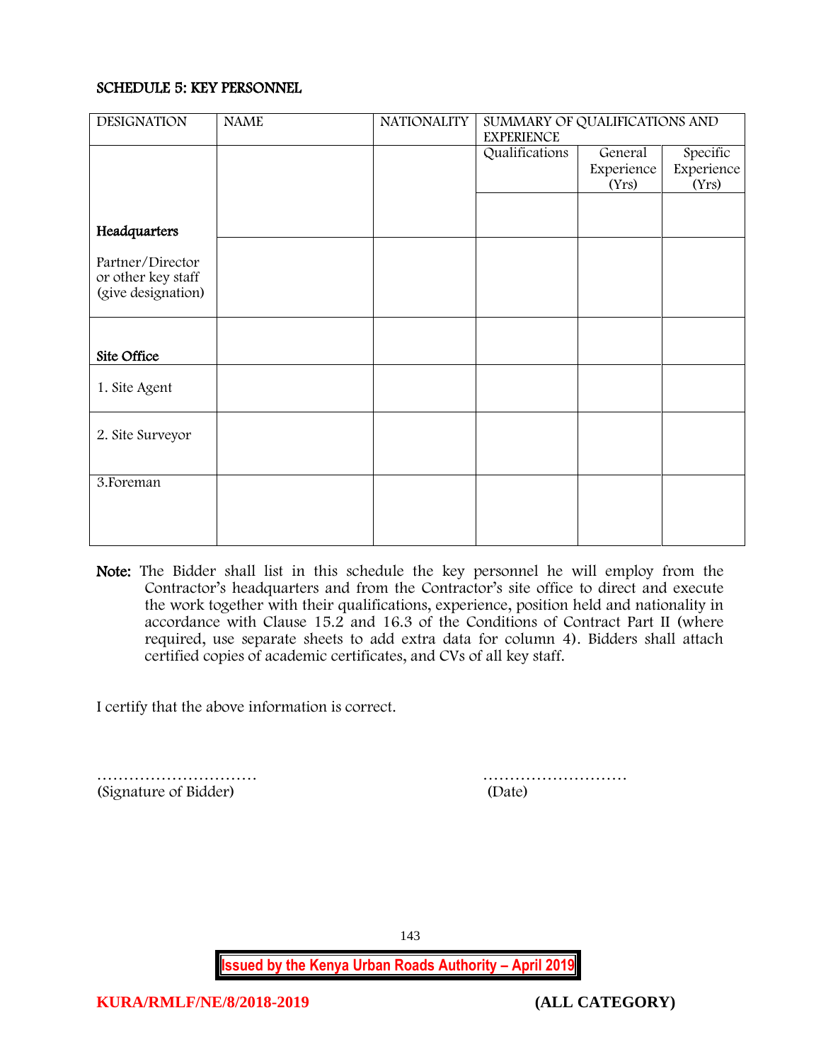## SCHEDULE 5: KEY PERSONNEL

| DESIGNATION | NAME | NATIONALITY | SUMMARY OF QUALIFICATIONS AND EXPERIENCE | | |
|---|---|---|---|---|---|
| | | | Qualifications | General Experience (Yrs) | Specific Experience (Yrs) |
| **Headquarters** | | | | | |
| Partner/Director or other key staff (give designation) | | | | | |
| **Site Office** | | | | | |
| 1. Site Agent | | | | | |
| 2. Site Surveyor | | | | | |
| 3.Foreman | | | | | |

**Note:** The Bidder shall list in this schedule the key personnel he will employ from the Contractor's headquarters and from the Contractor's site office to direct and execute the work together with their qualifications, experience, position held and nationality in accordance with Clause 15.2 and 16.3 of the Conditions of Contract Part II (where required, use separate sheets to add extra data for column 4). Bidders shall attach certified copies of academic certificates, and CVs of all key staff.

I certify that the above information is correct.

………………………… (Signature of Bidder)

……………………… (Date)

**Issued by the Kenya Urban Roads Authority – April 2019**

**KURA/RMLF/NE/8/2018-2019** **(ALL CATEGORY)**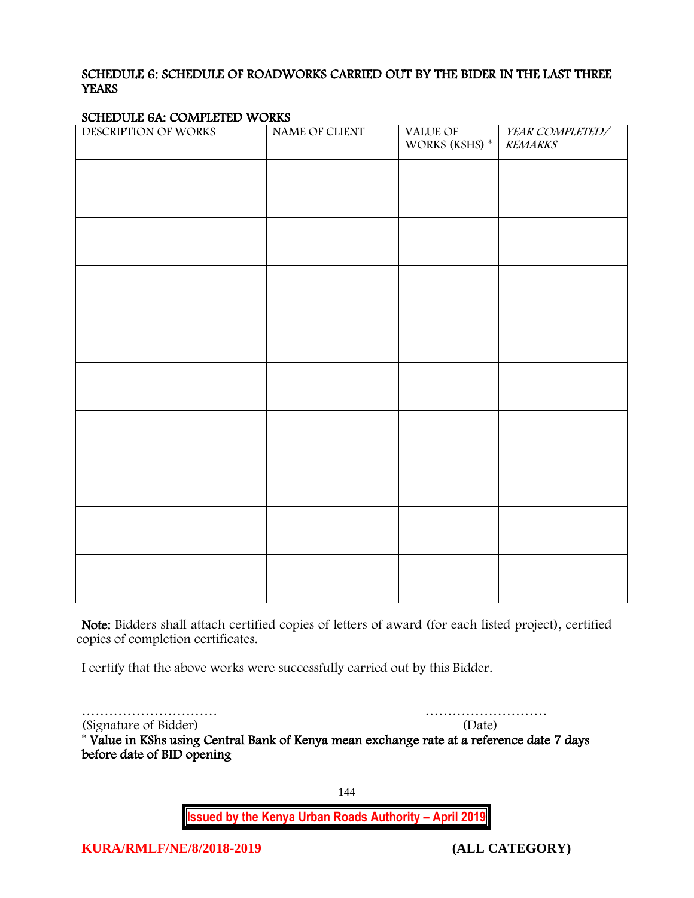## SCHEDULE 6: SCHEDULE OF ROADWORKS CARRIED OUT BY THE BIDER IN THE LAST THREE YEARS

### SCHEDULE 6A: COMPLETED WORKS

| DESCRIPTION OF WORKS | NAME OF CLIENT | VALUE OF WORKS (KSHS) * | *YEAR COMPLETED/ REMARKS* |
|---|---|---|---|
| | | | |
| | | | |
| | | | |
| | | | |
| | | | |
| | | | |
| | | | |
| | | | |
| | | | |

**Note:** Bidders shall attach certified copies of letters of award (for each listed project), certified copies of completion certificates.

I certify that the above works were successfully carried out by this Bidder.

………………………… ………………………

(Signature of Bidder) (Date)

\* **Value in KShs using Central Bank of Kenya mean exchange rate at a reference date 7 days before date of BID opening**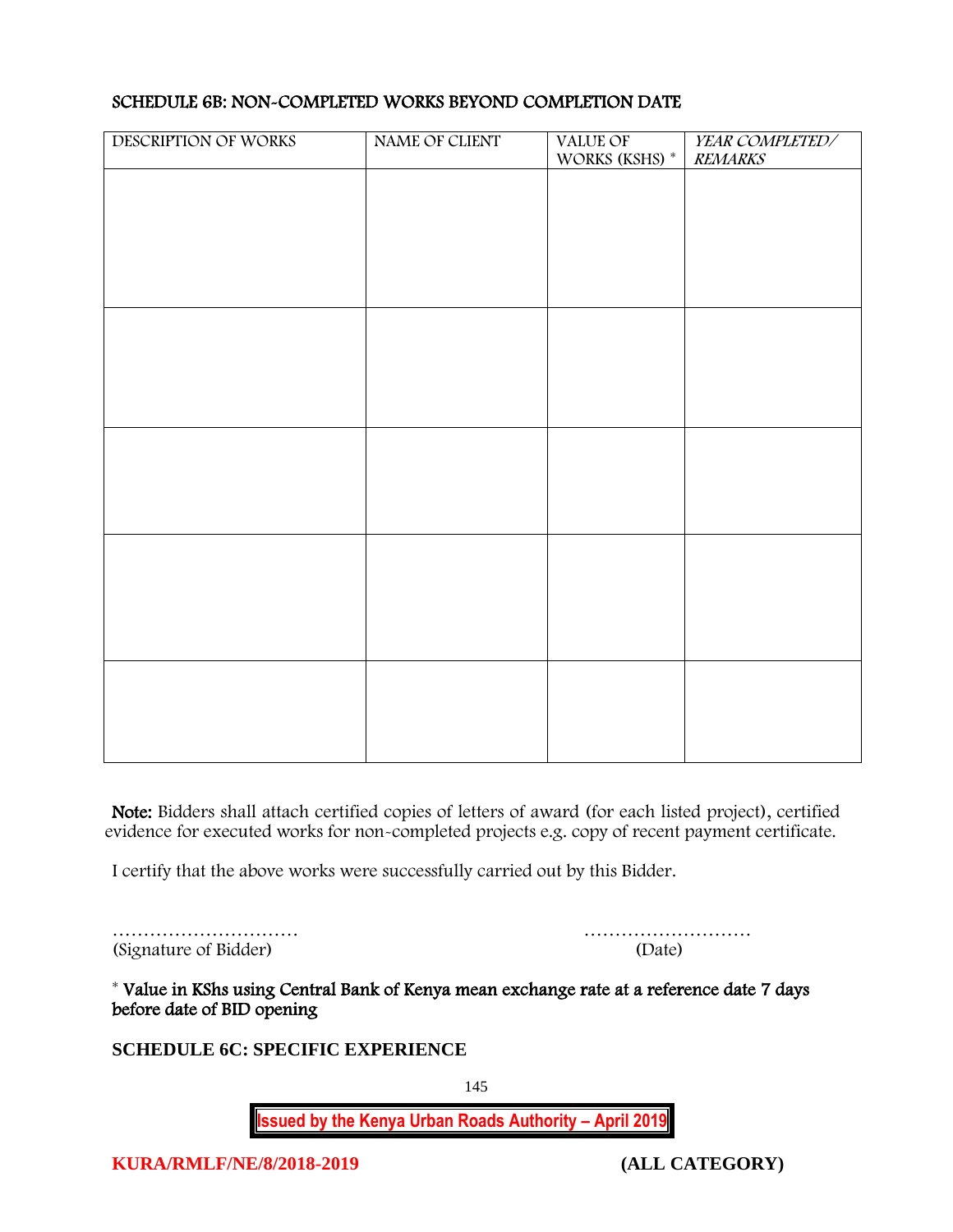## SCHEDULE 6B: NON-COMPLETED WORKS BEYOND COMPLETION DATE

| DESCRIPTION OF WORKS | NAME OF CLIENT | VALUE OF WORKS (KSHS) * | *YEAR COMPLETED/ REMARKS* |
|---|---|---|---|
| | | | |
| | | | |
| | | | |
| | | | |
| | | | |

**Note:** Bidders shall attach certified copies of letters of award (for each listed project), certified evidence for executed works for non-completed projects e.g. copy of recent payment certificate.

I certify that the above works were successfully carried out by this Bidder.

………………………… ………………………
(Signature of Bidder) (Date)

* **Value in KShs using Central Bank of Kenya mean exchange rate at a reference date 7 days before date of BID opening**

## SCHEDULE 6C: SPECIFIC EXPERIENCE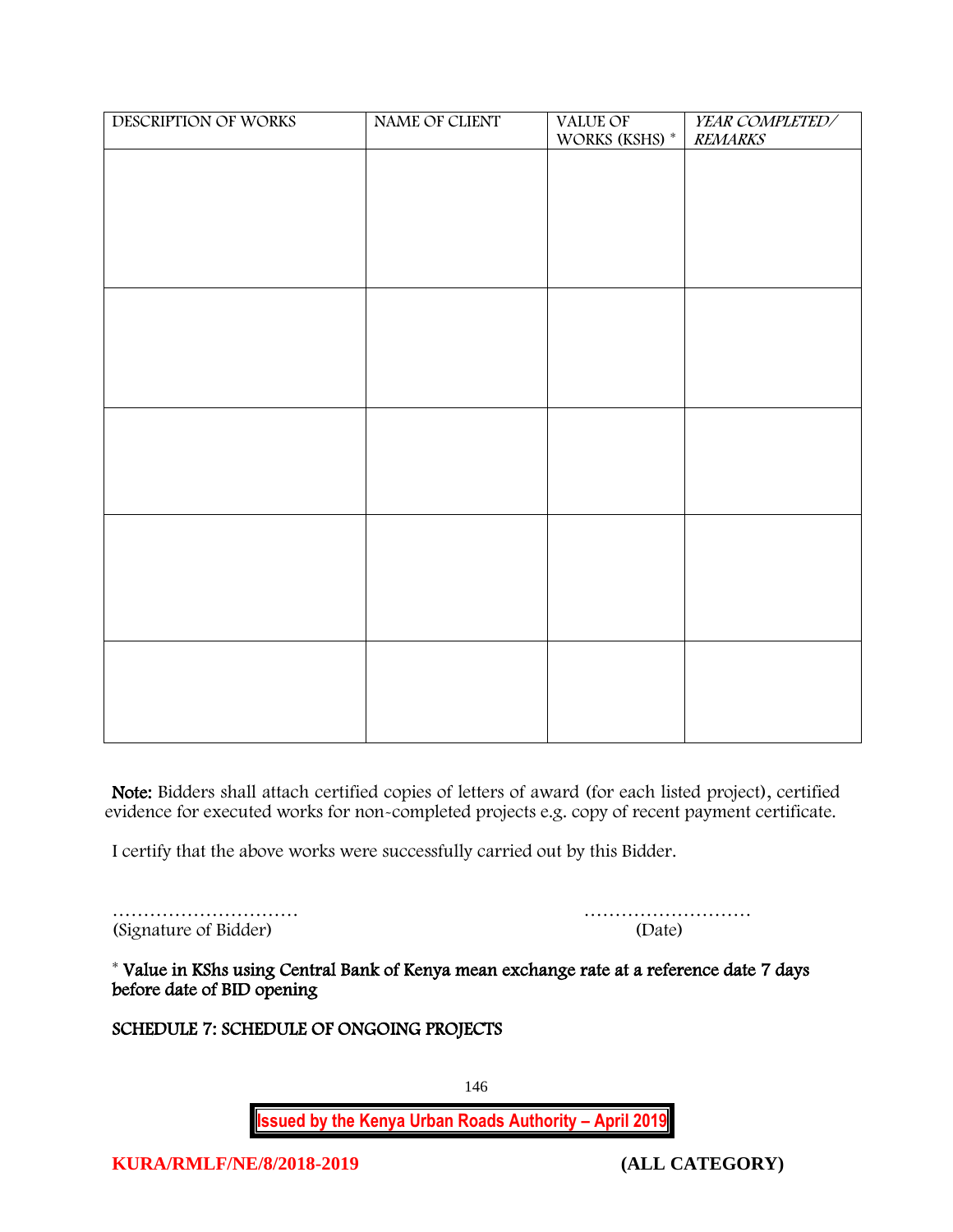| DESCRIPTION OF WORKS | NAME OF CLIENT | VALUE OF WORKS (KSHS) * | *YEAR COMPLETED/ REMARKS* |
|---|---|---|---|
| | | | |
| | | | |
| | | | |
| | | | |
| | | | |

**Note:** Bidders shall attach certified copies of letters of award (for each listed project), certified evidence for executed works for non-completed projects e.g. copy of recent payment certificate.

I certify that the above works were successfully carried out by this Bidder.

………………………… ………………………
(Signature of Bidder) (Date)

* **Value in KShs using Central Bank of Kenya mean exchange rate at a reference date 7 days before date of BID opening**

**SCHEDULE 7: SCHEDULE OF ONGOING PROJECTS**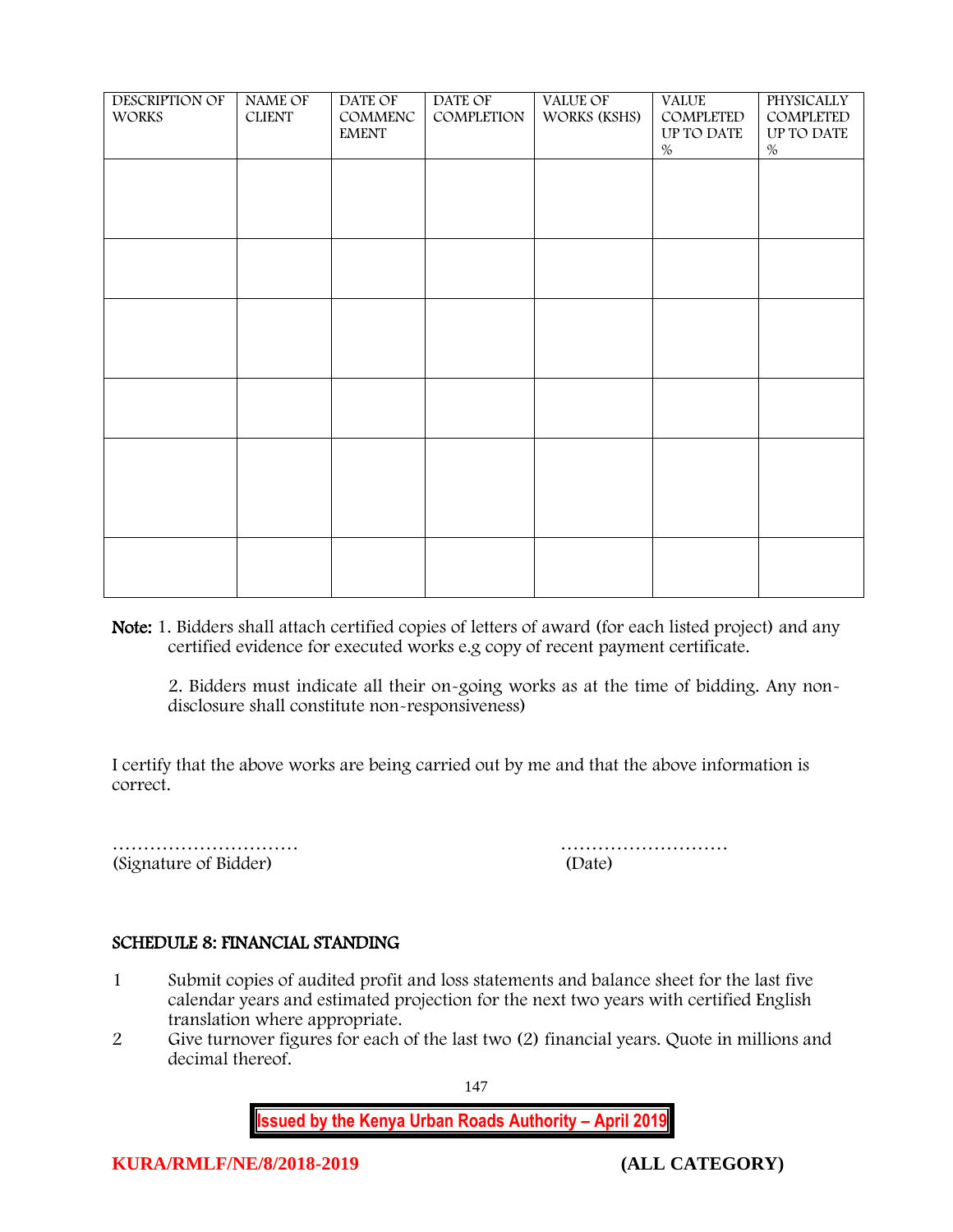| DESCRIPTION OF WORKS | NAME OF CLIENT | DATE OF COMMENCEMENT | DATE OF COMPLETION | VALUE OF WORKS (KSHS) | VALUE COMPLETED UP TO DATE % | PHYSICALLY COMPLETED UP TO DATE % |
|---|---|---|---|---|---|---|
| | | | | | | |
| | | | | | | |
| | | | | | | |
| | | | | | | |
| | | | | | | |
| | | | | | | |

**Note:** 1. Bidders shall attach certified copies of letters of award (for each listed project) and any certified evidence for executed works e.g copy of recent payment certificate.

2. Bidders must indicate all their on-going works as at the time of bidding. Any non-disclosure shall constitute non-responsiveness)

I certify that the above works are being carried out by me and that the above information is correct.

………………………… ………………………
(Signature of Bidder) (Date)

## SCHEDULE 8: FINANCIAL STANDING

1. Submit copies of audited profit and loss statements and balance sheet for the last five calendar years and estimated projection for the next two years with certified English translation where appropriate.
2. Give turnover figures for each of the last two (2) financial years. Quote in millions and decimal thereof.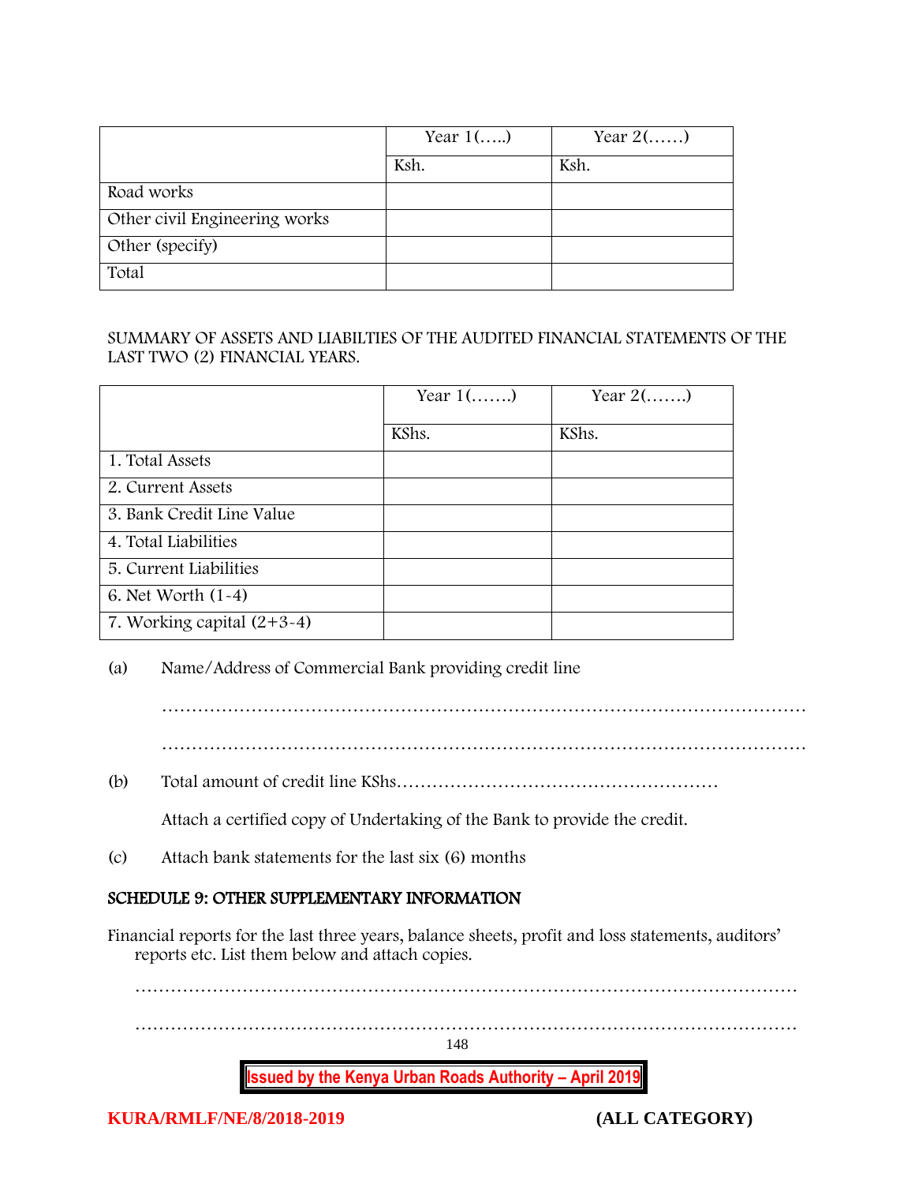| | Year 1(…..) | Year 2(……) |
|---|---|---|
| | Ksh. | Ksh. |
| Road works | | |
| Other civil Engineering works | | |
| Other (specify) | | |
| Total | | |

SUMMARY OF ASSETS AND LIABILTIES OF THE AUDITED FINANCIAL STATEMENTS OF THE LAST TWO (2) FINANCIAL YEARS.

| | Year 1(…….) | Year 2(…….) |
|---|---|---|
| | KShs. | KShs. |
| 1. Total Assets | | |
| 2. Current Assets | | |
| 3. Bank Credit Line Value | | |
| 4. Total Liabilities | | |
| 5. Current Liabilities | | |
| 6. Net Worth (1-4) | | |
| 7. Working capital (2+3-4) | | |

(a) Name/Address of Commercial Bank providing credit line

…………………………………………………………………………………………………

…………………………………………………………………………………………………

(b) Total amount of credit line KShs………………………………………………

Attach a certified copy of Undertaking of the Bank to provide the credit.

(c) Attach bank statements for the last six (6) months

## SCHEDULE 9: OTHER SUPPLEMENTARY INFORMATION

Financial reports for the last three years, balance sheets, profit and loss statements, auditors' reports etc. List them below and attach copies.

…………………………………………………………………………………………………

…………………………………………………………………………………………………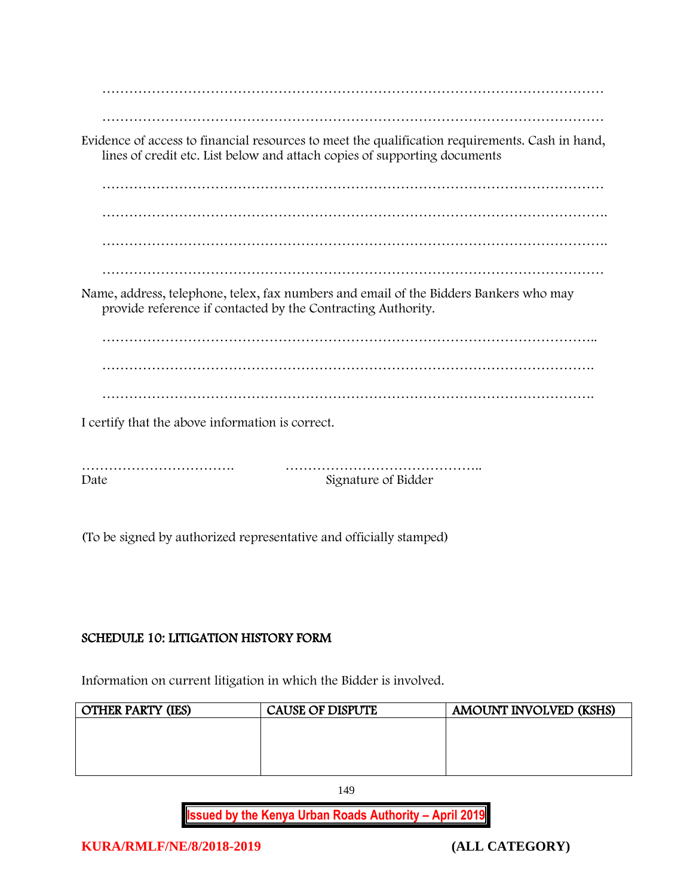…………………………………………………………………………………………………

…………………………………………………………………………………………………

Evidence of access to financial resources to meet the qualification requirements. Cash in hand, lines of credit etc. List below and attach copies of supporting documents

…………………………………………………………………………………………………

………………………………………………………………………………………………….

………………………………………………………………………………………………….

…………………………………………………………………………………………………

Name, address, telephone, telex, fax numbers and email of the Bidders Bankers who may provide reference if contacted by the Contracting Authority.

………………………………………………………………………………………………..

……………………………………………………………………………………………….

……………………………………………………………………………………………….

I certify that the above information is correct.

……………………………. ……………………………………..

Date Signature of Bidder

(To be signed by authorized representative and officially stamped)

## SCHEDULE 10: LITIGATION HISTORY FORM

Information on current litigation in which the Bidder is involved.

| OTHER PARTY (IES) | CAUSE OF DISPUTE | AMOUNT INVOLVED (KSHS) |
|---|---|---|
| | | |

**Issued by the Kenya Urban Roads Authority – April 2019**

**KURA/RMLF/NE/8/2018-2019** **(ALL CATEGORY)**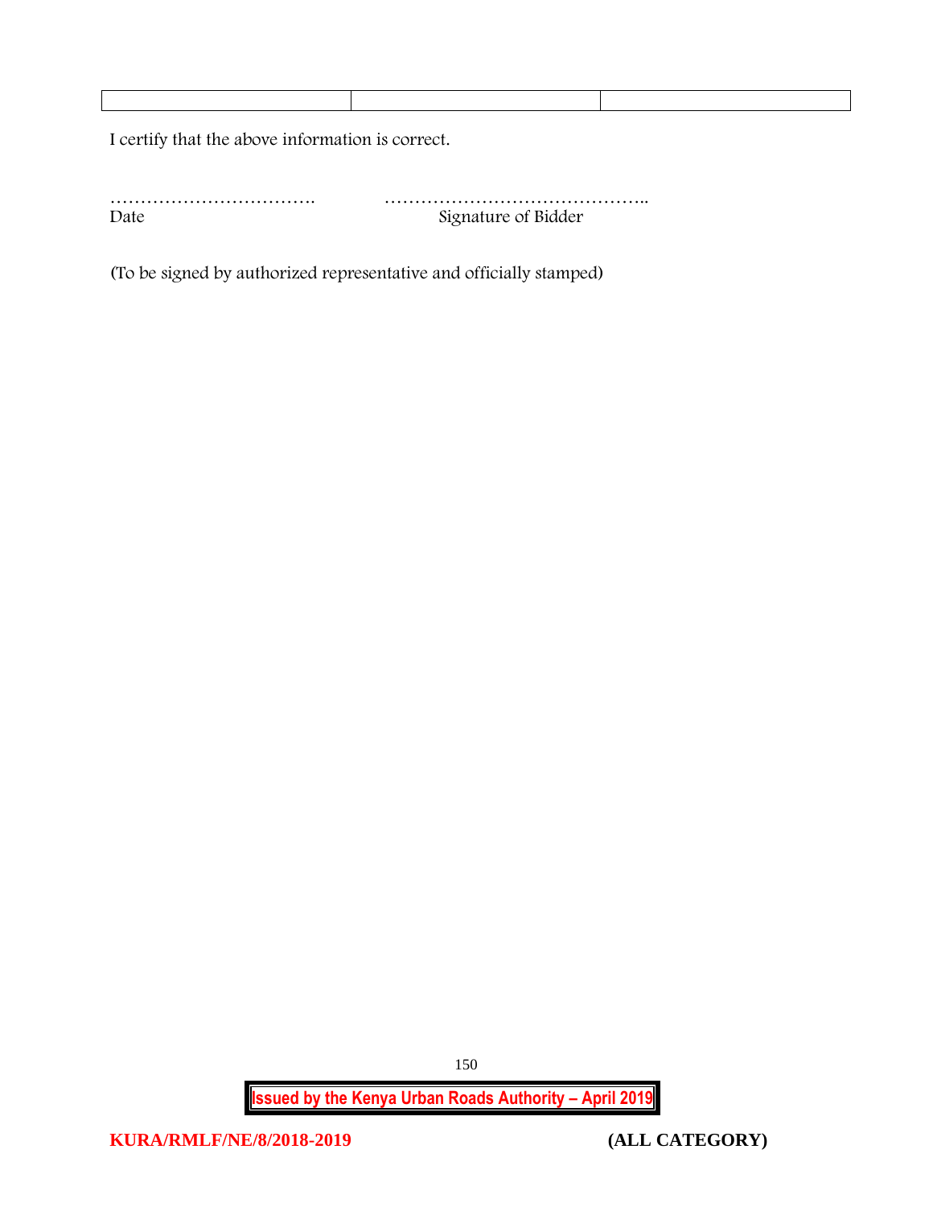|  |  |  |
|---|---|---|
|  |  |  |

I certify that the above information is correct.

……………………………. ……………………………………..

Date Signature of Bidder

(To be signed by authorized representative and officially stamped)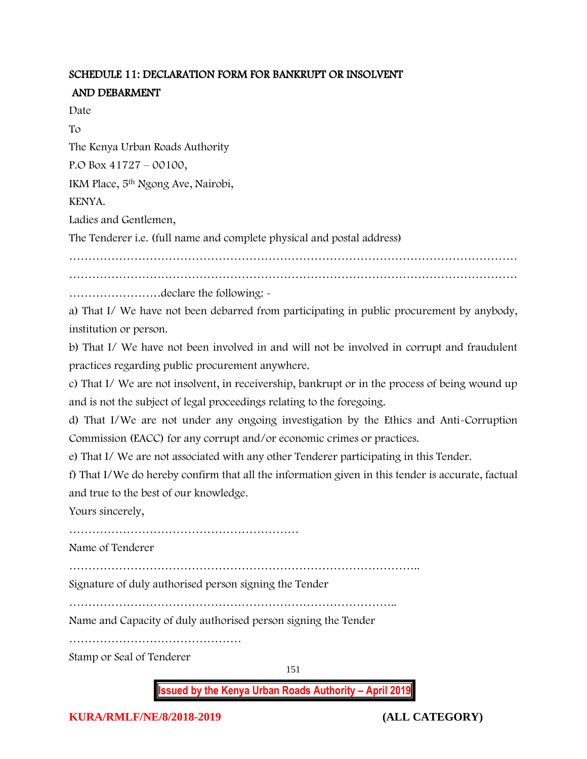## SCHEDULE 11: DECLARATION FORM FOR BANKRUPT OR INSOLVENT AND DEBARMENT

Date

To

The Kenya Urban Roads Authority

P.O Box 41727 – 00100,

IKM Place, 5th Ngong Ave, Nairobi,

KENYA.

Ladies and Gentlemen,

The Tenderer i.e. (full name and complete physical and postal address)

…………………………………………………………………………………………………………

…………………………………………………………………………………………………………

……………………declare the following: -

a) That I/ We have not been debarred from participating in public procurement by anybody, institution or person.

b) That I/ We have not been involved in and will not be involved in corrupt and fraudulent practices regarding public procurement anywhere.

c) That I/ We are not insolvent, in receivership, bankrupt or in the process of being wound up and is not the subject of legal proceedings relating to the foregoing.

d) That I/We are not under any ongoing investigation by the Ethics and Anti-Corruption Commission (EACC) for any corrupt and/or economic crimes or practices.

e) That I/ We are not associated with any other Tenderer participating in this Tender.

f) That I/We do hereby confirm that all the information given in this tender is accurate, factual and true to the best of our knowledge.

Yours sincerely,

……………………………………………………

Name of Tenderer

………………………………………………………………………………..

Signature of duly authorised person signing the Tender

…………………………………………………………………………..

Name and Capacity of duly authorised person signing the Tender

………………………………………

Stamp or Seal of Tenderer

**Issued by the Kenya Urban Roads Authority – April 2019**

**KURA/RMLF/NE/8/2018-2019** **(ALL CATEGORY)**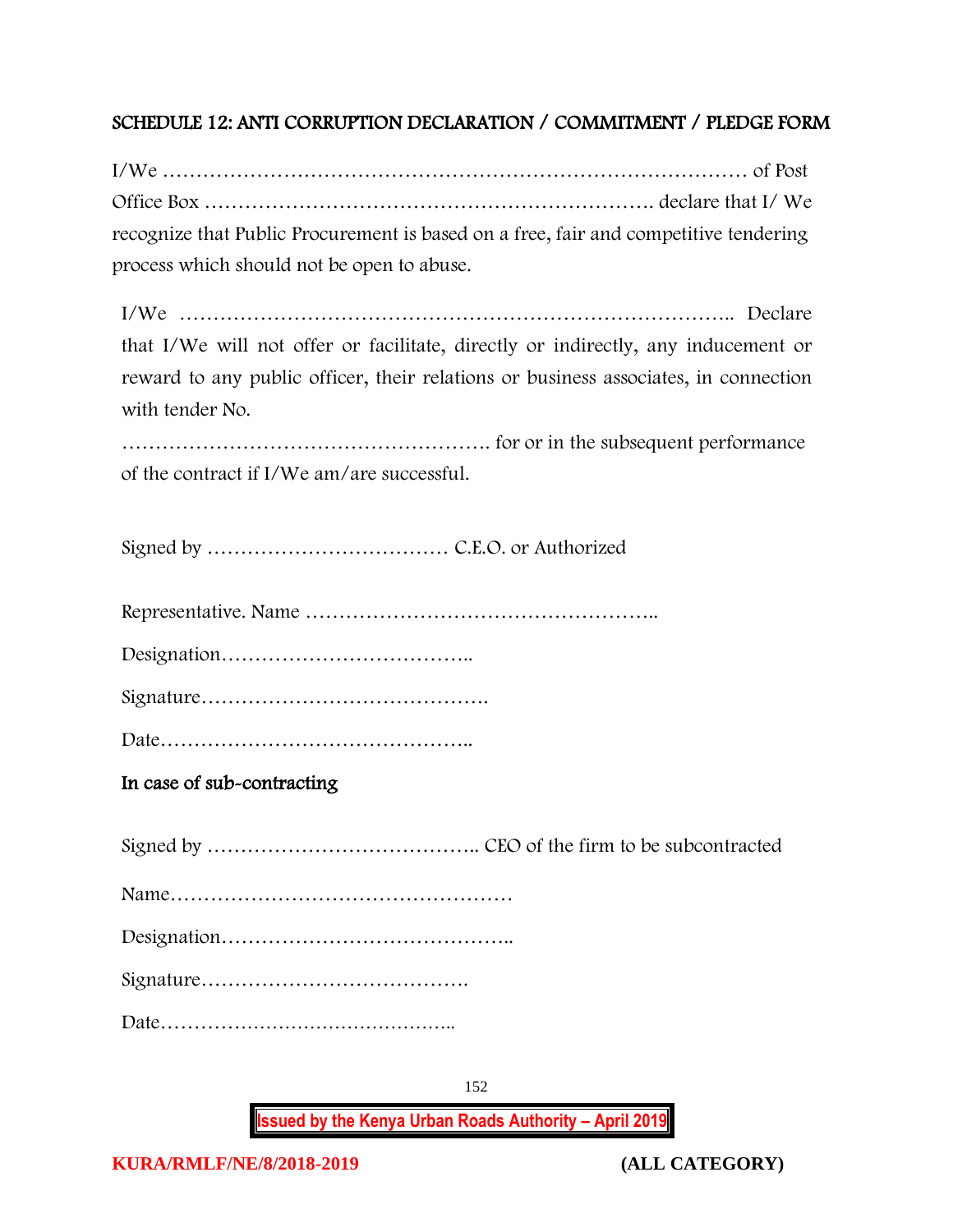## SCHEDULE 12: ANTI CORRUPTION DECLARATION / COMMITMENT / PLEDGE FORM

I/We ……………………………………………………………………………… of Post Office Box …………………………………………………………. declare that I/ We recognize that Public Procurement is based on a free, fair and competitive tendering process which should not be open to abuse.

I/We ……………………………………………………………………….. Declare that I/We will not offer or facilitate, directly or indirectly, any inducement or reward to any public officer, their relations or business associates, in connection with tender No.

………………………………………………. for or in the subsequent performance of the contract if I/We am/are successful.

Signed by ……………………………… C.E.O. or Authorized

Representative. Name ……………………………………………..

Designation………………………………..

Signature…………………………………….

Date………………………………………..

**In case of sub-contracting**

Signed by ………………………………….. CEO of the firm to be subcontracted

Name……………………………………………

Designation……………………………………..

Signature………………………………….

Date………………………………………..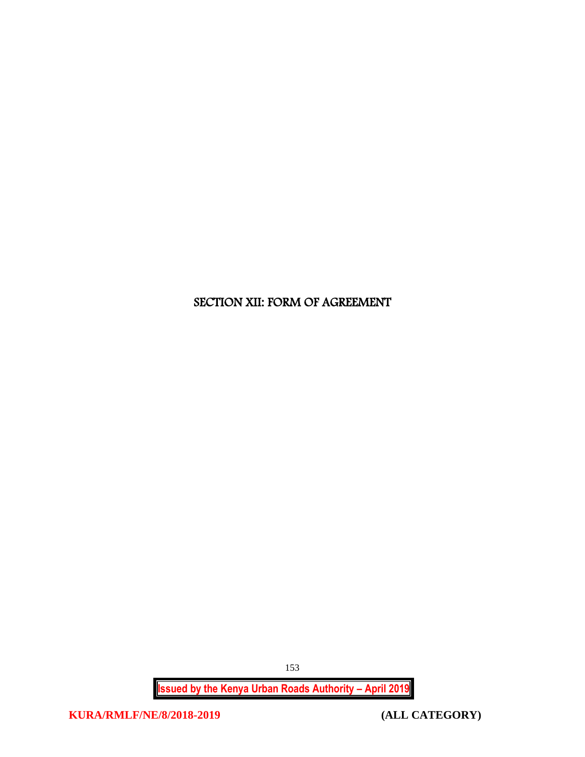# SECTION XII: FORM OF AGREEMENT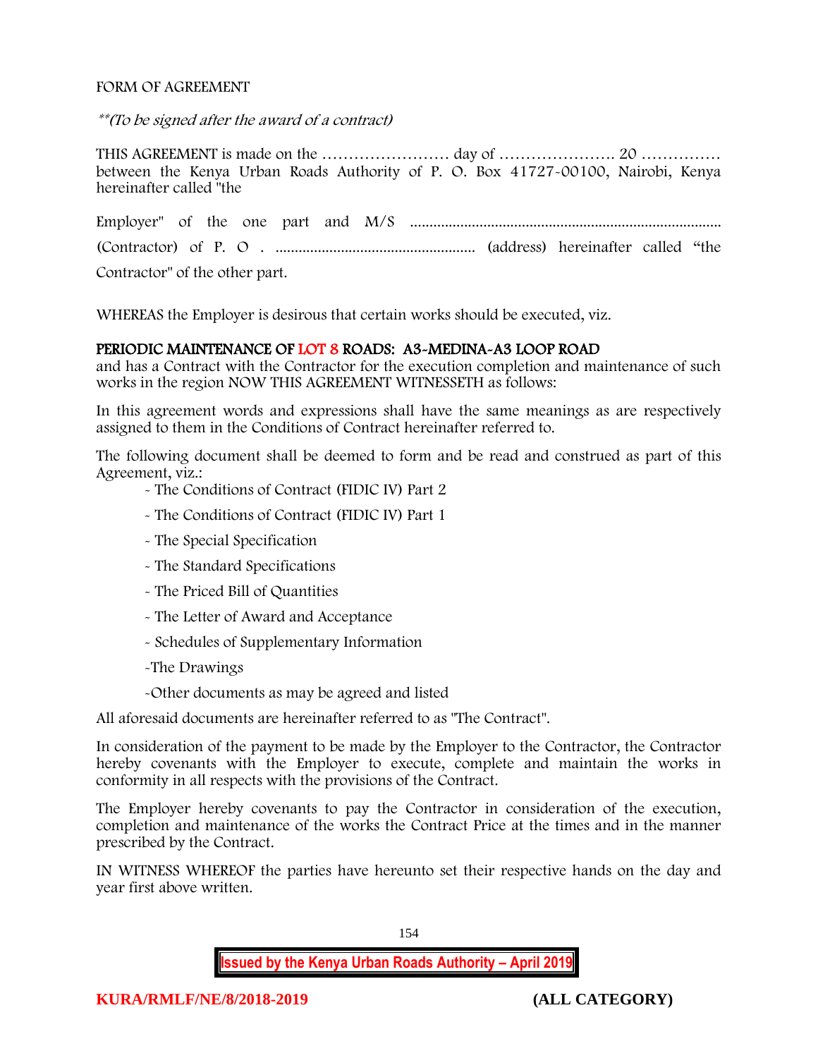FORM OF AGREEMENT

*\*\*(To be signed after the award of a contract)*

THIS AGREEMENT is made on the …………………… day of …………………. 20 …………… between the Kenya Urban Roads Authority of P. O. Box 41727-00100, Nairobi, Kenya hereinafter called "the

Employer" of the one part and M/S ................................................................................ (Contractor) of P. O . ................................................... (address) hereinafter called "the Contractor" of the other part.

WHEREAS the Employer is desirous that certain works should be executed, viz.

**PERIODIC MAINTENANCE OF LOT 8 ROADS: A3-MEDINA-A3 LOOP ROAD**
and has a Contract with the Contractor for the execution completion and maintenance of such works in the region NOW THIS AGREEMENT WITNESSETH as follows:

In this agreement words and expressions shall have the same meanings as are respectively assigned to them in the Conditions of Contract hereinafter referred to.

The following document shall be deemed to form and be read and construed as part of this Agreement, viz.:

- The Conditions of Contract (FIDIC IV) Part 2
- The Conditions of Contract (FIDIC IV) Part 1
- The Special Specification
- The Standard Specifications
- The Priced Bill of Quantities
- The Letter of Award and Acceptance
- Schedules of Supplementary Information
- The Drawings
- Other documents as may be agreed and listed

All aforesaid documents are hereinafter referred to as "The Contract".

In consideration of the payment to be made by the Employer to the Contractor, the Contractor hereby covenants with the Employer to execute, complete and maintain the works in conformity in all respects with the provisions of the Contract.

The Employer hereby covenants to pay the Contractor in consideration of the execution, completion and maintenance of the works the Contract Price at the times and in the manner prescribed by the Contract.

IN WITNESS WHEREOF the parties have hereunto set their respective hands on the day and year first above written.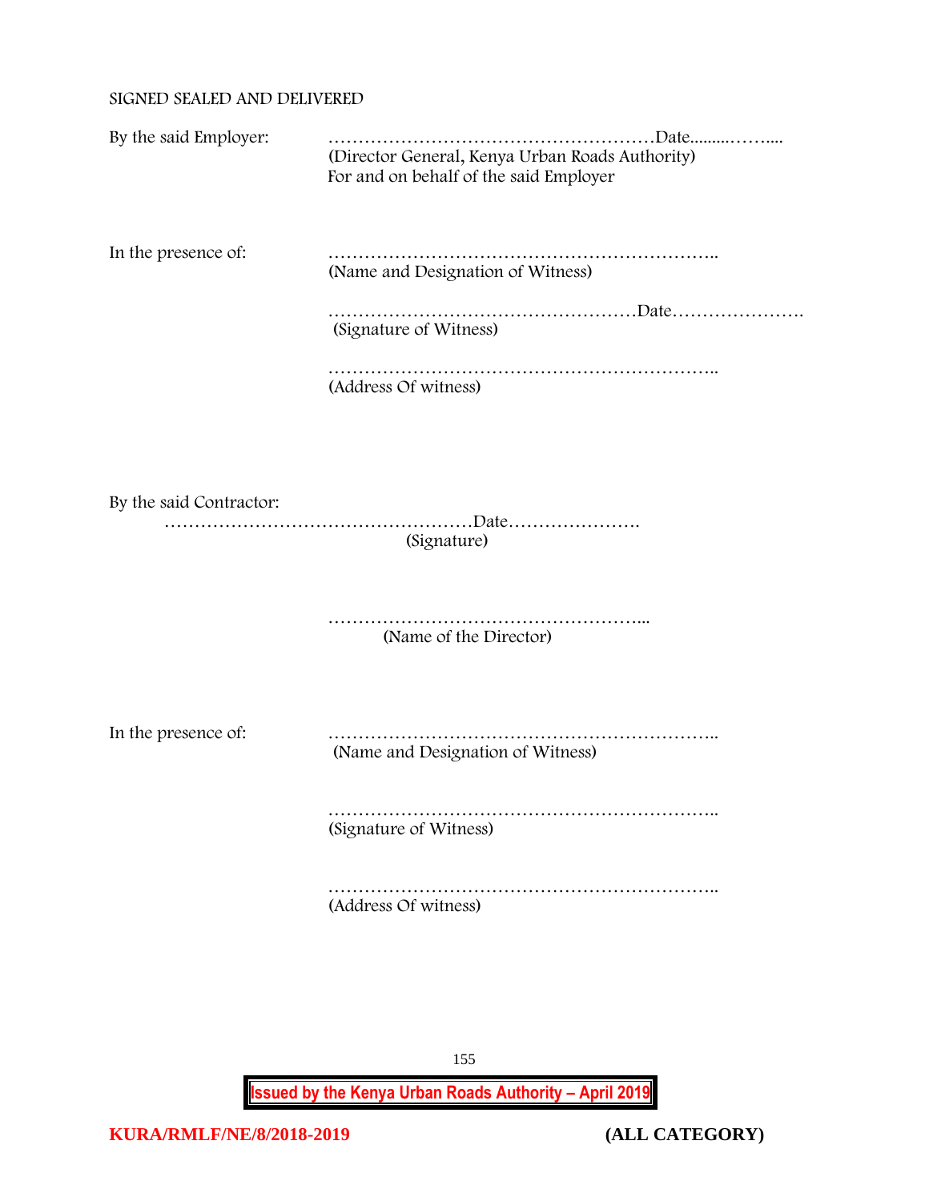SIGNED SEALED AND DELIVERED

By the said Employer: ………………………………………………Date.........……....
(Director General, Kenya Urban Roads Authority)
For and on behalf of the said Employer

In the presence of: ………………………………………………………..
(Name and Designation of Witness)

……………………………………………Date………………….
(Signature of Witness)

………………………………………………………..
(Address Of witness)

By the said Contractor:
……………………………………………Date………………….
(Signature)

……………………………………………...
(Name of the Director)

In the presence of: ………………………………………………………..
(Name and Designation of Witness)

………………………………………………………..
(Signature of Witness)

………………………………………………………..
(Address Of witness)

**Issued by the Kenya Urban Roads Authority – April 2019**

**KURA/RMLF/NE/8/2018-2019** **(ALL CATEGORY)**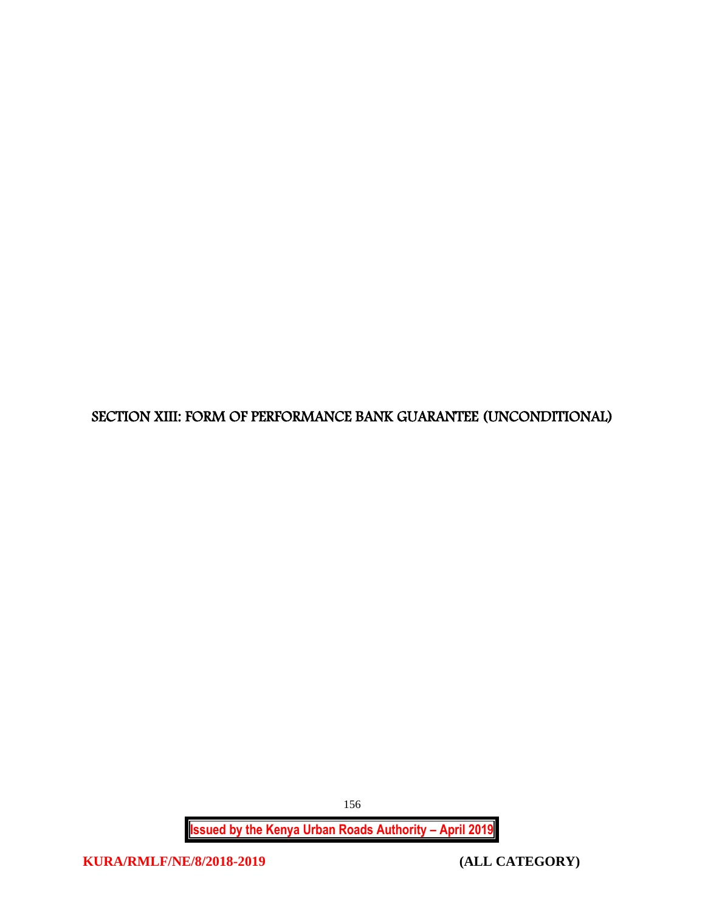# SECTION XIII: FORM OF PERFORMANCE BANK GUARANTEE (UNCONDITIONAL)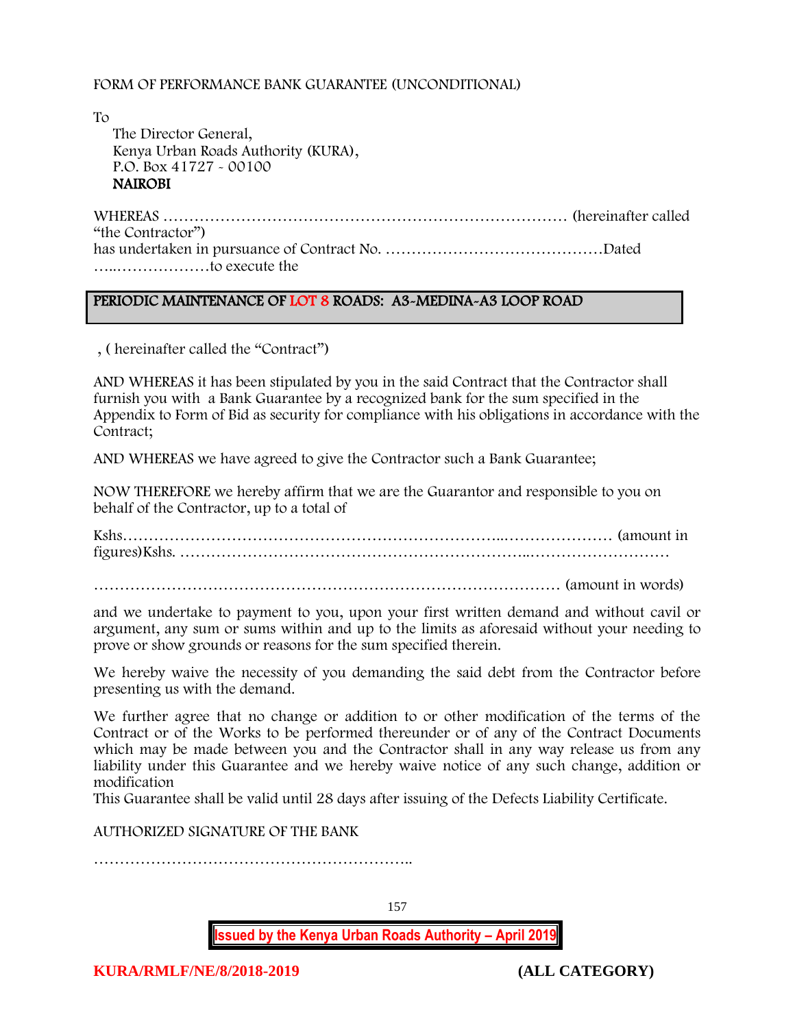FORM OF PERFORMANCE BANK GUARANTEE (UNCONDITIONAL)

To

The Director General,
Kenya Urban Roads Authority (KURA),
P.O. Box 41727 - 00100
**NAIROBI**

WHEREAS ……………………………………………………………………… (hereinafter called "the Contractor")
has undertaken in pursuance of Contract No. ……………………………………Dated …..………………to execute the

**PERIODIC MAINTENANCE OF LOT 8 ROADS: A3-MEDINA-A3 LOOP ROAD**

, ( hereinafter called the "Contract")

AND WHEREAS it has been stipulated by you in the said Contract that the Contractor shall furnish you with a Bank Guarantee by a recognized bank for the sum specified in the Appendix to Form of Bid as security for compliance with his obligations in accordance with the Contract;

AND WHEREAS we have agreed to give the Contractor such a Bank Guarantee;

NOW THEREFORE we hereby affirm that we are the Guarantor and responsible to you on behalf of the Contractor, up to a total of

Kshs……………………………………………………………...………………… (amount in figures)Kshs. ………………………………………………………..………………………

……………………………………………………………………………… (amount in words)

and we undertake to payment to you, upon your first written demand and without cavil or argument, any sum or sums within and up to the limits as aforesaid without your needing to prove or show grounds or reasons for the sum specified therein.

We hereby waive the necessity of you demanding the said debt from the Contractor before presenting us with the demand.

We further agree that no change or addition to or other modification of the terms of the Contract or of the Works to be performed thereunder or of any of the Contract Documents which may be made between you and the Contractor shall in any way release us from any liability under this Guarantee and we hereby waive notice of any such change, addition or modification
This Guarantee shall be valid until 28 days after issuing of the Defects Liability Certificate.

AUTHORIZED SIGNATURE OF THE BANK

……………………………………………………..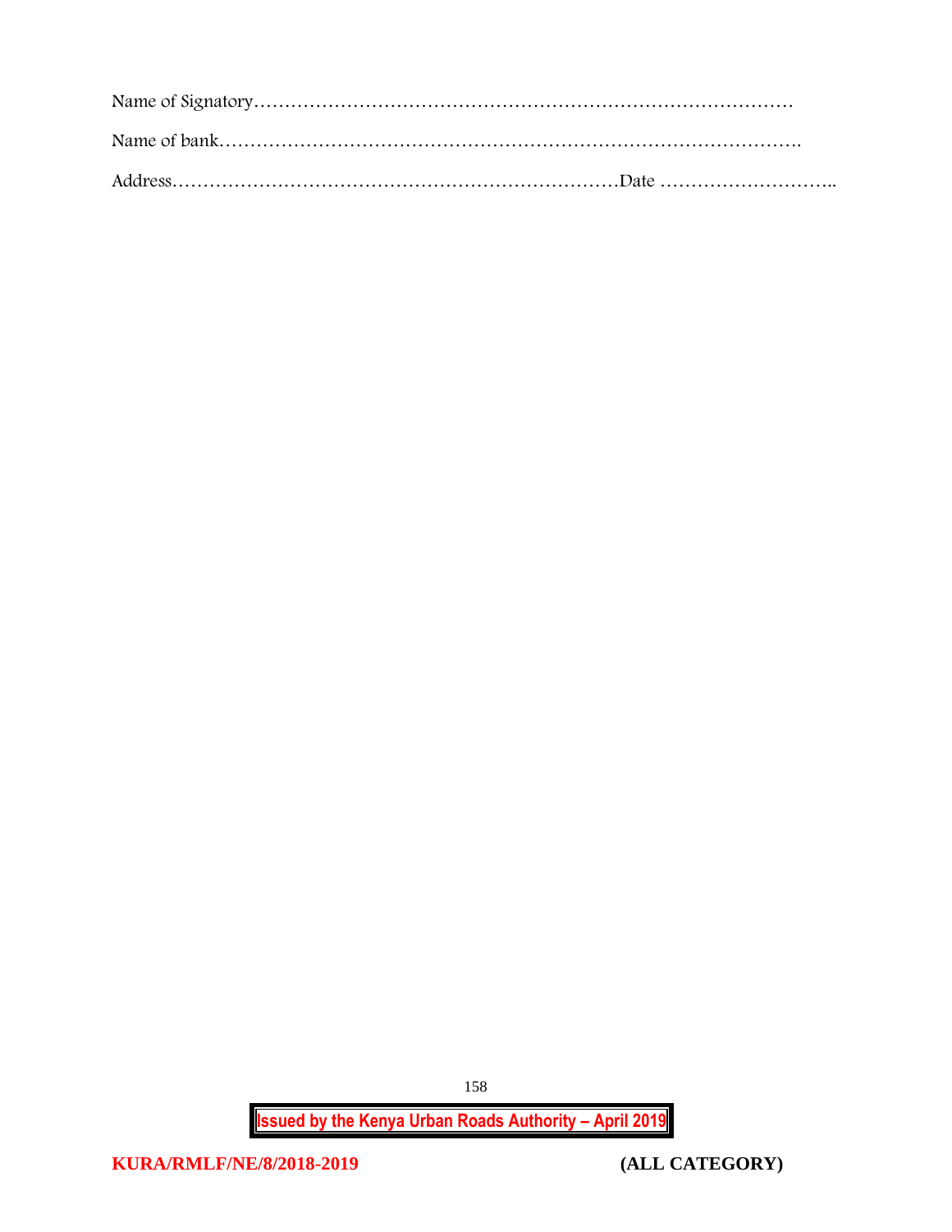Name of Signatory……………………………………………………………………………

Name of bank………………………………………………………………………………….

Address………………………………………………………………Date ………………………..